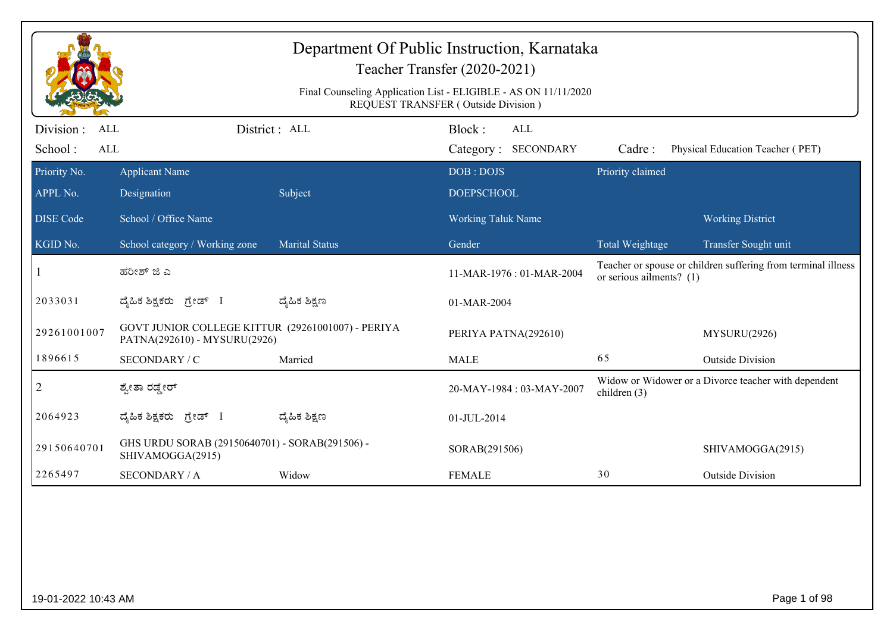# Department Of Public Instruction, Karnataka

## Teacher Transfer (2020-2021)

Final Counseling Application List - ELIGIBLE - AS ON 11/11/2020

REQUEST TRANSFER ( Outside Division )

Division : ALL | District : ALL | Block : ALL

School : ALL | Category : SECONDARY | Cadre : Physical Education Teacher ( PET)

| Priority No. / APPL No. / DISE Code / KGID No. | Applicant Name / Designation / School / Office Name / School category / Working zone | Subject / Marital Status | DOB : DOJS / DOEPSCHOOL / Working Taluk Name / Gender | Priority claimed / Total Weightage | Working District / Transfer Sought unit |
|---|---|---|---|---|---|
| 1 | ಹರೀಶ್ ಜಿ ಎ | | 11-MAR-1976 : 01-MAR-2004 | Teacher or spouse or children suffering from terminal illness or serious ailments? (1) | |
| 2033031 | ದೈಹಿಕ ಶಿಕ್ಷಕರು ಗ್ರೇಡ್ I | ದೈಹಿಕ ಶಿಕ್ಷಣ | 01-MAR-2004 | | |
| 29261001007 | GOVT JUNIOR COLLEGE KITTUR (29261001007) - PERIYA PATNA(292610) - MYSURU(2926) | | PERIYA PATNA(292610) | | MYSURU(2926) |
| 1896615 | SECONDARY / C | Married | MALE | 65 | Outside Division |
| 2 | ಶ್ವೇತಾ ರಡ್ಡೇರ್ | | 20-MAY-1984 : 03-MAY-2007 | Widow or Widower or a Divorce teacher with dependent children (3) | |
| 2064923 | ದೈಹಿಕ ಶಿಕ್ಷಕರು ಗ್ರೇಡ್ I | ದೈಹಿಕ ಶಿಕ್ಷಣ | 01-JUL-2014 | | |
| 29150640701 | GHS URDU SORAB (29150640701) - SORAB(291506) - SHIVAMOGGA(2915) | | SORAB(291506) | | SHIVAMOGGA(2915) |
| 2265497 | SECONDARY / A | Widow | FEMALE | 30 | Outside Division |

19-01-2022 10:43 AM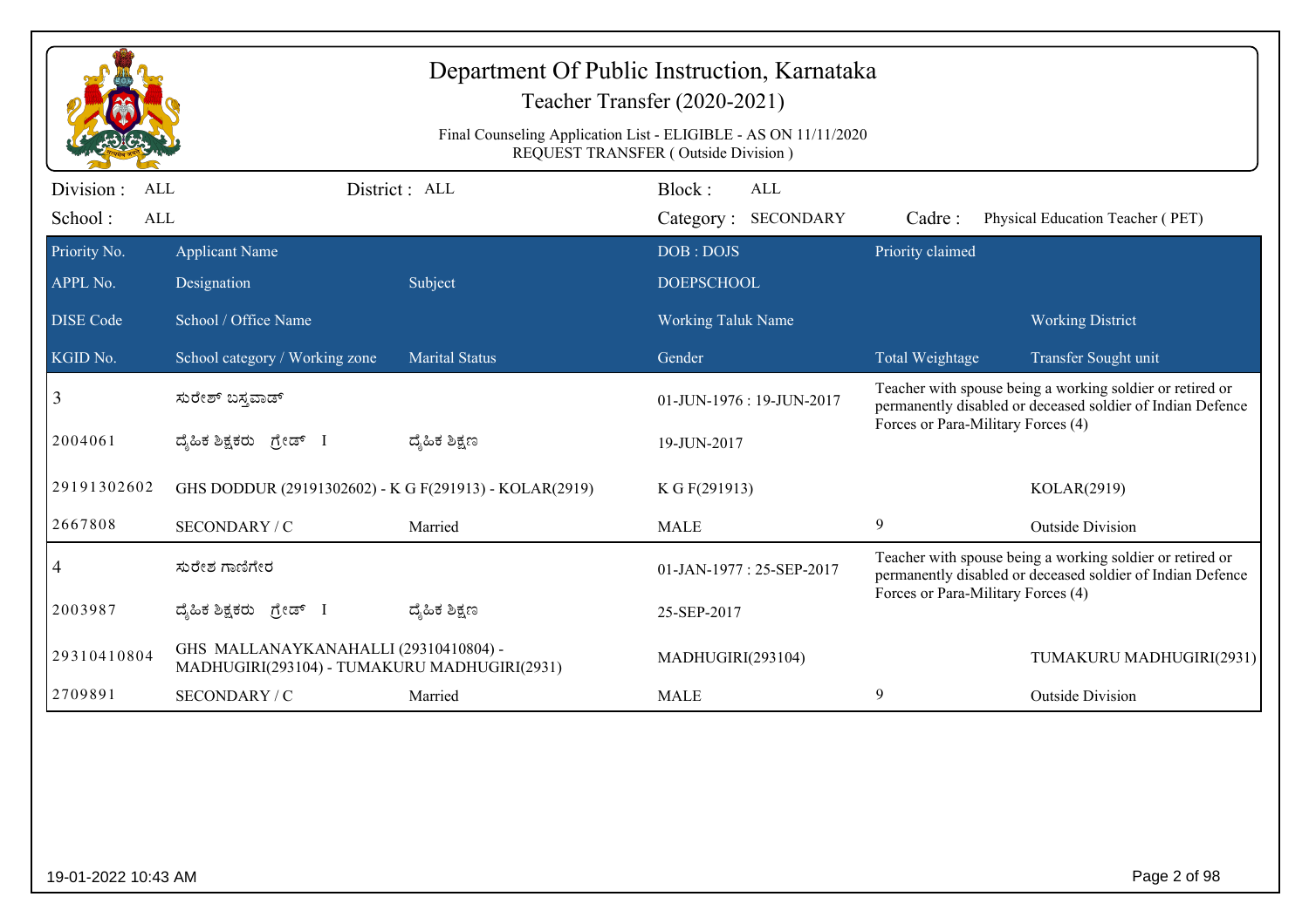# Department Of Public Instruction, Karnataka

## Teacher Transfer (2020-2021)

Final Counseling Application List - ELIGIBLE - AS ON 11/11/2020
REQUEST TRANSFER ( Outside Division )

Division : ALL | District : ALL | Block : ALL
School : ALL | Category : SECONDARY | Cadre : Physical Education Teacher ( PET)

| Priority No. / APPL No. / DISE Code / KGID No. | Applicant Name / Designation / School / Office Name / School category / Working zone | Subject / Marital Status | DOB : DOJS / DOEPSCHOOL / Working Taluk Name / Gender | Priority claimed / Total Weightage | Working District / Transfer Sought unit |
|---|---|---|---|---|---|
| 3 | ಸುರೇಶ್ ಬಸ್ತವಾಡ್ | | 01-JUN-1976 : 19-JUN-2017 | Teacher with spouse being a working soldier or retired or permanently disabled or deceased soldier of Indian Defence Forces or Para-Military Forces (4) | |
| 2004061 | ದೈಹಿಕ ಶಿಕ್ಷಕರು ಗ್ರೇಡ್ I | ದೈಹಿಕ ಶಿಕ್ಷಣ | 19-JUN-2017 | | |
| 29191302602 | GHS DODDUR (29191302602) - K G F(291913) - KOLAR(2919) | | K G F(291913) | | KOLAR(2919) |
| 2667808 | SECONDARY / C | Married | MALE | 9 | Outside Division |
| 4 | ಸುರೇಶ ಗಾಣಿಗೇರ | | 01-JAN-1977 : 25-SEP-2017 | Teacher with spouse being a working soldier or retired or permanently disabled or deceased soldier of Indian Defence Forces or Para-Military Forces (4) | |
| 2003987 | ದೈಹಿಕ ಶಿಕ್ಷಕರು ಗ್ರೇಡ್ I | ದೈಹಿಕ ಶಿಕ್ಷಣ | 25-SEP-2017 | | |
| 29310410804 | GHS MALLANAYKANAHALLI (29310410804) - MADHUGIRI(293104) - TUMAKURU MADHUGIRI(2931) | | MADHUGIRI(293104) | | TUMAKURU MADHUGIRI(2931) |
| 2709891 | SECONDARY / C | Married | MALE | 9 | Outside Division |

19-01-2022 10:43 AM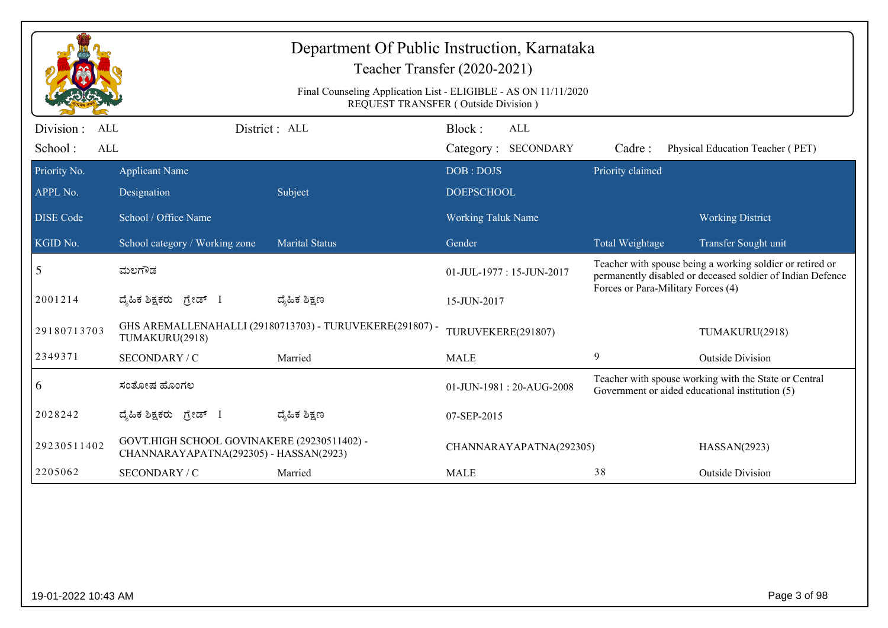# Department Of Public Instruction, Karnataka

## Teacher Transfer (2020-2021)

Final Counseling Application List - ELIGIBLE - AS ON 11/11/2020
REQUEST TRANSFER ( Outside Division )

Division : ALL    District : ALL    Block : ALL
School : ALL    Category : SECONDARY    Cadre : Physical Education Teacher ( PET)

| Priority No. / APPL No. / DISE Code / KGID No. | Applicant Name / Designation / School / Office Name / School category / Working zone | Subject / Marital Status | DOB : DOJS / DOEPSCHOOL / Working Taluk Name / Gender | Priority claimed / Total Weightage | Working District / Transfer Sought unit |
|---|---|---|---|---|---|
| 5 | ಮಲಗೌಡ | | 01-JUL-1977 : 15-JUN-2017 | Teacher with spouse being a working soldier or retired or permanently disabled or deceased soldier of Indian Defence Forces or Para-Military Forces (4) | |
| 2001214 | ದೈಹಿಕ ಶಿಕ್ಷಕರು ಗ್ರೇಡ್ I | ದೈಹಿಕ ಶಿಕ್ಷಣ | 15-JUN-2017 | | |
| 29180713703 | GHS AREMALLENAHALLI (29180713703) - TURUVEKERE(291807) - TUMAKURU(2918) | | TURUVEKERE(291807) | | TUMAKURU(2918) |
| 2349371 | SECONDARY / C | Married | MALE | 9 | Outside Division |
| 6 | ಸಂತೋಷ ಹೊಂಗಲ | | 01-JUN-1981 : 20-AUG-2008 | Teacher with spouse working with the State or Central Government or aided educational institution (5) | |
| 2028242 | ದೈಹಿಕ ಶಿಕ್ಷಕರು ಗ್ರೇಡ್ I | ದೈಹಿಕ ಶಿಕ್ಷಣ | 07-SEP-2015 | | |
| 29230511402 | GOVT.HIGH SCHOOL GOVINAKERE (29230511402) - CHANNARAYAPATNA(292305) - HASSAN(2923) | | CHANNARAYAPATNA(292305) | | HASSAN(2923) |
| 2205062 | SECONDARY / C | Married | MALE | 38 | Outside Division |

19-01-2022 10:43 AM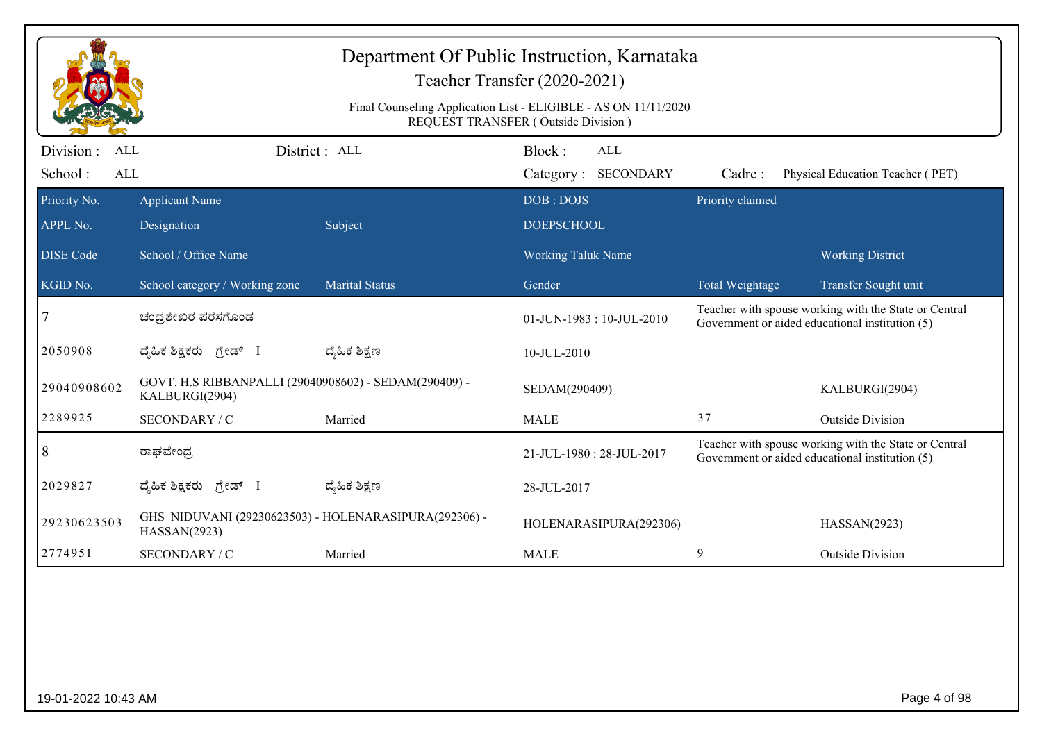# Department Of Public Instruction, Karnataka

## Teacher Transfer (2020-2021)

Final Counseling Application List - ELIGIBLE - AS ON 11/11/2020
REQUEST TRANSFER ( Outside Division )

Division : ALL | District : ALL | Block : ALL
School : ALL | Category : SECONDARY | Cadre : Physical Education Teacher ( PET)

| Priority No. | Applicant Name | | DOB : DOJS | Priority claimed | |
|---|---|---|---|---|---|
| APPL No. | Designation | Subject | DOEPSCHOOL | | |
| DISE Code | School / Office Name | | Working Taluk Name | | Working District |
| KGID No. | School category / Working zone | Marital Status | Gender | Total Weightage | Transfer Sought unit |
| 7 | ಚಂದ್ರಶೇಖರ ಪರಸಗೊಂಡ | | 01-JUN-1983 : 10-JUL-2010 | Teacher with spouse working with the State or Central Government or aided educational institution (5) | |
| 2050908 | ದೈಹಿಕ ಶಿಕ್ಷಕರು ಗ್ರೇಡ್ I | ದೈಹಿಕ ಶಿಕ್ಷಣ | 10-JUL-2010 | | |
| 29040908602 | GOVT. H.S RIBBANPALLI (29040908602) - SEDAM(290409) - KALBURGI(2904) | | SEDAM(290409) | | KALBURGI(2904) |
| 2289925 | SECONDARY / C | Married | MALE | 37 | Outside Division |
| 8 | ರಾಘವೇಂದ್ರ | | 21-JUL-1980 : 28-JUL-2017 | Teacher with spouse working with the State or Central Government or aided educational institution (5) | |
| 2029827 | ದೈಹಿಕ ಶಿಕ್ಷಕರು ಗ್ರೇಡ್ I | ದೈಹಿಕ ಶಿಕ್ಷಣ | 28-JUL-2017 | | |
| 29230623503 | GHS NIDUVANI (29230623503) - HOLENARASIPURA(292306) - HASSAN(2923) | | HOLENARASIPURA(292306) | | HASSAN(2923) |
| 2774951 | SECONDARY / C | Married | MALE | 9 | Outside Division |

19-01-2022 10:43 AM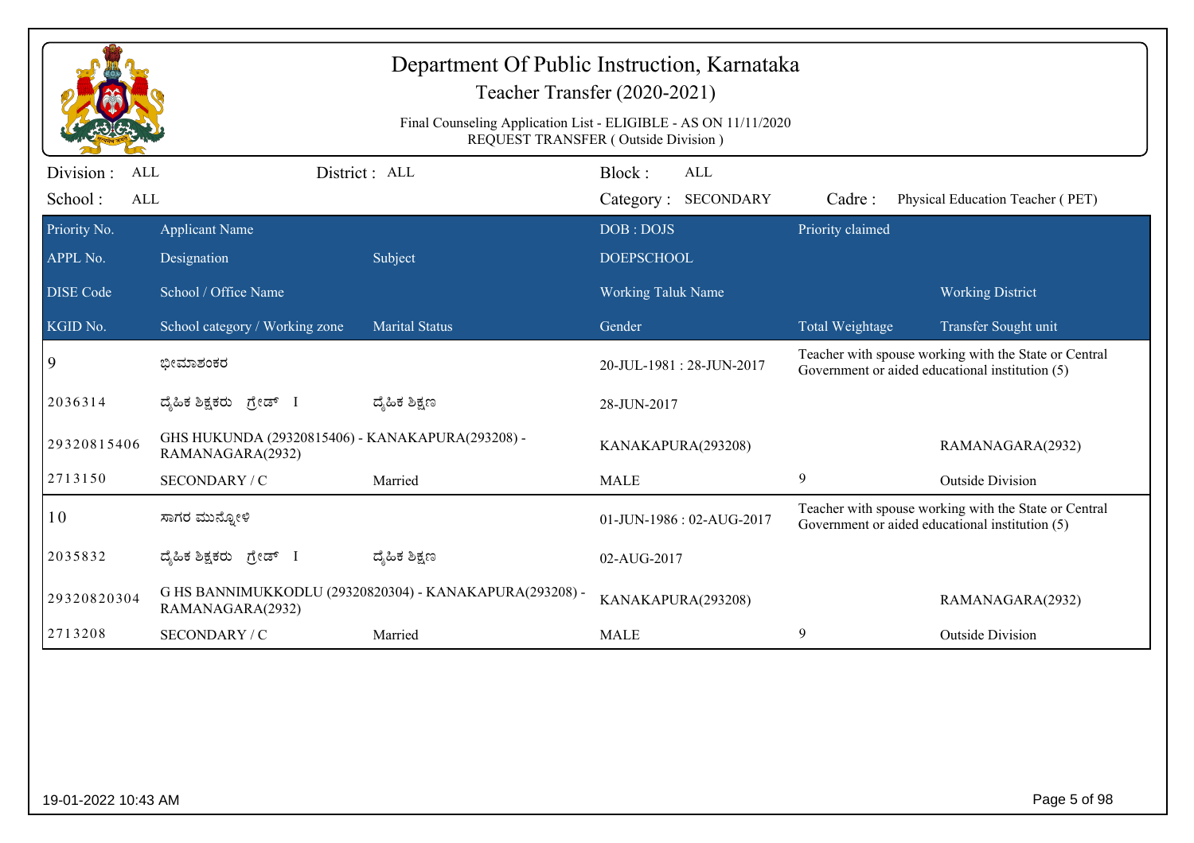# Department Of Public Instruction, Karnataka

## Teacher Transfer (2020-2021)

Final Counseling Application List - ELIGIBLE - AS ON 11/11/2020
REQUEST TRANSFER ( Outside Division )

Division : ALL | District : ALL | Block : ALL
School : ALL | Category : SECONDARY | Cadre : Physical Education Teacher ( PET)

| Priority No. / APPL No. / DISE Code / KGID No. | Applicant Name / Designation / School / Office Name / School category / Working zone | Subject / Marital Status | DOB : DOJS / DOEPSCHOOL / Working Taluk Name / Gender | Priority claimed / Total Weightage | Working District / Transfer Sought unit |
|---|---|---|---|---|---|
| 9 | ಭೀಮಾಶಂಕರ | | 20-JUL-1981 : 28-JUN-2017 | Teacher with spouse working with the State or Central Government or aided educational institution (5) | |
| 2036314 | ದೈಹಿಕ ಶಿಕ್ಷಕರು ಗ್ರೇಡ್ I | ದೈಹಿಕ ಶಿಕ್ಷಣ | 28-JUN-2017 | | |
| 29320815406 | GHS HUKUNDA (29320815406) - KANAKAPURA(293208) - RAMANAGARA(2932) | | KANAKAPURA(293208) | | RAMANAGARA(2932) |
| 2713150 | SECONDARY / C | Married | MALE | 9 | Outside Division |
| 10 | ಸಾಗರ ಮುನ್ನೋಳಿ | | 01-JUN-1986 : 02-AUG-2017 | Teacher with spouse working with the State or Central Government or aided educational institution (5) | |
| 2035832 | ದೈಹಿಕ ಶಿಕ್ಷಕರು ಗ್ರೇಡ್ I | ದೈಹಿಕ ಶಿಕ್ಷಣ | 02-AUG-2017 | | |
| 29320820304 | G HS BANNIMUKKODLU (29320820304) - KANAKAPURA(293208) - RAMANAGARA(2932) | | KANAKAPURA(293208) | | RAMANAGARA(2932) |
| 2713208 | SECONDARY / C | Married | MALE | 9 | Outside Division |

19-01-2022 10:43 AM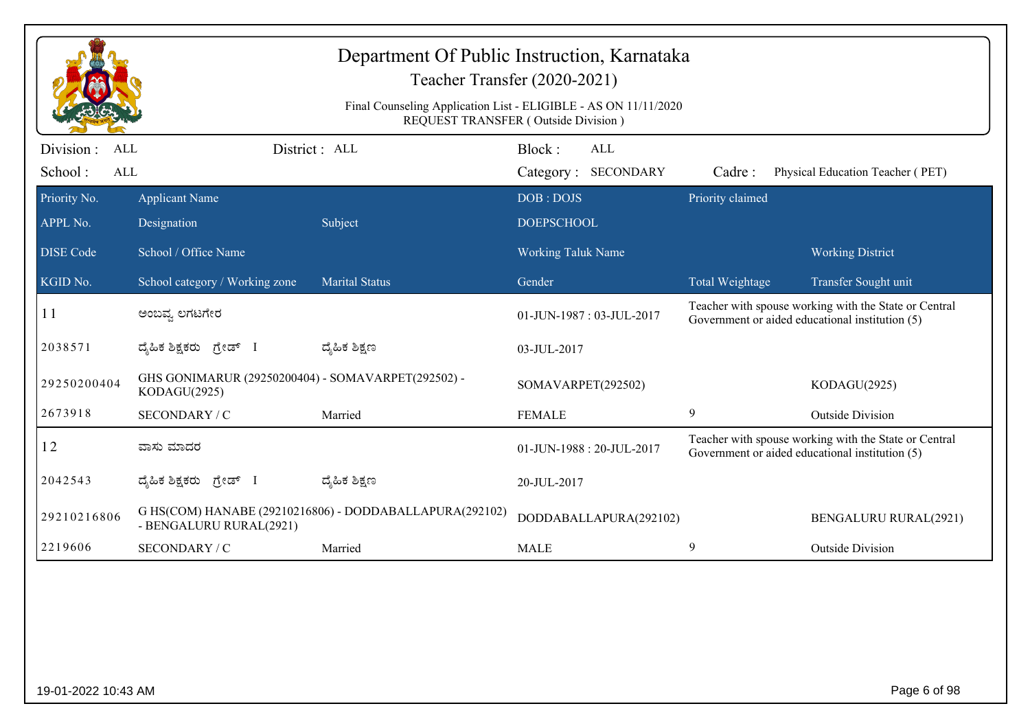# Department Of Public Instruction, Karnataka

## Teacher Transfer (2020-2021)

Final Counseling Application List - ELIGIBLE - AS ON 11/11/2020
REQUEST TRANSFER ( Outside Division )

Division : ALL | District : ALL | Block : ALL
School : ALL | Category : SECONDARY | Cadre : Physical Education Teacher ( PET)

| Priority No. / APPL No. / DISE Code / KGID No. | Applicant Name / Designation / School / Office Name / School category / Working zone | Subject / Marital Status | DOB : DOJS / DOEPSCHOOL / Working Taluk Name / Gender | Priority claimed / Total Weightage | Working District / Transfer Sought unit |
|---|---|---|---|---|---|
| 11 | ಅಂಬವ್ವ ಲಗಟಗೇರ | | 01-JUN-1987 : 03-JUL-2017 | Teacher with spouse working with the State or Central Government or aided educational institution (5) | |
| 2038571 | ದೈಹಿಕ ಶಿಕ್ಷಕರು ಗ್ರೇಡ್ I | ದೈಹಿಕ ಶಿಕ್ಷಣ | 03-JUL-2017 | | |
| 29250200404 | GHS GONIMARUR (29250200404) - SOMAVARPET(292502) - KODAGU(2925) | | SOMAVARPET(292502) | | KODAGU(2925) |
| 2673918 | SECONDARY / C | Married | FEMALE | 9 | Outside Division |
| 12 | ವಾಸು ಮಾದರ | | 01-JUN-1988 : 20-JUL-2017 | Teacher with spouse working with the State or Central Government or aided educational institution (5) | |
| 2042543 | ದೈಹಿಕ ಶಿಕ್ಷಕರು ಗ್ರೇಡ್ I | ದೈಹಿಕ ಶಿಕ್ಷಣ | 20-JUL-2017 | | |
| 29210216806 | G HS(COM) HANABE (29210216806) - DODDABALLAPURA(292102) - BENGALURU RURAL(2921) | | DODDABALLAPURA(292102) | | BENGALURU RURAL(2921) |
| 2219606 | SECONDARY / C | Married | MALE | 9 | Outside Division |

19-01-2022 10:43 AM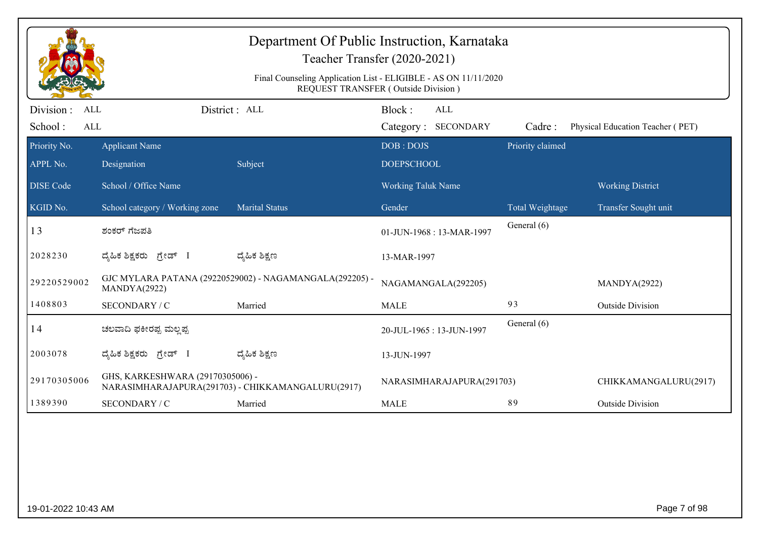# Department Of Public Instruction, Karnataka

## Teacher Transfer (2020-2021)

Final Counseling Application List - ELIGIBLE - AS ON 11/11/2020
REQUEST TRANSFER ( Outside Division )

Division : ALL | District : ALL | Block : ALL
School : ALL | Category : SECONDARY | Cadre : Physical Education Teacher ( PET)

| Priority No. / APPL No. / DISE Code / KGID No. | Applicant Name / Designation / School / Office Name / School category / Working zone | Subject / Marital Status | DOB : DOJS / DOEPSCHOOL / Working Taluk Name / Gender | Priority claimed / Total Weightage | Working District / Transfer Sought unit |
|---|---|---|---|---|---|
| 13 | ಶಂಕರ್ ಗಜಪತಿ | | 01-JUN-1968 : 13-MAR-1997 | General (6) | |
| 2028230 | ದೈಹಿಕ ಶಿಕ್ಷಕರು ಗ್ರೇಡ್ I | ದೈಹಿಕ ಶಿಕ್ಷಣ | 13-MAR-1997 | | |
| 29220529002 | GJC MYLARA PATANA (29220529002) - NAGAMANGALA(292205) - MANDYA(2922) | | NAGAMANGALA(292205) | | MANDYA(2922) |
| 1408803 | SECONDARY / C | Married | MALE | 93 | Outside Division |
| 14 | ಚಲವಾದಿ ಫಕೀರಪ್ಪ ಮಲ್ಲಪ್ಪ | | 20-JUL-1965 : 13-JUN-1997 | General (6) | |
| 2003078 | ದೈಹಿಕ ಶಿಕ್ಷಕರು ಗ್ರೇಡ್ I | ದೈಹಿಕ ಶಿಕ್ಷಣ | 13-JUN-1997 | | |
| 29170305006 | GHS, KARKESHWARA (29170305006) - NARASIMHARAJAPURA(291703) - CHIKKAMANGALURU(2917) | | NARASIMHARAJAPURA(291703) | | CHIKKAMANGALURU(2917) |
| 1389390 | SECONDARY / C | Married | MALE | 89 | Outside Division |

19-01-2022 10:43 AM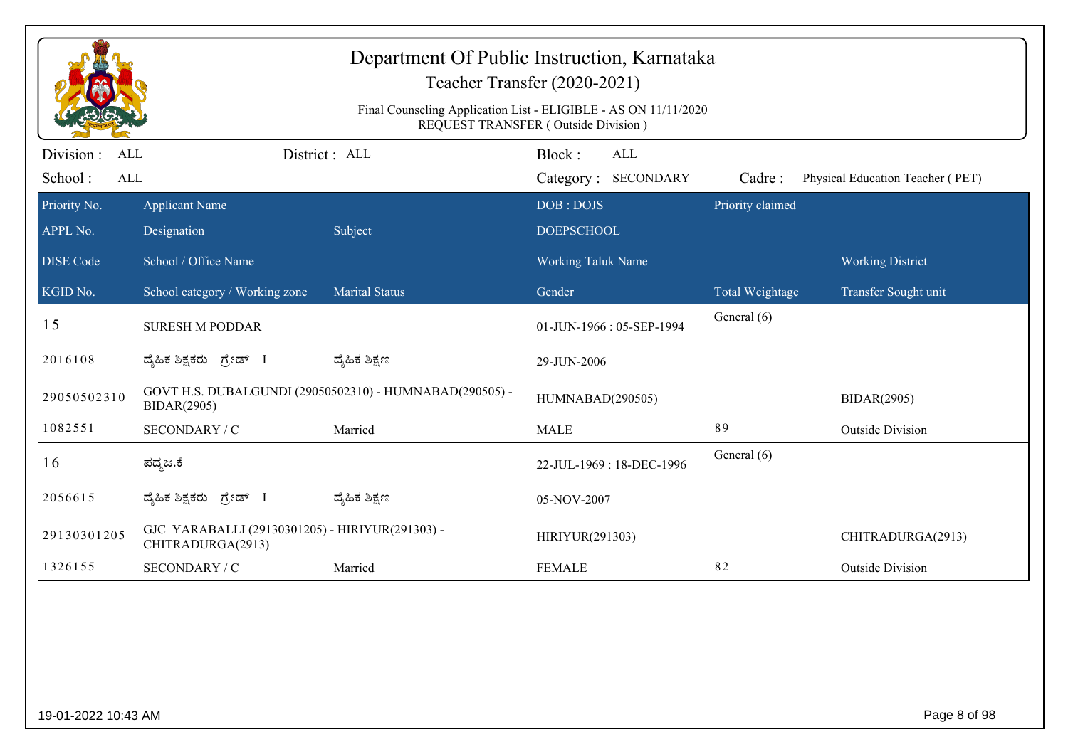# Department Of Public Instruction, Karnataka

## Teacher Transfer (2020-2021)

Final Counseling Application List - ELIGIBLE - AS ON 11/11/2020
REQUEST TRANSFER ( Outside Division )

Division : ALL | District : ALL | Block : ALL
School : ALL | Category : SECONDARY | Cadre : Physical Education Teacher ( PET)

| Priority No. / APPL No. / DISE Code / KGID No. | Applicant Name / Designation / School / Office Name / School category / Working zone | Subject / Marital Status | DOB : DOJS / DOEPSCHOOL / Working Taluk Name / Gender | Priority claimed / Total Weightage | Working District / Transfer Sought unit |
|---|---|---|---|---|---|
| 15 | SURESH M PODDAR | | 01-JUN-1966 : 05-SEP-1994 | General (6) | |
| 2016108 | ದೈಹಿಕ ಶಿಕ್ಷಕರು ಗ್ರೇಡ್ I | ದೈಹಿಕ ಶಿಕ್ಷಣ | 29-JUN-2006 | | |
| 29050502310 | GOVT H.S. DUBALGUNDI (29050502310) - HUMNABAD(290505) - BIDAR(2905) | | HUMNABAD(290505) | | BIDAR(2905) |
| 1082551 | SECONDARY / C | Married | MALE | 89 | Outside Division |
| 16 | ಪದ್ಮಜ.ಕೆ | | 22-JUL-1969 : 18-DEC-1996 | General (6) | |
| 2056615 | ದೈಹಿಕ ಶಿಕ್ಷಕರು ಗ್ರೇಡ್ I | ದೈಹಿಕ ಶಿಕ್ಷಣ | 05-NOV-2007 | | |
| 29130301205 | GJC YARABALLI (29130301205) - HIRIYUR(291303) - CHITRADURGA(2913) | | HIRIYUR(291303) | | CHITRADURGA(2913) |
| 1326155 | SECONDARY / C | Married | FEMALE | 82 | Outside Division |

19-01-2022 10:43 AM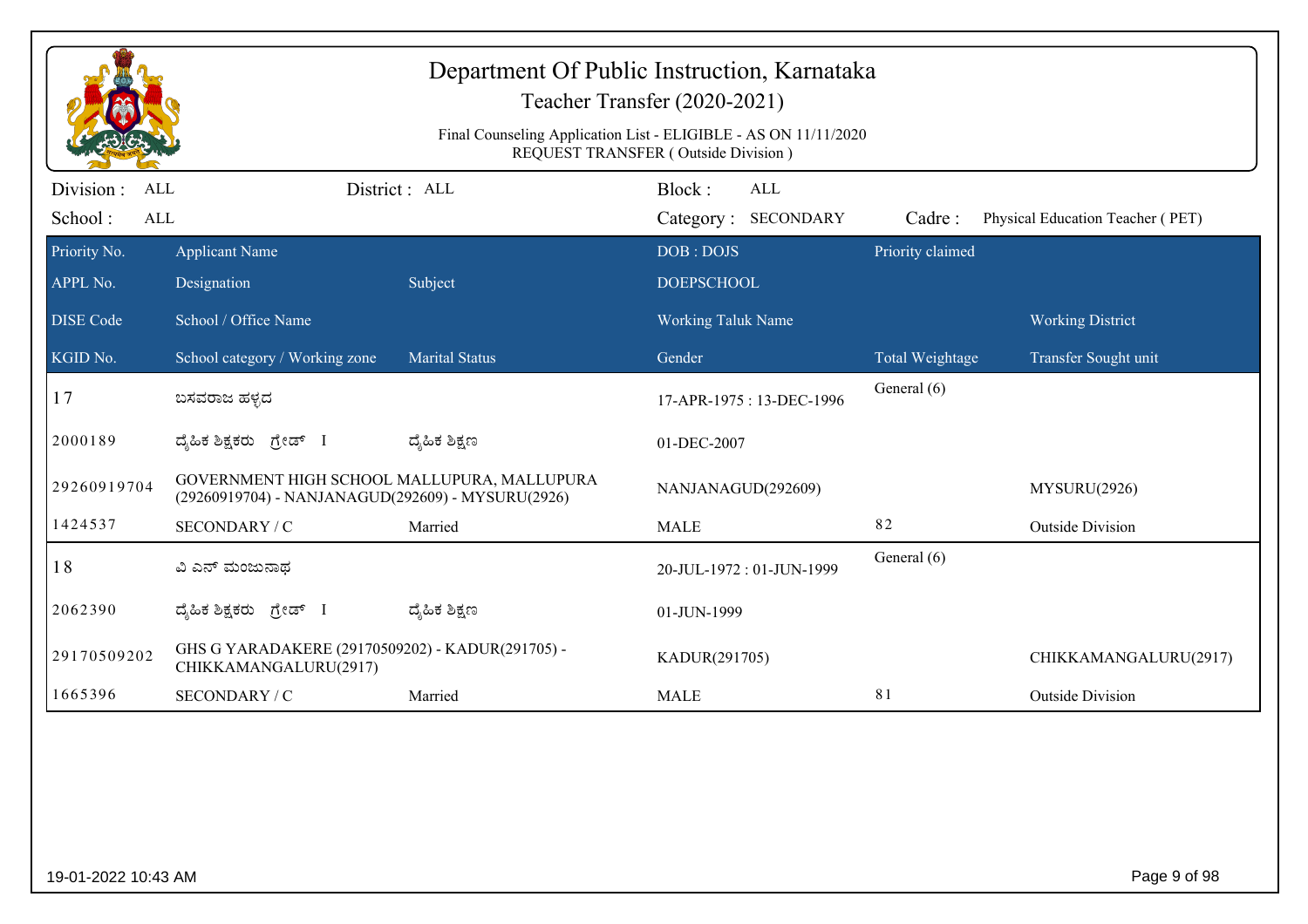# Department Of Public Instruction, Karnataka

## Teacher Transfer (2020-2021)

Final Counseling Application List - ELIGIBLE - AS ON 11/11/2020
REQUEST TRANSFER ( Outside Division )

Division : ALL    District : ALL    Block : ALL
School : ALL    Category : SECONDARY    Cadre : Physical Education Teacher ( PET)

| Priority No. / APPL No. / DISE Code / KGID No. | Applicant Name / Designation / School / Office Name / School category / Working zone | Subject / Marital Status | DOB : DOJS / DOEPSCHOOL / Working Taluk Name / Gender | Priority claimed / Total Weightage | Working District / Transfer Sought unit |
|---|---|---|---|---|---|
| 17 | ಬಸವರಾಜ ಹಳ್ಳದ | | 17-APR-1975 : 13-DEC-1996 | General (6) | |
| 2000189 | ದೈಹಿಕ ಶಿಕ್ಷಕರು ಗ್ರೇಡ್ I | ದೈಹಿಕ ಶಿಕ್ಷಣ | 01-DEC-2007 | | |
| 29260919704 | GOVERNMENT HIGH SCHOOL MALLUPURA, MALLUPURA (29260919704) - NANJANAGUD(292609) - MYSURU(2926) | | NANJANAGUD(292609) | | MYSURU(2926) |
| 1424537 | SECONDARY / C | Married | MALE | 82 | Outside Division |
| 18 | ವಿ ಎನ್ ಮಂಜುನಾಥ | | 20-JUL-1972 : 01-JUN-1999 | General (6) | |
| 2062390 | ದೈಹಿಕ ಶಿಕ್ಷಕರು ಗ್ರೇಡ್ I | ದೈಹಿಕ ಶಿಕ್ಷಣ | 01-JUN-1999 | | |
| 29170509202 | GHS G YARADAKERE (29170509202) - KADUR(291705) - CHIKKAMANGALURU(2917) | | KADUR(291705) | | CHIKKAMANGALURU(2917) |
| 1665396 | SECONDARY / C | Married | MALE | 81 | Outside Division |

19-01-2022 10:43 AM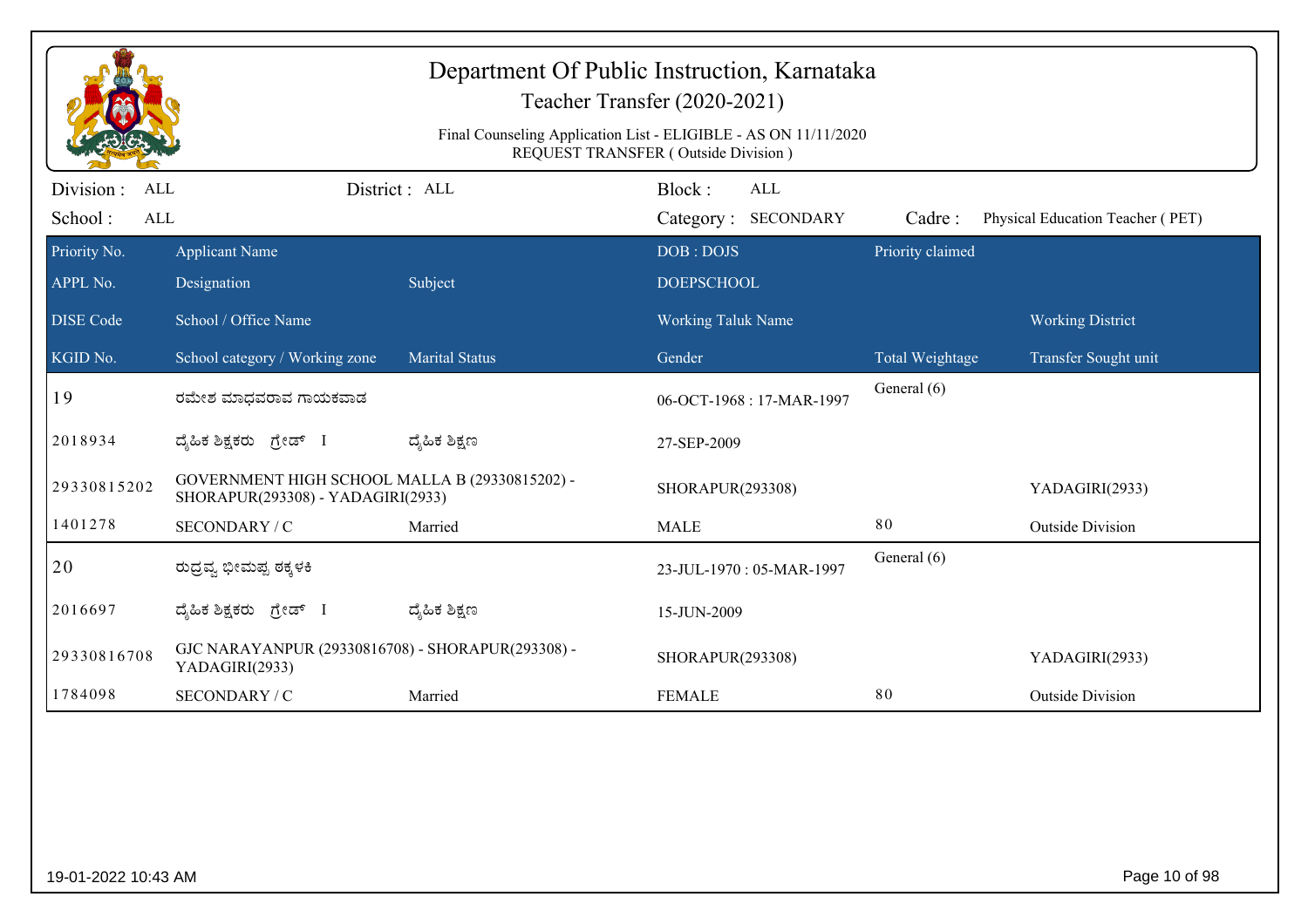# Department Of Public Instruction, Karnataka

## Teacher Transfer (2020-2021)

Final Counseling Application List - ELIGIBLE - AS ON 11/11/2020
REQUEST TRANSFER ( Outside Division )

Division : ALL | District : ALL | Block : ALL
School : ALL | Category : SECONDARY | Cadre : Physical Education Teacher ( PET)

| Priority No. / APPL No. / DISE Code / KGID No. | Applicant Name / Designation / School / Office Name / School category / Working zone | Subject / Marital Status | DOB : DOJS / DOEPSCHOOL / Working Taluk Name / Gender | Priority claimed / Total Weightage | Working District / Transfer Sought unit |
|---|---|---|---|---|---|
| 19 | ರಮೇಶ ಮಾಧವರಾವ ಗಾಯಕವಾಡ | | 06-OCT-1968 : 17-MAR-1997 | General (6) | |
| 2018934 | ದೈಹಿಕ ಶಿಕ್ಷಕರು ಗ್ರೇಡ್ I | ದೈಹಿಕ ಶಿಕ್ಷಣ | 27-SEP-2009 | | |
| 29330815202 | GOVERNMENT HIGH SCHOOL MALLA B (29330815202) - SHORAPUR(293308) - YADAGIRI(2933) | | SHORAPUR(293308) | | YADAGIRI(2933) |
| 1401278 | SECONDARY / C | Married | MALE | 80 | Outside Division |
| 20 | ರುದ್ರವ್ವ ಭೀಮಪ್ಪ ಶಕ್ಕಳಕಿ | | 23-JUL-1970 : 05-MAR-1997 | General (6) | |
| 2016697 | ದೈಹಿಕ ಶಿಕ್ಷಕರು ಗ್ರೇಡ್ I | ದೈಹಿಕ ಶಿಕ್ಷಣ | 15-JUN-2009 | | |
| 29330816708 | GJC NARAYANPUR (29330816708) - SHORAPUR(293308) - YADAGIRI(2933) | | SHORAPUR(293308) | | YADAGIRI(2933) |
| 1784098 | SECONDARY / C | Married | FEMALE | 80 | Outside Division |

19-01-2022 10:43 AM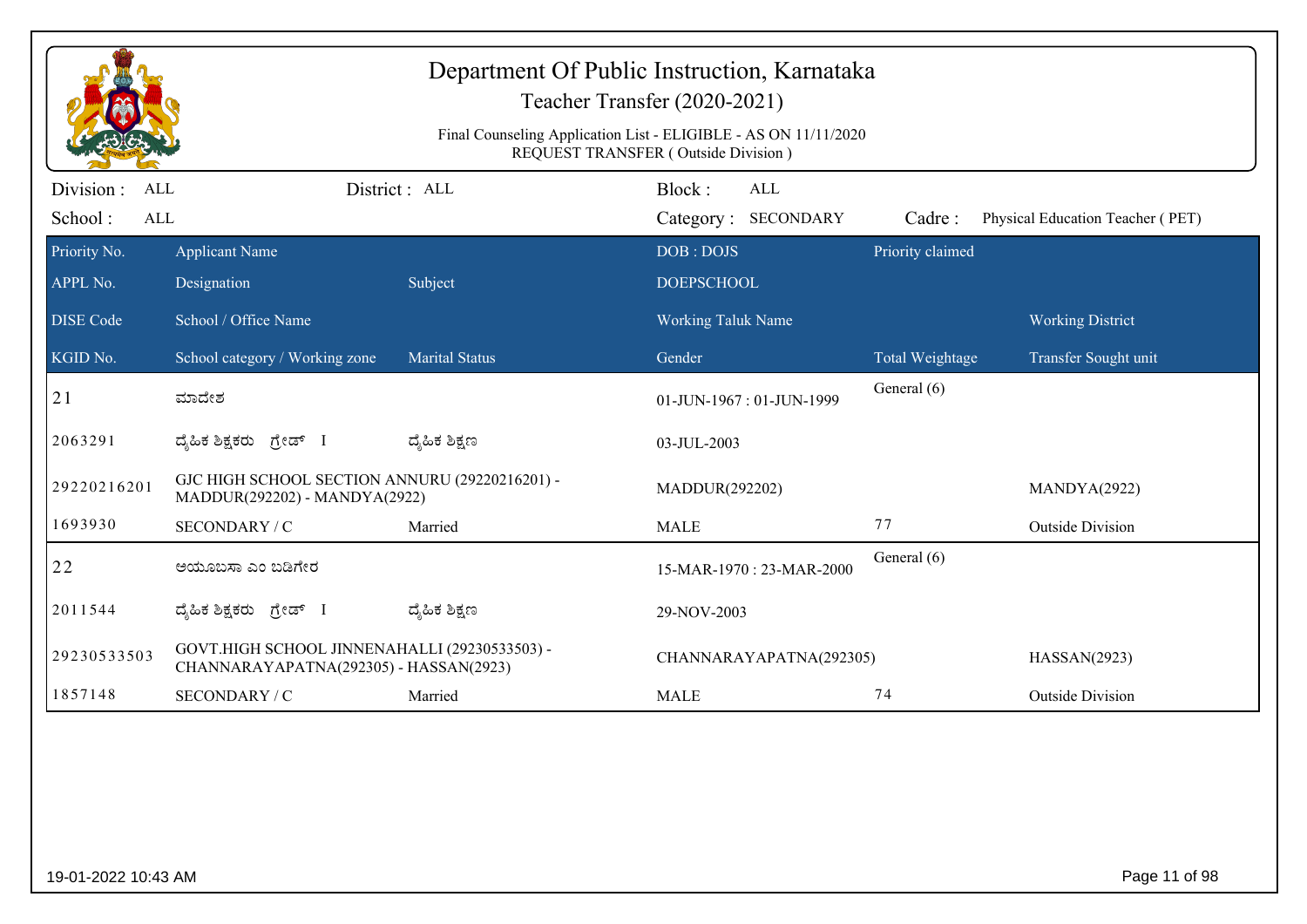# Department Of Public Instruction, Karnataka

Teacher Transfer (2020-2021)

Final Counseling Application List - ELIGIBLE - AS ON 11/11/2020
REQUEST TRANSFER ( Outside Division )

Division : ALL | District : ALL | Block : ALL
School : ALL | Category : SECONDARY | Cadre : Physical Education Teacher ( PET)

| Priority No. / APPL No. / DISE Code / KGID No. | Applicant Name / Designation / School / Office Name / School category / Working zone | Subject / Marital Status | DOB : DOJS / DOEPSCHOOL / Working Taluk Name / Gender | Priority claimed / Total Weightage | Working District / Transfer Sought unit |
|---|---|---|---|---|---|
| 21 | ಮಾದೇಶ | | 01-JUN-1967 : 01-JUN-1999 | General (6) | |
| 2063291 | ದೈಹಿಕ ಶಿಕ್ಷಕರು ಗ್ರೇಡ್ I | ದೈಹಿಕ ಶಿಕ್ಷಣ | 03-JUL-2003 | | |
| 29220216201 | GJC HIGH SCHOOL SECTION ANNURU (29220216201) - MADDUR(292202) - MANDYA(2922) | | MADDUR(292202) | | MANDYA(2922) |
| 1693930 | SECONDARY / C | Married | MALE | 77 | Outside Division |
| 22 | ಅಯೂಬಸಾ ಎಂ ಬಡಿಗೇರ | | 15-MAR-1970 : 23-MAR-2000 | General (6) | |
| 2011544 | ದೈಹಿಕ ಶಿಕ್ಷಕರು ಗ್ರೇಡ್ I | ದೈಹಿಕ ಶಿಕ್ಷಣ | 29-NOV-2003 | | |
| 29230533503 | GOVT.HIGH SCHOOL JINNENAHALLI (29230533503) - CHANNARAYAPATNA(292305) - HASSAN(2923) | | CHANNARAYAPATNA(292305) | | HASSAN(2923) |
| 1857148 | SECONDARY / C | Married | MALE | 74 | Outside Division |

19-01-2022 10:43 AM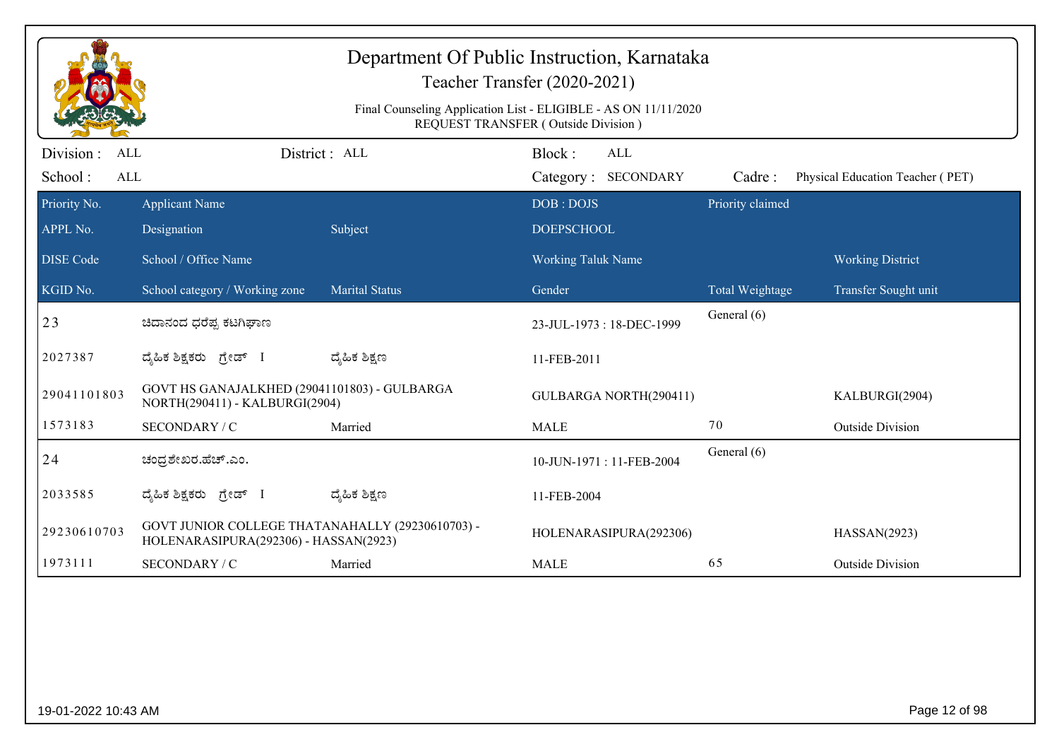# Department Of Public Instruction, Karnataka

## Teacher Transfer (2020-2021)

Final Counseling Application List - ELIGIBLE - AS ON 11/11/2020
REQUEST TRANSFER ( Outside Division )

Division : ALL | District : ALL | Block : ALL
School : ALL | Category : SECONDARY | Cadre : Physical Education Teacher ( PET)

| Priority No. / APPL No. / DISE Code / KGID No. | Applicant Name / Designation / School / Office Name / School category / Working zone | Subject / Marital Status | DOB : DOJS / DOEPSCHOOL / Working Taluk Name / Gender | Priority claimed / Total Weightage | Working District / Transfer Sought unit |
|---|---|---|---|---|---|
| 23 | ಚಿದಾನಂದ ಧರೆಪ್ಪ ಕಟಗಿಘಾಣ | | 23-JUL-1973 : 18-DEC-1999 | General (6) | |
| 2027387 | ದೈಹಿಕ ಶಿಕ್ಷಕರು ಗ್ರೇಡ್ I | ದೈಹಿಕ ಶಿಕ್ಷಣ | 11-FEB-2011 | | |
| 29041101803 | GOVT HS GANAJALKHED (29041101803) - GULBARGA NORTH(290411) - KALBURGI(2904) | | GULBARGA NORTH(290411) | | KALBURGI(2904) |
| 1573183 | SECONDARY / C | Married | MALE | 70 | Outside Division |
| 24 | ಚಂದ್ರಶೇಖರ.ಹೆಚ್.ಎಂ. | | 10-JUN-1971 : 11-FEB-2004 | General (6) | |
| 2033585 | ದೈಹಿಕ ಶಿಕ್ಷಕರು ಗ್ರೇಡ್ I | ದೈಹಿಕ ಶಿಕ್ಷಣ | 11-FEB-2004 | | |
| 29230610703 | GOVT JUNIOR COLLEGE THATANAHALLY (29230610703) - HOLENARASIPURA(292306) - HASSAN(2923) | | HOLENARASIPURA(292306) | | HASSAN(2923) |
| 1973111 | SECONDARY / C | Married | MALE | 65 | Outside Division |

19-01-2022 10:43 AM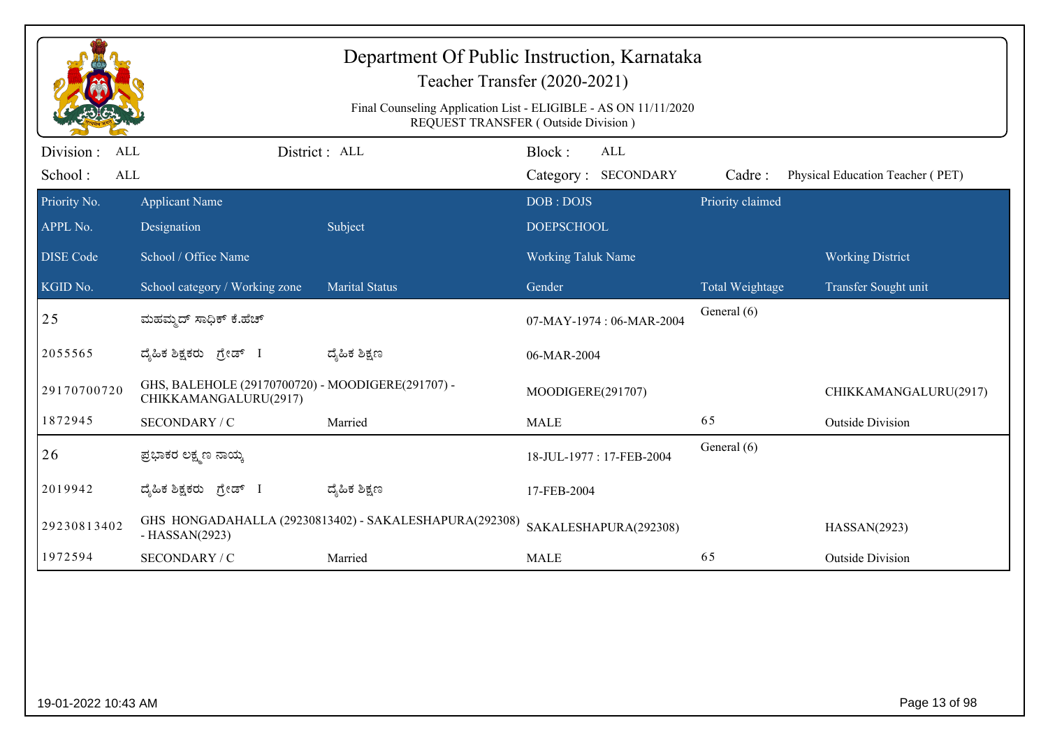# Department Of Public Instruction, Karnataka

## Teacher Transfer (2020-2021)

Final Counseling Application List - ELIGIBLE - AS ON 11/11/2020
REQUEST TRANSFER ( Outside Division )

Division : ALL | District : ALL | Block : ALL
School : ALL | Category : SECONDARY | Cadre : Physical Education Teacher ( PET)

| Priority No. / APPL No. / DISE Code / KGID No. | Applicant Name / Designation / School / Office Name / School category / Working zone | Subject / Marital Status | DOB : DOJS / DOEPSCHOOL / Working Taluk Name / Gender | Priority claimed / Total Weightage | Working District / Transfer Sought unit |
|---|---|---|---|---|---|
| 25 | ಮಹಮ್ಮದ್ ಸಾಧಿಕ್ ಕೆ.ಹೆಚ್ | | 07-MAY-1974 : 06-MAR-2004 | General (6) | |
| 2055565 | ದೈಹಿಕ ಶಿಕ್ಷಕರು ಗ್ರೇಡ್ I | ದೈಹಿಕ ಶಿಕ್ಷಣ | 06-MAR-2004 | | |
| 29170700720 | GHS, BALEHOLE (29170700720) - MOODIGERE(291707) - CHIKKAMANGALURU(2917) | | MOODIGERE(291707) | | CHIKKAMANGALURU(2917) |
| 1872945 | SECONDARY / C | Married | MALE | 65 | Outside Division |
| 26 | ಪ್ರಭಾಕರ ಲಕ್ಷ್ಮಣ ನಾಯ್ಕ | | 18-JUL-1977 : 17-FEB-2004 | General (6) | |
| 2019942 | ದೈಹಿಕ ಶಿಕ್ಷಕರು ಗ್ರೇಡ್ I | ದೈಹಿಕ ಶಿಕ್ಷಣ | 17-FEB-2004 | | |
| 29230813402 | GHS HONGADAHALLA (29230813402) - SAKALESHAPURA(292308) - HASSAN(2923) | | SAKALESHAPURA(292308) | | HASSAN(2923) |
| 1972594 | SECONDARY / C | Married | MALE | 65 | Outside Division |

19-01-2022 10:43 AM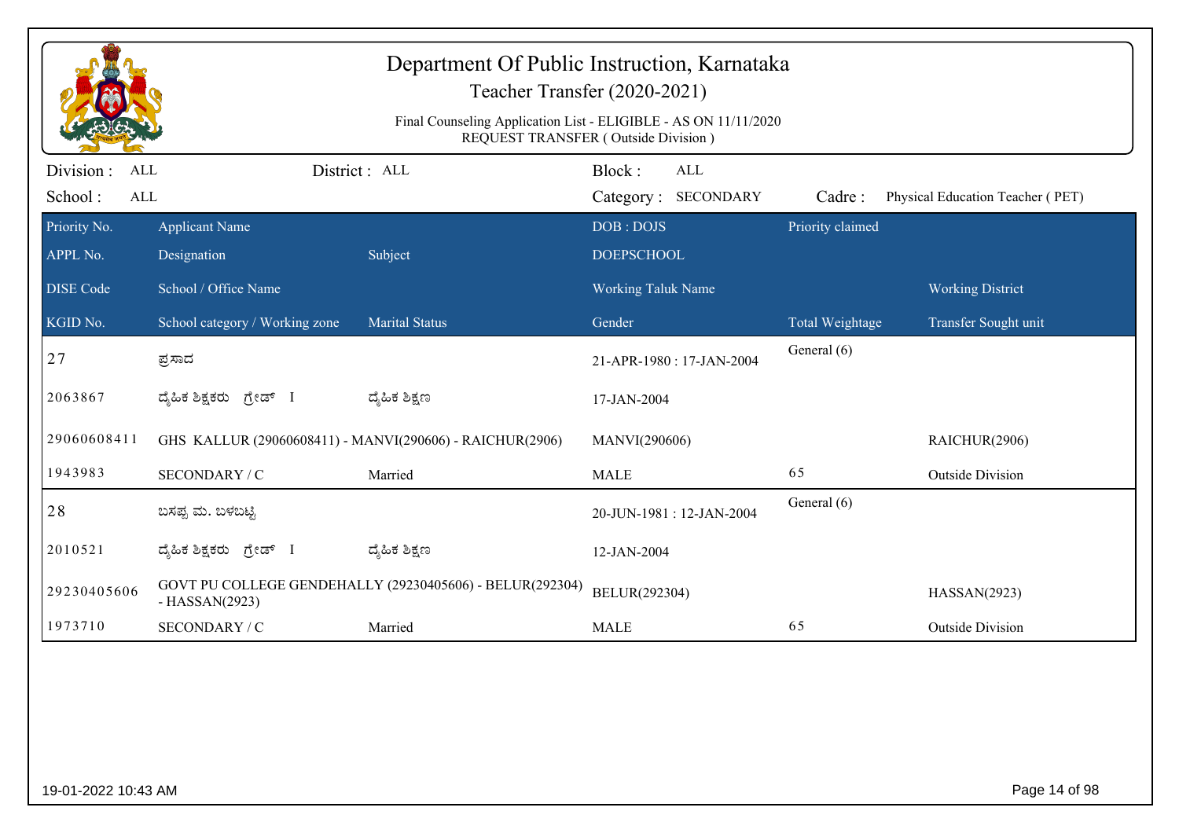# Department Of Public Instruction, Karnataka

## Teacher Transfer (2020-2021)

Final Counseling Application List - ELIGIBLE - AS ON 11/11/2020
REQUEST TRANSFER ( Outside Division )

Division : ALL | District : ALL | Block : ALL
School : ALL | Category : SECONDARY | Cadre : Physical Education Teacher ( PET)

| Priority No. / APPL No. / DISE Code / KGID No. | Applicant Name / Designation / School / Office Name / School category / Working zone | Subject / Marital Status | DOB : DOJS / DOEPSCHOOL / Working Taluk Name / Gender | Priority claimed / Total Weightage | Working District / Transfer Sought unit |
|---|---|---|---|---|---|
| 27 | ಪ್ರಸಾದ | | 21-APR-1980 : 17-JAN-2004 | General (6) | |
| 2063867 | ದೈಹಿಕ ಶಿಕ್ಷಕರು ಗ್ರೇಡ್ I | ದೈಹಿಕ ಶಿಕ್ಷಣ | 17-JAN-2004 | | |
| 29060608411 | GHS KALLUR (29060608411) - MANVI(290606) - RAICHUR(2906) | | MANVI(290606) | | RAICHUR(2906) |
| 1943983 | SECONDARY / C | Married | MALE | 65 | Outside Division |
| 28 | ಬಸಪ್ಪ ಮ. ಬಳಬಟ್ಟಿ | | 20-JUN-1981 : 12-JAN-2004 | General (6) | |
| 2010521 | ದೈಹಿಕ ಶಿಕ್ಷಕರು ಗ್ರೇಡ್ I | ದೈಹಿಕ ಶಿಕ್ಷಣ | 12-JAN-2004 | | |
| 29230405606 | GOVT PU COLLEGE GENDEHALLY (29230405606) - BELUR(292304) - HASSAN(2923) | | BELUR(292304) | | HASSAN(2923) |
| 1973710 | SECONDARY / C | Married | MALE | 65 | Outside Division |

19-01-2022 10:43 AM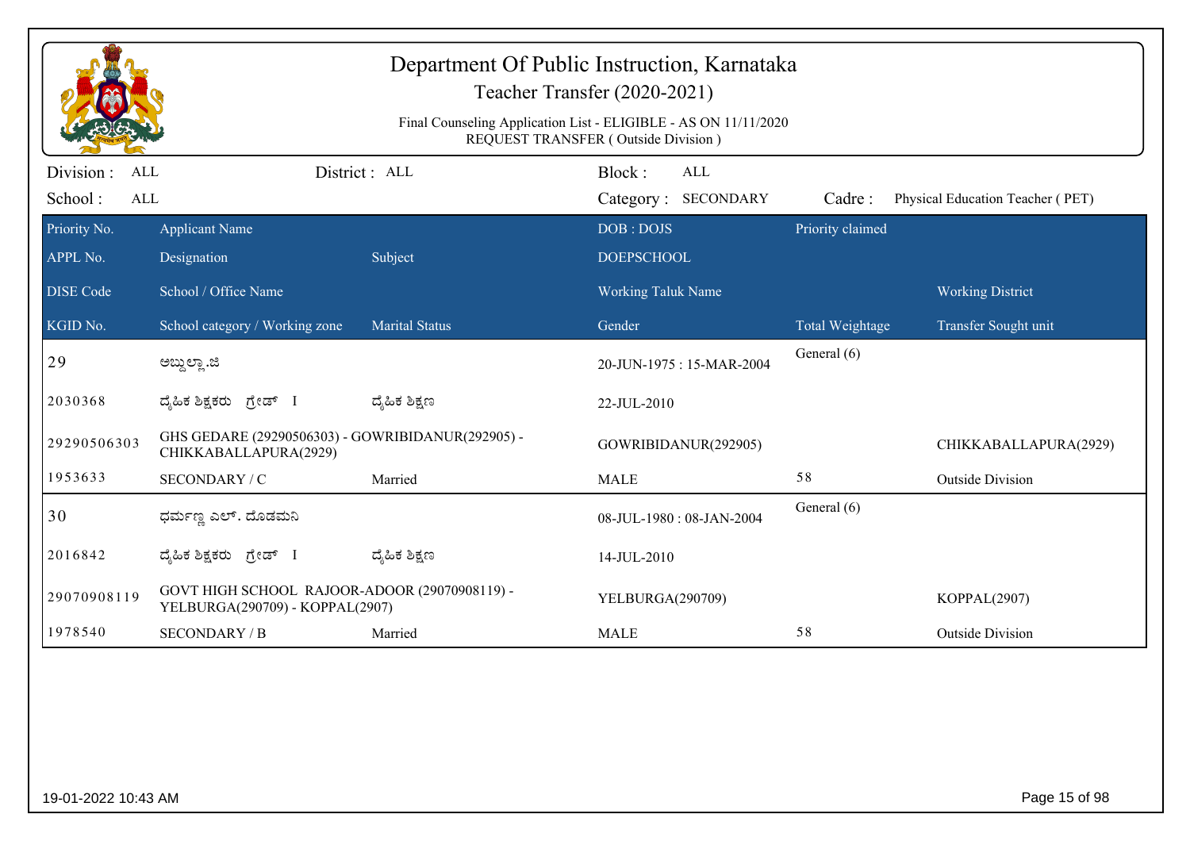# Department Of Public Instruction, Karnataka

## Teacher Transfer (2020-2021)

Final Counseling Application List - ELIGIBLE - AS ON 11/11/2020
REQUEST TRANSFER ( Outside Division )

Division : ALL　　District : ALL　　Block : ALL
School : ALL　　Category : SECONDARY　　Cadre : Physical Education Teacher ( PET)

| Priority No. / APPL No. / DISE Code / KGID No. | Applicant Name / Designation / School / Office Name / School category / Working zone | Subject / Marital Status | DOB : DOJS / DOEPSCHOOL / Working Taluk Name / Gender | Priority claimed / Total Weightage | Working District / Transfer Sought unit |
|---|---|---|---|---|---|
| 29 | ಅಬ್ದುಲ್ಲಾ.ಜಿ | | 20-JUN-1975 : 15-MAR-2004 | General (6) | |
| 2030368 | ದೈಹಿಕ ಶಿಕ್ಷಕರು ಗ್ರೇಡ್ I | ದೈಹಿಕ ಶಿಕ್ಷಣ | 22-JUL-2010 | | |
| 29290506303 | GHS GEDARE (29290506303) - GOWRIBIDANUR(292905) - CHIKKABALLAPURA(2929) | | GOWRIBIDANUR(292905) | | CHIKKABALLAPURA(2929) |
| 1953633 | SECONDARY / C | Married | MALE | 58 | Outside Division |
| 30 | ಧರ್ಮಣ್ಣ ಎಲ್. ದೊಡಮನಿ | | 08-JUL-1980 : 08-JAN-2004 | General (6) | |
| 2016842 | ದೈಹಿಕ ಶಿಕ್ಷಕರು ಗ್ರೇಡ್ I | ದೈಹಿಕ ಶಿಕ್ಷಣ | 14-JUL-2010 | | |
| 29070908119 | GOVT HIGH SCHOOL RAJOOR-ADOOR (29070908119) - YELBURGA(290709) - KOPPAL(2907) | | YELBURGA(290709) | | KOPPAL(2907) |
| 1978540 | SECONDARY / B | Married | MALE | 58 | Outside Division |

19-01-2022 10:43 AM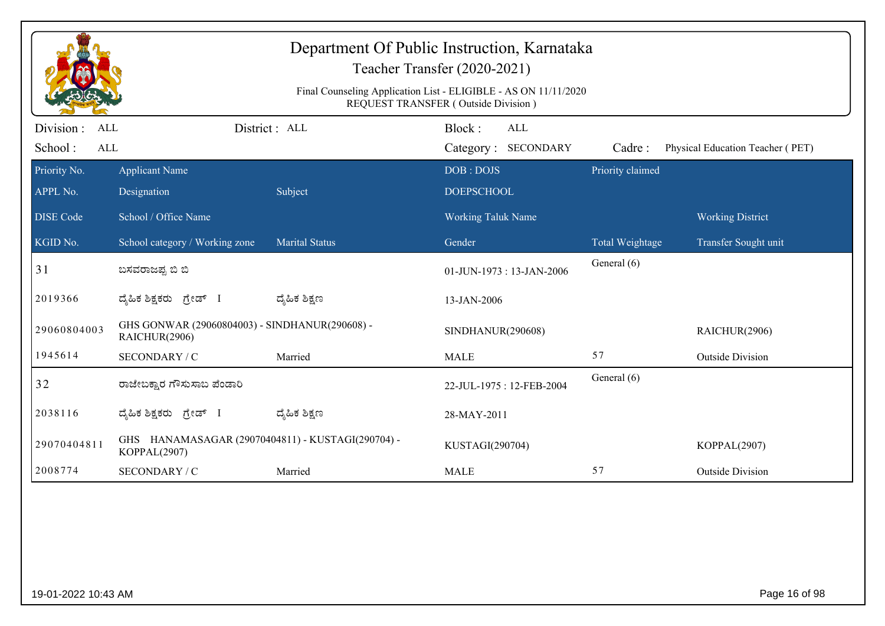# Department Of Public Instruction, Karnataka

## Teacher Transfer (2020-2021)

Final Counseling Application List - ELIGIBLE - AS ON 11/11/2020
REQUEST TRANSFER ( Outside Division )

Division : ALL | District : ALL | Block : ALL
School : ALL | Category : SECONDARY | Cadre : Physical Education Teacher ( PET)

| Priority No. / APPL No. / DISE Code / KGID No. | Applicant Name / Designation / School / Office Name / School category / Working zone | Subject / Marital Status | DOB : DOJS / DOEPSCHOOL / Working Taluk Name / Gender | Priority claimed / Total Weightage | Working District / Transfer Sought unit |
|---|---|---|---|---|---|
| 31 | ಬಸವರಾಜಪ್ಪ ಬಿ ಬಿ | | 01-JUN-1973 : 13-JAN-2006 | General (6) | |
| 2019366 | ದೈಹಿಕ ಶಿಕ್ಷಕರು ಗ್ರೇಡ್ I | ದೈಹಿಕ ಶಿಕ್ಷಣ | 13-JAN-2006 | | |
| 29060804003 | GHS GONWAR (29060804003) - SINDHANUR(290608) - RAICHUR(2906) | | SINDHANUR(290608) | | RAICHUR(2906) |
| 1945614 | SECONDARY / C | Married | MALE | 57 | Outside Division |
| 32 | ರಾಜೇಬಕ್ಷಾರ ಗೌಸುಸಾಬ ಪೆಂಡಾರಿ | | 22-JUL-1975 : 12-FEB-2004 | General (6) | |
| 2038116 | ದೈಹಿಕ ಶಿಕ್ಷಕರು ಗ್ರೇಡ್ I | ದೈಹಿಕ ಶಿಕ್ಷಣ | 28-MAY-2011 | | |
| 29070404811 | GHS HANAMASAGAR (29070404811) - KUSTAGI(290704) - KOPPAL(2907) | | KUSTAGI(290704) | | KOPPAL(2907) |
| 2008774 | SECONDARY / C | Married | MALE | 57 | Outside Division |

19-01-2022 10:43 AM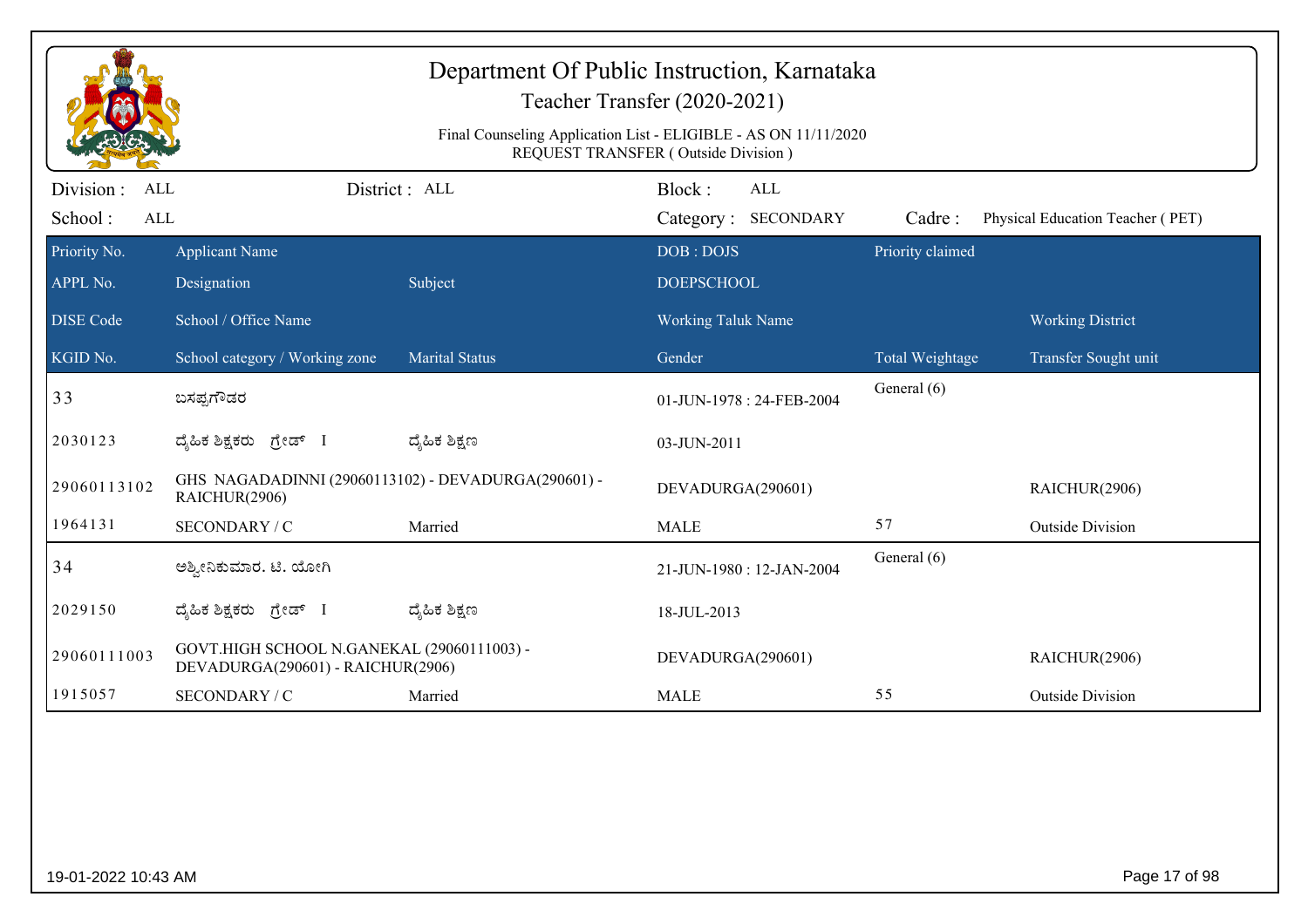# Department Of Public Instruction, Karnataka

## Teacher Transfer (2020-2021)

Final Counseling Application List - ELIGIBLE - AS ON 11/11/2020
REQUEST TRANSFER ( Outside Division )

Division : ALL    District : ALL    Block : ALL
School : ALL    Category : SECONDARY    Cadre : Physical Education Teacher ( PET)

| Priority No. / APPL No. / DISE Code / KGID No. | Applicant Name / Designation / School / Office Name / School category / Working zone | Subject / Marital Status | DOB : DOJS / DOEPSCHOOL / Working Taluk Name / Gender | Priority claimed / Total Weightage | Working District / Transfer Sought unit |
|---|---|---|---|---|---|
| 33 | ಬಸಪ್ಪಗೌಡರ | | 01-JUN-1978 : 24-FEB-2004 | General (6) | |
| 2030123 | ದೈಹಿಕ ಶಿಕ್ಷಕರು ಗ್ರೇಡ್ I | ದೈಹಿಕ ಶಿಕ್ಷಣ | 03-JUN-2011 | | |
| 29060113102 | GHS NAGADADINNI (29060113102) - DEVADURGA(290601) - RAICHUR(2906) | | DEVADURGA(290601) | | RAICHUR(2906) |
| 1964131 | SECONDARY / C | Married | MALE | 57 | Outside Division |
| 34 | ಅಶ್ವೀನಿಕುಮಾರ. ಟಿ. ಯೋಗಿ | | 21-JUN-1980 : 12-JAN-2004 | General (6) | |
| 2029150 | ದೈಹಿಕ ಶಿಕ್ಷಕರು ಗ್ರೇಡ್ I | ದೈಹಿಕ ಶಿಕ್ಷಣ | 18-JUL-2013 | | |
| 29060111003 | GOVT.HIGH SCHOOL N.GANEKAL (29060111003) - DEVADURGA(290601) - RAICHUR(2906) | | DEVADURGA(290601) | | RAICHUR(2906) |
| 1915057 | SECONDARY / C | Married | MALE | 55 | Outside Division |

19-01-2022 10:43 AM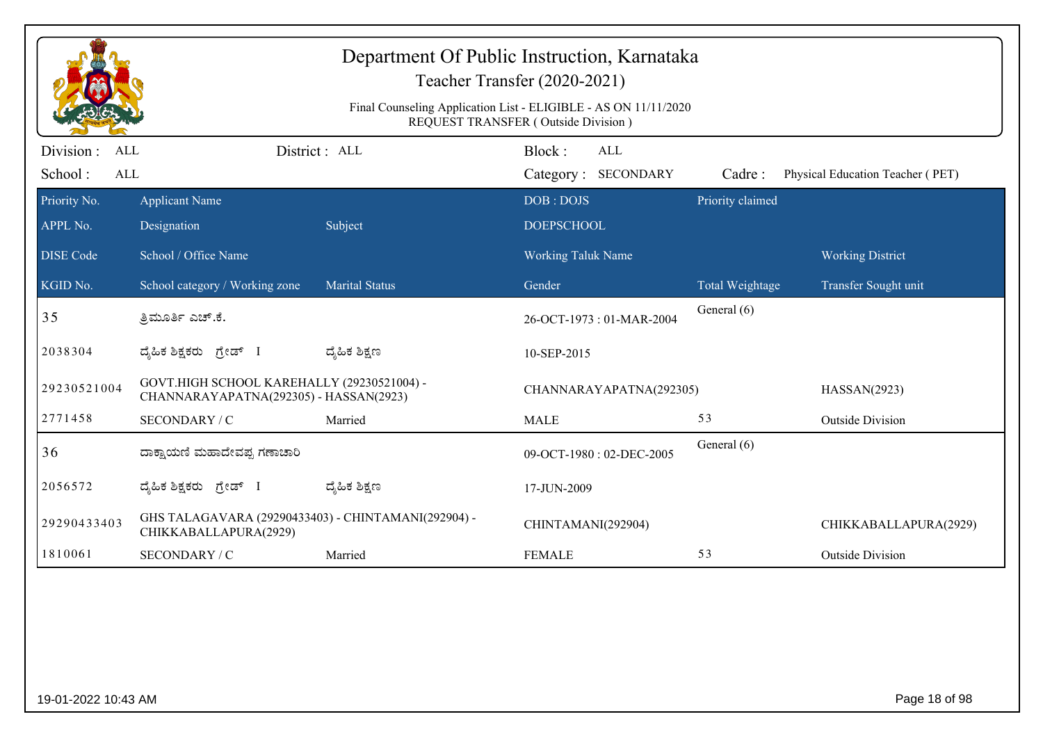# Department Of Public Instruction, Karnataka

## Teacher Transfer (2020-2021)

Final Counseling Application List - ELIGIBLE - AS ON 11/11/2020
REQUEST TRANSFER ( Outside Division )

Division : ALL | District : ALL | Block : ALL
School : ALL | Category : SECONDARY | Cadre : Physical Education Teacher ( PET)

| Priority No. / APPL No. / DISE Code / KGID No. | Applicant Name / Designation / School / Office Name / School category / Working zone | Subject / Marital Status | DOB : DOJS / DOEPSCHOOL / Working Taluk Name / Gender | Priority claimed / Total Weightage | Working District / Transfer Sought unit |
|---|---|---|---|---|---|
| 35 | ತ್ರಿಮೂರ್ತಿ ಎಚ್.ಕೆ. | | 26-OCT-1973 : 01-MAR-2004 | General (6) | |
| 2038304 | ದೈಹಿಕ ಶಿಕ್ಷಕರು ಗ್ರೇಡ್ I | ದೈಹಿಕ ಶಿಕ್ಷಣ | 10-SEP-2015 | | |
| 29230521004 | GOVT.HIGH SCHOOL KAREHALLY (29230521004) - CHANNARAYAPATNA(292305) - HASSAN(2923) | | CHANNARAYAPATNA(292305) | | HASSAN(2923) |
| 2771458 | SECONDARY / C | Married | MALE | 53 | Outside Division |
| 36 | ದಾಕ್ಷಾಯಣಿ ಮಹಾದೇವಪ್ಪ ಗಣಾಚಾರಿ | | 09-OCT-1980 : 02-DEC-2005 | General (6) | |
| 2056572 | ದೈಹಿಕ ಶಿಕ್ಷಕರು ಗ್ರೇಡ್ I | ದೈಹಿಕ ಶಿಕ್ಷಣ | 17-JUN-2009 | | |
| 29290433403 | GHS TALAGAVARA (29290433403) - CHINTAMANI(292904) - CHIKKABALLAPURA(2929) | | CHINTAMANI(292904) | | CHIKKABALLAPURA(2929) |
| 1810061 | SECONDARY / C | Married | FEMALE | 53 | Outside Division |

19-01-2022 10:43 AM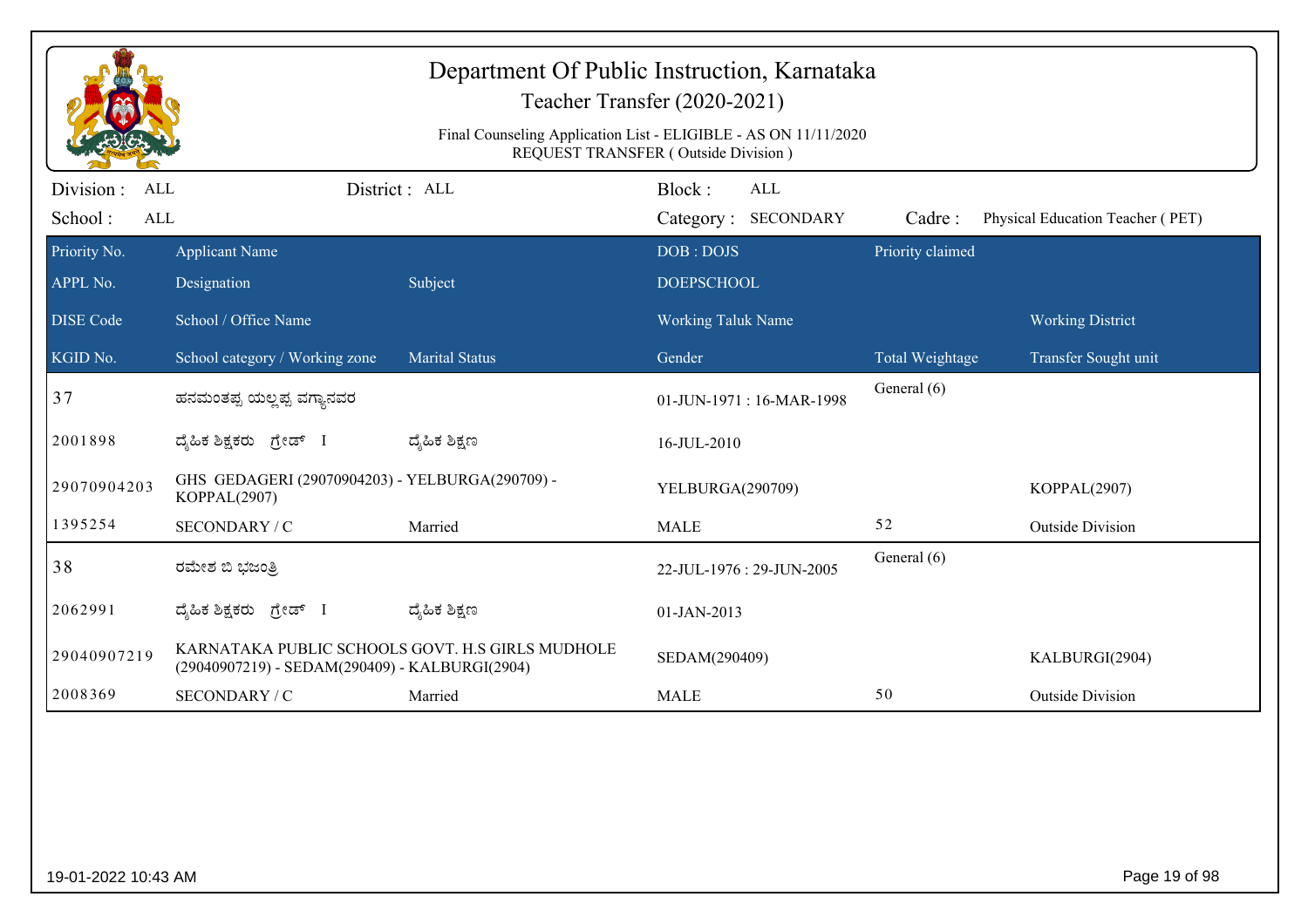# Department Of Public Instruction, Karnataka

## Teacher Transfer (2020-2021)

Final Counseling Application List - ELIGIBLE - AS ON 11/11/2020
REQUEST TRANSFER ( Outside Division )

Division : ALL | District : ALL | Block : ALL
School : ALL | Category : SECONDARY | Cadre : Physical Education Teacher ( PET)

| Priority No. / APPL No. / DISE Code / KGID No. | Applicant Name / Designation / School / Office Name / School category / Working zone | Subject / Marital Status | DOB : DOJS / DOEPSCHOOL / Working Taluk Name / Gender | Priority claimed / Total Weightage | Working District / Transfer Sought unit |
|---|---|---|---|---|---|
| 37 | ಹನಮಂತಪ್ಪ ಯಲ್ಲಪ್ಪ ವಗ್ಯಾನವರ | | 01-JUN-1971 : 16-MAR-1998 | General (6) | |
| 2001898 | ದೈಹಿಕ ಶಿಕ್ಷಕರು ಗ್ರೇಡ್ I | ದೈಹಿಕ ಶಿಕ್ಷಣ | 16-JUL-2010 | | |
| 29070904203 | GHS GEDAGERI (29070904203) - YELBURGA(290709) - KOPPAL(2907) | | YELBURGA(290709) | | KOPPAL(2907) |
| 1395254 | SECONDARY / C | Married | MALE | 52 | Outside Division |
| 38 | ರಮೇಶ ಬಿ ಭಜಂತ್ರಿ | | 22-JUL-1976 : 29-JUN-2005 | General (6) | |
| 2062991 | ದೈಹಿಕ ಶಿಕ್ಷಕರು ಗ್ರೇಡ್ I | ದೈಹಿಕ ಶಿಕ್ಷಣ | 01-JAN-2013 | | |
| 29040907219 | KARNATAKA PUBLIC SCHOOLS GOVT. H.S GIRLS MUDHOLE (29040907219) - SEDAM(290409) - KALBURGI(2904) | | SEDAM(290409) | | KALBURGI(2904) |
| 2008369 | SECONDARY / C | Married | MALE | 50 | Outside Division |

19-01-2022 10:43 AM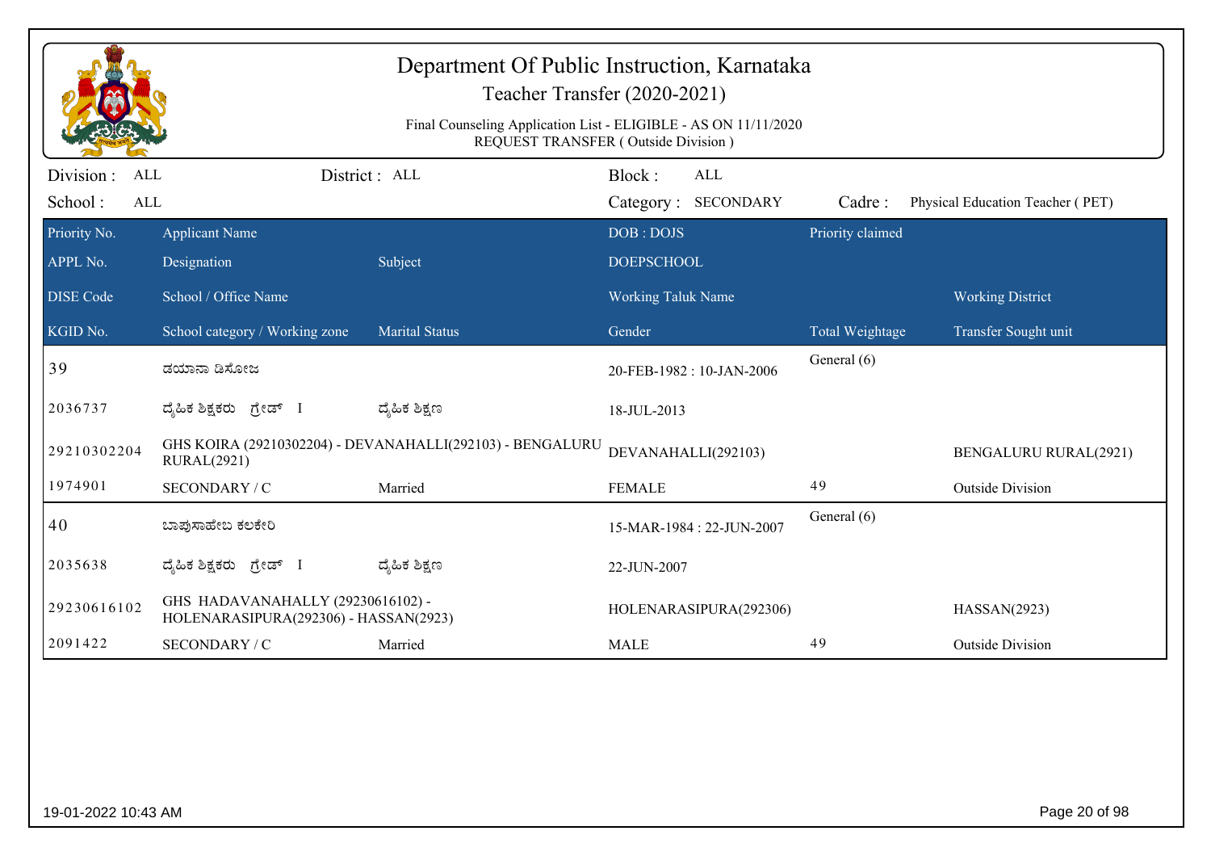# Department Of Public Instruction, Karnataka

## Teacher Transfer (2020-2021)

Final Counseling Application List - ELIGIBLE - AS ON 11/11/2020
REQUEST TRANSFER ( Outside Division )

Division : ALL | District : ALL | Block : ALL
School : ALL | Category : SECONDARY | Cadre : Physical Education Teacher ( PET)

| Priority No. / APPL No. / DISE Code / KGID No. | Applicant Name / Designation / School / Office Name / School category / Working zone | Subject / Marital Status | DOB : DOJS / DOEPSCHOOL / Working Taluk Name / Gender | Priority claimed / Total Weightage | Working District / Transfer Sought unit |
|---|---|---|---|---|---|
| 39 | ಡಯಾನಾ ಡಿಸೋಜ | | 20-FEB-1982 : 10-JAN-2006 | General (6) | |
| 2036737 | ದೈಹಿಕ ಶಿಕ್ಷಕರು ಗ್ರೇಡ್ I | ದೈಹಿಕ ಶಿಕ್ಷಣ | 18-JUL-2013 | | |
| 29210302204 | GHS KOIRA (29210302204) - DEVANAHALLI(292103) - BENGALURU RURAL(2921) | | DEVANAHALLI(292103) | | BENGALURU RURAL(2921) |
| 1974901 | SECONDARY / C | Married | FEMALE | 49 | Outside Division |
| 40 | ಬಾಪುಸಾಹೇಬ ಕಲಕೇರಿ | | 15-MAR-1984 : 22-JUN-2007 | General (6) | |
| 2035638 | ದೈಹಿಕ ಶಿಕ್ಷಕರು ಗ್ರೇಡ್ I | ದೈಹಿಕ ಶಿಕ್ಷಣ | 22-JUN-2007 | | |
| 29230616102 | GHS HADAVANAHALLY (29230616102) - HOLENARASIPURA(292306) - HASSAN(2923) | | HOLENARASIPURA(292306) | | HASSAN(2923) |
| 2091422 | SECONDARY / C | Married | MALE | 49 | Outside Division |

19-01-2022 10:43 AM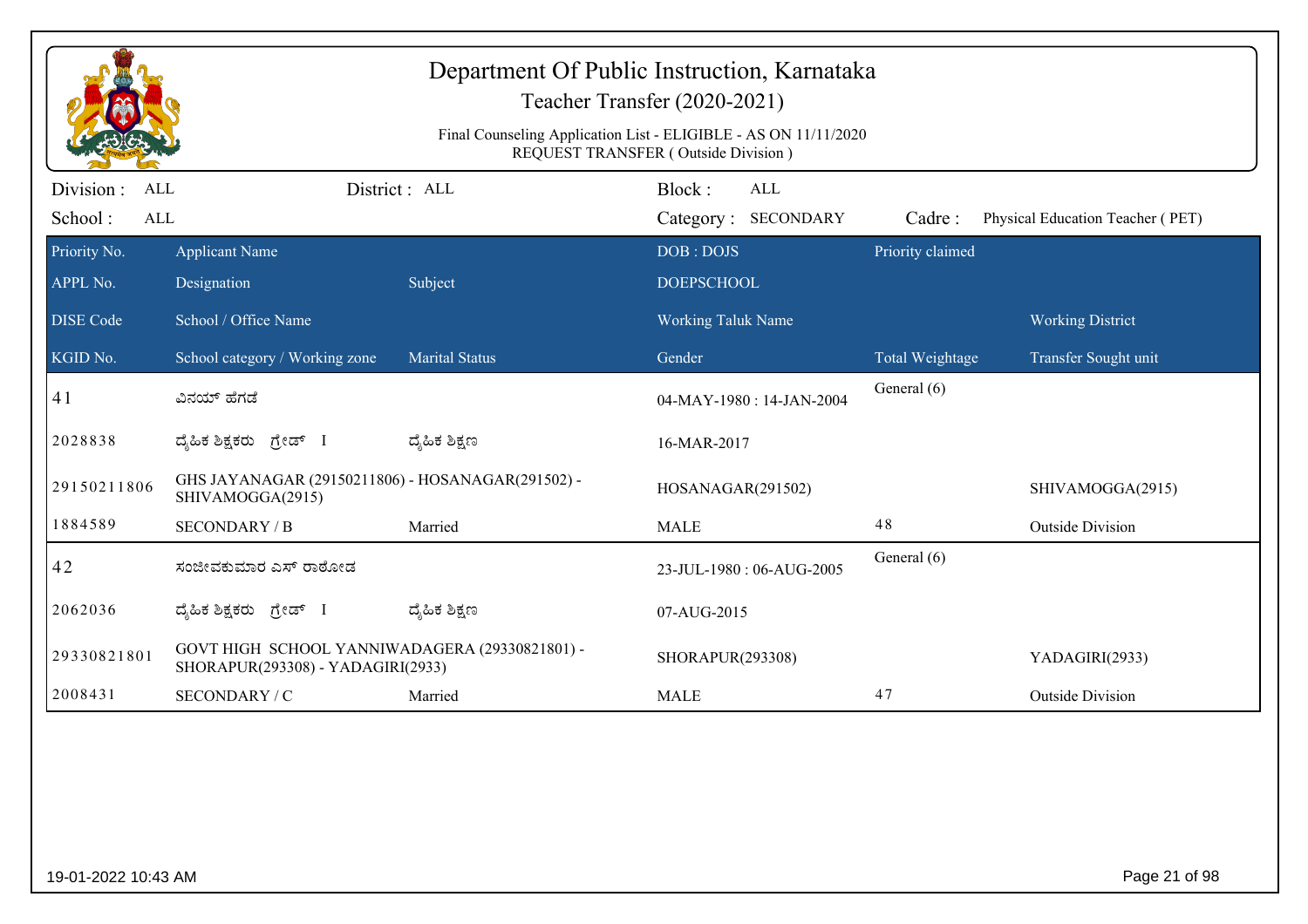# Department Of Public Instruction, Karnataka

## Teacher Transfer (2020-2021)

Final Counseling Application List - ELIGIBLE - AS ON 11/11/2020
REQUEST TRANSFER ( Outside Division )

Division : ALL | District : ALL | Block : ALL
School : ALL | Category : SECONDARY | Cadre : Physical Education Teacher ( PET)

| Priority No. / APPL No. / DISE Code / KGID No. | Applicant Name / Designation / School / Office Name / School category / Working zone | Subject / Marital Status | DOB : DOJS / DOEPSCHOOL / Working Taluk Name / Gender | Priority claimed / Total Weightage | Working District / Transfer Sought unit |
|---|---|---|---|---|---|
| 41 | ವಿನಯ್ ಹೆಗಡೆ | | 04-MAY-1980 : 14-JAN-2004 | General (6) | |
| 2028838 | ದೈಹಿಕ ಶಿಕ್ಷಕರು ಗ್ರೇಡ್ I | ದೈಹಿಕ ಶಿಕ್ಷಣ | 16-MAR-2017 | | |
| 29150211806 | GHS JAYANAGAR (29150211806) - HOSANAGAR(291502) - SHIVAMOGGA(2915) | | HOSANAGAR(291502) | | SHIVAMOGGA(2915) |
| 1884589 | SECONDARY / B | Married | MALE | 48 | Outside Division |
| 42 | ಸಂಜೀವಕುಮಾರ ಎಸ್ ರಾಠೋಡ | | 23-JUL-1980 : 06-AUG-2005 | General (6) | |
| 2062036 | ದೈಹಿಕ ಶಿಕ್ಷಕರು ಗ್ರೇಡ್ I | ದೈಹಿಕ ಶಿಕ್ಷಣ | 07-AUG-2015 | | |
| 29330821801 | GOVT HIGH SCHOOL YANNIWADAGERA (29330821801) - SHORAPUR(293308) - YADAGIRI(2933) | | SHORAPUR(293308) | | YADAGIRI(2933) |
| 2008431 | SECONDARY / C | Married | MALE | 47 | Outside Division |

19-01-2022 10:43 AM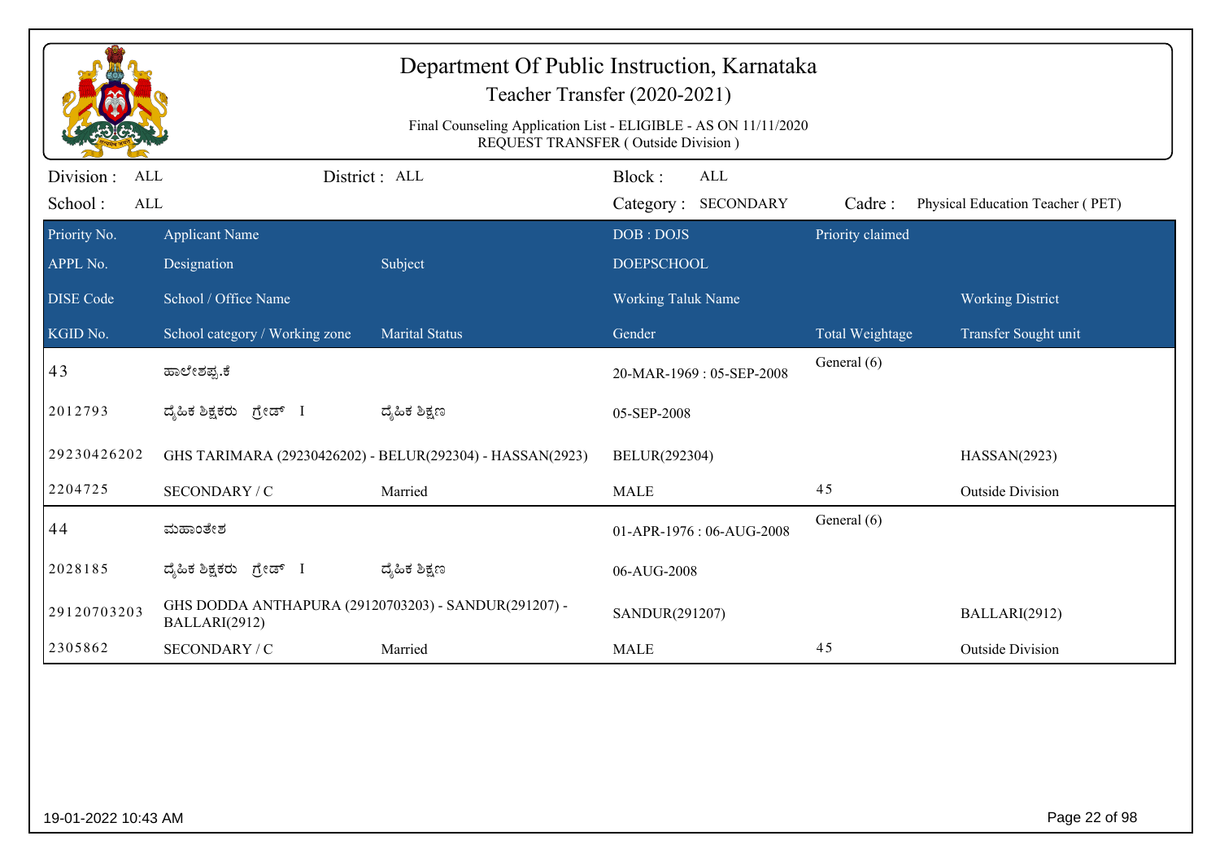# Department Of Public Instruction, Karnataka

## Teacher Transfer (2020-2021)

Final Counseling Application List - ELIGIBLE - AS ON 11/11/2020
REQUEST TRANSFER ( Outside Division )

Division : ALL | District : ALL | Block : ALL
School : ALL | Category : SECONDARY | Cadre : Physical Education Teacher ( PET)

| Priority No. / APPL No. / DISE Code / KGID No. | Applicant Name / Designation / School / Office Name / School category / Working zone | Subject / Marital Status | DOB : DOJS / DOEPSCHOOL / Working Taluk Name / Gender | Priority claimed / Total Weightage | Working District / Transfer Sought unit |
|---|---|---|---|---|---|
| 43 | ಹಾಲೇಶಪ್ಪ.ಕೆ | | 20-MAR-1969 : 05-SEP-2008 | General (6) | |
| 2012793 | ದೈಹಿಕ ಶಿಕ್ಷಕರು ಗ್ರೇಡ್ I | ದೈಹಿಕ ಶಿಕ್ಷಣ | 05-SEP-2008 | | |
| 29230426202 | GHS TARIMARA (29230426202) - BELUR(292304) - HASSAN(2923) | | BELUR(292304) | | HASSAN(2923) |
| 2204725 | SECONDARY / C | Married | MALE | 45 | Outside Division |
| 44 | ಮಹಾಂತೇಶ | | 01-APR-1976 : 06-AUG-2008 | General (6) | |
| 2028185 | ದೈಹಿಕ ಶಿಕ್ಷಕರು ಗ್ರೇಡ್ I | ದೈಹಿಕ ಶಿಕ್ಷಣ | 06-AUG-2008 | | |
| 29120703203 | GHS DODDA ANTHAPURA (29120703203) - SANDUR(291207) - BALLARI(2912) | | SANDUR(291207) | | BALLARI(2912) |
| 2305862 | SECONDARY / C | Married | MALE | 45 | Outside Division |

19-01-2022 10:43 AM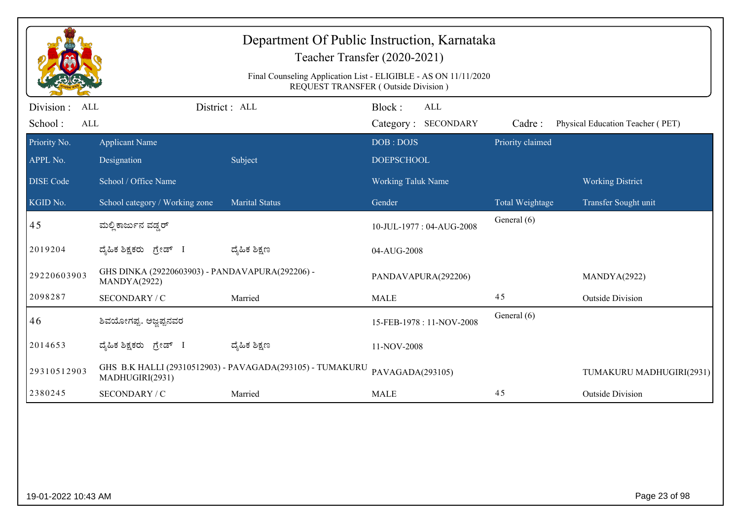# Department Of Public Instruction, Karnataka

Teacher Transfer (2020-2021)

Final Counseling Application List - ELIGIBLE - AS ON 11/11/2020
REQUEST TRANSFER ( Outside Division )

Division : ALL District : ALL Block : ALL
School : ALL Category : SECONDARY Cadre : Physical Education Teacher ( PET)

| Priority No. | Applicant Name | | DOB : DOJS | Priority claimed | |
|---|---|---|---|---|---|
| APPL No. | Designation | Subject | DOEPSCHOOL | | |
| DISE Code | School / Office Name | | Working Taluk Name | | Working District |
| KGID No. | School category / Working zone | Marital Status | Gender | Total Weightage | Transfer Sought unit |
| 45 | ಮಲ್ಲಿಕಾರ್ಜುನ ವಡ್ಡರ್ | | 10-JUL-1977 : 04-AUG-2008 | General (6) | |
| 2019204 | ದೈಹಿಕ ಶಿಕ್ಷಕರು ಗ್ರೇಡ್ I | ದೈಹಿಕ ಶಿಕ್ಷಣ | 04-AUG-2008 | | |
| 29220603903 | GHS DINKA (29220603903) - PANDAVAPURA(292206) - MANDYA(2922) | | PANDAVAPURA(292206) | | MANDYA(2922) |
| 2098287 | SECONDARY / C | Married | MALE | 45 | Outside Division |
| 46 | ಶಿವಯೋಗಪ್ಪ. ಅಜ್ಜಪ್ಪನವರ | | 15-FEB-1978 : 11-NOV-2008 | General (6) | |
| 2014653 | ದೈಹಿಕ ಶಿಕ್ಷಕರು ಗ್ರೇಡ್ I | ದೈಹಿಕ ಶಿಕ್ಷಣ | 11-NOV-2008 | | |
| 29310512903 | GHS B.K HALLI (29310512903) - PAVAGADA(293105) - TUMAKURU MADHUGIRI(2931) | | PAVAGADA(293105) | | TUMAKURU MADHUGIRI(2931) |
| 2380245 | SECONDARY / C | Married | MALE | 45 | Outside Division |

19-01-2022 10:43 AM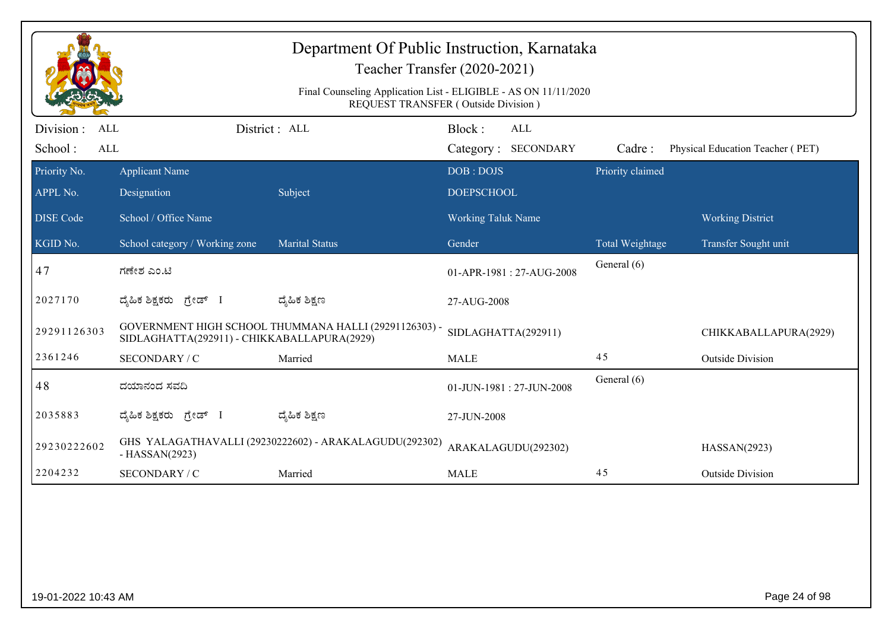# Department Of Public Instruction, Karnataka

Teacher Transfer (2020-2021)

Final Counseling Application List - ELIGIBLE - AS ON 11/11/2020
REQUEST TRANSFER ( Outside Division )

Division : ALL | District : ALL | Block : ALL
School : ALL | Category : SECONDARY | Cadre : Physical Education Teacher ( PET)

| Priority No. / APPL No. / DISE Code / KGID No. | Applicant Name / Designation / School / Office Name / School category / Working zone | Subject / Marital Status | DOB : DOJS / DOEPSCHOOL / Working Taluk Name / Gender | Priority claimed / Total Weightage | Working District / Transfer Sought unit |
|---|---|---|---|---|---|
| 47 | ಗಣೇಶ ಎಂ.ಟಿ | | 01-APR-1981 : 27-AUG-2008 | General (6) | |
| 2027170 | ದೈಹಿಕ ಶಿಕ್ಷಕರು ಗ್ರೇಡ್ I | ದೈಹಿಕ ಶಿಕ್ಷಣ | 27-AUG-2008 | | |
| 29291126303 | GOVERNMENT HIGH SCHOOL THUMMANA HALLI (29291126303) - SIDLAGHATTA(292911) - CHIKKABALLAPURA(2929) | | SIDLAGHATTA(292911) | | CHIKKABALLAPURA(2929) |
| 2361246 | SECONDARY / C | Married | MALE | 45 | Outside Division |
| 48 | ದಯಾನಂದ ಸವದಿ | | 01-JUN-1981 : 27-JUN-2008 | General (6) | |
| 2035883 | ದೈಹಿಕ ಶಿಕ್ಷಕರು ಗ್ರೇಡ್ I | ದೈಹಿಕ ಶಿಕ್ಷಣ | 27-JUN-2008 | | |
| 29230222602 | GHS YALAGATHAVALLI (29230222602) - ARAKALAGUDU(292302) - HASSAN(2923) | | ARAKALAGUDU(292302) | | HASSAN(2923) |
| 2204232 | SECONDARY / C | Married | MALE | 45 | Outside Division |

19-01-2022 10:43 AM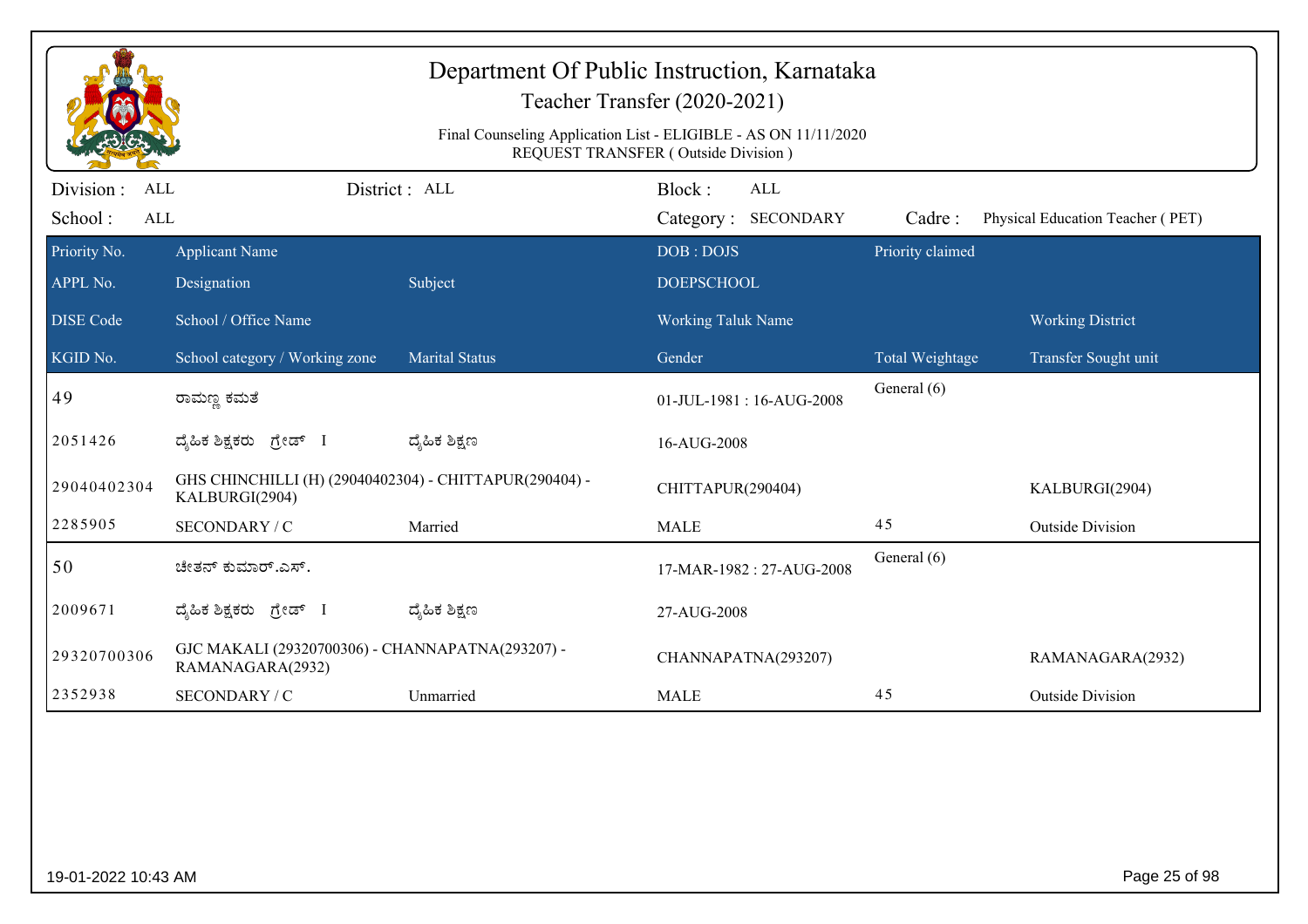# Department Of Public Instruction, Karnataka

## Teacher Transfer (2020-2021)

Final Counseling Application List - ELIGIBLE - AS ON 11/11/2020
REQUEST TRANSFER ( Outside Division )

Division : ALL | District : ALL | Block : ALL
School : ALL | Category : SECONDARY | Cadre : Physical Education Teacher ( PET)

| Priority No. / APPL No. / DISE Code / KGID No. | Applicant Name / Designation / School / Office Name / School category / Working zone | Subject / Marital Status | DOB : DOJS / DOEPSCHOOL / Working Taluk Name / Gender | Priority claimed / Total Weightage | Working District / Transfer Sought unit |
|---|---|---|---|---|---|
| 49 | ರಾಮಣ್ಣ ಕಮತೆ | | 01-JUL-1981 : 16-AUG-2008 | General (6) | |
| 2051426 | ದೈಹಿಕ ಶಿಕ್ಷಕರು ಗ್ರೇಡ್ I | ದೈಹಿಕ ಶಿಕ್ಷಣ | 16-AUG-2008 | | |
| 29040402304 | GHS CHINCHILLI (H) (29040402304) - CHITTAPUR(290404) - KALBURGI(2904) | | CHITTAPUR(290404) | | KALBURGI(2904) |
| 2285905 | SECONDARY / C | Married | MALE | 45 | Outside Division |
| 50 | ಚೇತನ್ ಕುಮಾರ್.ಎಸ್. | | 17-MAR-1982 : 27-AUG-2008 | General (6) | |
| 2009671 | ದೈಹಿಕ ಶಿಕ್ಷಕರು ಗ್ರೇಡ್ I | ದೈಹಿಕ ಶಿಕ್ಷಣ | 27-AUG-2008 | | |
| 29320700306 | GJC MAKALI (29320700306) - CHANNAPATNA(293207) - RAMANAGARA(2932) | | CHANNAPATNA(293207) | | RAMANAGARA(2932) |
| 2352938 | SECONDARY / C | Unmarried | MALE | 45 | Outside Division |

19-01-2022 10:43 AM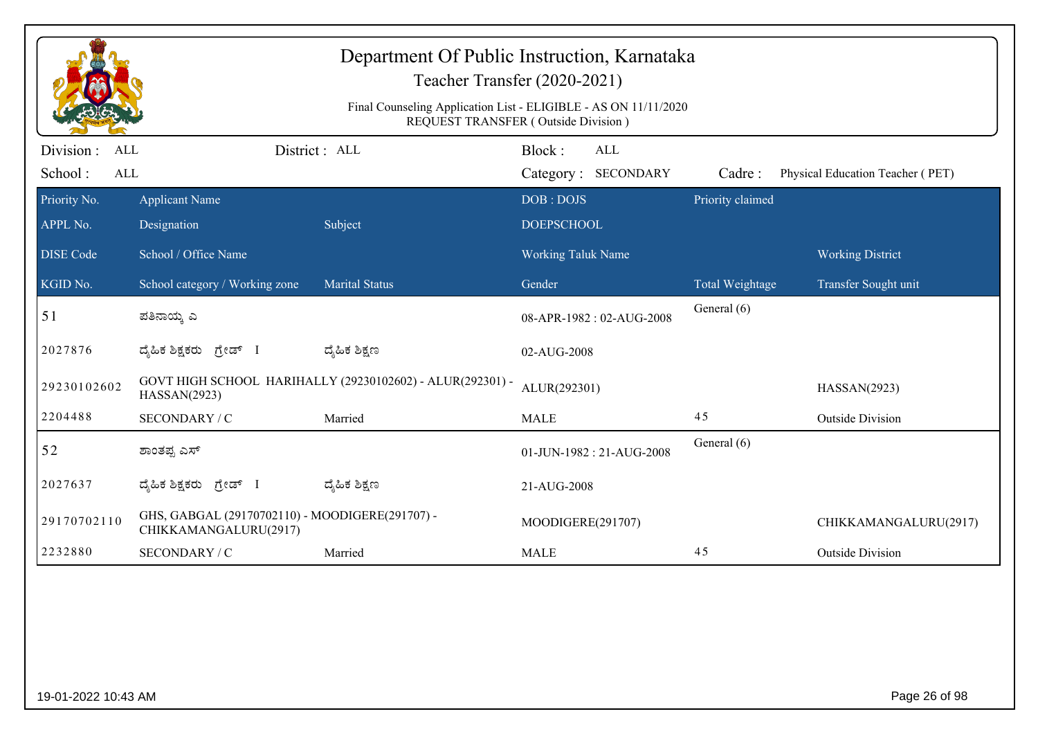# Department Of Public Instruction, Karnataka

## Teacher Transfer (2020-2021)

Final Counseling Application List - ELIGIBLE - AS ON 11/11/2020
REQUEST TRANSFER ( Outside Division )

Division : ALL &nbsp;&nbsp;&nbsp; District : ALL &nbsp;&nbsp;&nbsp; Block : ALL
School : ALL &nbsp;&nbsp;&nbsp; Category : SECONDARY &nbsp;&nbsp;&nbsp; Cadre : Physical Education Teacher ( PET)

| Priority No. / APPL No. / DISE Code / KGID No. | Applicant Name / Designation / School / Office Name / School category / Working zone | Subject / Marital Status | DOB : DOJS / DOEPSCHOOL / Working Taluk Name / Gender | Priority claimed / Total Weightage | Working District / Transfer Sought unit |
|---|---|---|---|---|---|
| 51 | ಪತಿನಾಯ್ಕ ಎ | | 08-APR-1982 : 02-AUG-2008 | General (6) | |
| 2027876 | ದೈಹಿಕ ಶಿಕ್ಷಕರು ಗ್ರೇಡ್ I | ದೈಹಿಕ ಶಿಕ್ಷಣ | 02-AUG-2008 | | |
| 29230102602 | GOVT HIGH SCHOOL HARIHALLY (29230102602) - ALUR(292301) - HASSAN(2923) | | ALUR(292301) | | HASSAN(2923) |
| 2204488 | SECONDARY / C | Married | MALE | 45 | Outside Division |
| 52 | ಶಾಂತಪ್ಪ ಎಸ್ | | 01-JUN-1982 : 21-AUG-2008 | General (6) | |
| 2027637 | ದೈಹಿಕ ಶಿಕ್ಷಕರು ಗ್ರೇಡ್ I | ದೈಹಿಕ ಶಿಕ್ಷಣ | 21-AUG-2008 | | |
| 29170702110 | GHS, GABGAL (29170702110) - MOODIGERE(291707) - CHIKKAMANGALURU(2917) | | MOODIGERE(291707) | | CHIKKAMANGALURU(2917) |
| 2232880 | SECONDARY / C | Married | MALE | 45 | Outside Division |

19-01-2022 10:43 AM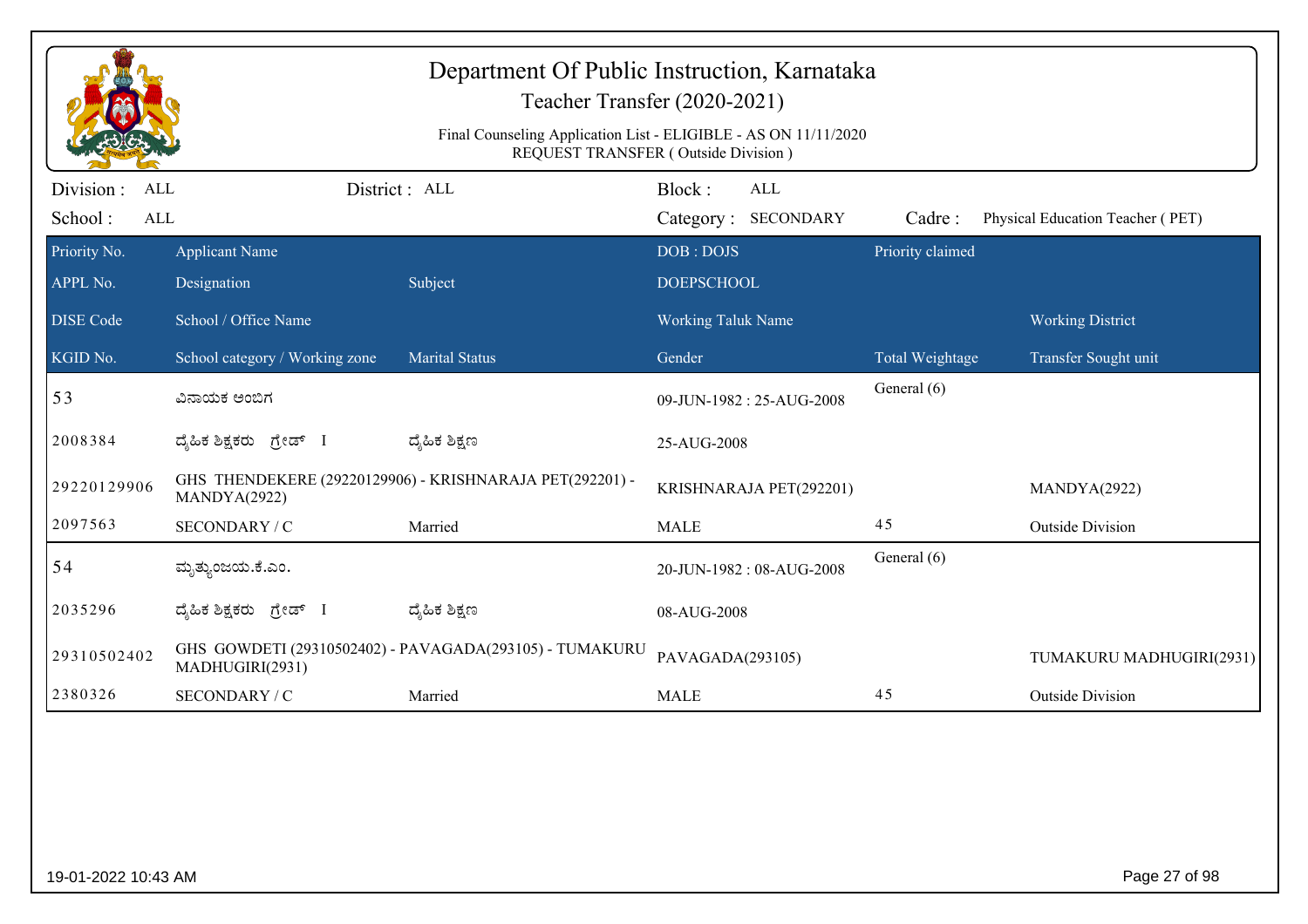# Department Of Public Instruction, Karnataka

## Teacher Transfer (2020-2021)

Final Counseling Application List - ELIGIBLE - AS ON 11/11/2020
REQUEST TRANSFER ( Outside Division )

Division : ALL &nbsp;&nbsp;&nbsp; District : ALL &nbsp;&nbsp;&nbsp; Block : ALL

School : ALL &nbsp;&nbsp;&nbsp; Category : SECONDARY &nbsp;&nbsp;&nbsp; Cadre : Physical Education Teacher ( PET)

| Priority No. / APPL No. / DISE Code / KGID No. | Applicant Name / Designation / School / Office Name / School category / Working zone | Subject / Marital Status | DOB : DOJS / DOEPSCHOOL / Working Taluk Name / Gender | Priority claimed / Total Weightage | Working District / Transfer Sought unit |
|---|---|---|---|---|---|
| 53 | ವಿನಾಯಕ ಅಂಬಿಗ | | 09-JUN-1982 : 25-AUG-2008 | General (6) | |
| 2008384 | ದೈಹಿಕ ಶಿಕ್ಷಕರು ಗ್ರೇಡ್ I | ದೈಹಿಕ ಶಿಕ್ಷಣ | 25-AUG-2008 | | |
| 29220129906 | GHS THENDEKERE (29220129906) - KRISHNARAJA PET(292201) - MANDYA(2922) | | KRISHNARAJA PET(292201) | | MANDYA(2922) |
| 2097563 | SECONDARY / C | Married | MALE | 45 | Outside Division |
| 54 | ಮೃತ್ಯುಂಜಯ.ಕೆ.ಎಂ. | | 20-JUN-1982 : 08-AUG-2008 | General (6) | |
| 2035296 | ದೈಹಿಕ ಶಿಕ್ಷಕರು ಗ್ರೇಡ್ I | ದೈಹಿಕ ಶಿಕ್ಷಣ | 08-AUG-2008 | | |
| 29310502402 | GHS GOWDETI (29310502402) - PAVAGADA(293105) - TUMAKURU MADHUGIRI(2931) | | PAVAGADA(293105) | | TUMAKURU MADHUGIRI(2931) |
| 2380326 | SECONDARY / C | Married | MALE | 45 | Outside Division |

19-01-2022 10:43 AM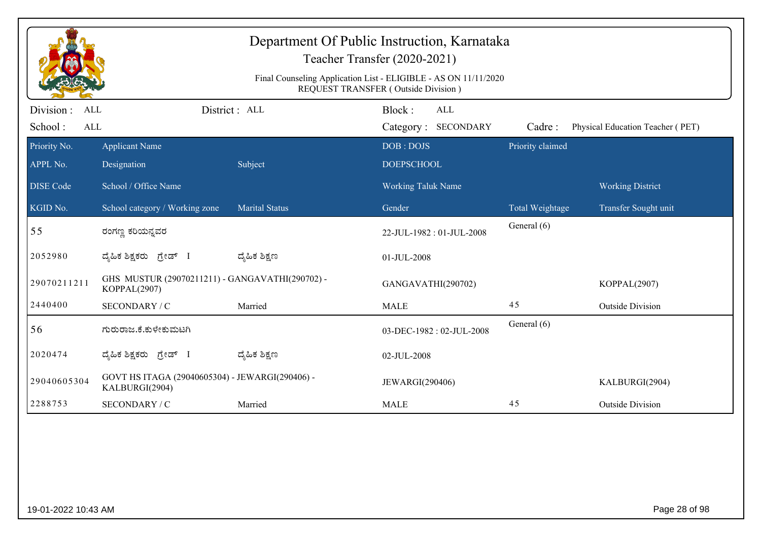# Department Of Public Instruction, Karnataka

## Teacher Transfer (2020-2021)

Final Counseling Application List - ELIGIBLE - AS ON 11/11/2020
REQUEST TRANSFER ( Outside Division )

Division : ALL | District : ALL | Block : ALL
School : ALL | Category : SECONDARY | Cadre : Physical Education Teacher ( PET)

| Priority No. / APPL No. / DISE Code / KGID No. | Applicant Name / Designation / School / Office Name / School category / Working zone | Subject / Marital Status | DOB : DOJS / DOEPSCHOOL / Working Taluk Name / Gender | Priority claimed / Total Weightage | Working District / Transfer Sought unit |
|---|---|---|---|---|---|
| 55 | ರಂಗಣ್ಣ ಕರಿಯನ್ನವರ | | 22-JUL-1982 : 01-JUL-2008 | General (6) | |
| 2052980 | ದೈಹಿಕ ಶಿಕ್ಷಕರು ಗ್ರೇಡ್ I | ದೈಹಿಕ ಶಿಕ್ಷಣ | 01-JUL-2008 | | |
| 29070211211 | GHS MUSTUR (29070211211) - GANGAVATHI(290702) - KOPPAL(2907) | | GANGAVATHI(290702) | | KOPPAL(2907) |
| 2440400 | SECONDARY / C | Married | MALE | 45 | Outside Division |
| 56 | ಗುರುರಾಜ.ಕೆ.ಕುಳೇಕುಮಟಗಿ | | 03-DEC-1982 : 02-JUL-2008 | General (6) | |
| 2020474 | ದೈಹಿಕ ಶಿಕ್ಷಕರು ಗ್ರೇಡ್ I | ದೈಹಿಕ ಶಿಕ್ಷಣ | 02-JUL-2008 | | |
| 29040605304 | GOVT HS ITAGA (29040605304) - JEWARGI(290406) - KALBURGI(2904) | | JEWARGI(290406) | | KALBURGI(2904) |
| 2288753 | SECONDARY / C | Married | MALE | 45 | Outside Division |

19-01-2022 10:43 AM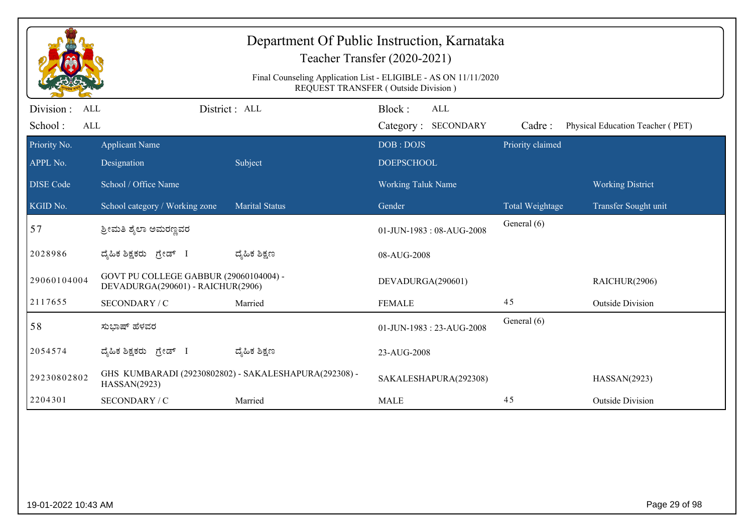# Department Of Public Instruction, Karnataka

## Teacher Transfer (2020-2021)

Final Counseling Application List - ELIGIBLE - AS ON 11/11/2020
REQUEST TRANSFER ( Outside Division )

Division : ALL | District : ALL | Block : ALL
School : ALL | Category : SECONDARY | Cadre : Physical Education Teacher ( PET)

| Priority No. / APPL No. / DISE Code / KGID No. | Applicant Name / Designation / School / Office Name / School category / Working zone | Subject / Marital Status | DOB : DOJS / DOEPSCHOOL / Working Taluk Name / Gender | Priority claimed / Total Weightage | Working District / Transfer Sought unit |
|---|---|---|---|---|---|
| 57 | ಶ್ರೀಮತಿ ಶೈಲಾ ಅಮರಣ್ಣವರ | | 01-JUN-1983 : 08-AUG-2008 | General (6) | |
| 2028986 | ದೈಹಿಕ ಶಿಕ್ಷಕರು ಗ್ರೇಡ್ I | ದೈಹಿಕ ಶಿಕ್ಷಣ | 08-AUG-2008 | | |
| 29060104004 | GOVT PU COLLEGE GABBUR (29060104004) - DEVADURGA(290601) - RAICHUR(2906) | | DEVADURGA(290601) | | RAICHUR(2906) |
| 2117655 | SECONDARY / C | Married | FEMALE | 45 | Outside Division |
| 58 | ಸುಭಾಷ್ ಹೆಳವರ | | 01-JUN-1983 : 23-AUG-2008 | General (6) | |
| 2054574 | ದೈಹಿಕ ಶಿಕ್ಷಕರು ಗ್ರೇಡ್ I | ದೈಹಿಕ ಶಿಕ್ಷಣ | 23-AUG-2008 | | |
| 29230802802 | GHS KUMBARADI (29230802802) - SAKALESHAPURA(292308) - HASSAN(2923) | | SAKALESHAPURA(292308) | | HASSAN(2923) |
| 2204301 | SECONDARY / C | Married | MALE | 45 | Outside Division |

19-01-2022 10:43 AM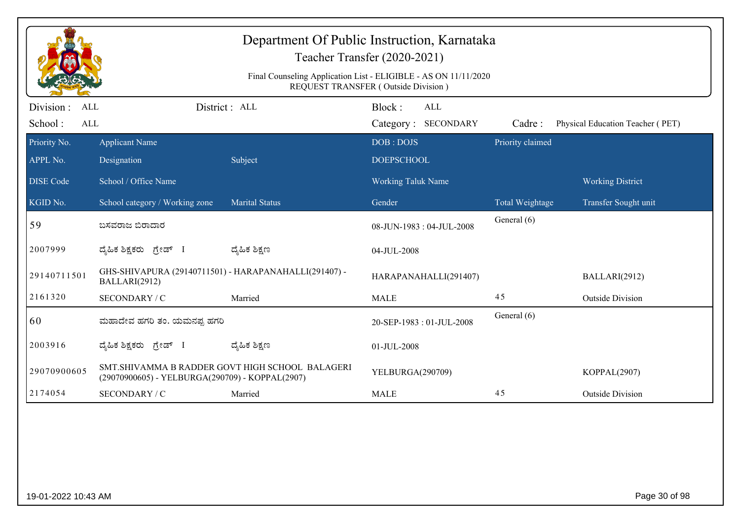# Department Of Public Instruction, Karnataka

## Teacher Transfer (2020-2021)

Final Counseling Application List - ELIGIBLE - AS ON 11/11/2020
REQUEST TRANSFER ( Outside Division )

Division : ALL | District : ALL | Block : ALL
School : ALL | Category : SECONDARY | Cadre : Physical Education Teacher ( PET)

| Priority No. / APPL No. / DISE Code / KGID No. | Applicant Name / Designation / School / Office Name / School category / Working zone | Subject / Marital Status | DOB : DOJS / DOEPSCHOOL / Working Taluk Name / Gender | Priority claimed / Total Weightage | Working District / Transfer Sought unit |
|---|---|---|---|---|---|
| 59 | ಬಸವರಾಜ ಬಿರಾದಾರ | | 08-JUN-1983 : 04-JUL-2008 | General (6) | |
| 2007999 | ದೈಹಿಕ ಶಿಕ್ಷಕರು ಗ್ರೇಡ್ I | ದೈಹಿಕ ಶಿಕ್ಷಣ | 04-JUL-2008 | | |
| 29140711501 | GHS-SHIVAPURA (29140711501) - HARAPANAHALLI(291407) - BALLARI(2912) | | HARAPANAHALLI(291407) | | BALLARI(2912) |
| 2161320 | SECONDARY / C | Married | MALE | 45 | Outside Division |
| 60 | ಮಹಾದೇವ ಹಗರಿ ತಂ. ಯಮನಪ್ಪ ಹಗರಿ | | 20-SEP-1983 : 01-JUL-2008 | General (6) | |
| 2003916 | ದೈಹಿಕ ಶಿಕ್ಷಕರು ಗ್ರೇಡ್ I | ದೈಹಿಕ ಶಿಕ್ಷಣ | 01-JUL-2008 | | |
| 29070900605 | SMT.SHIVAMMA B RADDER GOVT HIGH SCHOOL BALAGERI (29070900605) - YELBURGA(290709) - KOPPAL(2907) | | YELBURGA(290709) | | KOPPAL(2907) |
| 2174054 | SECONDARY / C | Married | MALE | 45 | Outside Division |

19-01-2022 10:43 AM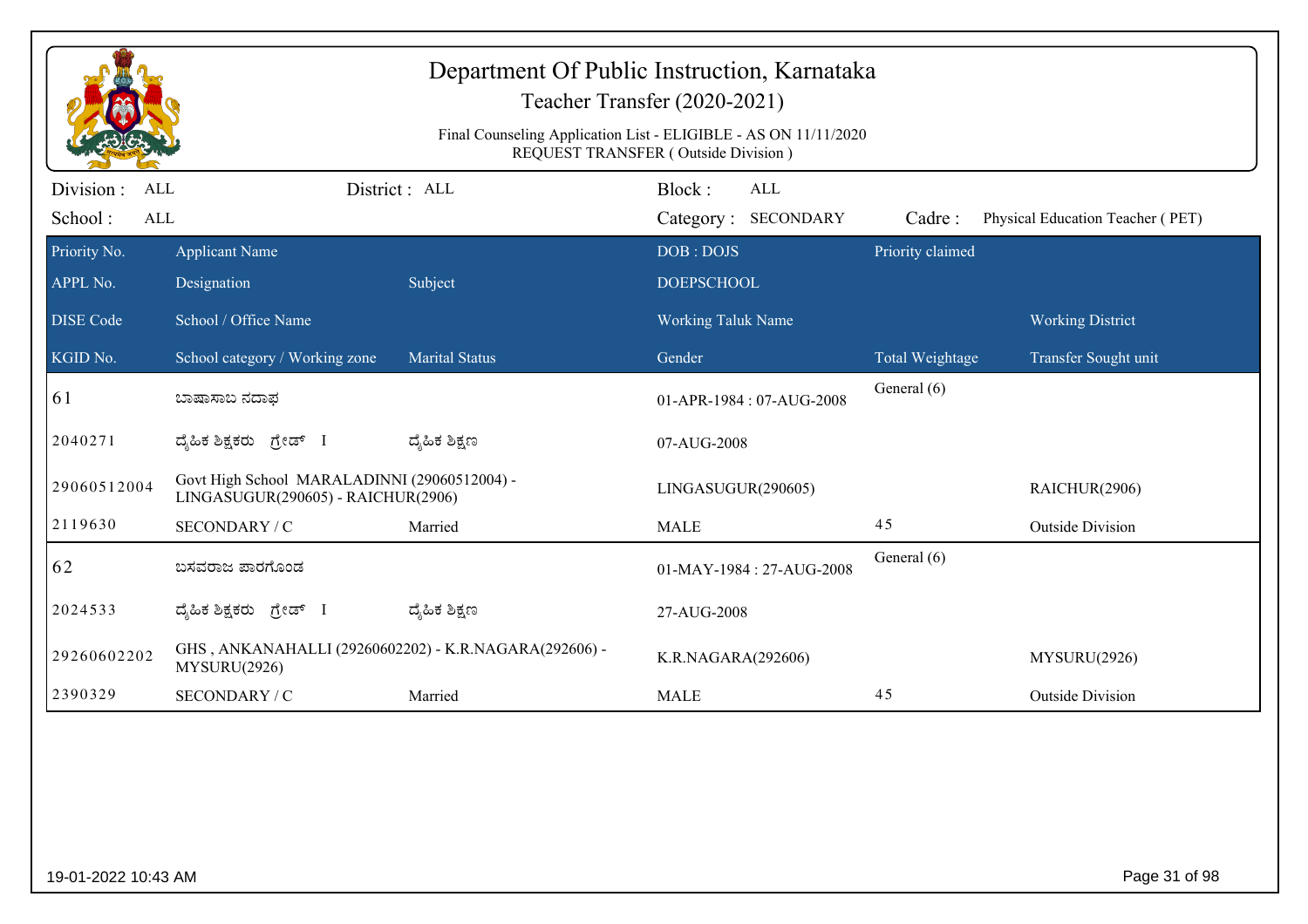# Department Of Public Instruction, Karnataka

## Teacher Transfer (2020-2021)

Final Counseling Application List - ELIGIBLE - AS ON 11/11/2020
REQUEST TRANSFER ( Outside Division )

Division : ALL    District : ALL    Block : ALL
School : ALL    Category : SECONDARY    Cadre : Physical Education Teacher ( PET)

| Priority No. / APPL No. / DISE Code / KGID No. | Applicant Name / Designation / School / Office Name / School category / Working zone | Subject / Marital Status | DOB : DOJS / DOEPSCHOOL / Working Taluk Name / Gender | Priority claimed / Total Weightage | Working District / Transfer Sought unit |
|---|---|---|---|---|---|
| 61 | ಬಾಷಾಸಾಬ ನದಾಫ | | 01-APR-1984 : 07-AUG-2008 | General (6) | |
| 2040271 | ದೈಹಿಕ ಶಿಕ್ಷಕರು ಗ್ರೇಡ್ I | ದೈಹಿಕ ಶಿಕ್ಷಣ | 07-AUG-2008 | | |
| 29060512004 | Govt High School MARALADINNI (29060512004) - LINGASUGUR(290605) - RAICHUR(2906) | | LINGASUGUR(290605) | | RAICHUR(2906) |
| 2119630 | SECONDARY / C | Married | MALE | 45 | Outside Division |
| 62 | ಬಸವರಾಜ ಪಾರಗೊಂಡ | | 01-MAY-1984 : 27-AUG-2008 | General (6) | |
| 2024533 | ದೈಹಿಕ ಶಿಕ್ಷಕರು ಗ್ರೇಡ್ I | ದೈಹಿಕ ಶಿಕ್ಷಣ | 27-AUG-2008 | | |
| 29260602202 | GHS , ANKANAHALLI (29260602202) - K.R.NAGARA(292606) - MYSURU(2926) | | K.R.NAGARA(292606) | | MYSURU(2926) |
| 2390329 | SECONDARY / C | Married | MALE | 45 | Outside Division |

19-01-2022 10:43 AM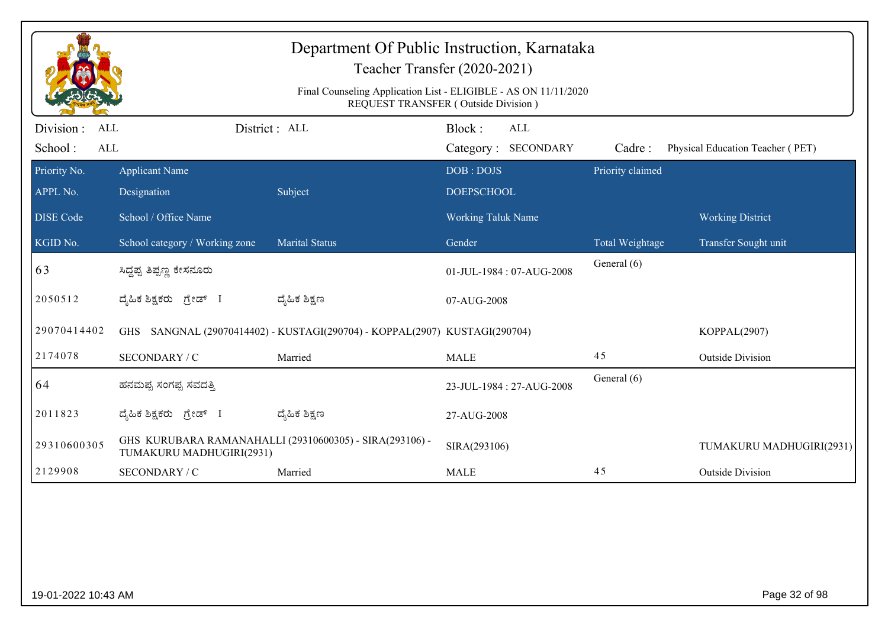# Department Of Public Instruction, Karnataka

## Teacher Transfer (2020-2021)

Final Counseling Application List - ELIGIBLE - AS ON 11/11/2020
REQUEST TRANSFER ( Outside Division )

Division : ALL | District : ALL | Block : ALL
School : ALL | Category : SECONDARY | Cadre : Physical Education Teacher ( PET)

| Priority No. / APPL No. / DISE Code / KGID No. | Applicant Name / Designation / School / Office Name / School category / Working zone | Subject / Marital Status | DOB : DOJS / DOEPSCHOOL / Working Taluk Name / Gender | Priority claimed / Total Weightage | Working District / Transfer Sought unit |
|---|---|---|---|---|---|
| 63 | ಸಿದ್ದಪ್ಪ ತಿಪ್ಪಣ್ಣ ಕೇಸನೂರು | | 01-JUL-1984 : 07-AUG-2008 | General (6) | |
| 2050512 | ದೈಹಿಕ ಶಿಕ್ಷಕರು ಗ್ರೇಡ್ I | ದೈಹಿಕ ಶಿಕ್ಷಣ | 07-AUG-2008 | | |
| 29070414402 | GHS SANGNAL (29070414402) - KUSTAGI(290704) - KOPPAL(2907) | | KUSTAGI(290704) | | KOPPAL(2907) |
| 2174078 | SECONDARY / C | Married | MALE | 45 | Outside Division |
| 64 | ಹನಮಪ್ಪ ಸಂಗಪ್ಪ ಸವದತ್ತಿ | | 23-JUL-1984 : 27-AUG-2008 | General (6) | |
| 2011823 | ದೈಹಿಕ ಶಿಕ್ಷಕರು ಗ್ರೇಡ್ I | ದೈಹಿಕ ಶಿಕ್ಷಣ | 27-AUG-2008 | | |
| 29310600305 | GHS KURUBARA RAMANAHALLI (29310600305) - SIRA(293106) - TUMAKURU MADHUGIRI(2931) | | SIRA(293106) | | TUMAKURU MADHUGIRI(2931) |
| 2129908 | SECONDARY / C | Married | MALE | 45 | Outside Division |

19-01-2022 10:43 AM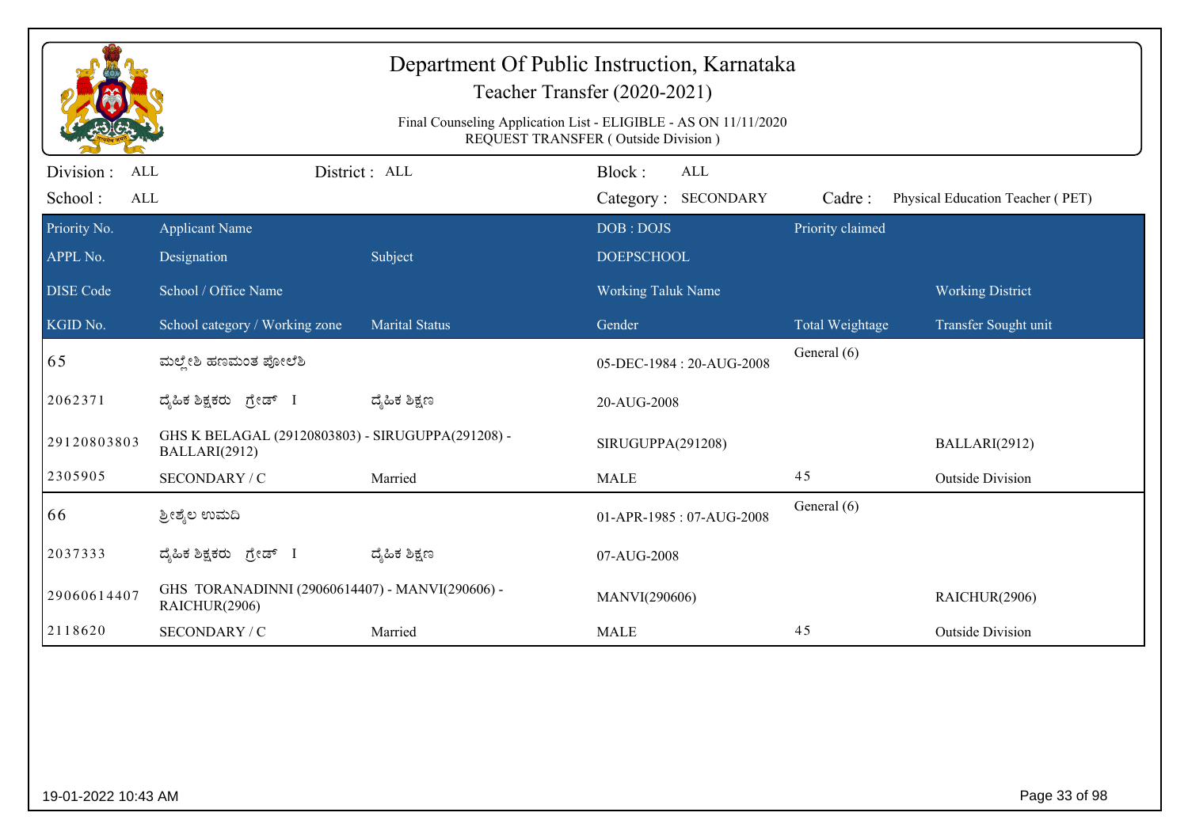# Department Of Public Instruction, Karnataka

## Teacher Transfer (2020-2021)

Final Counseling Application List - ELIGIBLE - AS ON 11/11/2020
REQUEST TRANSFER ( Outside Division )

Division : ALL District : ALL Block : ALL
School : ALL Category : SECONDARY Cadre : Physical Education Teacher ( PET)

| Priority No. / APPL No. / DISE Code / KGID No. | Applicant Name / Designation / School / Office Name / School category / Working zone | Subject / Marital Status | DOB : DOJS / DOEPSCHOOL / Working Taluk Name / Gender | Priority claimed / Total Weightage | Working District / Transfer Sought unit |
|---|---|---|---|---|---|
| 65 | ಮಲ್ಲೇಶಿ ಹಣಮಂತ ಪೋಲೆಶಿ | | 05-DEC-1984 : 20-AUG-2008 | General (6) | |
| 2062371 | ದೈಹಿಕ ಶಿಕ್ಷಕರು ಗ್ರೇಡ್ I | ದೈಹಿಕ ಶಿಕ್ಷಣ | 20-AUG-2008 | | |
| 29120803803 | GHS K BELAGAL (29120803803) - SIRUGUPPA(291208) - BALLARI(2912) | | SIRUGUPPA(291208) | | BALLARI(2912) |
| 2305905 | SECONDARY / C | Married | MALE | 45 | Outside Division |
| 66 | ಶ್ರೀಶೈಲ ಉಮದಿ | | 01-APR-1985 : 07-AUG-2008 | General (6) | |
| 2037333 | ದೈಹಿಕ ಶಿಕ್ಷಕರು ಗ್ರೇಡ್ I | ದೈಹಿಕ ಶಿಕ್ಷಣ | 07-AUG-2008 | | |
| 29060614407 | GHS TORANADINNI (29060614407) - MANVI(290606) - RAICHUR(2906) | | MANVI(290606) | | RAICHUR(2906) |
| 2118620 | SECONDARY / C | Married | MALE | 45 | Outside Division |

19-01-2022 10:43 AM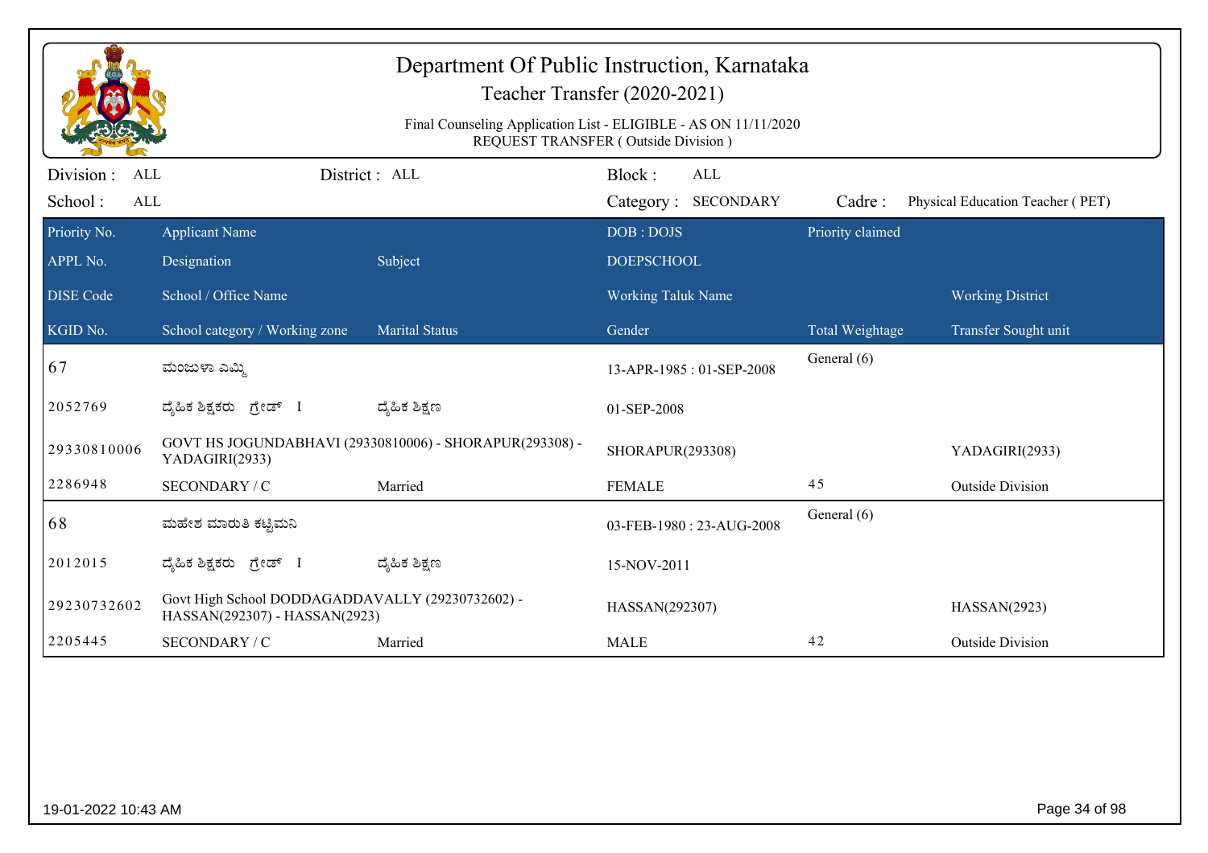# Department Of Public Instruction, Karnataka

## Teacher Transfer (2020-2021)

Final Counseling Application List - ELIGIBLE - AS ON 11/11/2020
REQUEST TRANSFER ( Outside Division )

| Division : ALL | District : ALL | Block : ALL | |
|---|---|---|---|
| School : ALL | | Category : SECONDARY | Cadre : Physical Education Teacher ( PET) |

| Priority No. | Applicant Name | | DOB : DOJS | Priority claimed | |
|---|---|---|---|---|---|
| APPL No. | Designation | Subject | DOEPSCHOOL | | |
| DISE Code | School / Office Name | | Working Taluk Name | | Working District |
| KGID No. | School category / Working zone | Marital Status | Gender | Total Weightage | Transfer Sought unit |
| 67 | ಮಂಜುಳಾ ಎಮ್ಮಿ | | 13-APR-1985 : 01-SEP-2008 | General (6) | |
| 2052769 | ದೈಹಿಕ ಶಿಕ್ಷಕರು ಗ್ರೇಡ್ I | ದೈಹಿಕ ಶಿಕ್ಷಣ | 01-SEP-2008 | | |
| 29330810006 | GOVT HS JOGUNDABHAVI (29330810006) - SHORAPUR(293308) - YADAGIRI(2933) | | SHORAPUR(293308) | | YADAGIRI(2933) |
| 2286948 | SECONDARY / C | Married | FEMALE | 45 | Outside Division |
| 68 | ಮಹೇಶ ಮಾರುತಿ ಕಟ್ಟಿಮನಿ | | 03-FEB-1980 : 23-AUG-2008 | General (6) | |
| 2012015 | ದೈಹಿಕ ಶಿಕ್ಷಕರು ಗ್ರೇಡ್ I | ದೈಹಿಕ ಶಿಕ್ಷಣ | 15-NOV-2011 | | |
| 29230732602 | Govt High School DODDAGADDAVALLY (29230732602) - HASSAN(292307) - HASSAN(2923) | | HASSAN(292307) | | HASSAN(2923) |
| 2205445 | SECONDARY / C | Married | MALE | 42 | Outside Division |

19-01-2022 10:43 AM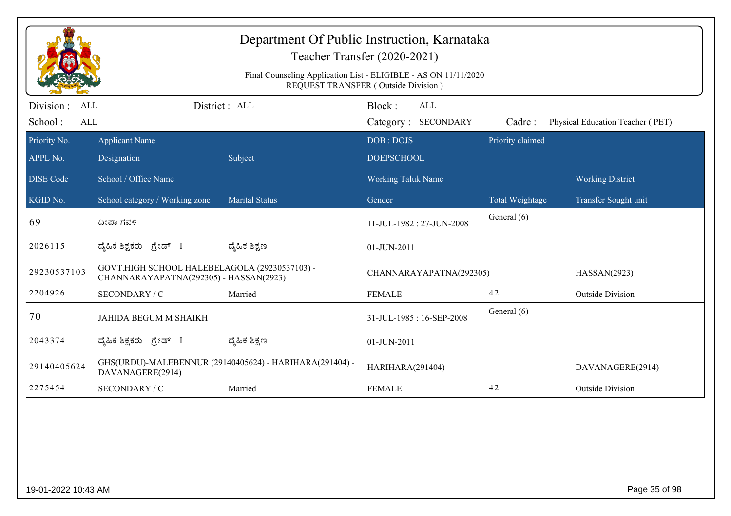# Department Of Public Instruction, Karnataka

## Teacher Transfer (2020-2021)

Final Counseling Application List - ELIGIBLE - AS ON 11/11/2020
REQUEST TRANSFER ( Outside Division )

Division : ALL　　District : ALL　　Block : ALL

School : ALL　　Category : SECONDARY　　Cadre : Physical Education Teacher ( PET)

| Priority No. / APPL No. / DISE Code / KGID No. | Applicant Name / Designation / School / Office Name / School category / Working zone | Subject / Marital Status | DOB : DOJS / DOEPSCHOOL / Working Taluk Name / Gender | Priority claimed / Total Weightage | Working District / Transfer Sought unit |
|---|---|---|---|---|---|
| 69 | ದೀಪಾ ಗವಳಿ | | 11-JUL-1982 : 27-JUN-2008 | General (6) | |
| 2026115 | ದೈಹಿಕ ಶಿಕ್ಷಕರು ಗ್ರೇಡ್ I | ದೈಹಿಕ ಶಿಕ್ಷಣ | 01-JUN-2011 | | |
| 29230537103 | GOVT.HIGH SCHOOL HALEBELAGOLA (29230537103) - CHANNARAYAPATNA(292305) - HASSAN(2923) | | CHANNARAYAPATNA(292305) | | HASSAN(2923) |
| 2204926 | SECONDARY / C | Married | FEMALE | 42 | Outside Division |
| 70 | JAHIDA BEGUM M SHAIKH | | 31-JUL-1985 : 16-SEP-2008 | General (6) | |
| 2043374 | ದೈಹಿಕ ಶಿಕ್ಷಕರು ಗ್ರೇಡ್ I | ದೈಹಿಕ ಶಿಕ್ಷಣ | 01-JUN-2011 | | |
| 29140405624 | GHS(URDU)-MALEBENNUR (29140405624) - HARIHARA(291404) - DAVANAGERE(2914) | | HARIHARA(291404) | | DAVANAGERE(2914) |
| 2275454 | SECONDARY / C | Married | FEMALE | 42 | Outside Division |

19-01-2022 10:43 AM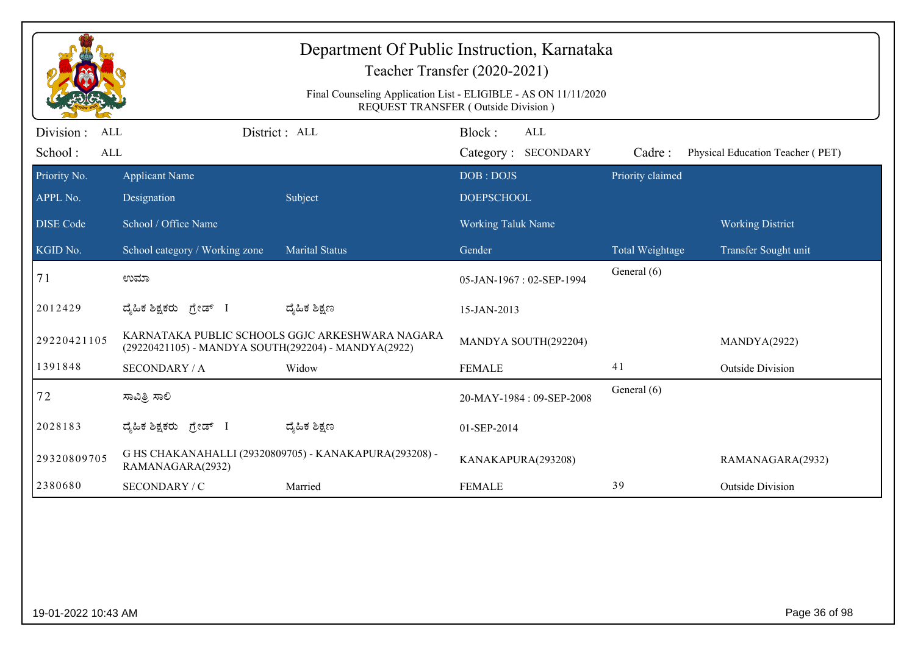# Department Of Public Instruction, Karnataka

## Teacher Transfer (2020-2021)

Final Counseling Application List - ELIGIBLE - AS ON 11/11/2020
REQUEST TRANSFER ( Outside Division )

Division : ALL | District : ALL | Block : ALL
School : ALL | Category : SECONDARY | Cadre : Physical Education Teacher ( PET)

| Priority No. / APPL No. / DISE Code / KGID No. | Applicant Name / Designation / School / Office Name / School category / Working zone | Subject / Marital Status | DOB : DOJS / DOEPSCHOOL / Working Taluk Name / Gender | Priority claimed / Total Weightage | Working District / Transfer Sought unit |
|---|---|---|---|---|---|
| 71 | ಉಮಾ | | 05-JAN-1967 : 02-SEP-1994 | General (6) | |
| 2012429 | ದೈಹಿಕ ಶಿಕ್ಷಕರು ಗ್ರೇಡ್ I | ದೈಹಿಕ ಶಿಕ್ಷಣ | 15-JAN-2013 | | |
| 29220421105 | KARNATAKA PUBLIC SCHOOLS GGJC ARKESHWARA NAGARA (29220421105) - MANDYA SOUTH(292204) - MANDYA(2922) | | MANDYA SOUTH(292204) | | MANDYA(2922) |
| 1391848 | SECONDARY / A | Widow | FEMALE | 41 | Outside Division |
| 72 | ಸಾವಿತ್ರಿ ಸಾಲಿ | | 20-MAY-1984 : 09-SEP-2008 | General (6) | |
| 2028183 | ದೈಹಿಕ ಶಿಕ್ಷಕರು ಗ್ರೇಡ್ I | ದೈಹಿಕ ಶಿಕ್ಷಣ | 01-SEP-2014 | | |
| 29320809705 | G HS CHAKANAHALLI (29320809705) - KANAKAPURA(293208) - RAMANAGARA(2932) | | KANAKAPURA(293208) | | RAMANAGARA(2932) |
| 2380680 | SECONDARY / C | Married | FEMALE | 39 | Outside Division |

19-01-2022 10:43 AM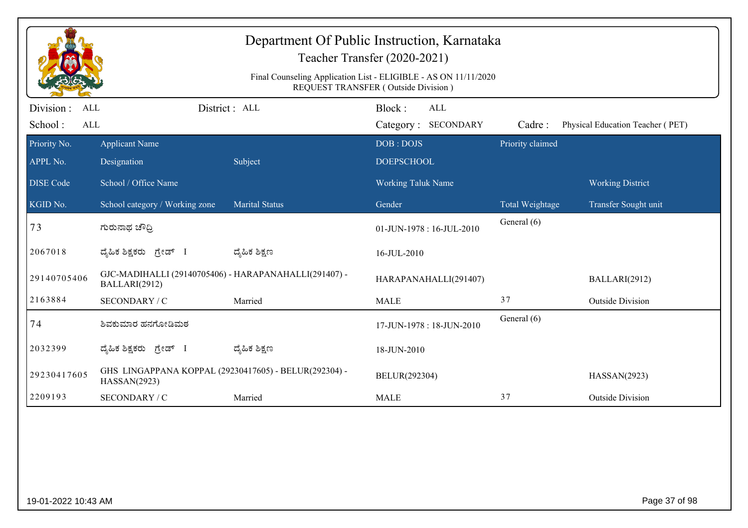# Department Of Public Instruction, Karnataka

## Teacher Transfer (2020-2021)

Final Counseling Application List - ELIGIBLE - AS ON 11/11/2020
REQUEST TRANSFER ( Outside Division )

Division : ALL | District : ALL | Block : ALL
School : ALL | Category : SECONDARY | Cadre : Physical Education Teacher ( PET)

| Priority No. / APPL No. / DISE Code / KGID No. | Applicant Name / Designation / School / Office Name / School category / Working zone | Subject / Marital Status | DOB : DOJS / DOEPSCHOOL / Working Taluk Name / Gender | Priority claimed / Total Weightage | Working District / Transfer Sought unit |
|---|---|---|---|---|---|
| 73 | ಗುರುನಾಥ ಚೌದ್ರಿ | | 01-JUN-1978 : 16-JUL-2010 | General (6) | |
| 2067018 | ದೈಹಿಕ ಶಿಕ್ಷಕರು ಗ್ರೇಡ್ I | ದೈಹಿಕ ಶಿಕ್ಷಣ | 16-JUL-2010 | | |
| 29140705406 | GJC-MADIHALLI (29140705406) - HARAPANAHALLI(291407) - BALLARI(2912) | | HARAPANAHALLI(291407) | | BALLARI(2912) |
| 2163884 | SECONDARY / C | Married | MALE | 37 | Outside Division |
| 74 | ಶಿವಕುಮಾರ ಹನಗೋಡಿಮಠ | | 17-JUN-1978 : 18-JUN-2010 | General (6) | |
| 2032399 | ದೈಹಿಕ ಶಿಕ್ಷಕರು ಗ್ರೇಡ್ I | ದೈಹಿಕ ಶಿಕ್ಷಣ | 18-JUN-2010 | | |
| 29230417605 | GHS LINGAPPANA KOPPAL (29230417605) - BELUR(292304) - HASSAN(2923) | | BELUR(292304) | | HASSAN(2923) |
| 2209193 | SECONDARY / C | Married | MALE | 37 | Outside Division |

19-01-2022 10:43 AM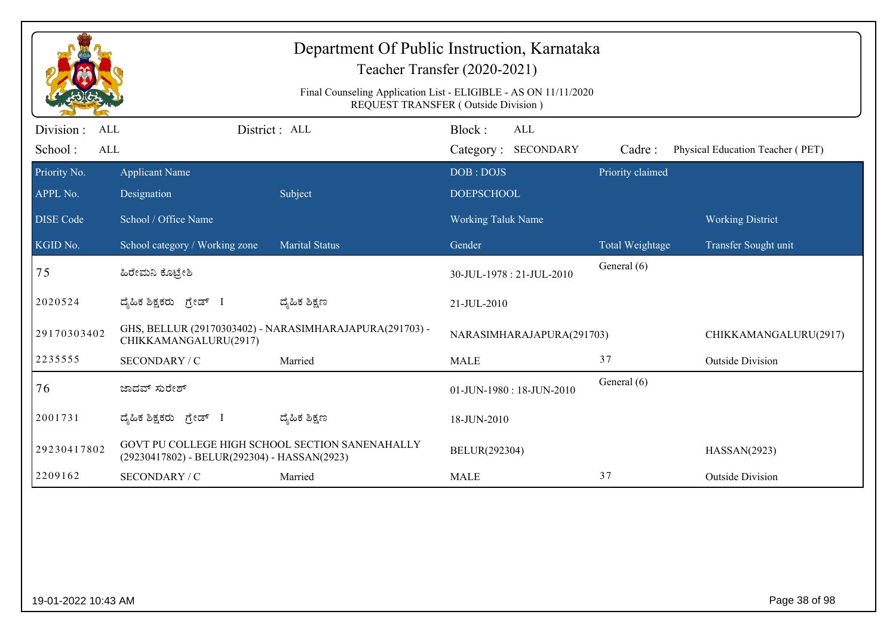# Department Of Public Instruction, Karnataka

## Teacher Transfer (2020-2021)

Final Counseling Application List - ELIGIBLE - AS ON 11/11/2020
REQUEST TRANSFER ( Outside Division )

Division : ALL | District : ALL | Block : ALL
School : ALL | Category : SECONDARY | Cadre : Physical Education Teacher ( PET)

| Priority No. / APPL No. / DISE Code / KGID No. | Applicant Name / Designation / School / Office Name / School category / Working zone | Subject / Marital Status | DOB : DOJS / DOEPSCHOOL / Working Taluk Name / Gender | Priority claimed / Total Weightage | Working District / Transfer Sought unit |
|---|---|---|---|---|---|
| 75 | ಹಿರೇಮನಿ ಕೊಟ್ರೇಶಿ | | 30-JUL-1978 : 21-JUL-2010 | General (6) | |
| 2020524 | ದೈಹಿಕ ಶಿಕ್ಷಕರು ಗ್ರೇಡ್ I | ದೈಹಿಕ ಶಿಕ್ಷಣ | 21-JUL-2010 | | |
| 29170303402 | GHS, BELLUR (29170303402) - NARASIMHARAJAPURA(291703) - CHIKKAMANGALURU(2917) | | NARASIMHARAJAPURA(291703) | | CHIKKAMANGALURU(2917) |
| 2235555 | SECONDARY / C | Married | MALE | 37 | Outside Division |
| 76 | ಜಾದವ್ ಸುರೇಶ್ | | 01-JUN-1980 : 18-JUN-2010 | General (6) | |
| 2001731 | ದೈಹಿಕ ಶಿಕ್ಷಕರು ಗ್ರೇಡ್ I | ದೈಹಿಕ ಶಿಕ್ಷಣ | 18-JUN-2010 | | |
| 29230417802 | GOVT PU COLLEGE HIGH SCHOOL SECTION SANENAHALLY (29230417802) - BELUR(292304) - HASSAN(2923) | | BELUR(292304) | | HASSAN(2923) |
| 2209162 | SECONDARY / C | Married | MALE | 37 | Outside Division |

19-01-2022 10:43 AM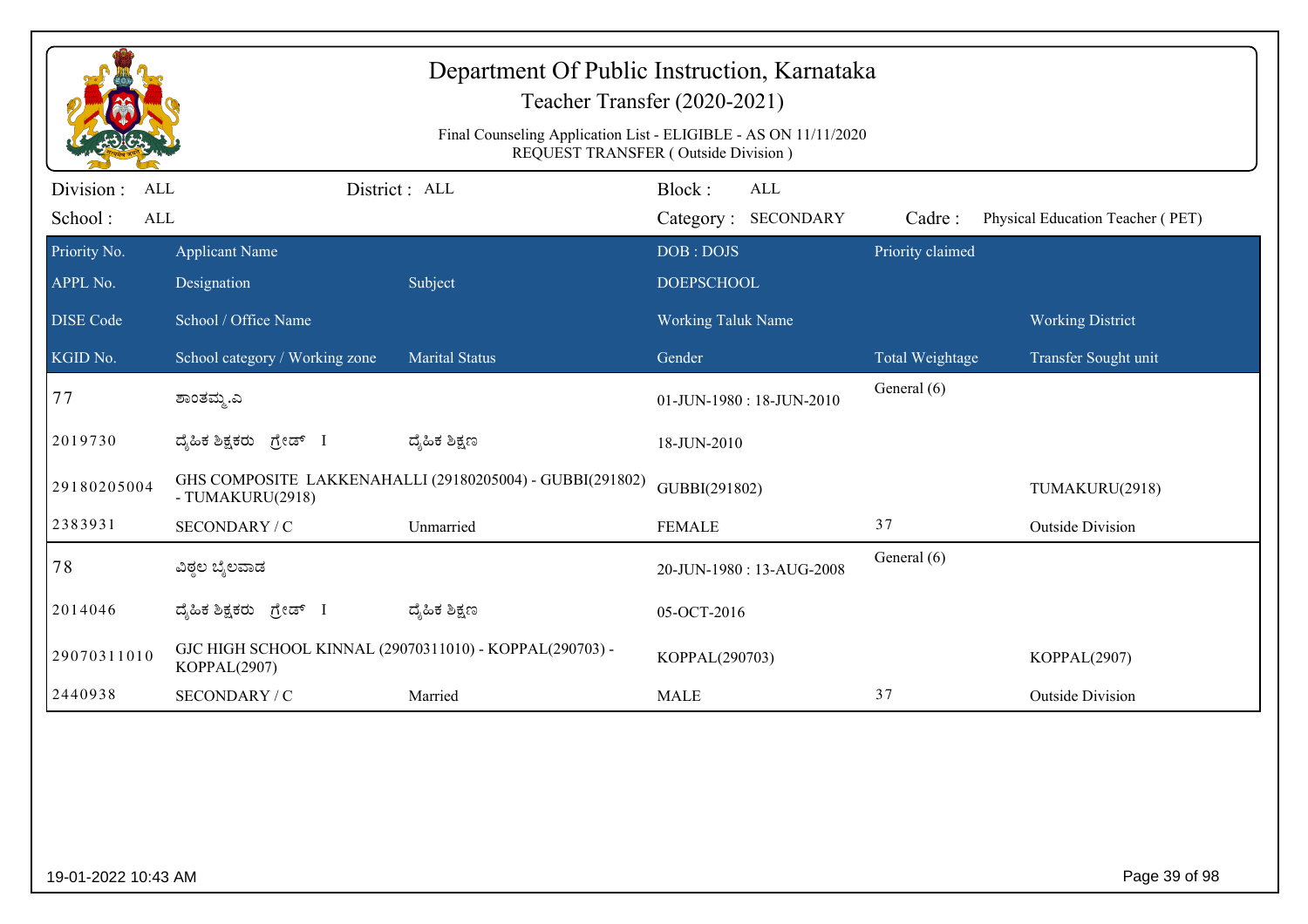# Department Of Public Instruction, Karnataka

## Teacher Transfer (2020-2021)

Final Counseling Application List - ELIGIBLE - AS ON 11/11/2020
REQUEST TRANSFER ( Outside Division )

Division : ALL | District : ALL | Block : ALL
School : ALL | Category : SECONDARY | Cadre : Physical Education Teacher ( PET)

| Priority No. / APPL No. / DISE Code / KGID No. | Applicant Name / Designation / School / Office Name / School category / Working zone | Subject / Marital Status | DOB : DOJS / DOEPSCHOOL / Working Taluk Name / Gender | Priority claimed / Total Weightage | Working District / Transfer Sought unit |
|---|---|---|---|---|---|
| 77 | ಶಾಂತಮ್ಮ.ಎ | | 01-JUN-1980 : 18-JUN-2010 | General (6) | |
| 2019730 | ದೈಹಿಕ ಶಿಕ್ಷಕರು ಗ್ರೇಡ್ I | ದೈಹಿಕ ಶಿಕ್ಷಣ | 18-JUN-2010 | | |
| 29180205004 | GHS COMPOSITE LAKKENAHALLI (29180205004) - GUBBI(291802) - TUMAKURU(2918) | | GUBBI(291802) | | TUMAKURU(2918) |
| 2383931 | SECONDARY / C | Unmarried | FEMALE | 37 | Outside Division |
| 78 | ವಿಠ್ಠಲ ಬೈಲವಾಡ | | 20-JUN-1980 : 13-AUG-2008 | General (6) | |
| 2014046 | ದೈಹಿಕ ಶಿಕ್ಷಕರು ಗ್ರೇಡ್ I | ದೈಹಿಕ ಶಿಕ್ಷಣ | 05-OCT-2016 | | |
| 29070311010 | GJC HIGH SCHOOL KINNAL (29070311010) - KOPPAL(290703) - KOPPAL(2907) | | KOPPAL(290703) | | KOPPAL(2907) |
| 2440938 | SECONDARY / C | Married | MALE | 37 | Outside Division |

19-01-2022 10:43 AM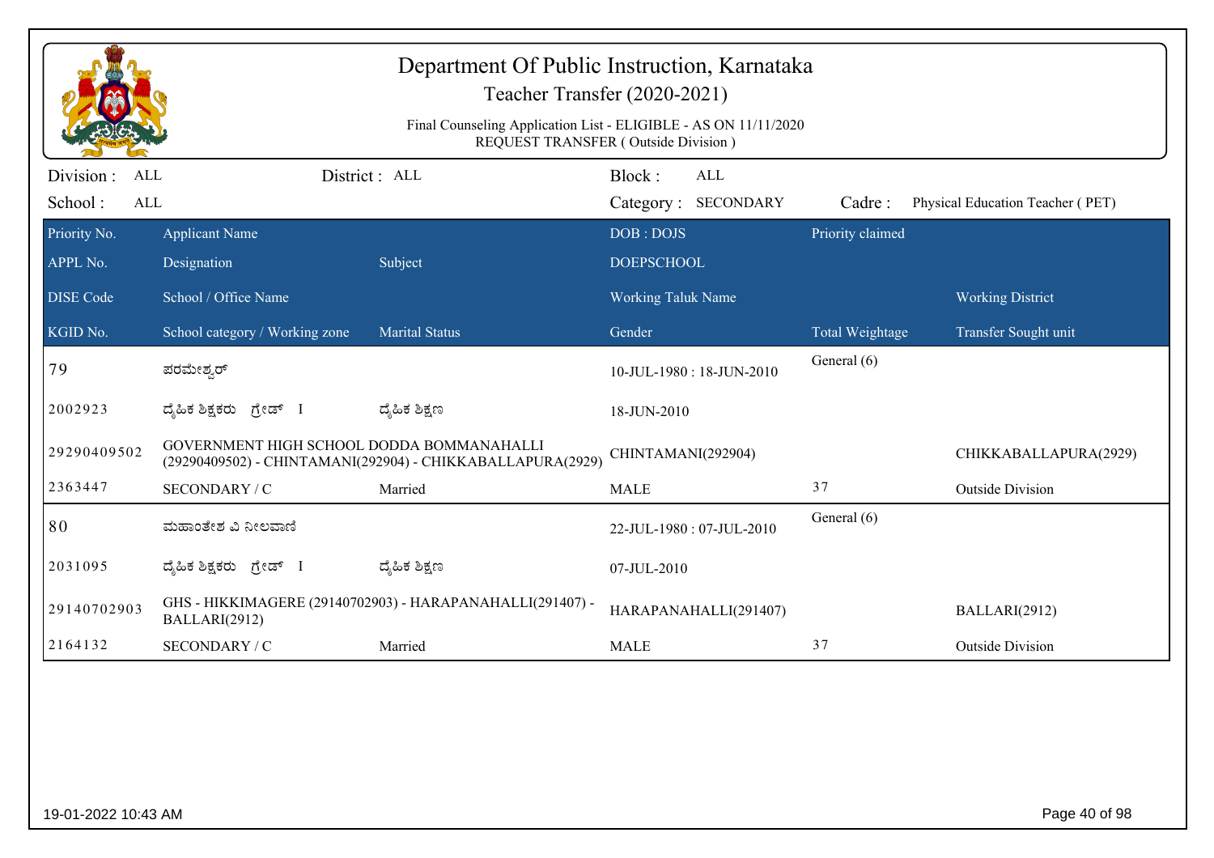# Department Of Public Instruction, Karnataka

## Teacher Transfer (2020-2021)

Final Counseling Application List - ELIGIBLE - AS ON 11/11/2020
REQUEST TRANSFER ( Outside Division )

Division : ALL | District : ALL | Block : ALL
School : ALL | Category : SECONDARY | Cadre : Physical Education Teacher ( PET)

| Priority No. / APPL No. / DISE Code / KGID No. | Applicant Name / Designation / School / Office Name / School category / Working zone | Subject / Marital Status | DOB : DOJS / DOEPSCHOOL / Working Taluk Name / Gender | Priority claimed / Total Weightage | Working District / Transfer Sought unit |
|---|---|---|---|---|---|
| 79 | ಪರಮೇಶ್ವರ್ | | 10-JUL-1980 : 18-JUN-2010 | General (6) | |
| 2002923 | ದೈಹಿಕ ಶಿಕ್ಷಕರು ಗ್ರೇಡ್ I | ದೈಹಿಕ ಶಿಕ್ಷಣ | 18-JUN-2010 | | |
| 29290409502 | GOVERNMENT HIGH SCHOOL DODDA BOMMANAHALLI (29290409502) - CHINTAMANI(292904) - CHIKKABALLAPURA(2929) | | CHINTAMANI(292904) | | CHIKKABALLAPURA(2929) |
| 2363447 | SECONDARY / C | Married | MALE | 37 | Outside Division |
| 80 | ಮಹಾಂತೇಶ ಏ ನೀಲವಾಣಿ | | 22-JUL-1980 : 07-JUL-2010 | General (6) | |
| 2031095 | ದೈಹಿಕ ಶಿಕ್ಷಕರು ಗ್ರೇಡ್ I | ದೈಹಿಕ ಶಿಕ್ಷಣ | 07-JUL-2010 | | |
| 29140702903 | GHS - HIKKIMAGERE (29140702903) - HARAPANAHALLI(291407) - BALLARI(2912) | | HARAPANAHALLI(291407) | | BALLARI(2912) |
| 2164132 | SECONDARY / C | Married | MALE | 37 | Outside Division |

19-01-2022 10:43 AM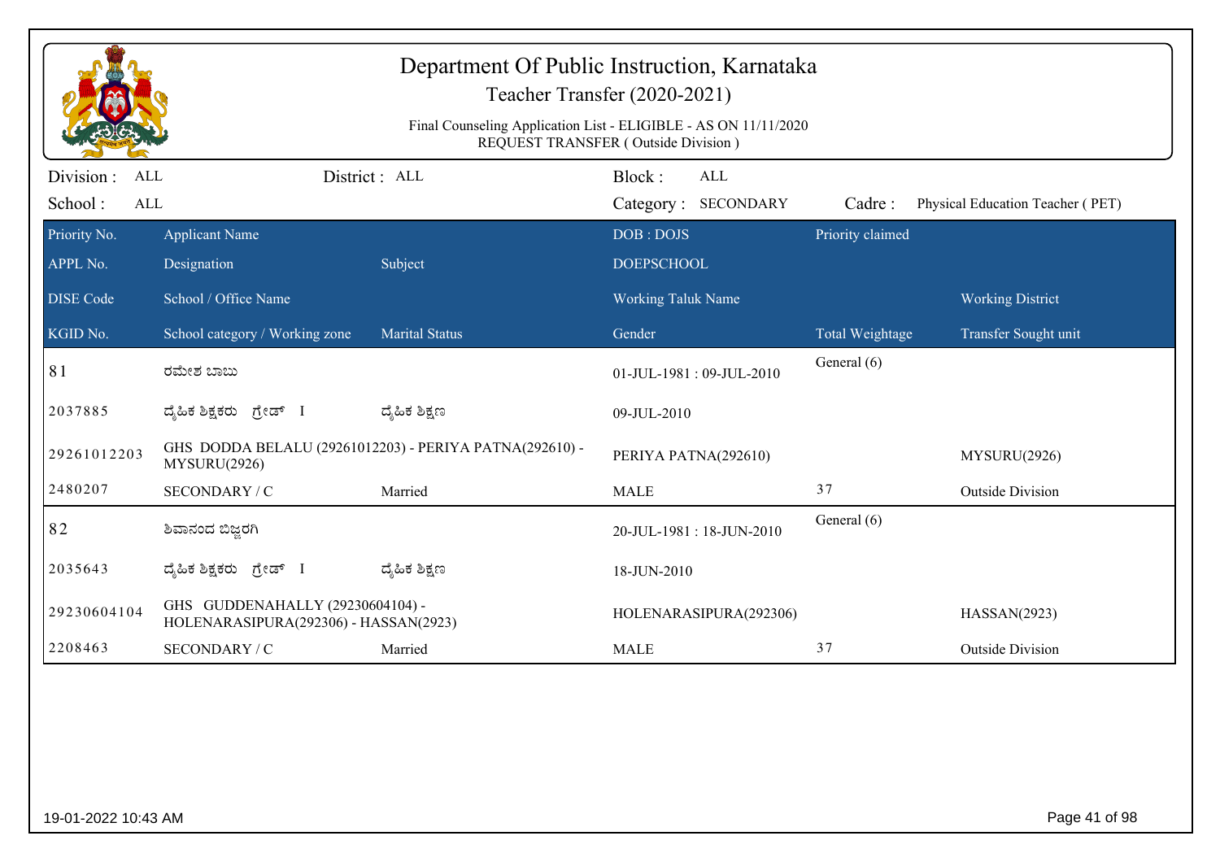# Department Of Public Instruction, Karnataka

## Teacher Transfer (2020-2021)

Final Counseling Application List - ELIGIBLE - AS ON 11/11/2020
REQUEST TRANSFER ( Outside Division )

Division : ALL | District : ALL | Block : ALL
School : ALL | Category : SECONDARY | Cadre : Physical Education Teacher ( PET)

| Priority No. / APPL No. / DISE Code / KGID No. | Applicant Name / Designation / School / Office Name / School category / Working zone | Subject / Marital Status | DOB : DOJS / DOEPSCHOOL / Working Taluk Name / Gender | Priority claimed / Total Weightage | Working District / Transfer Sought unit |
|---|---|---|---|---|---|
| 81 | ರಮೇಶ ಬಾಬು | | 01-JUL-1981 : 09-JUL-2010 | General (6) | |
| 2037885 | ದೈಹಿಕ ಶಿಕ್ಷಕರು ಗ್ರೇಡ್ I | ದೈಹಿಕ ಶಿಕ್ಷಣ | 09-JUL-2010 | | |
| 29261012203 | GHS DODDA BELALU (29261012203) - PERIYA PATNA(292610) - MYSURU(2926) | | PERIYA PATNA(292610) | | MYSURU(2926) |
| 2480207 | SECONDARY / C | Married | MALE | 37 | Outside Division |
| 82 | ಶಿವಾನಂದ ಬಿಜ್ಜರಗಿ | | 20-JUL-1981 : 18-JUN-2010 | General (6) | |
| 2035643 | ದೈಹಿಕ ಶಿಕ್ಷಕರು ಗ್ರೇಡ್ I | ದೈಹಿಕ ಶಿಕ್ಷಣ | 18-JUN-2010 | | |
| 29230604104 | GHS GUDDENAHALLY (29230604104) - HOLENARASIPURA(292306) - HASSAN(2923) | | HOLENARASIPURA(292306) | | HASSAN(2923) |
| 2208463 | SECONDARY / C | Married | MALE | 37 | Outside Division |

19-01-2022 10:43 AM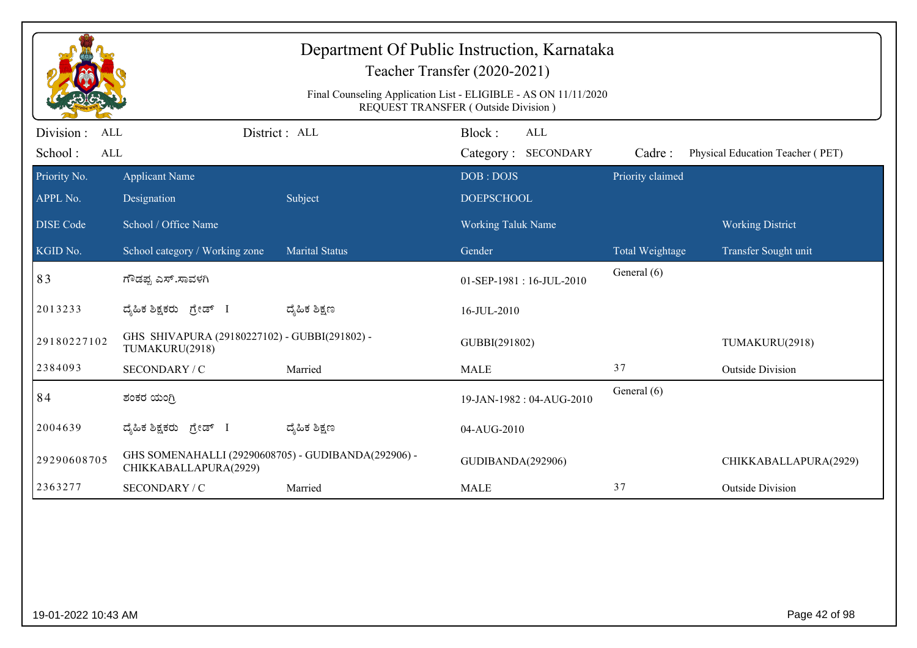# Department Of Public Instruction, Karnataka

## Teacher Transfer (2020-2021)

Final Counseling Application List - ELIGIBLE - AS ON 11/11/2020
REQUEST TRANSFER ( Outside Division )

Division : ALL | District : ALL | Block : ALL
School : ALL | Category : SECONDARY | Cadre : Physical Education Teacher ( PET)

| Priority No. / APPL No. / DISE Code / KGID No. | Applicant Name / Designation / School / Office Name / School category / Working zone | Subject / Marital Status | DOB : DOJS / DOEPSCHOOL / Working Taluk Name / Gender | Priority claimed / Total Weightage | Working District / Transfer Sought unit |
|---|---|---|---|---|---|
| 83 | ಗೌಡಪ್ಪ ಎಸ್.ಸಾವಳಗಿ | | 01-SEP-1981 : 16-JUL-2010 | General (6) | |
| 2013233 | ದೈಹಿಕ ಶಿಕ್ಷಕರು ಗ್ರೇಡ್ I | ದೈಹಿಕ ಶಿಕ್ಷಣ | 16-JUL-2010 | | |
| 29180227102 | GHS SHIVAPURA (29180227102) - GUBBI(291802) - TUMAKURU(2918) | | GUBBI(291802) | | TUMAKURU(2918) |
| 2384093 | SECONDARY / C | Married | MALE | 37 | Outside Division |
| 84 | ಶಂಕರ ಯಂಗ್ರಿ | | 19-JAN-1982 : 04-AUG-2010 | General (6) | |
| 2004639 | ದೈಹಿಕ ಶಿಕ್ಷಕರು ಗ್ರೇಡ್ I | ದೈಹಿಕ ಶಿಕ್ಷಣ | 04-AUG-2010 | | |
| 29290608705 | GHS SOMENAHALLI (29290608705) - GUDIBANDA(292906) - CHIKKABALLAPURA(2929) | | GUDIBANDA(292906) | | CHIKKABALLAPURA(2929) |
| 2363277 | SECONDARY / C | Married | MALE | 37 | Outside Division |

19-01-2022 10:43 AM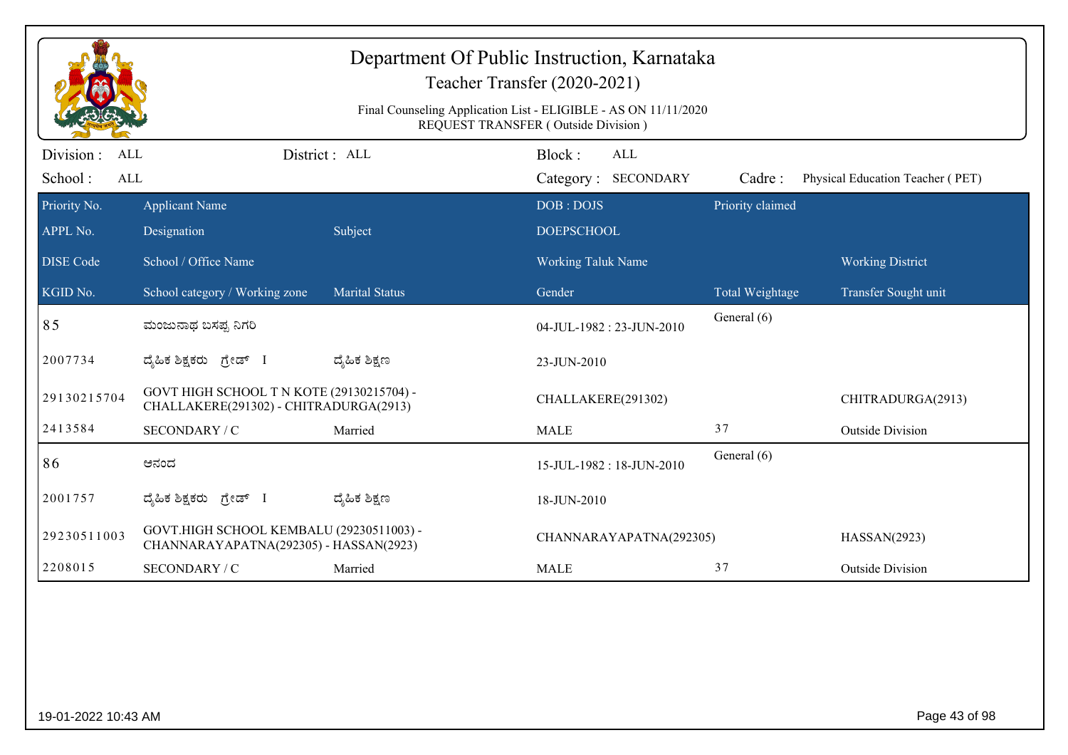# Department Of Public Instruction, Karnataka

## Teacher Transfer (2020-2021)

Final Counseling Application List - ELIGIBLE - AS ON 11/11/2020
REQUEST TRANSFER ( Outside Division )

Division : ALL | District : ALL | Block : ALL
School : ALL | Category : SECONDARY | Cadre : Physical Education Teacher ( PET)

| Priority No. / APPL No. / DISE Code / KGID No. | Applicant Name / Designation / School / Office Name / School category / Working zone | Subject / Marital Status | DOB : DOJS / DOEPSCHOOL / Working Taluk Name / Gender | Priority claimed / Total Weightage | Working District / Transfer Sought unit |
|---|---|---|---|---|---|
| 85 | ಮಂಜುನಾಥ ಬಸಪ್ಪ ನಿಗರಿ | | 04-JUL-1982 : 23-JUN-2010 | General (6) | |
| 2007734 | ದೈಹಿಕ ಶಿಕ್ಷಕರು ಗ್ರೇಡ್ I | ದೈಹಿಕ ಶಿಕ್ಷಣ | 23-JUN-2010 | | |
| 29130215704 | GOVT HIGH SCHOOL T N KOTE (29130215704) - CHALLAKERE(291302) - CHITRADURGA(2913) | | CHALLAKERE(291302) | | CHITRADURGA(2913) |
| 2413584 | SECONDARY / C | Married | MALE | 37 | Outside Division |
| 86 | ಆನಂದ | | 15-JUL-1982 : 18-JUN-2010 | General (6) | |
| 2001757 | ದೈಹಿಕ ಶಿಕ್ಷಕರು ಗ್ರೇಡ್ I | ದೈಹಿಕ ಶಿಕ್ಷಣ | 18-JUN-2010 | | |
| 29230511003 | GOVT.HIGH SCHOOL KEMBALU (29230511003) - CHANNARAYAPATNA(292305) - HASSAN(2923) | | CHANNARAYAPATNA(292305) | | HASSAN(2923) |
| 2208015 | SECONDARY / C | Married | MALE | 37 | Outside Division |

19-01-2022 10:43 AM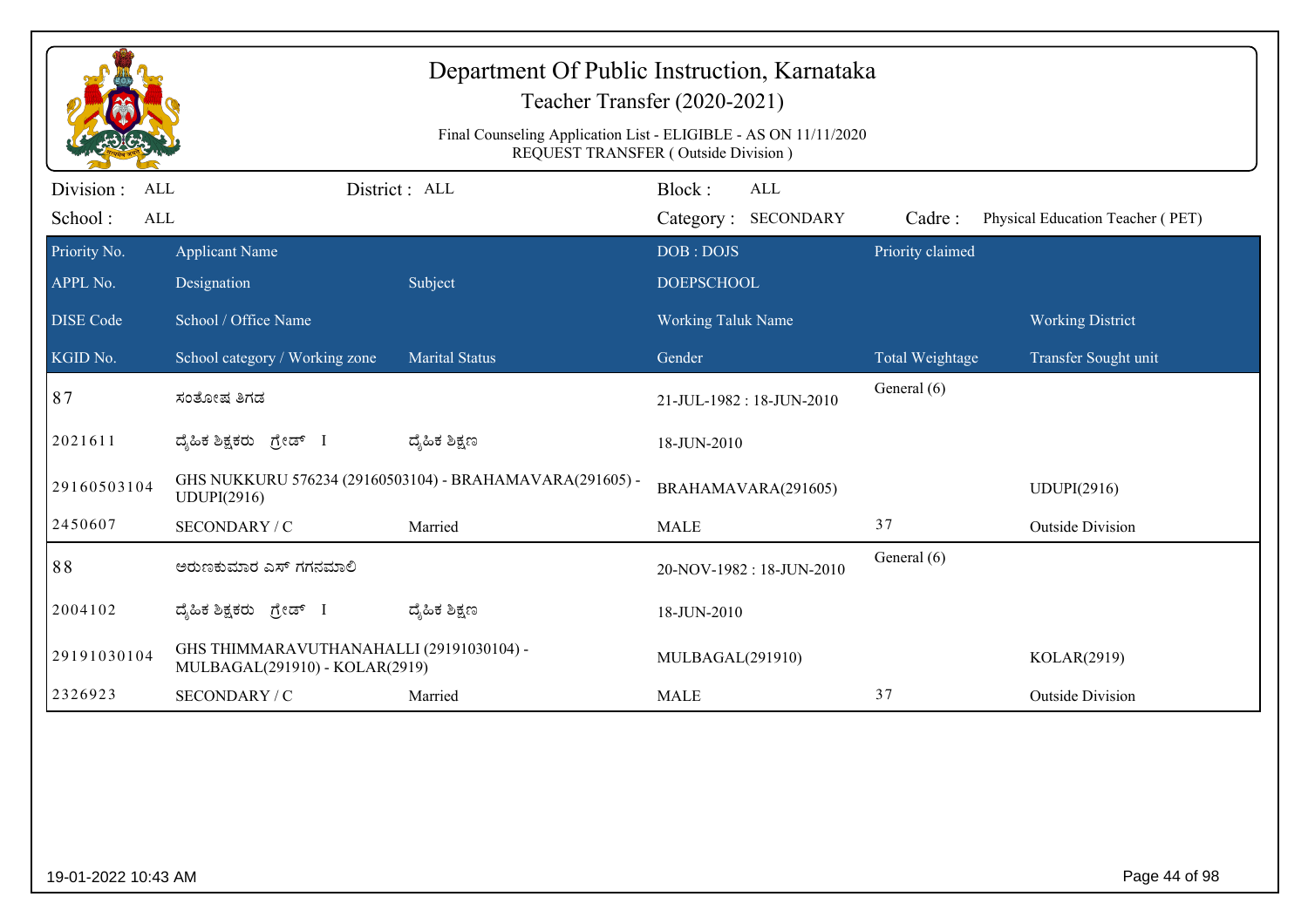# Department Of Public Instruction, Karnataka

Teacher Transfer (2020-2021)

Final Counseling Application List - ELIGIBLE - AS ON 11/11/2020
REQUEST TRANSFER ( Outside Division )

Division : ALL  District : ALL  Block : ALL
School : ALL  Category : SECONDARY  Cadre : Physical Education Teacher ( PET)

| Priority No. / APPL No. / DISE Code / KGID No. | Applicant Name / Designation / School / Office Name / School category / Working zone | Subject / Marital Status | DOB : DOJS / DOEPSCHOOL / Working Taluk Name / Gender | Priority claimed / Total Weightage | Working District / Transfer Sought unit |
|---|---|---|---|---|---|
| 87 | ಸಂತೋಷ ಶಿಗಡ | | 21-JUL-1982 : 18-JUN-2010 | General (6) | |
| 2021611 | ದೈಹಿಕ ಶಿಕ್ಷಕರು ಗ್ರೇಡ್ I | ದೈಹಿಕ ಶಿಕ್ಷಣ | 18-JUN-2010 | | |
| 29160503104 | GHS NUKKURU 576234 (29160503104) - BRAHAMAVARA(291605) - UDUPI(2916) | | BRAHAMAVARA(291605) | | UDUPI(2916) |
| 2450607 | SECONDARY / C | Married | MALE | 37 | Outside Division |
| 88 | ಅರುಣಕುಮಾರ ಎಸ್ ಗಗನಮಾಲಿ | | 20-NOV-1982 : 18-JUN-2010 | General (6) | |
| 2004102 | ದೈಹಿಕ ಶಿಕ್ಷಕರು ಗ್ರೇಡ್ I | ದೈಹಿಕ ಶಿಕ್ಷಣ | 18-JUN-2010 | | |
| 29191030104 | GHS THIMMARAVUTHANAHALLI (29191030104) - MULBAGAL(291910) - KOLAR(2919) | | MULBAGAL(291910) | | KOLAR(2919) |
| 2326923 | SECONDARY / C | Married | MALE | 37 | Outside Division |

19-01-2022 10:43 AM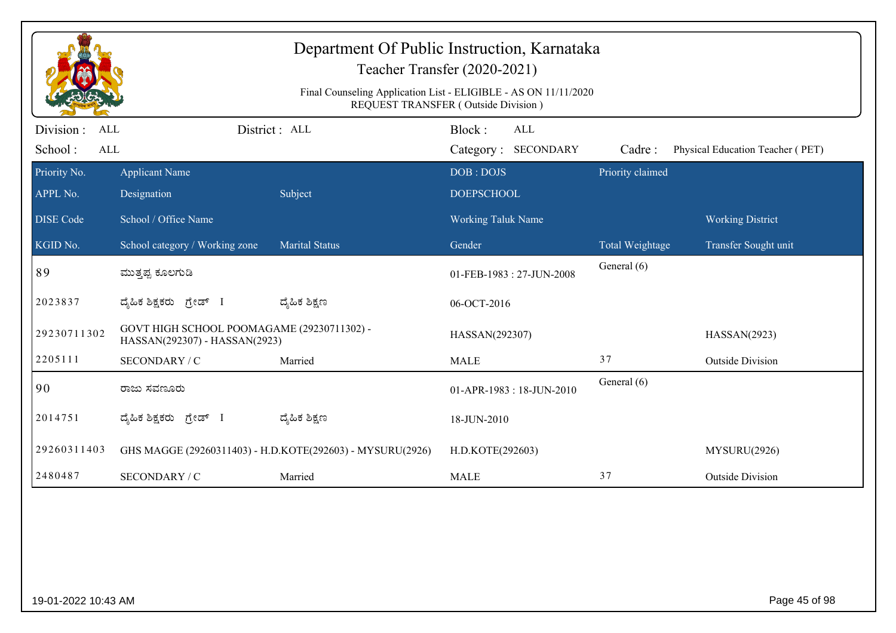# Department Of Public Instruction, Karnataka

## Teacher Transfer (2020-2021)

Final Counseling Application List - ELIGIBLE - AS ON 11/11/2020
REQUEST TRANSFER ( Outside Division )

Division : ALL | District : ALL | Block : ALL
School : ALL | Category : SECONDARY | Cadre : Physical Education Teacher ( PET)

| Priority No. / APPL No. / DISE Code / KGID No. | Applicant Name / Designation / School / Office Name / School category / Working zone | Subject | Marital Status | DOB : DOJS / DOEPSCHOOL / Working Taluk Name / Gender | Priority claimed / Total Weightage | Working District / Transfer Sought unit |
|---|---|---|---|---|---|---|
| 89 | ಮುತ್ತಪ್ಪ ಕೂಲಗುಡಿ | | | 01-FEB-1983 : 27-JUN-2008 | General (6) | |
| 2023837 | ದೈಹಿಕ ಶಿಕ್ಷಕರು ಗ್ರೇಡ್ I | ದೈಹಿಕ ಶಿಕ್ಷಣ | | 06-OCT-2016 | | |
| 29230711302 | GOVT HIGH SCHOOL POOMAGAME (29230711302) - HASSAN(292307) - HASSAN(2923) | | | HASSAN(292307) | | HASSAN(2923) |
| 2205111 | SECONDARY / C | | Married | MALE | 37 | Outside Division |
| 90 | ರಾಜು ಸವಣೂರು | | | 01-APR-1983 : 18-JUN-2010 | General (6) | |
| 2014751 | ದೈಹಿಕ ಶಿಕ್ಷಕರು ಗ್ರೇಡ್ I | ದೈಹಿಕ ಶಿಕ್ಷಣ | | 18-JUN-2010 | | |
| 29260311403 | GHS MAGGE (29260311403) - H.D.KOTE(292603) - MYSURU(2926) | | | H.D.KOTE(292603) | | MYSURU(2926) |
| 2480487 | SECONDARY / C | | Married | MALE | 37 | Outside Division |

19-01-2022 10:43 AM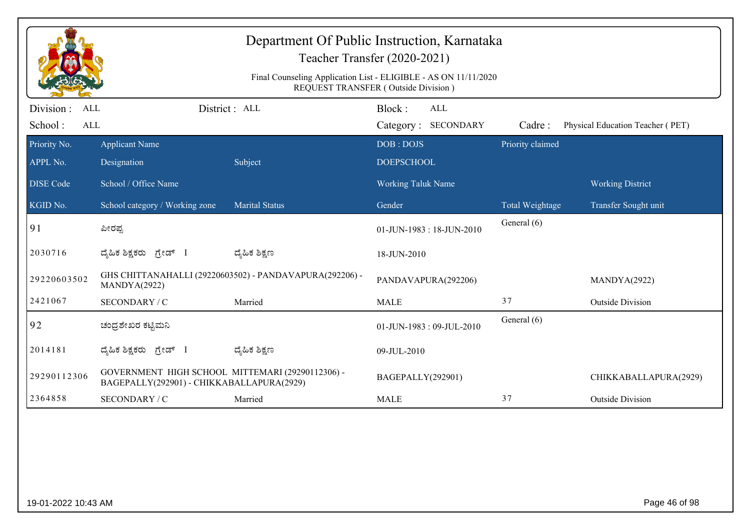# Department Of Public Instruction, Karnataka

## Teacher Transfer (2020-2021)

Final Counseling Application List - ELIGIBLE - AS ON 11/11/2020
REQUEST TRANSFER ( Outside Division )

Division : ALL | District : ALL | Block : ALL
School : ALL | Category : SECONDARY | Cadre : Physical Education Teacher ( PET)

| Priority No. / APPL No. / DISE Code / KGID No. | Applicant Name / Designation / School / Office Name / School category / Working zone | Subject / Marital Status | DOB : DOJS / DOEPSCHOOL / Working Taluk Name / Gender | Priority claimed / Total Weightage | Working District / Transfer Sought unit |
|---|---|---|---|---|---|
| 91 | ಪೀರಪ್ಪ | | 01-JUN-1983 : 18-JUN-2010 | General (6) | |
| 2030716 | ದೈಹಿಕ ಶಿಕ್ಷಕರು ಗ್ರೇಡ್ I | ದೈಹಿಕ ಶಿಕ್ಷಣ | 18-JUN-2010 | | |
| 29220603502 | GHS CHITTANAHALLI (29220603502) - PANDAVAPURA(292206) - MANDYA(2922) | | PANDAVAPURA(292206) | | MANDYA(2922) |
| 2421067 | SECONDARY / C | Married | MALE | 37 | Outside Division |
| 92 | ಚಂದ್ರಶೇಖರ ಕಟ್ಟಿಮನಿ | | 01-JUN-1983 : 09-JUL-2010 | General (6) | |
| 2014181 | ದೈಹಿಕ ಶಿಕ್ಷಕರು ಗ್ರೇಡ್ I | ದೈಹಿಕ ಶಿಕ್ಷಣ | 09-JUL-2010 | | |
| 29290112306 | GOVERNMENT HIGH SCHOOL MITTEMARI (29290112306) - BAGEPALLY(292901) - CHIKKABALLAPURA(2929) | | BAGEPALLY(292901) | | CHIKKABALLAPURA(2929) |
| 2364858 | SECONDARY / C | Married | MALE | 37 | Outside Division |

19-01-2022 10:43 AM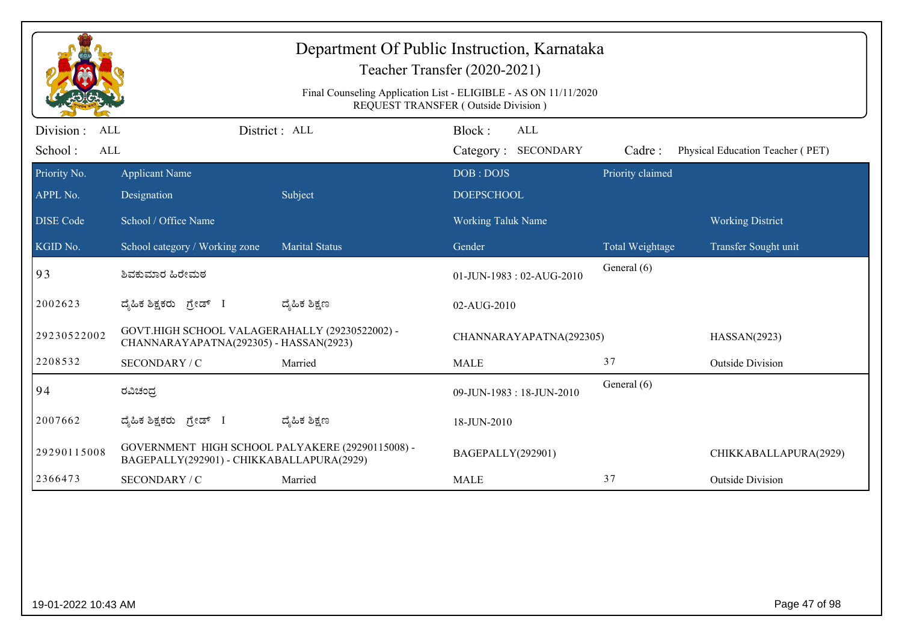# Department Of Public Instruction, Karnataka

## Teacher Transfer (2020-2021)

Final Counseling Application List - ELIGIBLE - AS ON 11/11/2020
REQUEST TRANSFER ( Outside Division )

Division : ALL　　District : ALL　　Block : ALL

School : ALL　　Category : SECONDARY　　Cadre : Physical Education Teacher ( PET)

| Priority No. / APPL No. / DISE Code / KGID No. | Applicant Name / Designation / School / Office Name / School category / Working zone | Subject / Marital Status | DOB : DOJS / DOEPSCHOOL / Working Taluk Name / Gender | Priority claimed / Total Weightage | Working District / Transfer Sought unit |
|---|---|---|---|---|---|
| 93 | ಶಿವಕುಮಾರ ಹಿರೇಮಠ | | 01-JUN-1983 : 02-AUG-2010 | General (6) | |
| 2002623 | ದೈಹಿಕ ಶಿಕ್ಷಕರು ಗ್ರೇಡ್ I | ದೈಹಿಕ ಶಿಕ್ಷಣ | 02-AUG-2010 | | |
| 29230522002 | GOVT.HIGH SCHOOL VALAGERAHALLY (29230522002) - CHANNARAYAPATNA(292305) - HASSAN(2923) | | CHANNARAYAPATNA(292305) | | HASSAN(2923) |
| 2208532 | SECONDARY / C | Married | MALE | 37 | Outside Division |
| 94 | ರವಿಚಂದ್ರ | | 09-JUN-1983 : 18-JUN-2010 | General (6) | |
| 2007662 | ದೈಹಿಕ ಶಿಕ್ಷಕರು ಗ್ರೇಡ್ I | ದೈಹಿಕ ಶಿಕ್ಷಣ | 18-JUN-2010 | | |
| 29290115008 | GOVERNMENT HIGH SCHOOL PALYAKERE (29290115008) - BAGEPALLY(292901) - CHIKKABALLAPURA(2929) | | BAGEPALLY(292901) | | CHIKKABALLAPURA(2929) |
| 2366473 | SECONDARY / C | Married | MALE | 37 | Outside Division |

19-01-2022 10:43 AM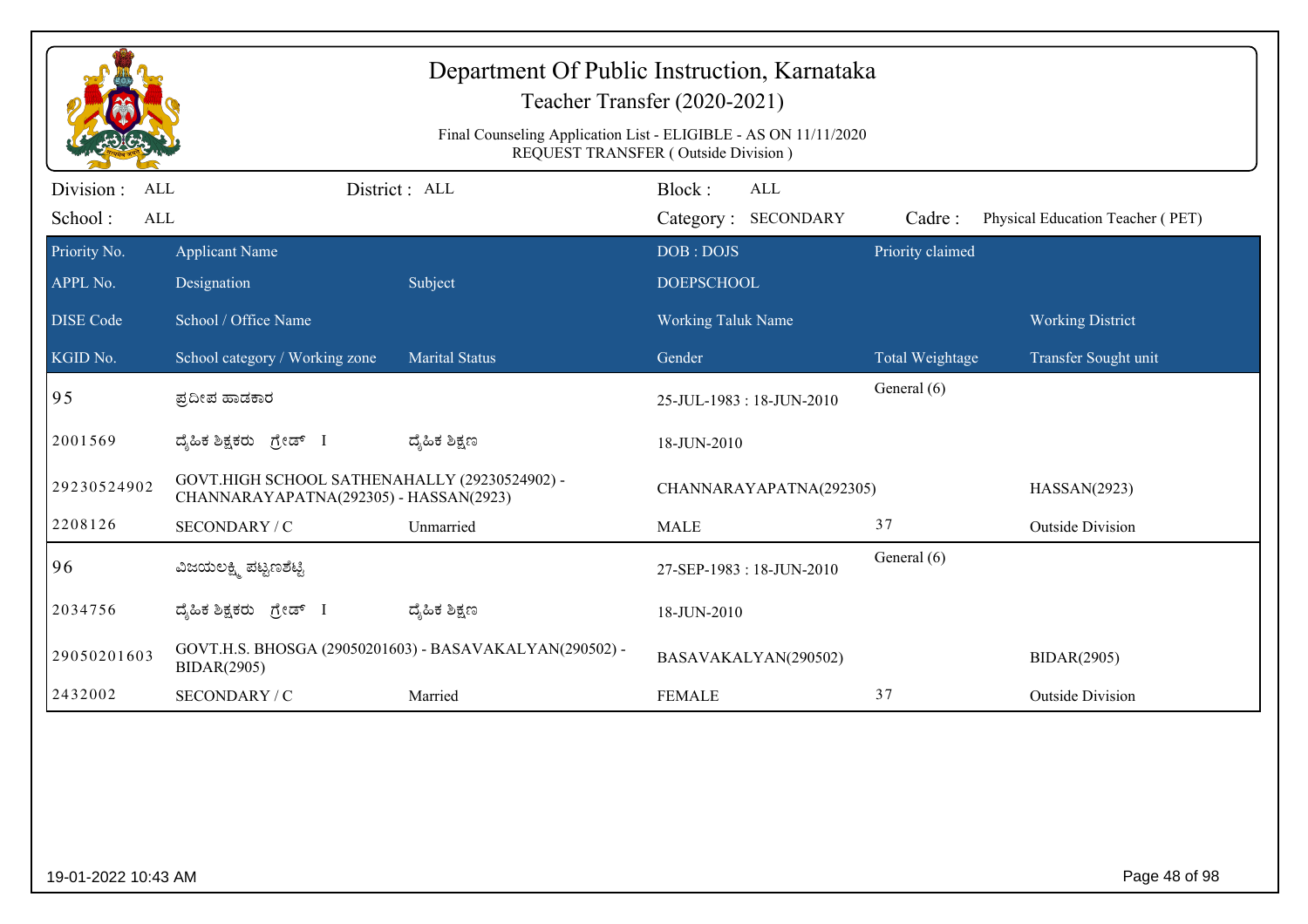# Department Of Public Instruction, Karnataka

## Teacher Transfer (2020-2021)

Final Counseling Application List - ELIGIBLE - AS ON 11/11/2020
REQUEST TRANSFER ( Outside Division )

Division : ALL | District : ALL | Block : ALL
School : ALL | Category : SECONDARY | Cadre : Physical Education Teacher ( PET)

| Priority No. / APPL No. / DISE Code / KGID No. | Applicant Name / Designation / School / Office Name / School category / Working zone | Subject / Marital Status | DOB : DOJS / DOEPSCHOOL / Working Taluk Name / Gender | Priority claimed / Total Weightage | Working District / Transfer Sought unit |
|---|---|---|---|---|---|
| 95 | ಪ್ರದೀಪ ಹಾಡಕಾರ | | 25-JUL-1983 : 18-JUN-2010 | General (6) | |
| 2001569 | ದೈಹಿಕ ಶಿಕ್ಷಕರು ಗ್ರೇಡ್ I | ದೈಹಿಕ ಶಿಕ್ಷಣ | 18-JUN-2010 | | |
| 29230524902 | GOVT.HIGH SCHOOL SATHENAHALLY (29230524902) - CHANNARAYAPATNA(292305) - HASSAN(2923) | | CHANNARAYAPATNA(292305) | | HASSAN(2923) |
| 2208126 | SECONDARY / C | Unmarried | MALE | 37 | Outside Division |
| 96 | ವಿಜಯಲಕ್ಷ್ಮಿ ಪಟ್ಟಣಶೆಟ್ಟಿ | | 27-SEP-1983 : 18-JUN-2010 | General (6) | |
| 2034756 | ದೈಹಿಕ ಶಿಕ್ಷಕರು ಗ್ರೇಡ್ I | ದೈಹಿಕ ಶಿಕ್ಷಣ | 18-JUN-2010 | | |
| 29050201603 | GOVT.H.S. BHOSGA (29050201603) - BASAVAKALYAN(290502) - BIDAR(2905) | | BASAVAKALYAN(290502) | | BIDAR(2905) |
| 2432002 | SECONDARY / C | Married | FEMALE | 37 | Outside Division |

19-01-2022 10:43 AM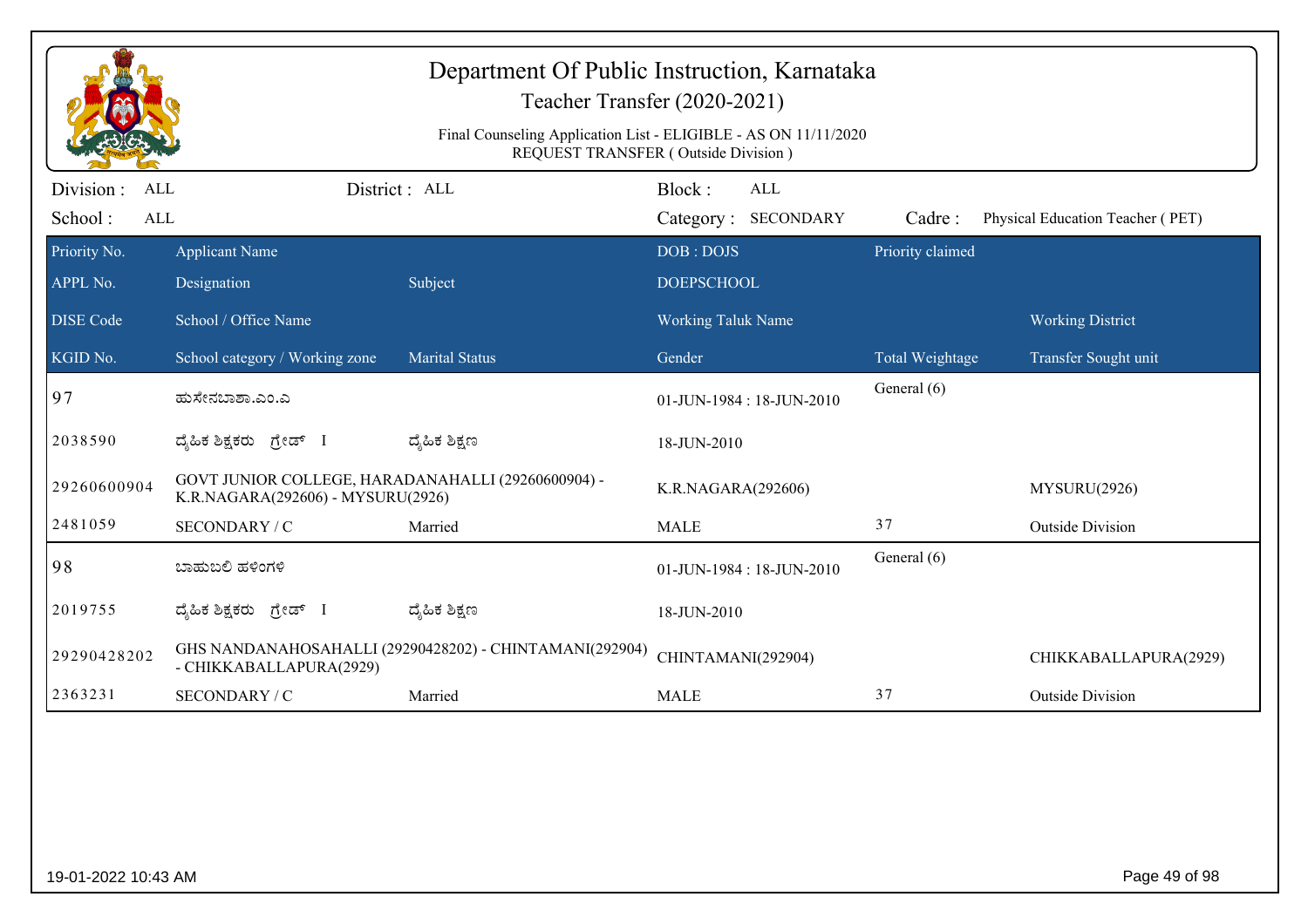# Department Of Public Instruction, Karnataka

## Teacher Transfer (2020-2021)

Final Counseling Application List - ELIGIBLE - AS ON 11/11/2020
REQUEST TRANSFER ( Outside Division )

Division : ALL  District : ALL  Block : ALL
School : ALL  Category : SECONDARY  Cadre : Physical Education Teacher ( PET)

| Priority No. / APPL No. / DISE Code / KGID No. | Applicant Name / Designation / School / Office Name / School category / Working zone | Subject / Marital Status | DOB : DOJS / DOEPSCHOOL / Working Taluk Name / Gender | Priority claimed / Total Weightage | Working District / Transfer Sought unit |
|---|---|---|---|---|---|
| 97 | ಹುಸೇನಬಾಶಾ.ಎಂ.ಎ | | 01-JUN-1984 : 18-JUN-2010 | General (6) | |
| 2038590 | ದೈಹಿಕ ಶಿಕ್ಷಕರು ಗ್ರೇಡ್ I | ದೈಹಿಕ ಶಿಕ್ಷಣ | 18-JUN-2010 | | |
| 29260600904 | GOVT JUNIOR COLLEGE, HARADANAHALLI (29260600904) - K.R.NAGARA(292606) - MYSURU(2926) | | K.R.NAGARA(292606) | | MYSURU(2926) |
| 2481059 | SECONDARY / C | Married | MALE | 37 | Outside Division |
| 98 | ಬಾಹುಬಲಿ ಹಳಿಂಗಳಿ | | 01-JUN-1984 : 18-JUN-2010 | General (6) | |
| 2019755 | ದೈಹಿಕ ಶಿಕ್ಷಕರು ಗ್ರೇಡ್ I | ದೈಹಿಕ ಶಿಕ್ಷಣ | 18-JUN-2010 | | |
| 29290428202 | GHS NANDANAHOSAHALLI (29290428202) - CHINTAMANI(292904) - CHIKKABALLAPURA(2929) | | CHINTAMANI(292904) | | CHIKKABALLAPURA(2929) |
| 2363231 | SECONDARY / C | Married | MALE | 37 | Outside Division |

19-01-2022 10:43 AM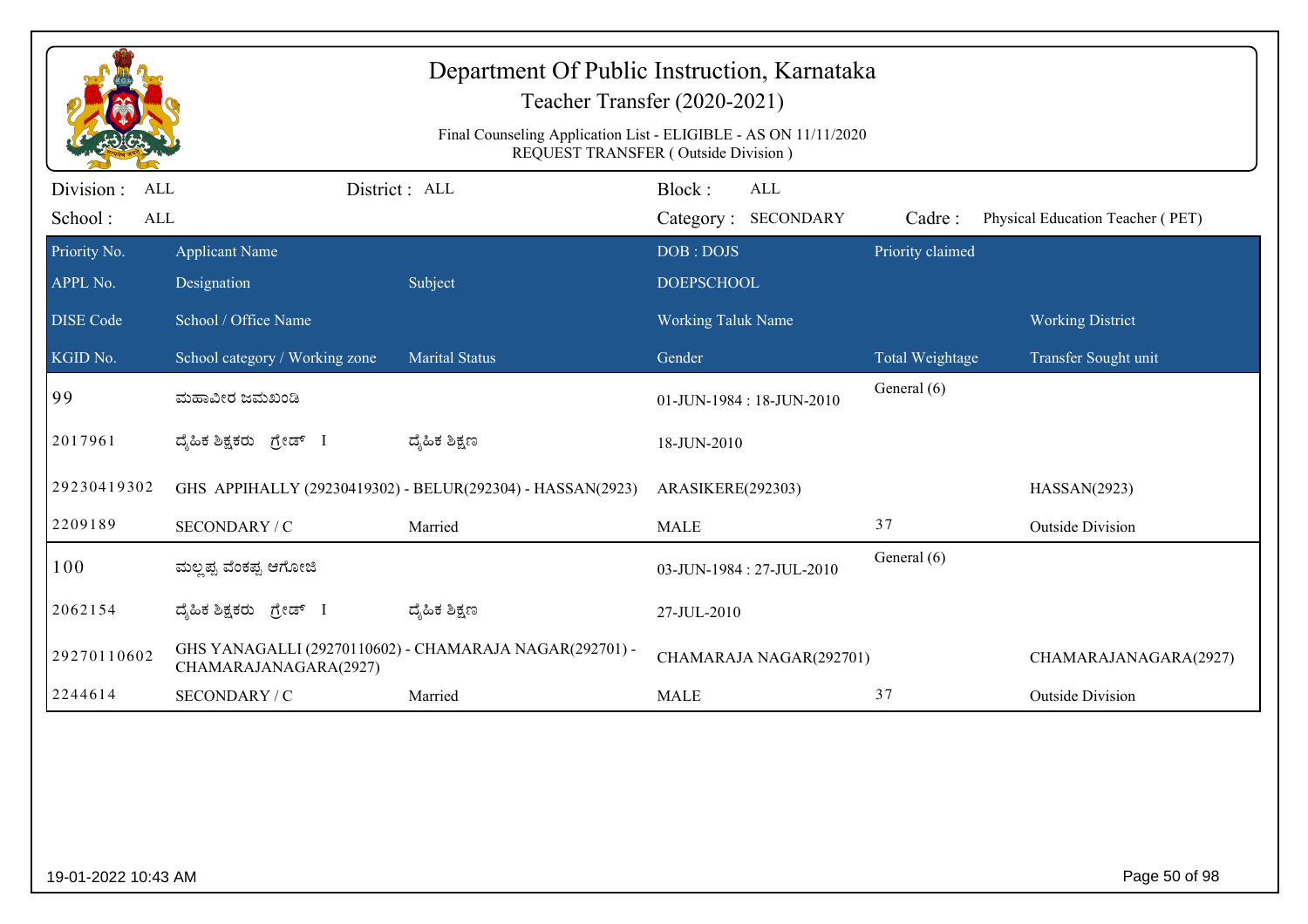# Department Of Public Instruction, Karnataka

## Teacher Transfer (2020-2021)

Final Counseling Application List - ELIGIBLE - AS ON 11/11/2020
REQUEST TRANSFER ( Outside Division )

Division : ALL District : ALL Block : ALL
School : ALL Category : SECONDARY Cadre : Physical Education Teacher ( PET)

| Priority No. / APPL No. / DISE Code / KGID No. | Applicant Name / Designation / School / Office Name / School category / Working zone | Subject / Marital Status | DOB : DOJS / DOEPSCHOOL / Working Taluk Name / Gender | Priority claimed / Total Weightage | Working District / Transfer Sought unit |
|---|---|---|---|---|---|
| 99 | ಮಹಾವೀರ ಜಮಖಂಡಿ | | 01-JUN-1984 : 18-JUN-2010 | General (6) | |
| 2017961 | ದೈಹಿಕ ಶಿಕ್ಷಕರು ಗ್ರೇಡ್ I | ದೈಹಿಕ ಶಿಕ್ಷಣ | 18-JUN-2010 | | |
| 29230419302 | GHS APPIHALLY (29230419302) - BELUR(292304) - HASSAN(2923) | | ARASIKERE(292303) | | HASSAN(2923) |
| 2209189 | SECONDARY / C | Married | MALE | 37 | Outside Division |
| 100 | ಮಲ್ಲಪ್ಪ ವೆಂಕಪ್ಪ ಆಗೋಜಿ | | 03-JUN-1984 : 27-JUL-2010 | General (6) | |
| 2062154 | ದೈಹಿಕ ಶಿಕ್ಷಕರು ಗ್ರೇಡ್ I | ದೈಹಿಕ ಶಿಕ್ಷಣ | 27-JUL-2010 | | |
| 29270110602 | GHS YANAGALLI (29270110602) - CHAMARAJA NAGAR(292701) - CHAMARAJANAGARA(2927) | | CHAMARAJA NAGAR(292701) | | CHAMARAJANAGARA(2927) |
| 2244614 | SECONDARY / C | Married | MALE | 37 | Outside Division |

19-01-2022 10:43 AM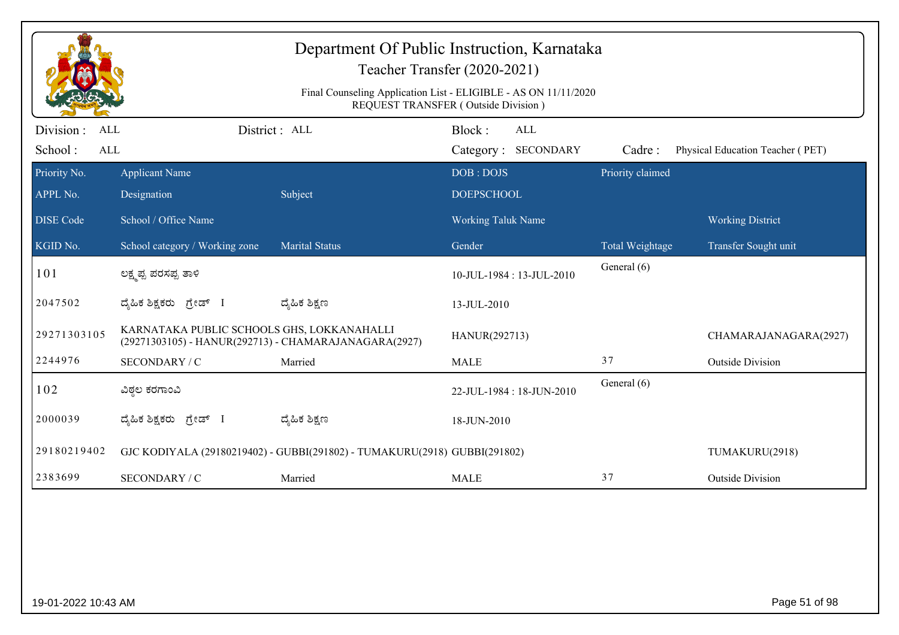# Department Of Public Instruction, Karnataka

## Teacher Transfer (2020-2021)

Final Counseling Application List - ELIGIBLE - AS ON 11/11/2020
REQUEST TRANSFER ( Outside Division )

Division : ALL | District : ALL | Block : ALL
School : ALL | Category : SECONDARY | Cadre : Physical Education Teacher ( PET)

| Priority No. / APPL No. / DISE Code / KGID No. | Applicant Name / Designation / School / Office Name / School category / Working zone | Subject / Marital Status | DOB : DOJS / DOEPSCHOOL / Working Taluk Name / Gender | Priority claimed / Total Weightage | Working District / Transfer Sought unit |
|---|---|---|---|---|---|
| 101 | ಲಕ್ಷ್ಮಪ್ಪ ಪರಸಪ್ಪ ತಾಳಿ | | 10-JUL-1984 : 13-JUL-2010 | General (6) | |
| 2047502 | ದೈಹಿಕ ಶಿಕ್ಷಕರು ಗ್ರೇಡ್ I | ದೈಹಿಕ ಶಿಕ್ಷಣ | 13-JUL-2010 | | |
| 29271303105 | KARNATAKA PUBLIC SCHOOLS GHS, LOKKANAHALLI (29271303105) - HANUR(292713) - CHAMARAJANAGARA(2927) | | HANUR(292713) | | CHAMARAJANAGARA(2927) |
| 2244976 | SECONDARY / C | Married | MALE | 37 | Outside Division |
| 102 | ವಿಠ್ಠಲ ಕರಗಾಂವಿ | | 22-JUL-1984 : 18-JUN-2010 | General (6) | |
| 2000039 | ದೈಹಿಕ ಶಿಕ್ಷಕರು ಗ್ರೇಡ್ I | ದೈಹಿಕ ಶಿಕ್ಷಣ | 18-JUN-2010 | | |
| 29180219402 | GJC KODIYALA (29180219402) - GUBBI(291802) - TUMAKURU(2918) | | GUBBI(291802) | | TUMAKURU(2918) |
| 2383699 | SECONDARY / C | Married | MALE | 37 | Outside Division |

19-01-2022 10:43 AM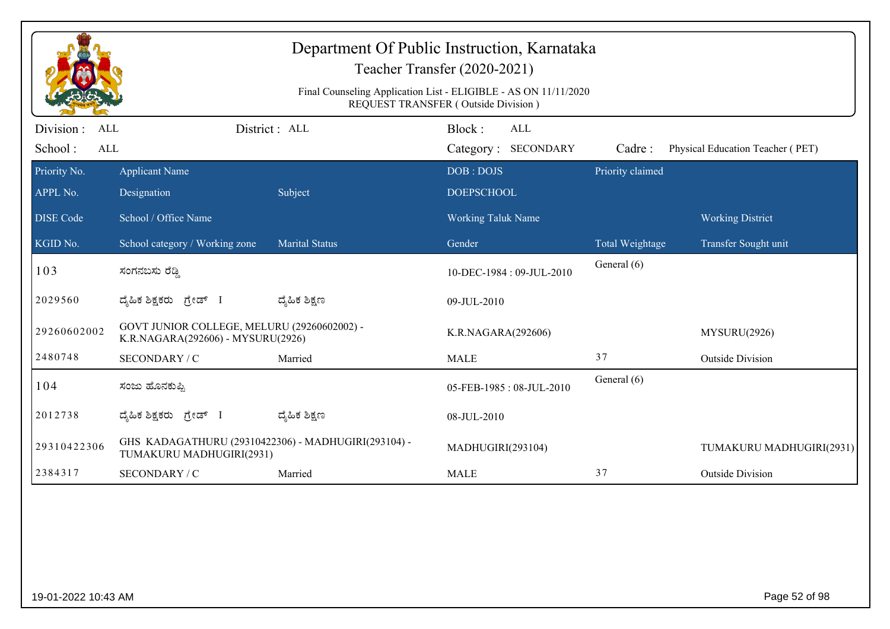# Department Of Public Instruction, Karnataka

## Teacher Transfer (2020-2021)

Final Counseling Application List - ELIGIBLE - AS ON 11/11/2020
REQUEST TRANSFER ( Outside Division )

Division : ALL | District : ALL | Block : ALL
School : ALL | Category : SECONDARY | Cadre : Physical Education Teacher ( PET)

| Priority No. / APPL No. / DISE Code / KGID No. | Applicant Name / Designation / School / Office Name / School category / Working zone | Subject / Marital Status | DOB : DOJS / DOEPSCHOOL / Working Taluk Name / Gender | Priority claimed / Total Weightage | Working District / Transfer Sought unit |
|---|---|---|---|---|---|
| 103 | ಸಂಗನಬಸು ರೆಡ್ಡಿ | | 10-DEC-1984 : 09-JUL-2010 | General (6) | |
| 2029560 | ದೈಹಿಕ ಶಿಕ್ಷಕರು ಗ್ರೇಡ್ I | ದೈಹಿಕ ಶಿಕ್ಷಣ | 09-JUL-2010 | | |
| 29260602002 | GOVT JUNIOR COLLEGE, MELURU (29260602002) - K.R.NAGARA(292606) - MYSURU(2926) | | K.R.NAGARA(292606) | | MYSURU(2926) |
| 2480748 | SECONDARY / C | Married | MALE | 37 | Outside Division |
| 104 | ಸಂಜು ಹೊನಕುಪ್ಪಿ | | 05-FEB-1985 : 08-JUL-2010 | General (6) | |
| 2012738 | ದೈಹಿಕ ಶಿಕ್ಷಕರು ಗ್ರೇಡ್ I | ದೈಹಿಕ ಶಿಕ್ಷಣ | 08-JUL-2010 | | |
| 29310422306 | GHS KADAGATHURU (29310422306) - MADHUGIRI(293104) - TUMAKURU MADHUGIRI(2931) | | MADHUGIRI(293104) | | TUMAKURU MADHUGIRI(2931) |
| 2384317 | SECONDARY / C | Married | MALE | 37 | Outside Division |

19-01-2022 10:43 AM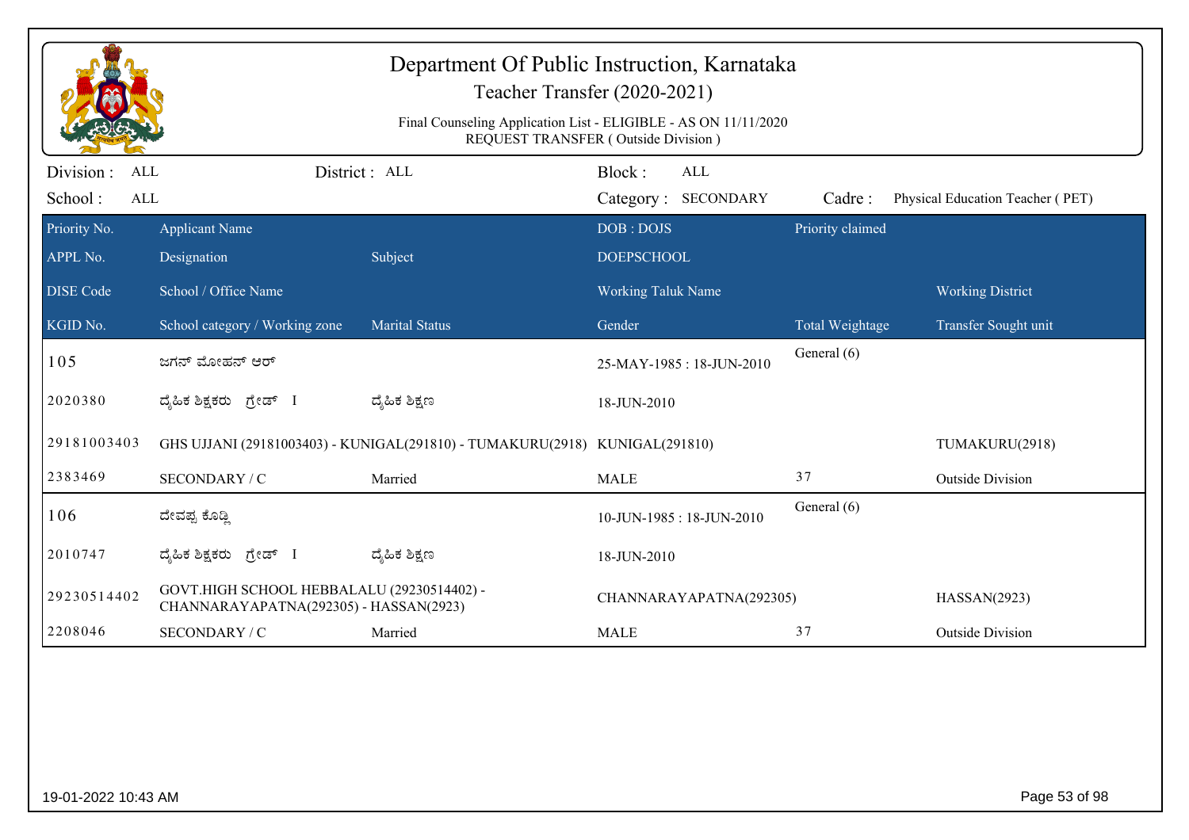# Department Of Public Instruction, Karnataka

## Teacher Transfer (2020-2021)

Final Counseling Application List - ELIGIBLE - AS ON 11/11/2020
REQUEST TRANSFER ( Outside Division )

Division : ALL | District : ALL | Block : ALL
School : ALL | Category : SECONDARY | Cadre : Physical Education Teacher ( PET)

| Priority No. / APPL No. / DISE Code / KGID No. | Applicant Name / Designation / School / Office Name / School category / Working zone | Subject / Marital Status | DOB : DOJS / DOEPSCHOOL / Working Taluk Name / Gender | Priority claimed / Total Weightage | Working District / Transfer Sought unit |
|---|---|---|---|---|---|
| 105 | ಜಗನ್ ಮೋಹನ್ ಆರ್ | | 25-MAY-1985 : 18-JUN-2010 | General (6) | |
| 2020380 | ದೈಹಿಕ ಶಿಕ್ಷಕರು ಗ್ರೇಡ್ I | ದೈಹಿಕ ಶಿಕ್ಷಣ | 18-JUN-2010 | | |
| 29181003403 | GHS UJJANI (29181003403) - KUNIGAL(291810) - TUMAKURU(2918) | | KUNIGAL(291810) | | TUMAKURU(2918) |
| 2383469 | SECONDARY / C | Married | MALE | 37 | Outside Division |
| 106 | ದೇವಪ್ಪ ಕೊಡ್ಲಿ | | 10-JUN-1985 : 18-JUN-2010 | General (6) | |
| 2010747 | ದೈಹಿಕ ಶಿಕ್ಷಕರು ಗ್ರೇಡ್ I | ದೈಹಿಕ ಶಿಕ್ಷಣ | 18-JUN-2010 | | |
| 29230514402 | GOVT.HIGH SCHOOL HEBBALALU (29230514402) - CHANNARAYAPATNA(292305) - HASSAN(2923) | | CHANNARAYAPATNA(292305) | | HASSAN(2923) |
| 2208046 | SECONDARY / C | Married | MALE | 37 | Outside Division |

19-01-2022 10:43 AM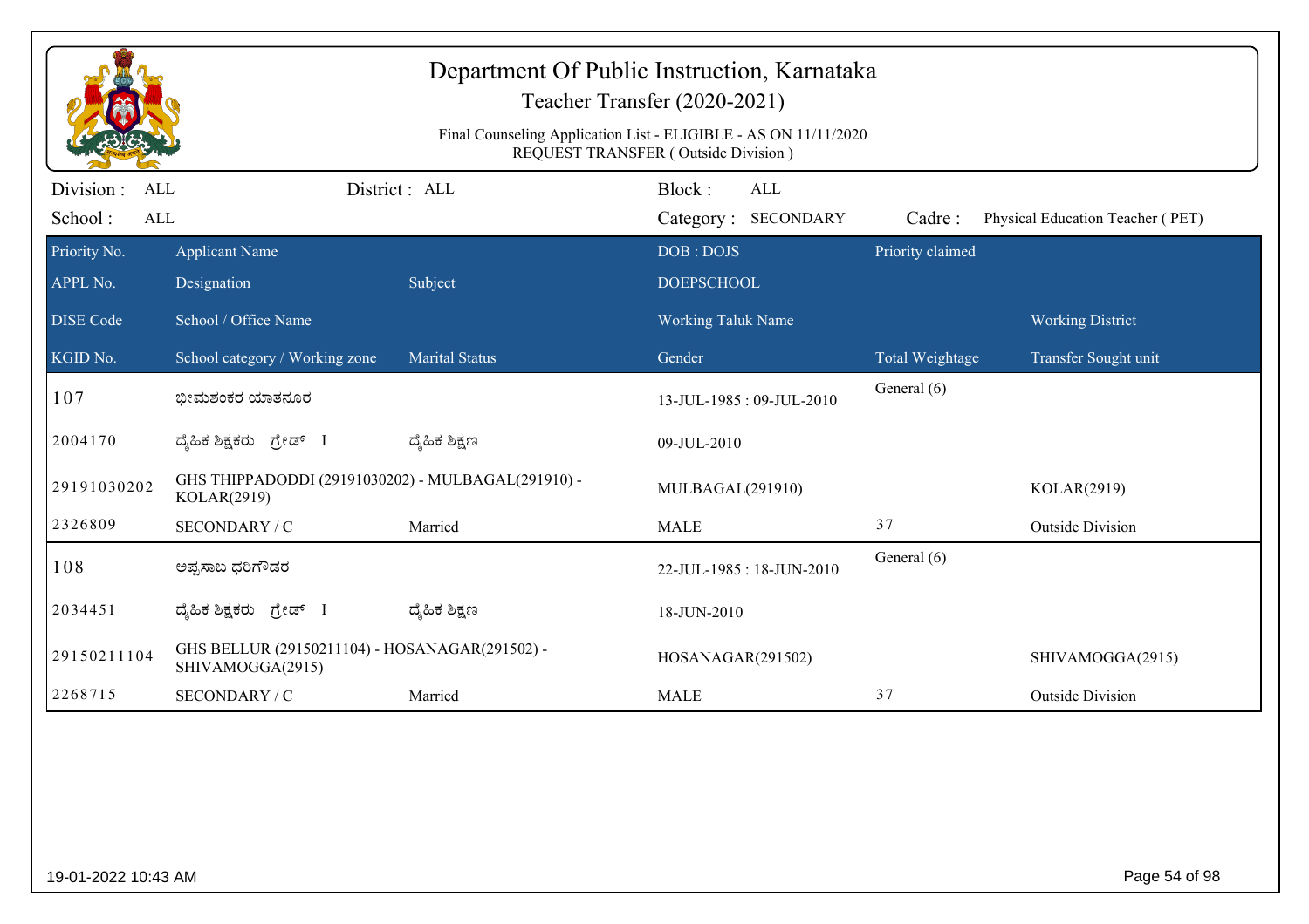# Department Of Public Instruction, Karnataka

## Teacher Transfer (2020-2021)

Final Counseling Application List - ELIGIBLE - AS ON 11/11/2020
REQUEST TRANSFER ( Outside Division )

Division : ALL | District : ALL | Block : ALL
School : ALL | Category : SECONDARY | Cadre : Physical Education Teacher ( PET)

| Priority No. / APPL No. / DISE Code / KGID No. | Applicant Name / Designation / School / Office Name / School category / Working zone | Subject / Marital Status | DOB : DOJS / DOEPSCHOOL / Working Taluk Name / Gender | Priority claimed / Total Weightage | Working District / Transfer Sought unit |
|---|---|---|---|---|---|
| 107 | ಭೀಮಶಂಕರ ಯಾತನೂರ | | 13-JUL-1985 : 09-JUL-2010 | General (6) | |
| 2004170 | ದೈಹಿಕ ಶಿಕ್ಷಕರು ಗ್ರೇಡ್ I | ದೈಹಿಕ ಶಿಕ್ಷಣ | 09-JUL-2010 | | |
| 29191030202 | GHS THIPPADODDI (29191030202) - MULBAGAL(291910) - KOLAR(2919) | | MULBAGAL(291910) | | KOLAR(2919) |
| 2326809 | SECONDARY / C | Married | MALE | 37 | Outside Division |
| 108 | ಅಪ್ಪಸಾಬ ಧರಿಗೌಡರ | | 22-JUL-1985 : 18-JUN-2010 | General (6) | |
| 2034451 | ದೈಹಿಕ ಶಿಕ್ಷಕರು ಗ್ರೇಡ್ I | ದೈಹಿಕ ಶಿಕ್ಷಣ | 18-JUN-2010 | | |
| 29150211104 | GHS BELLUR (29150211104) - HOSANAGAR(291502) - SHIVAMOGGA(2915) | | HOSANAGAR(291502) | | SHIVAMOGGA(2915) |
| 2268715 | SECONDARY / C | Married | MALE | 37 | Outside Division |

19-01-2022 10:43 AM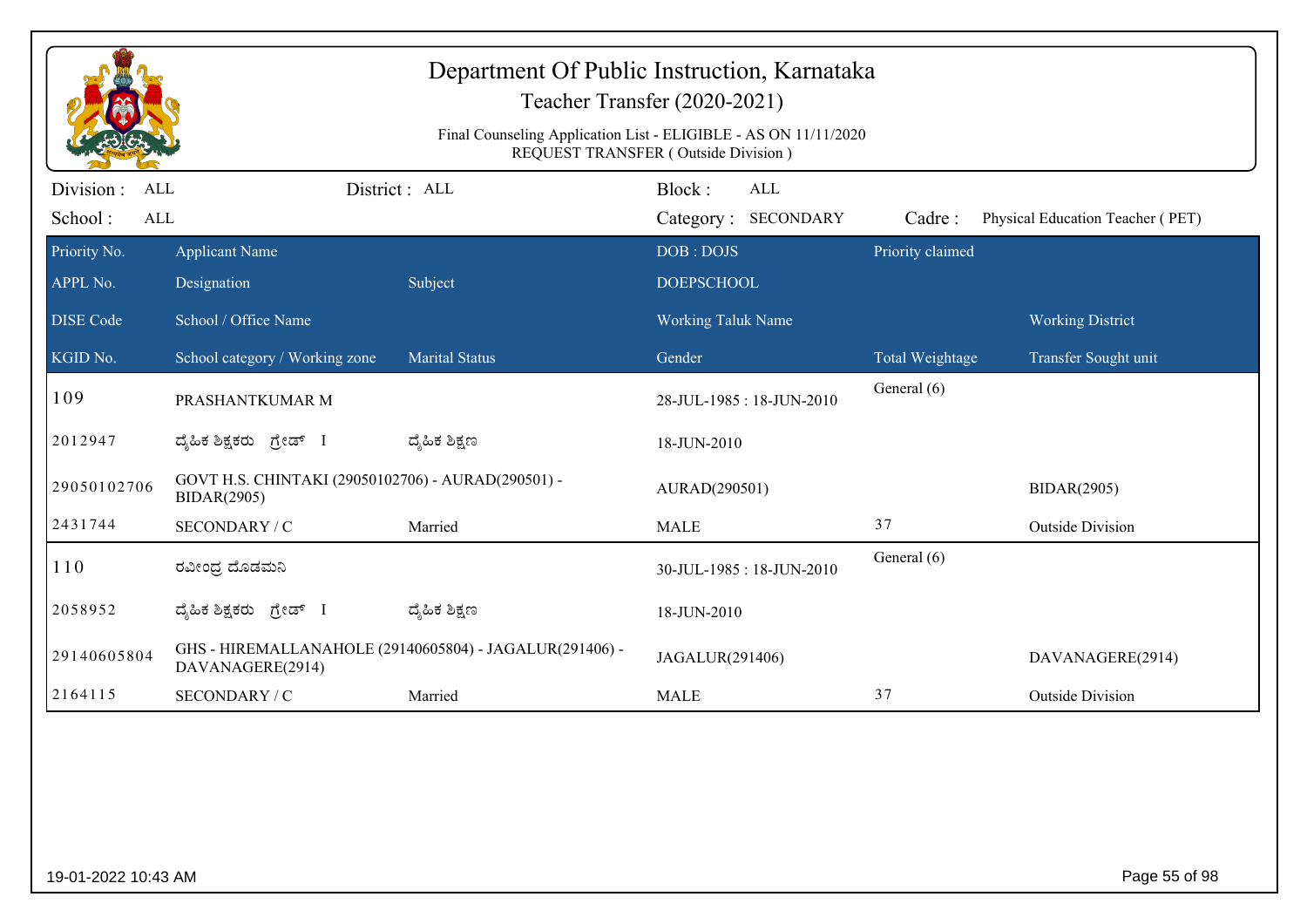# Department Of Public Instruction, Karnataka

## Teacher Transfer (2020-2021)

Final Counseling Application List - ELIGIBLE - AS ON 11/11/2020
REQUEST TRANSFER ( Outside Division )

Division : ALL &nbsp;&nbsp;&nbsp; District : ALL &nbsp;&nbsp;&nbsp; Block : ALL

School : ALL &nbsp;&nbsp;&nbsp; Category : SECONDARY &nbsp;&nbsp;&nbsp; Cadre : Physical Education Teacher ( PET)

| Priority No. / APPL No. / DISE Code / KGID No. | Applicant Name / Designation / School / Office Name / School category / Working zone | Subject / Marital Status | DOB : DOJS / DOEPSCHOOL / Working Taluk Name / Gender | Priority claimed / Total Weightage | Working District / Transfer Sought unit |
|---|---|---|---|---|---|
| 109 | PRASHANTKUMAR M | | 28-JUL-1985 : 18-JUN-2010 | General (6) | |
| 2012947 | ದೈಹಿಕ ಶಿಕ್ಷಕರು ಗ್ರೇಡ್ I | ದೈಹಿಕ ಶಿಕ್ಷಣ | 18-JUN-2010 | | |
| 29050102706 | GOVT H.S. CHINTAKI (29050102706) - AURAD(290501) - BIDAR(2905) | | AURAD(290501) | | BIDAR(2905) |
| 2431744 | SECONDARY / C | Married | MALE | 37 | Outside Division |
| 110 | ರವೀಂದ್ರ ದೊಡಮನಿ | | 30-JUL-1985 : 18-JUN-2010 | General (6) | |
| 2058952 | ದೈಹಿಕ ಶಿಕ್ಷಕರು ಗ್ರೇಡ್ I | ದೈಹಿಕ ಶಿಕ್ಷಣ | 18-JUN-2010 | | |
| 29140605804 | GHS - HIREMALLANAHOLE (29140605804) - JAGALUR(291406) - DAVANAGERE(2914) | | JAGALUR(291406) | | DAVANAGERE(2914) |
| 2164115 | SECONDARY / C | Married | MALE | 37 | Outside Division |

19-01-2022 10:43 AM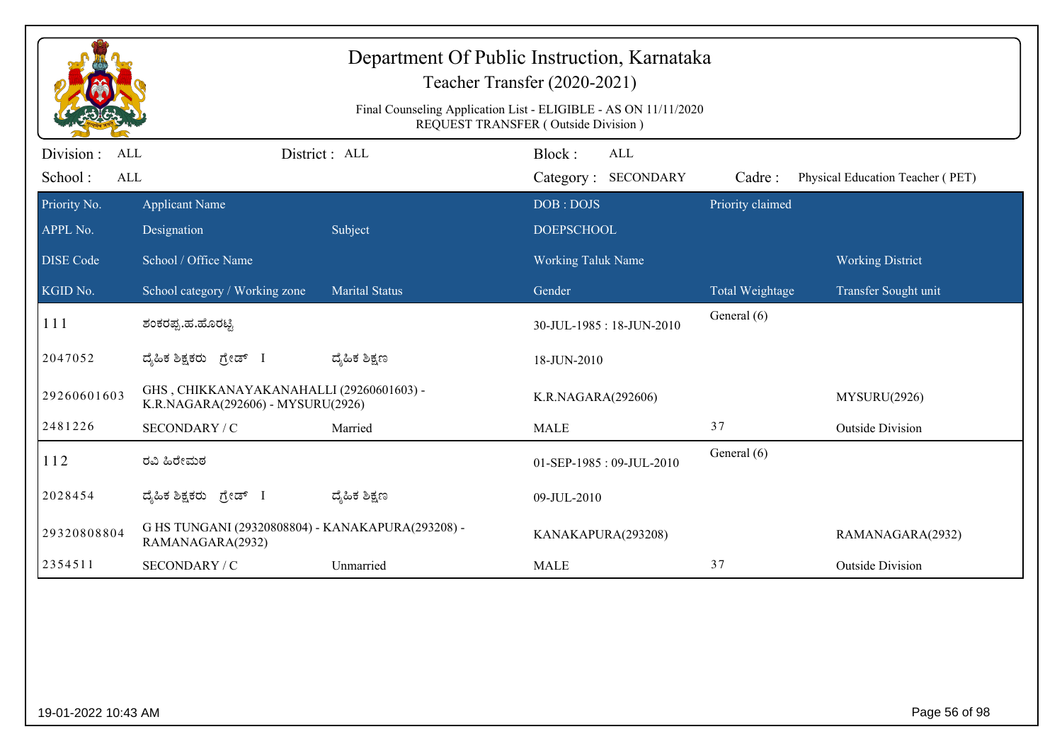# Department Of Public Instruction, Karnataka

## Teacher Transfer (2020-2021)

Final Counseling Application List - ELIGIBLE - AS ON 11/11/2020
REQUEST TRANSFER ( Outside Division )

Division : ALL | District : ALL | Block : ALL
School : ALL | Category : SECONDARY | Cadre : Physical Education Teacher ( PET)

| Priority No. / APPL No. / DISE Code / KGID No. | Applicant Name / Designation / School / Office Name / School category / Working zone | Subject / Marital Status | DOB : DOJS / DOEPSCHOOL / Working Taluk Name / Gender | Priority claimed / Total Weightage | Working District / Transfer Sought unit |
|---|---|---|---|---|---|
| 111 | ಶಂಕರಪ್ಪ.ಹ.ಹೊರಟ್ಟಿ | | 30-JUL-1985 : 18-JUN-2010 | General (6) | |
| 2047052 | ದೈಹಿಕ ಶಿಕ್ಷಕರು ಗ್ರೇಡ್ I | ದೈಹಿಕ ಶಿಕ್ಷಣ | 18-JUN-2010 | | |
| 29260601603 | GHS , CHIKKANAYAKANAHALLI (29260601603) - K.R.NAGARA(292606) - MYSURU(2926) | | K.R.NAGARA(292606) | | MYSURU(2926) |
| 2481226 | SECONDARY / C | Married | MALE | 37 | Outside Division |
| 112 | ರವಿ ಹಿರೇಮಠ | | 01-SEP-1985 : 09-JUL-2010 | General (6) | |
| 2028454 | ದೈಹಿಕ ಶಿಕ್ಷಕರು ಗ್ರೇಡ್ I | ದೈಹಿಕ ಶಿಕ್ಷಣ | 09-JUL-2010 | | |
| 29320808804 | G HS TUNGANI (29320808804) - KANAKAPURA(293208) - RAMANAGARA(2932) | | KANAKAPURA(293208) | | RAMANAGARA(2932) |
| 2354511 | SECONDARY / C | Unmarried | MALE | 37 | Outside Division |

19-01-2022 10:43 AM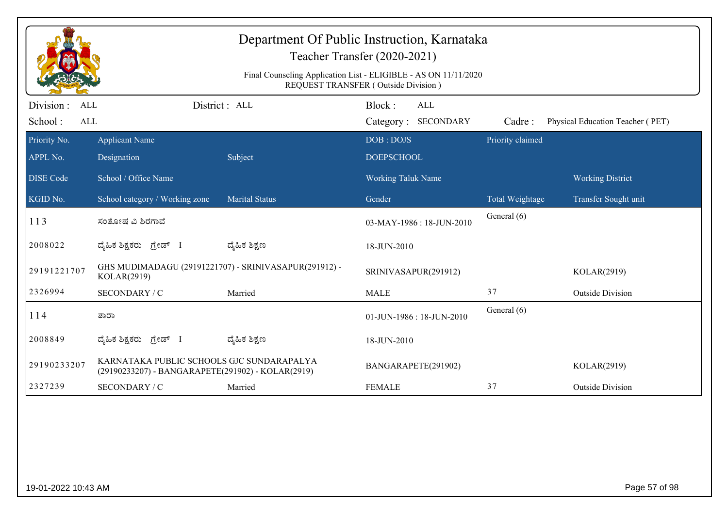# Department Of Public Instruction, Karnataka

## Teacher Transfer (2020-2021)

Final Counseling Application List - ELIGIBLE - AS ON 11/11/2020
REQUEST TRANSFER ( Outside Division )

Division : ALL &nbsp;&nbsp;&nbsp; District : ALL &nbsp;&nbsp;&nbsp; Block : ALL

School : ALL &nbsp;&nbsp;&nbsp; Category : SECONDARY &nbsp;&nbsp;&nbsp; Cadre : Physical Education Teacher ( PET)

| Priority No. / APPL No. / DISE Code / KGID No. | Applicant Name / Designation / School / Office Name / School category / Working zone | Subject / Marital Status | DOB : DOJS / DOEPSCHOOL / Working Taluk Name / Gender | Priority claimed / Total Weightage | Working District / Transfer Sought unit |
|---|---|---|---|---|---|
| 113 | ಸಂತೋಷ ವಿ ಶಿರಗಾವೆ | | 03-MAY-1986 : 18-JUN-2010 | General (6) | |
| 2008022 | ದೈಹಿಕ ಶಿಕ್ಷಕರು ಗ್ರೇಡ್ I | ದೈಹಿಕ ಶಿಕ್ಷಣ | 18-JUN-2010 | | |
| 29191221707 | GHS MUDIMADAGU (29191221707) - SRINIVASAPUR(291912) - KOLAR(2919) | | SRINIVASAPUR(291912) | | KOLAR(2919) |
| 2326994 | SECONDARY / C | Married | MALE | 37 | Outside Division |
| 114 | ತಾರಾ | | 01-JUN-1986 : 18-JUN-2010 | General (6) | |
| 2008849 | ದೈಹಿಕ ಶಿಕ್ಷಕರು ಗ್ರೇಡ್ I | ದೈಹಿಕ ಶಿಕ್ಷಣ | 18-JUN-2010 | | |
| 29190233207 | KARNATAKA PUBLIC SCHOOLS GJC SUNDARAPALYA (29190233207) - BANGARAPETE(291902) - KOLAR(2919) | | BANGARAPETE(291902) | | KOLAR(2919) |
| 2327239 | SECONDARY / C | Married | FEMALE | 37 | Outside Division |

19-01-2022 10:43 AM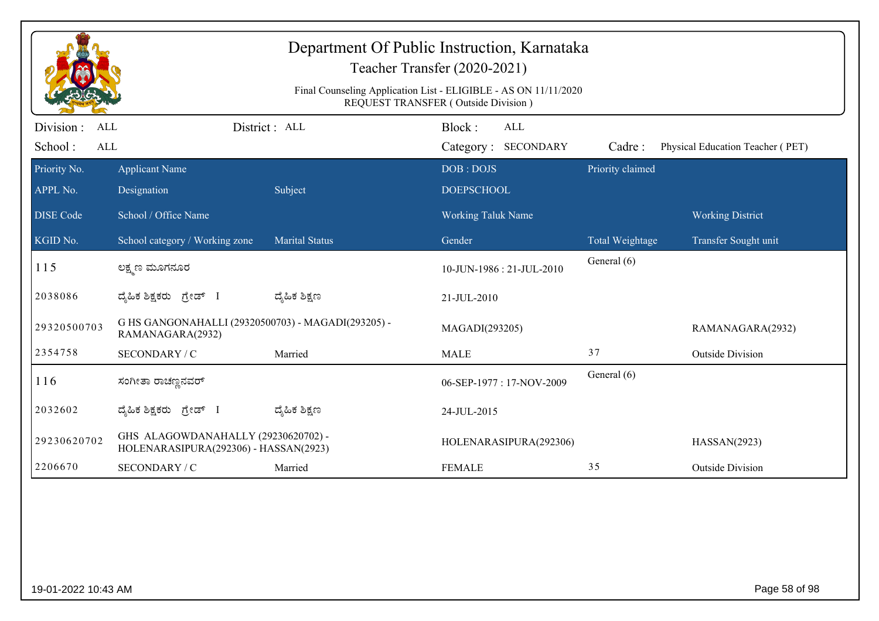# Department Of Public Instruction, Karnataka

## Teacher Transfer (2020-2021)

Final Counseling Application List - ELIGIBLE - AS ON 11/11/2020
REQUEST TRANSFER ( Outside Division )

Division : ALL | District : ALL | Block : ALL
School : ALL | Category : SECONDARY | Cadre : Physical Education Teacher ( PET)

| Priority No. / APPL No. / DISE Code / KGID No. | Applicant Name / Designation / School / Office Name / School category / Working zone | Subject / Marital Status | DOB : DOJS / DOEPSCHOOL / Working Taluk Name / Gender | Priority claimed / Total Weightage | Working District / Transfer Sought unit |
|---|---|---|---|---|---|
| 115 | ಲಕ್ಷ್ಮಣ ಮೂಗನೂರ | | 10-JUN-1986 : 21-JUL-2010 | General (6) | |
| 2038086 | ದೈಹಿಕ ಶಿಕ್ಷಕರು ಗ್ರೇಡ್ I | ದೈಹಿಕ ಶಿಕ್ಷಣ | 21-JUL-2010 | | |
| 29320500703 | G HS GANGONAHALLI (29320500703) - MAGADI(293205) - RAMANAGARA(2932) | | MAGADI(293205) | | RAMANAGARA(2932) |
| 2354758 | SECONDARY / C | Married | MALE | 37 | Outside Division |
| 116 | ಸಂಗೀತಾ ರಾಚಣ್ಣನವರ್ | | 06-SEP-1977 : 17-NOV-2009 | General (6) | |
| 2032602 | ದೈಹಿಕ ಶಿಕ್ಷಕರು ಗ್ರೇಡ್ I | ದೈಹಿಕ ಶಿಕ್ಷಣ | 24-JUL-2015 | | |
| 29230620702 | GHS ALAGOWDANAHALLY (29230620702) - HOLENARASIPURA(292306) - HASSAN(2923) | | HOLENARASIPURA(292306) | | HASSAN(2923) |
| 2206670 | SECONDARY / C | Married | FEMALE | 35 | Outside Division |

19-01-2022 10:43 AM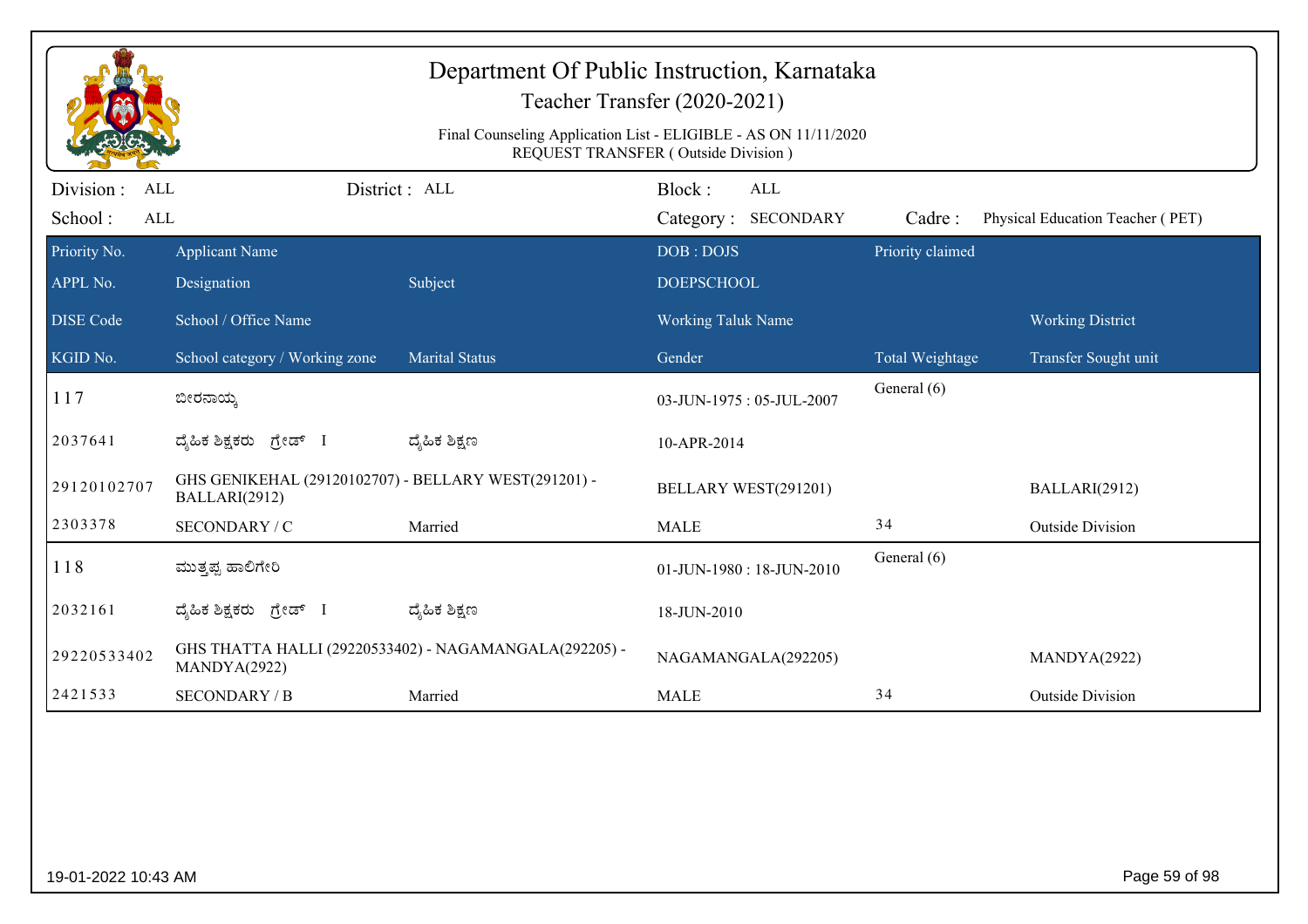# Department Of Public Instruction, Karnataka

## Teacher Transfer (2020-2021)

Final Counseling Application List - ELIGIBLE - AS ON 11/11/2020
REQUEST TRANSFER ( Outside Division )

Division : ALL | District : ALL | Block : ALL
School : ALL | Category : SECONDARY | Cadre : Physical Education Teacher ( PET)

| Priority No. / APPL No. / DISE Code / KGID No. | Applicant Name / Designation / School / Office Name / School category / Working zone | Subject / Marital Status | DOB : DOJS / DOEPSCHOOL / Working Taluk Name / Gender | Priority claimed / Total Weightage | Working District / Transfer Sought unit |
|---|---|---|---|---|---|
| 117 | ಬೀರನಾಯ್ಕ | | 03-JUN-1975 : 05-JUL-2007 | General (6) | |
| 2037641 | ದೈಹಿಕ ಶಿಕ್ಷಕರು ಗ್ರೇಡ್ I | ದೈಹಿಕ ಶಿಕ್ಷಣ | 10-APR-2014 | | |
| 29120102707 | GHS GENIKEHAL (29120102707) - BELLARY WEST(291201) - BALLARI(2912) | | BELLARY WEST(291201) | | BALLARI(2912) |
| 2303378 | SECONDARY / C | Married | MALE | 34 | Outside Division |
| 118 | ಮುತ್ತಪ್ಪ ಹಾಲಿಗೇರಿ | | 01-JUN-1980 : 18-JUN-2010 | General (6) | |
| 2032161 | ದೈಹಿಕ ಶಿಕ್ಷಕರು ಗ್ರೇಡ್ I | ದೈಹಿಕ ಶಿಕ್ಷಣ | 18-JUN-2010 | | |
| 29220533402 | GHS THATTA HALLI (29220533402) - NAGAMANGALA(292205) - MANDYA(2922) | | NAGAMANGALA(292205) | | MANDYA(2922) |
| 2421533 | SECONDARY / B | Married | MALE | 34 | Outside Division |

19-01-2022 10:43 AM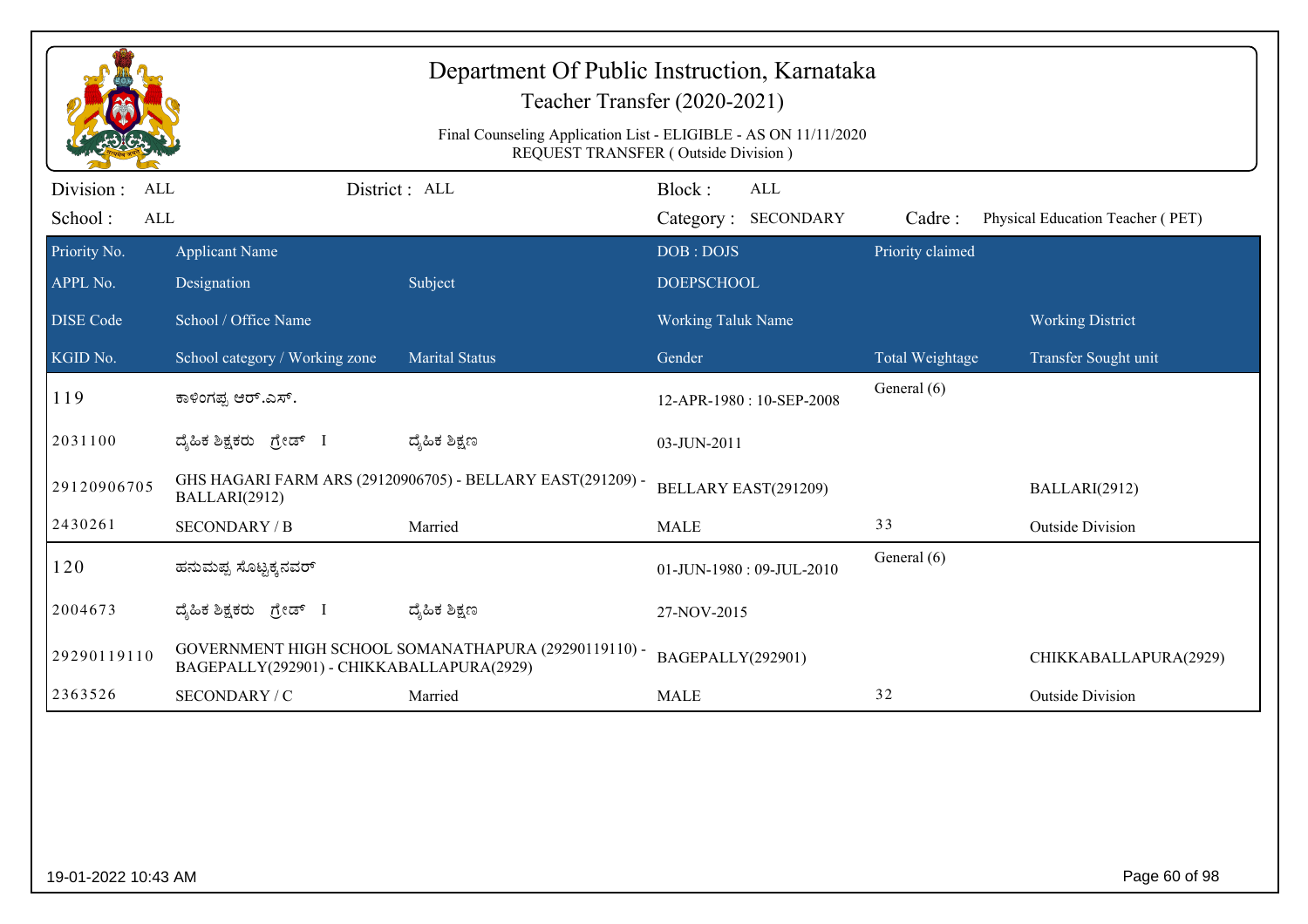# Department Of Public Instruction, Karnataka

Teacher Transfer (2020-2021)

Final Counseling Application List - ELIGIBLE - AS ON 11/11/2020
REQUEST TRANSFER ( Outside Division )

Division : ALL | District : ALL | Block : ALL
School : ALL | Category : SECONDARY | Cadre : Physical Education Teacher ( PET)

| Priority No. / APPL No. / DISE Code / KGID No. | Applicant Name / Designation / School / Office Name / School category / Working zone | Subject / Marital Status | DOB : DOJS / DOEPSCHOOL / Working Taluk Name / Gender | Priority claimed / Total Weightage | Working District / Transfer Sought unit |
|---|---|---|---|---|---|
| 119 | ಕಾಳಿಂಗಪ್ಪ ಆರ್.ಎಸ್. | | 12-APR-1980 : 10-SEP-2008 | General (6) | |
| 2031100 | ದೈಹಿಕ ಶಿಕ್ಷಕರು ಗ್ರೇಡ್ I | ದೈಹಿಕ ಶಿಕ್ಷಣ | 03-JUN-2011 | | |
| 29120906705 | GHS HAGARI FARM ARS (29120906705) - BELLARY EAST(291209) - BALLARI(2912) | | BELLARY EAST(291209) | | BALLARI(2912) |
| 2430261 | SECONDARY / B | Married | MALE | 33 | Outside Division |
| 120 | ಹನುಮಪ್ಪ ಸೊಟ್ಟಕ್ಕನವರ್ | | 01-JUN-1980 : 09-JUL-2010 | General (6) | |
| 2004673 | ದೈಹಿಕ ಶಿಕ್ಷಕರು ಗ್ರೇಡ್ I | ದೈಹಿಕ ಶಿಕ್ಷಣ | 27-NOV-2015 | | |
| 29290119110 | GOVERNMENT HIGH SCHOOL SOMANATHAPURA (29290119110) - BAGEPALLY(292901) - CHIKKABALLAPURA(2929) | | BAGEPALLY(292901) | | CHIKKABALLAPURA(2929) |
| 2363526 | SECONDARY / C | Married | MALE | 32 | Outside Division |

19-01-2022 10:43 AM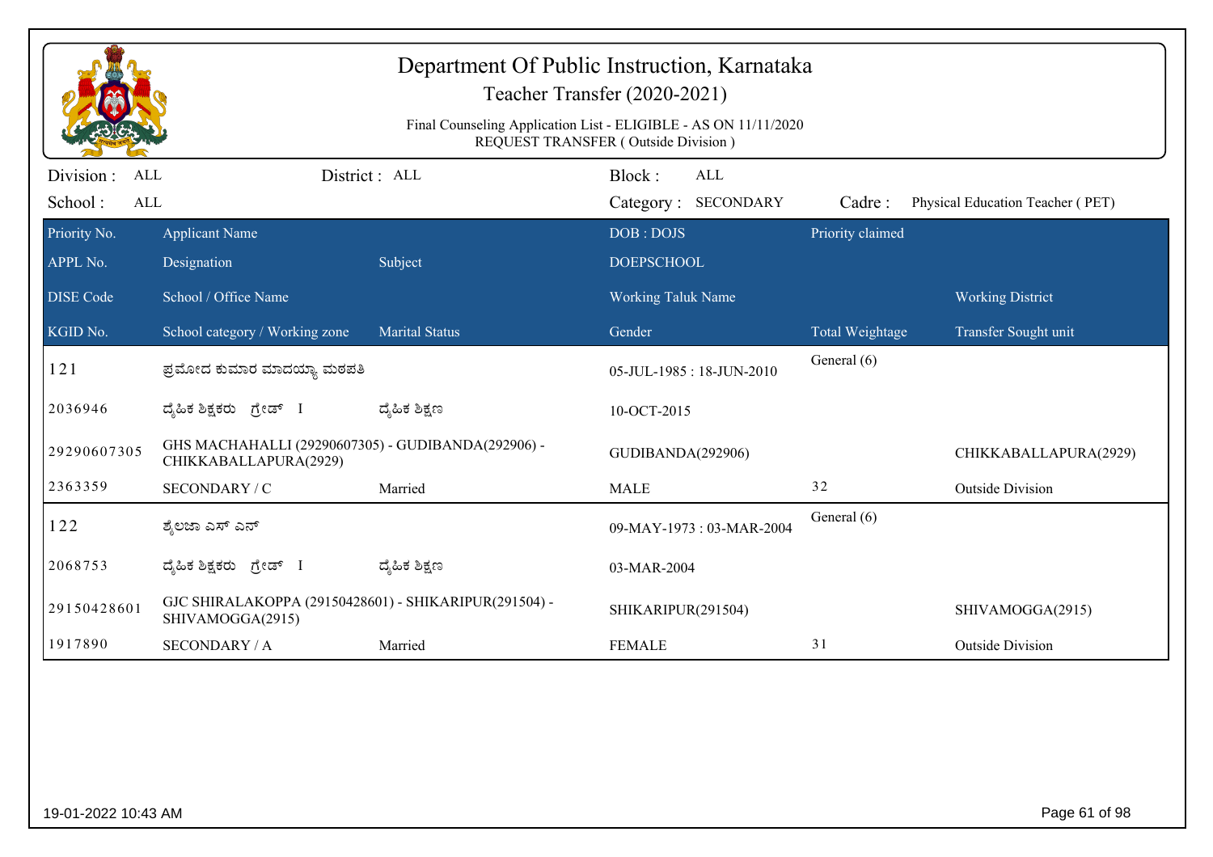# Department Of Public Instruction, Karnataka

## Teacher Transfer (2020-2021)

Final Counseling Application List - ELIGIBLE - AS ON 11/11/2020
REQUEST TRANSFER ( Outside Division )

| Division : ALL | District : ALL | Block : ALL | |
|---|---|---|---|
| School : ALL | | Category : SECONDARY | Cadre : Physical Education Teacher ( PET) |

| Priority No. / APPL No. / DISE Code / KGID No. | Applicant Name / Designation / School / Office Name / School category / Working zone | Subject / Marital Status | DOB : DOJS / DOEPSCHOOL / Working Taluk Name / Gender | Priority claimed / Total Weightage | Working District / Transfer Sought unit |
|---|---|---|---|---|---|
| 121 | ಪ್ರಮೋದ ಕುಮಾರ ಮಾದಯ್ಯಾ ಮಠಪತಿ | | 05-JUL-1985 : 18-JUN-2010 | General (6) | |
| 2036946 | ದೈಹಿಕ ಶಿಕ್ಷಕರು ಗ್ರೇಡ್ I | ದೈಹಿಕ ಶಿಕ್ಷಣ | 10-OCT-2015 | | |
| 29290607305 | GHS MACHAHALLI (29290607305) - GUDIBANDA(292906) - CHIKKABALLAPURA(2929) | | GUDIBANDA(292906) | | CHIKKABALLAPURA(2929) |
| 2363359 | SECONDARY / C | Married | MALE | 32 | Outside Division |
| 122 | ಶೈಲಜಾ ಎಸ್ ಎನ್ | | 09-MAY-1973 : 03-MAR-2004 | General (6) | |
| 2068753 | ದೈಹಿಕ ಶಿಕ್ಷಕರು ಗ್ರೇಡ್ I | ದೈಹಿಕ ಶಿಕ್ಷಣ | 03-MAR-2004 | | |
| 29150428601 | GJC SHIRALAKOPPA (29150428601) - SHIKARIPUR(291504) - SHIVAMOGGA(2915) | | SHIKARIPUR(291504) | | SHIVAMOGGA(2915) |
| 1917890 | SECONDARY / A | Married | FEMALE | 31 | Outside Division |

19-01-2022 10:43 AM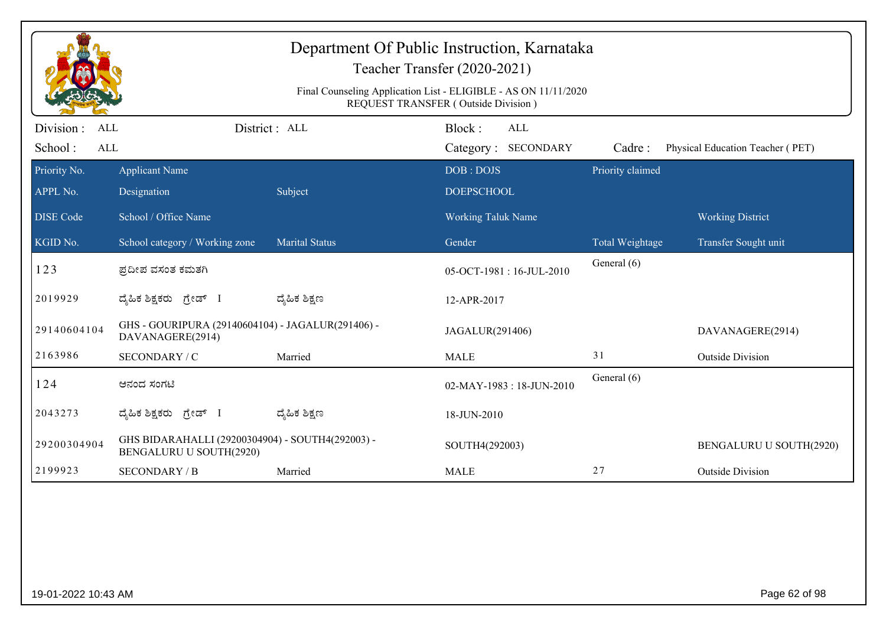# Department Of Public Instruction, Karnataka

## Teacher Transfer (2020-2021)

Final Counseling Application List - ELIGIBLE - AS ON 11/11/2020
REQUEST TRANSFER ( Outside Division )

Division : ALL | District : ALL | Block : ALL
School : ALL | Category : SECONDARY | Cadre : Physical Education Teacher ( PET)

| Priority No. / APPL No. / DISE Code / KGID No. | Applicant Name / Designation / School / Office Name / School category / Working zone | Subject / Marital Status | DOB : DOJS / DOEPSCHOOL / Working Taluk Name / Gender | Priority claimed / Total Weightage | Working District / Transfer Sought unit |
|---|---|---|---|---|---|
| 123 | ಪ್ರದೀಪ ವಸಂತ ಕಮತಗಿ | | 05-OCT-1981 : 16-JUL-2010 | General (6) | |
| 2019929 | ದೈಹಿಕ ಶಿಕ್ಷಕರು ಗ್ರೇಡ್ I | ದೈಹಿಕ ಶಿಕ್ಷಣ | 12-APR-2017 | | |
| 29140604104 | GHS - GOURIPURA (29140604104) - JAGALUR(291406) - DAVANAGERE(2914) | | JAGALUR(291406) | | DAVANAGERE(2914) |
| 2163986 | SECONDARY / C | Married | MALE | 31 | Outside Division |
| 124 | ಆನಂದ ಸಂಗಟಿ | | 02-MAY-1983 : 18-JUN-2010 | General (6) | |
| 2043273 | ದೈಹಿಕ ಶಿಕ್ಷಕರು ಗ್ರೇಡ್ I | ದೈಹಿಕ ಶಿಕ್ಷಣ | 18-JUN-2010 | | |
| 29200304904 | GHS BIDARAHALLI (29200304904) - SOUTH4(292003) - BENGALURU U SOUTH(2920) | | SOUTH4(292003) | | BENGALURU U SOUTH(2920) |
| 2199923 | SECONDARY / B | Married | MALE | 27 | Outside Division |

19-01-2022 10:43 AM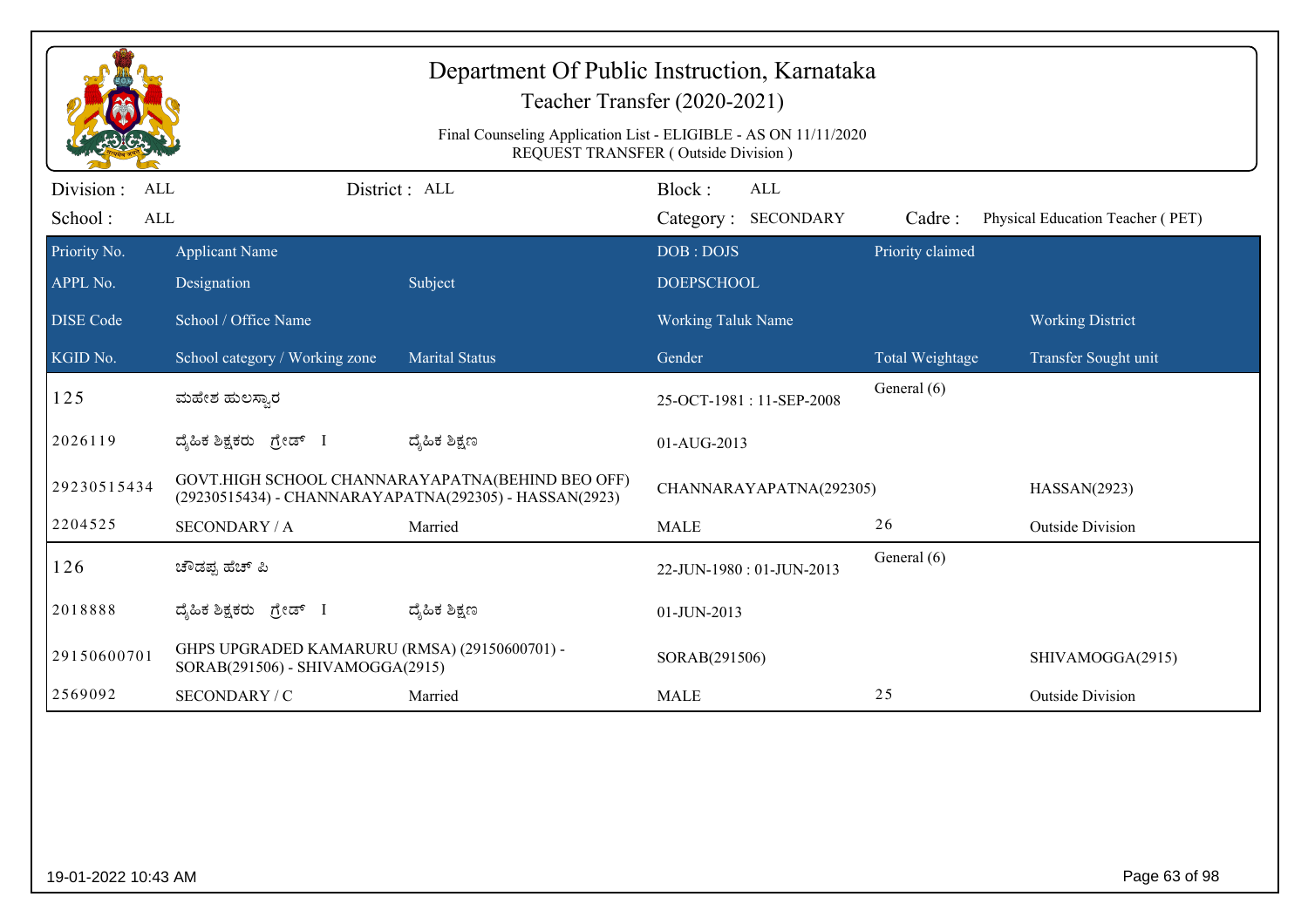# Department Of Public Instruction, Karnataka

## Teacher Transfer (2020-2021)

Final Counseling Application List - ELIGIBLE - AS ON 11/11/2020
REQUEST TRANSFER ( Outside Division )

Division : ALL | District : ALL | Block : ALL
School : ALL | Category : SECONDARY | Cadre : Physical Education Teacher ( PET)

| Priority No. / APPL No. / DISE Code / KGID No. | Applicant Name / Designation / School / Office Name / School category / Working zone | Subject / Marital Status | DOB : DOJS / DOEPSCHOOL / Working Taluk Name / Gender | Priority claimed / Total Weightage | Working District / Transfer Sought unit |
|---|---|---|---|---|---|
| 125 | ಮಹೇಶ ಹುಲಸ್ವಾರ | | 25-OCT-1981 : 11-SEP-2008 | General (6) | |
| 2026119 | ದೈಹಿಕ ಶಿಕ್ಷಕರು ಗ್ರೇಡ್ I | ದೈಹಿಕ ಶಿಕ್ಷಣ | 01-AUG-2013 | | |
| 29230515434 | GOVT.HIGH SCHOOL CHANNARAYAPATNA(BEHIND BEO OFF) (29230515434) - CHANNARAYAPATNA(292305) - HASSAN(2923) | | CHANNARAYAPATNA(292305) | | HASSAN(2923) |
| 2204525 | SECONDARY / A | Married | MALE | 26 | Outside Division |
| 126 | ಚೌಡಪ್ಪ ಹೆಚ್ ಪಿ | | 22-JUN-1980 : 01-JUN-2013 | General (6) | |
| 2018888 | ದೈಹಿಕ ಶಿಕ್ಷಕರು ಗ್ರೇಡ್ I | ದೈಹಿಕ ಶಿಕ್ಷಣ | 01-JUN-2013 | | |
| 29150600701 | GHPS UPGRADED KAMARURU (RMSA) (29150600701) - SORAB(291506) - SHIVAMOGGA(2915) | | SORAB(291506) | | SHIVAMOGGA(2915) |
| 2569092 | SECONDARY / C | Married | MALE | 25 | Outside Division |

19-01-2022 10:43 AM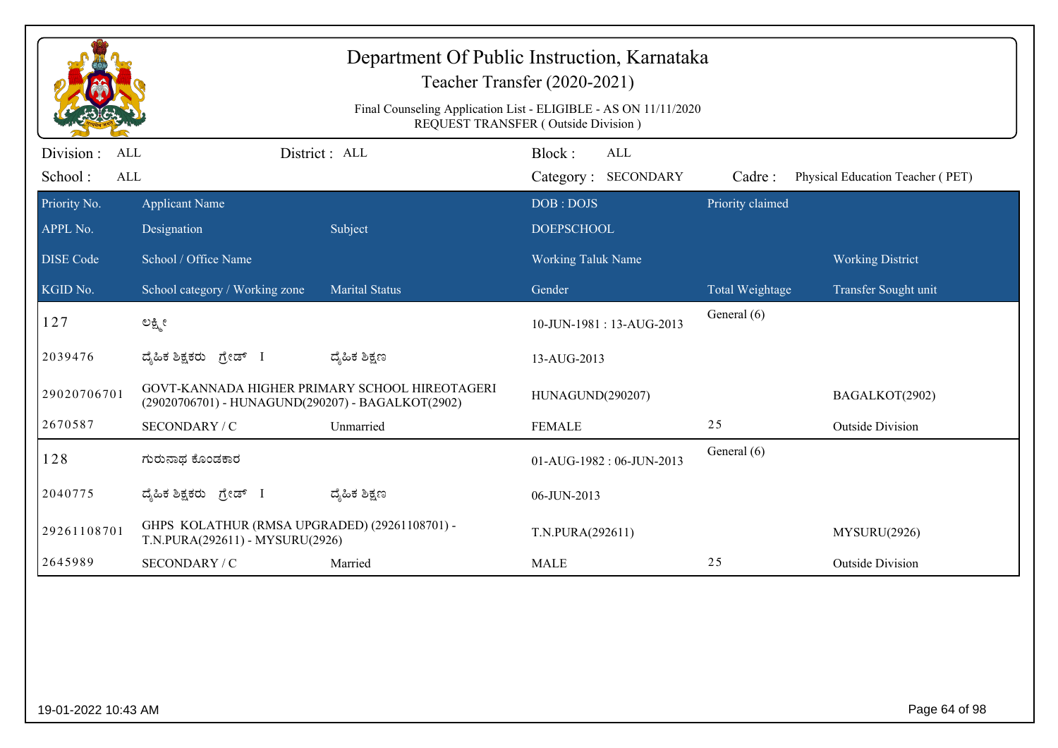# Department Of Public Instruction, Karnataka

## Teacher Transfer (2020-2021)

Final Counseling Application List - ELIGIBLE - AS ON 11/11/2020
REQUEST TRANSFER ( Outside Division )

Division : ALL | District : ALL | Block : ALL
School : ALL | Category : SECONDARY | Cadre : Physical Education Teacher ( PET)

| Priority No. / APPL No. / DISE Code / KGID No. | Applicant Name / Designation / School / Office Name / School category / Working zone | Subject / Marital Status | DOB : DOJS / DOEPSCHOOL / Working Taluk Name / Gender | Priority claimed / Total Weightage | Working District / Transfer Sought unit |
|---|---|---|---|---|---|
| 127 | ಲಕ್ಷ್ಮೀ | | 10-JUN-1981 : 13-AUG-2013 | General (6) | |
| 2039476 | ದೈಹಿಕ ಶಿಕ್ಷಕರು ಗ್ರೇಡ್ I | ದೈಹಿಕ ಶಿಕ್ಷಣ | 13-AUG-2013 | | |
| 29020706701 | GOVT-KANNADA HIGHER PRIMARY SCHOOL HIREOTAGERI (29020706701) - HUNAGUND(290207) - BAGALKOT(2902) | | HUNAGUND(290207) | | BAGALKOT(2902) |
| 2670587 | SECONDARY / C | Unmarried | FEMALE | 25 | Outside Division |
| 128 | ಗುರುನಾಥ ಕೊಂಡಕಾರ | | 01-AUG-1982 : 06-JUN-2013 | General (6) | |
| 2040775 | ದೈಹಿಕ ಶಿಕ್ಷಕರು ಗ್ರೇಡ್ I | ದೈಹಿಕ ಶಿಕ್ಷಣ | 06-JUN-2013 | | |
| 29261108701 | GHPS KOLATHUR (RMSA UPGRADED) (29261108701) - T.N.PURA(292611) - MYSURU(2926) | | T.N.PURA(292611) | | MYSURU(2926) |
| 2645989 | SECONDARY / C | Married | MALE | 25 | Outside Division |

19-01-2022 10:43 AM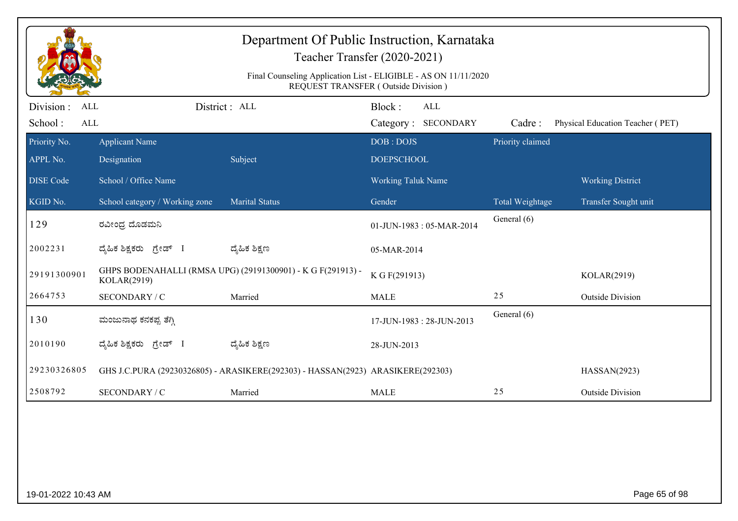# Department Of Public Instruction, Karnataka

## Teacher Transfer (2020-2021)

Final Counseling Application List - ELIGIBLE - AS ON 11/11/2020
REQUEST TRANSFER ( Outside Division )

Division : ALL | District : ALL | Block : ALL
School : ALL | Category : SECONDARY | Cadre : Physical Education Teacher ( PET)

| Priority No. / APPL No. / DISE Code / KGID No. | Applicant Name / Designation / School / Office Name / School category / Working zone | Subject / Marital Status | DOB : DOJS / DOEPSCHOOL / Working Taluk Name / Gender | Priority claimed / Total Weightage | Working District / Transfer Sought unit |
|---|---|---|---|---|---|
| 129 | ರವೀಂದ್ರ ದೊಡಮನಿ | | 01-JUN-1983 : 05-MAR-2014 | General (6) | |
| 2002231 | ದೈಹಿಕ ಶಿಕ್ಷಕರು ಗ್ರೇಡ್ I | ದೈಹಿಕ ಶಿಕ್ಷಣ | 05-MAR-2014 | | |
| 29191300901 | GHPS BODENAHALLI (RMSA UPG) (29191300901) - K G F(291913) - KOLAR(2919) | | K G F(291913) | | KOLAR(2919) |
| 2664753 | SECONDARY / C | Married | MALE | 25 | Outside Division |
| 130 | ಮಂಜುನಾಥ ಕನಕಪ್ಪ ತೆಗ್ಗಿ | | 17-JUN-1983 : 28-JUN-2013 | General (6) | |
| 2010190 | ದೈಹಿಕ ಶಿಕ್ಷಕರು ಗ್ರೇಡ್ I | ದೈಹಿಕ ಶಿಕ್ಷಣ | 28-JUN-2013 | | |
| 29230326805 | GHS J.C.PURA (29230326805) - ARASIKERE(292303) - HASSAN(2923) | | ARASIKERE(292303) | | HASSAN(2923) |
| 2508792 | SECONDARY / C | Married | MALE | 25 | Outside Division |

19-01-2022 10:43 AM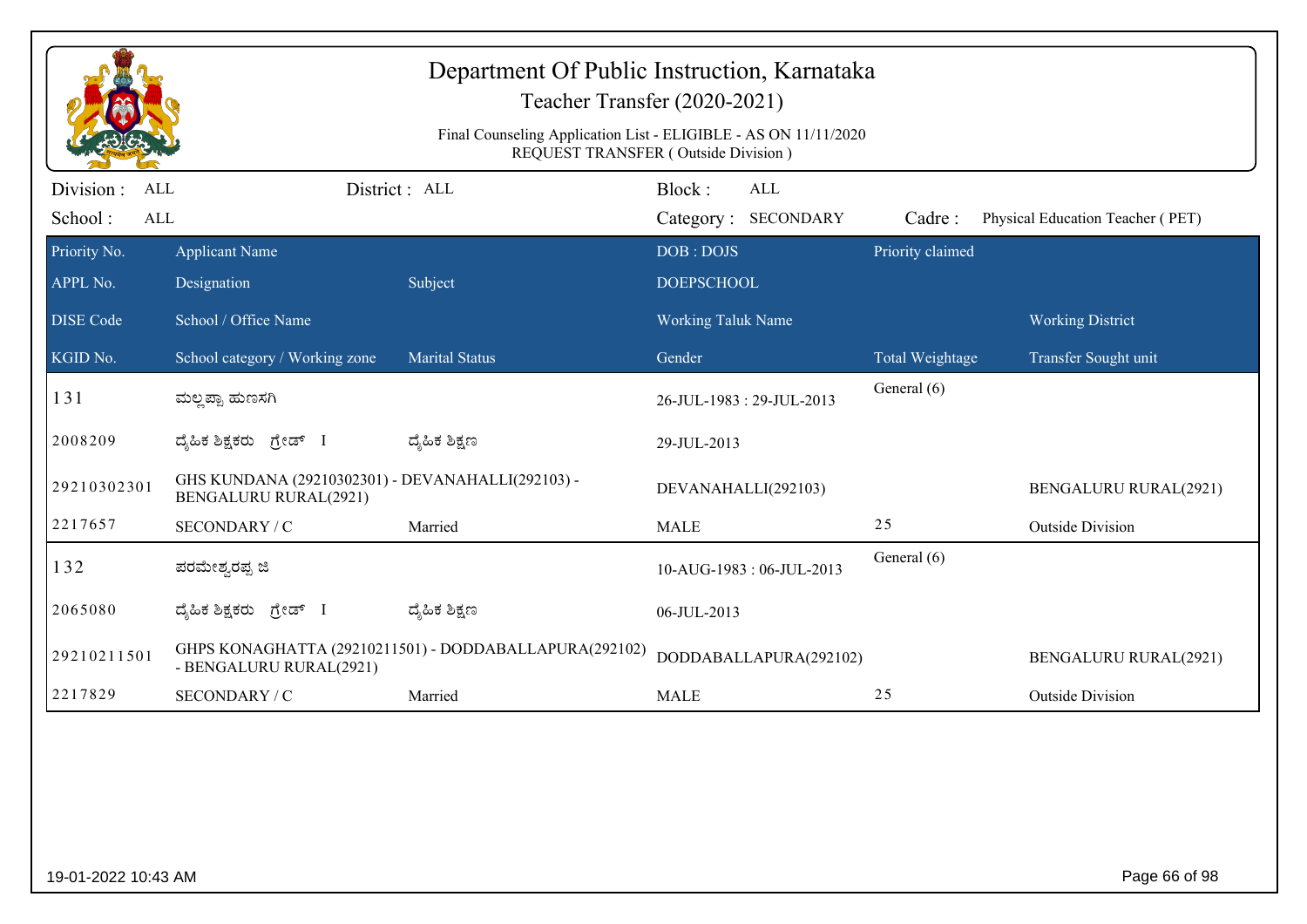# Department Of Public Instruction, Karnataka

## Teacher Transfer (2020-2021)

Final Counseling Application List - ELIGIBLE - AS ON 11/11/2020
REQUEST TRANSFER ( Outside Division )

Division : ALL District : ALL Block : ALL
School : ALL Category : SECONDARY Cadre : Physical Education Teacher ( PET)

| Priority No. / APPL No. / DISE Code / KGID No. | Applicant Name / Designation / School / Office Name / School category / Working zone | Subject / Marital Status | DOB : DOJS / DOEPSCHOOL / Working Taluk Name / Gender | Priority claimed / Total Weightage | Working District / Transfer Sought unit |
|---|---|---|---|---|---|
| 131 | ಮಲ್ಲಪ್ಪಾ ಹುಣಸಗಿ | | 26-JUL-1983 : 29-JUL-2013 | General (6) | |
| 2008209 | ದೈಹಿಕ ಶಿಕ್ಷಕರು ಗ್ರೇಡ್ I | ದೈಹಿಕ ಶಿಕ್ಷಣ | 29-JUL-2013 | | |
| 29210302301 | GHS KUNDANA (29210302301) - DEVANAHALLI(292103) - BENGALURU RURAL(2921) | | DEVANAHALLI(292103) | | BENGALURU RURAL(2921) |
| 2217657 | SECONDARY / C | Married | MALE | 25 | Outside Division |
| 132 | ಪರಮೇಶ್ವರಪ್ಪ ಜಿ | | 10-AUG-1983 : 06-JUL-2013 | General (6) | |
| 2065080 | ದೈಹಿಕ ಶಿಕ್ಷಕರು ಗ್ರೇಡ್ I | ದೈಹಿಕ ಶಿಕ್ಷಣ | 06-JUL-2013 | | |
| 29210211501 | GHPS KONAGHATTA (29210211501) - DODDABALLAPURA(292102) - BENGALURU RURAL(2921) | | DODDABALLAPURA(292102) | | BENGALURU RURAL(2921) |
| 2217829 | SECONDARY / C | Married | MALE | 25 | Outside Division |

19-01-2022 10:43 AM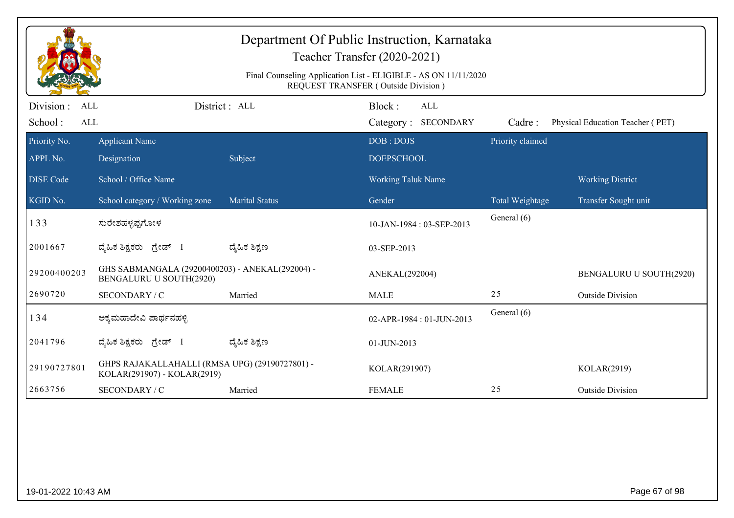# Department Of Public Instruction, Karnataka

## Teacher Transfer (2020-2021)

Final Counseling Application List - ELIGIBLE - AS ON 11/11/2020
REQUEST TRANSFER ( Outside Division )

Division : ALL | District : ALL | Block : ALL
School : ALL | Category : SECONDARY | Cadre : Physical Education Teacher ( PET)

| Priority No. / APPL No. / DISE Code / KGID No. | Applicant Name / Designation / School / Office Name / School category / Working zone | Subject / Marital Status | DOB : DOJS / DOEPSCHOOL / Working Taluk Name / Gender | Priority claimed / Total Weightage | Working District / Transfer Sought unit |
|---|---|---|---|---|---|
| 133 | ಸುರೇಶಹಳ್ಳಪ್ಪಗೋಳ | | 10-JAN-1984 : 03-SEP-2013 | General (6) | |
| 2001667 | ದೈಹಿಕ ಶಿಕ್ಷಕರು ಗ್ರೇಡ್ I | ದೈಹಿಕ ಶಿಕ್ಷಣ | 03-SEP-2013 | | |
| 29200400203 | GHS SABMANGALA (29200400203) - ANEKAL(292004) - BENGALURU U SOUTH(2920) | | ANEKAL(292004) | | BENGALURU U SOUTH(2920) |
| 2690720 | SECONDARY / C | Married | MALE | 25 | Outside Division |
| 134 | ಅಕ್ಕಮಹಾದೇವಿ ಪಾರ್ಥನಹಳ್ಳಿ | | 02-APR-1984 : 01-JUN-2013 | General (6) | |
| 2041796 | ದೈಹಿಕ ಶಿಕ್ಷಕರು ಗ್ರೇಡ್ I | ದೈಹಿಕ ಶಿಕ್ಷಣ | 01-JUN-2013 | | |
| 29190727801 | GHPS RAJAKALLAHALLI (RMSA UPG) (29190727801) - KOLAR(291907) - KOLAR(2919) | | KOLAR(291907) | | KOLAR(2919) |
| 2663756 | SECONDARY / C | Married | FEMALE | 25 | Outside Division |

19-01-2022 10:43 AM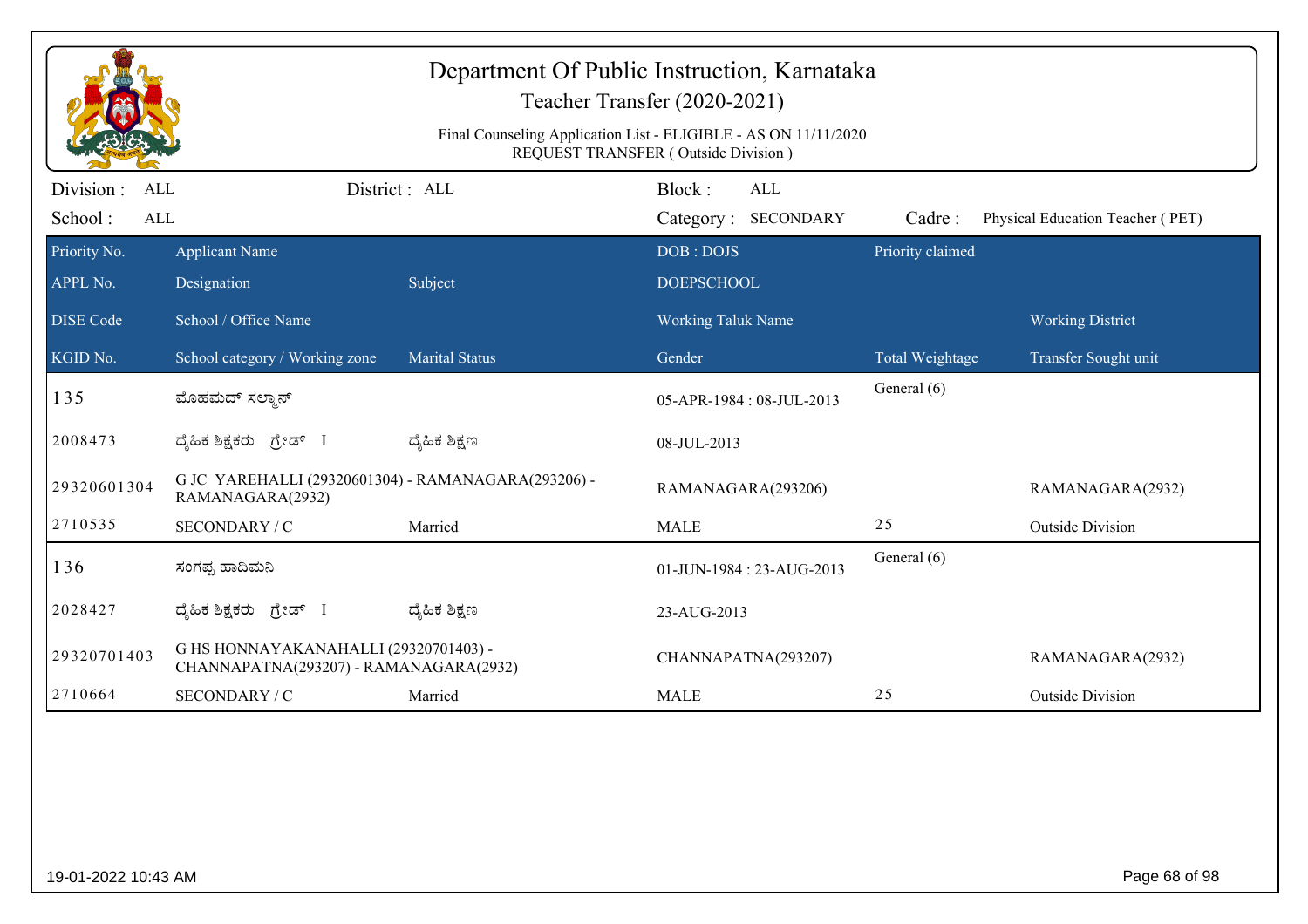# Department Of Public Instruction, Karnataka

Teacher Transfer (2020-2021)

Final Counseling Application List - ELIGIBLE - AS ON 11/11/2020

REQUEST TRANSFER ( Outside Division )

Division : ALL | District : ALL | Block : ALL

School : ALL | Category : SECONDARY | Cadre : Physical Education Teacher ( PET)

| Priority No. / APPL No. / DISE Code / KGID No. | Applicant Name / Designation / School / Office Name / School category / Working zone | Subject / Marital Status | DOB : DOJS / DOEPSCHOOL / Working Taluk Name / Gender | Priority claimed / Total Weightage | Working District / Transfer Sought unit |
|---|---|---|---|---|---|
| 135 | ಮೊಹಮದ್ ಸಲ್ಮಾನ್ | | 05-APR-1984 : 08-JUL-2013 | General (6) | |
| 2008473 | ದೈಹಿಕ ಶಿಕ್ಷಕರು ಗ್ರೇಡ್ I | ದೈಹಿಕ ಶಿಕ್ಷಣ | 08-JUL-2013 | | |
| 29320601304 | G JC YAREHALLI (29320601304) - RAMANAGARA(293206) - RAMANAGARA(2932) | | RAMANAGARA(293206) | | RAMANAGARA(2932) |
| 2710535 | SECONDARY / C | Married | MALE | 25 | Outside Division |
| 136 | ಸಂಗಪ್ಪ ಹಾದಿಮನಿ | | 01-JUN-1984 : 23-AUG-2013 | General (6) | |
| 2028427 | ದೈಹಿಕ ಶಿಕ್ಷಕರು ಗ್ರೇಡ್ I | ದೈಹಿಕ ಶಿಕ್ಷಣ | 23-AUG-2013 | | |
| 29320701403 | G HS HONNAYAKANAHALLI (29320701403) - CHANNAPATNA(293207) - RAMANAGARA(2932) | | CHANNAPATNA(293207) | | RAMANAGARA(2932) |
| 2710664 | SECONDARY / C | Married | MALE | 25 | Outside Division |

19-01-2022 10:43 AM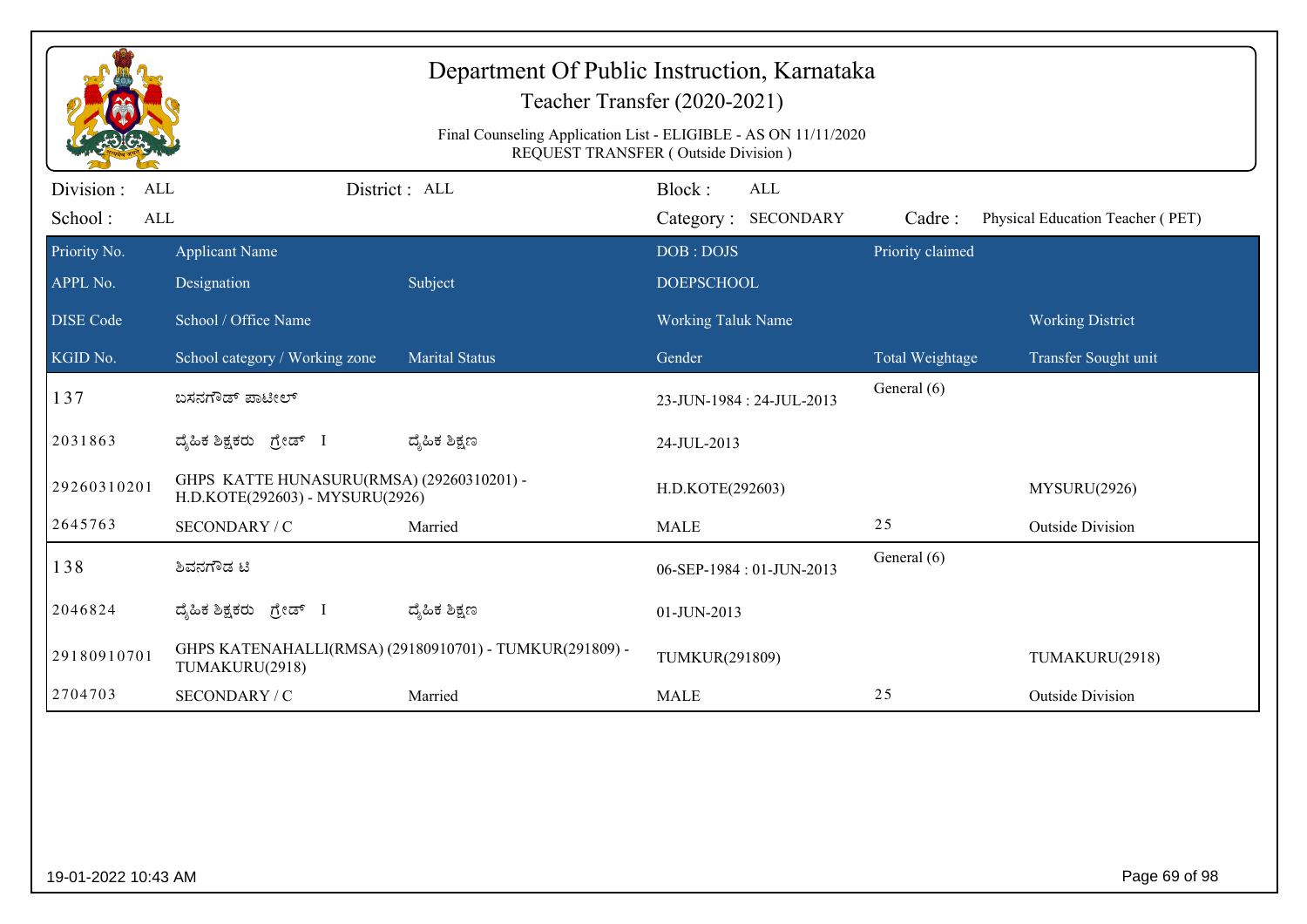# Department Of Public Instruction, Karnataka

## Teacher Transfer (2020-2021)

Final Counseling Application List - ELIGIBLE - AS ON 11/11/2020
REQUEST TRANSFER ( Outside Division )

Division : ALL | District : ALL | Block : ALL
School : ALL | Category : SECONDARY | Cadre : Physical Education Teacher ( PET)

| Priority No. / APPL No. / DISE Code / KGID No. | Applicant Name / Designation / School / Office Name / School category / Working zone | Subject / Marital Status | DOB : DOJS / DOEPSCHOOL / Working Taluk Name / Gender | Priority claimed / Total Weightage | Working District / Transfer Sought unit |
|---|---|---|---|---|---|
| 137 | ಬಸನಗೌಡ್ ಪಾಟೀಲ್ | | 23-JUN-1984 : 24-JUL-2013 | General (6) | |
| 2031863 | ದೈಹಿಕ ಶಿಕ್ಷಕರು ಗ್ರೇಡ್ I | ದೈಹಿಕ ಶಿಕ್ಷಣ | 24-JUL-2013 | | |
| 29260310201 | GHPS KATTE HUNASURU(RMSA) (29260310201) - H.D.KOTE(292603) - MYSURU(2926) | | H.D.KOTE(292603) | | MYSURU(2926) |
| 2645763 | SECONDARY / C | Married | MALE | 25 | Outside Division |
| 138 | ಶಿವನಗೌಡ ಟಿ | | 06-SEP-1984 : 01-JUN-2013 | General (6) | |
| 2046824 | ದೈಹಿಕ ಶಿಕ್ಷಕರು ಗ್ರೇಡ್ I | ದೈಹಿಕ ಶಿಕ್ಷಣ | 01-JUN-2013 | | |
| 29180910701 | GHPS KATENAHALLI(RMSA) (29180910701) - TUMKUR(291809) - TUMAKURU(2918) | | TUMKUR(291809) | | TUMAKURU(2918) |
| 2704703 | SECONDARY / C | Married | MALE | 25 | Outside Division |

19-01-2022 10:43 AM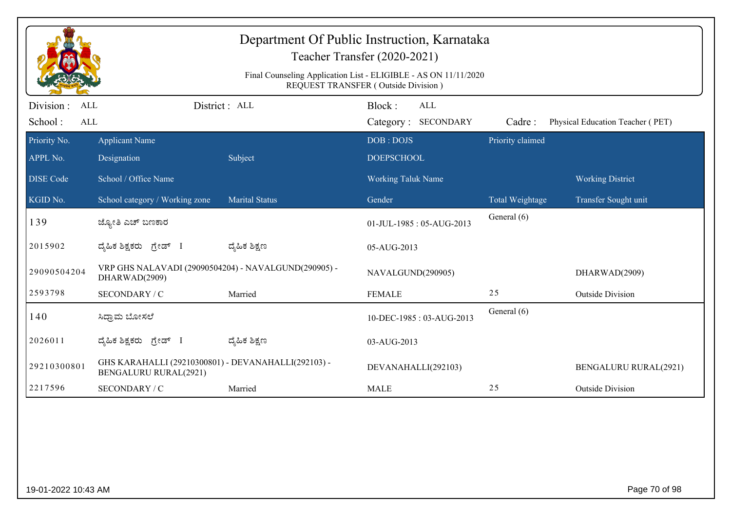# Department Of Public Instruction, Karnataka

Teacher Transfer (2020-2021)

Final Counseling Application List - ELIGIBLE - AS ON 11/11/2020
REQUEST TRANSFER ( Outside Division )

Division : ALL    District : ALL    Block : ALL
School : ALL    Category : SECONDARY    Cadre : Physical Education Teacher ( PET)

| Priority No. / APPL No. / DISE Code / KGID No. | Applicant Name / Designation / School / Office Name / School category / Working zone | Subject / Marital Status | DOB : DOJS / DOEPSCHOOL / Working Taluk Name / Gender | Priority claimed / Total Weightage | Working District / Transfer Sought unit |
|---|---|---|---|---|---|
| 139 | ಜ್ಯೋತಿ ಎಚ್ ಬಣಕಾರ | | 01-JUL-1985 : 05-AUG-2013 | General (6) | |
| 2015902 | ದೈಹಿಕ ಶಿಕ್ಷಕರು ಗ್ರೇಡ್ I | ದೈಹಿಕ ಶಿಕ್ಷಣ | 05-AUG-2013 | | |
| 29090504204 | VRP GHS NALAVADI (29090504204) - NAVALGUND(290905) - DHARWAD(2909) | | NAVALGUND(290905) | | DHARWAD(2909) |
| 2593798 | SECONDARY / C | Married | FEMALE | 25 | Outside Division |
| 140 | ಸಿದ್ರಾಮ ಬೋಸಲೆ | | 10-DEC-1985 : 03-AUG-2013 | General (6) | |
| 2026011 | ದೈಹಿಕ ಶಿಕ್ಷಕರು ಗ್ರೇಡ್ I | ದೈಹಿಕ ಶಿಕ್ಷಣ | 03-AUG-2013 | | |
| 29210300801 | GHS KARAHALLI (29210300801) - DEVANAHALLI(292103) - BENGALURU RURAL(2921) | | DEVANAHALLI(292103) | | BENGALURU RURAL(2921) |
| 2217596 | SECONDARY / C | Married | MALE | 25 | Outside Division |

19-01-2022 10:43 AM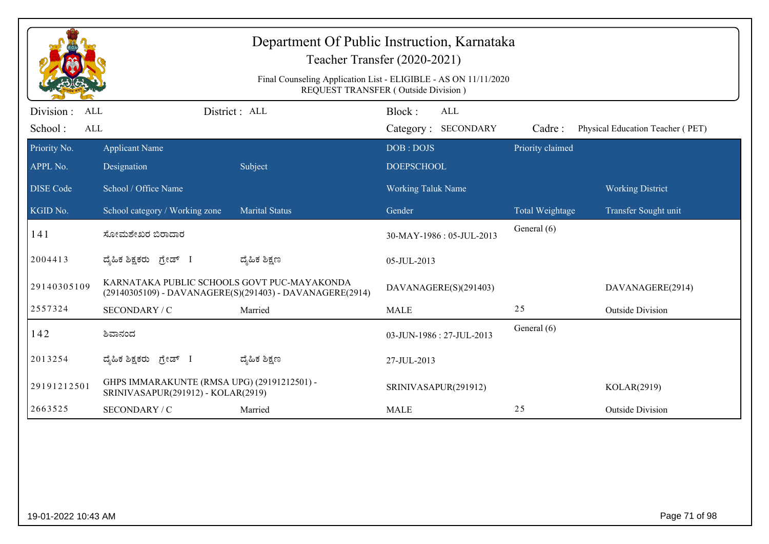# Department Of Public Instruction, Karnataka

## Teacher Transfer (2020-2021)

Final Counseling Application List - ELIGIBLE - AS ON 11/11/2020
REQUEST TRANSFER ( Outside Division )

Division : ALL | District : ALL | Block : ALL
School : ALL | Category : SECONDARY | Cadre : Physical Education Teacher ( PET)

| Priority No. / APPL No. / DISE Code / KGID No. | Applicant Name / Designation / School / Office Name / School category / Working zone | Subject / Marital Status | DOB : DOJS / DOEPSCHOOL / Working Taluk Name / Gender | Priority claimed / Total Weightage | Working District / Transfer Sought unit |
|---|---|---|---|---|---|
| 141 | ಸೋಮಶೇಖರ ಬಿರಾದಾರ | | 30-MAY-1986 : 05-JUL-2013 | General (6) | |
| 2004413 | ದೈಹಿಕ ಶಿಕ್ಷಕರು ಗ್ರೇಡ್ I | ದೈಹಿಕ ಶಿಕ್ಷಣ | 05-JUL-2013 | | |
| 29140305109 | KARNATAKA PUBLIC SCHOOLS GOVT PUC-MAYAKONDA (29140305109) - DAVANAGERE(S)(291403) - DAVANAGERE(2914) | | DAVANAGERE(S)(291403) | | DAVANAGERE(2914) |
| 2557324 | SECONDARY / C | Married | MALE | 25 | Outside Division |
| 142 | ಶಿವಾನಂದ | | 03-JUN-1986 : 27-JUL-2013 | General (6) | |
| 2013254 | ದೈಹಿಕ ಶಿಕ್ಷಕರು ಗ್ರೇಡ್ I | ದೈಹಿಕ ಶಿಕ್ಷಣ | 27-JUL-2013 | | |
| 29191212501 | GHPS IMMARAKUNTE (RMSA UPG) (29191212501) - SRINIVASAPUR(291912) - KOLAR(2919) | | SRINIVASAPUR(291912) | | KOLAR(2919) |
| 2663525 | SECONDARY / C | Married | MALE | 25 | Outside Division |

19-01-2022 10:43 AM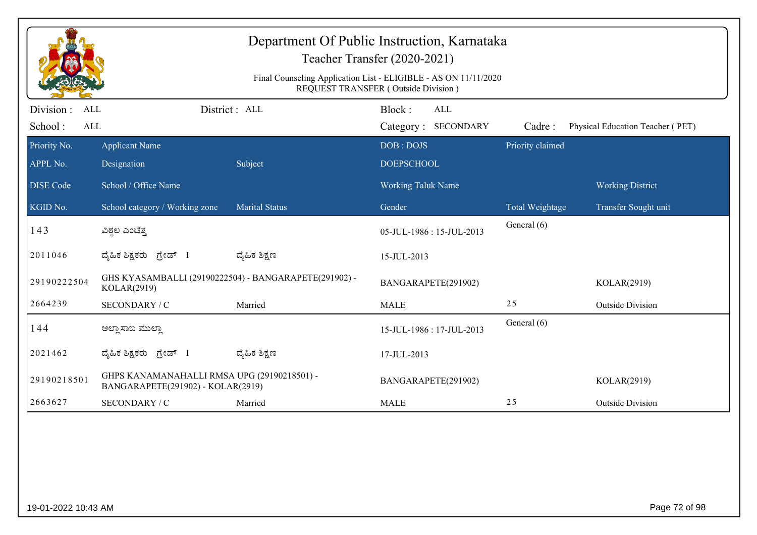# Department Of Public Instruction, Karnataka

## Teacher Transfer (2020-2021)

Final Counseling Application List - ELIGIBLE - AS ON 11/11/2020
REQUEST TRANSFER ( Outside Division )

Division : ALL | District : ALL | Block : ALL
School : ALL | Category : SECONDARY | Cadre : Physical Education Teacher ( PET)

| Priority No. / APPL No. / DISE Code / KGID No. | Applicant Name / Designation / School / Office Name / School category / Working zone | Subject / Marital Status | DOB : DOJS / DOEPSCHOOL / Working Taluk Name / Gender | Priority claimed / Total Weightage | Working District / Transfer Sought unit |
|---|---|---|---|---|---|
| 143 | ವಿಠ್ಠಲ ಎಂಟೆತ್ತ | | 05-JUL-1986 : 15-JUL-2013 | General (6) | |
| 2011046 | ದೈಹಿಕ ಶಿಕ್ಷಕರು ಗ್ರೇಡ್ I | ದೈಹಿಕ ಶಿಕ್ಷಣ | 15-JUL-2013 | | |
| 29190222504 | GHS KYASAMBALLI (29190222504) - BANGARAPETE(291902) - KOLAR(2919) | | BANGARAPETE(291902) | | KOLAR(2919) |
| 2664239 | SECONDARY / C | Married | MALE | 25 | Outside Division |
| 144 | ಅಲ್ಲಾಸಾಬ ಮುಲ್ಲಾ | | 15-JUL-1986 : 17-JUL-2013 | General (6) | |
| 2021462 | ದೈಹಿಕ ಶಿಕ್ಷಕರು ಗ್ರೇಡ್ I | ದೈಹಿಕ ಶಿಕ್ಷಣ | 17-JUL-2013 | | |
| 29190218501 | GHPS KANAMANAHALLI RMSA UPG (29190218501) - BANGARAPETE(291902) - KOLAR(2919) | | BANGARAPETE(291902) | | KOLAR(2919) |
| 2663627 | SECONDARY / C | Married | MALE | 25 | Outside Division |

19-01-2022 10:43 AM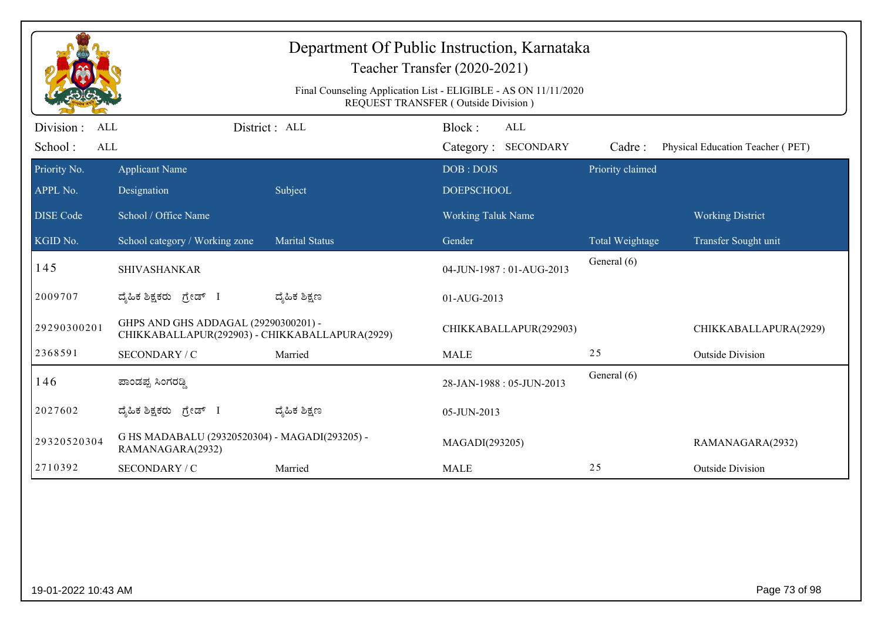# Department Of Public Instruction, Karnataka

Teacher Transfer (2020-2021)

Final Counseling Application List - ELIGIBLE - AS ON 11/11/2020
REQUEST TRANSFER ( Outside Division )

Division : ALL | District : ALL | Block : ALL
School : ALL | Category : SECONDARY | Cadre : Physical Education Teacher ( PET)

| Priority No. / APPL No. / DISE Code / KGID No. | Applicant Name / Designation / School / Office Name / School category / Working zone | Subject / Marital Status | DOB : DOJS / DOEPSCHOOL / Working Taluk Name / Gender | Priority claimed / Total Weightage | Working District / Transfer Sought unit |
|---|---|---|---|---|---|
| 145 | SHIVASHANKAR | | 04-JUN-1987 : 01-AUG-2013 | General (6) | |
| 2009707 | ದೈಹಿಕ ಶಿಕ್ಷಕರು ಗ್ರೇಡ್ I | ದೈಹಿಕ ಶಿಕ್ಷಣ | 01-AUG-2013 | | |
| 29290300201 | GHPS AND GHS ADDAGAL (29290300201) - CHIKKABALLAPUR(292903) - CHIKKABALLAPURA(2929) | | CHIKKABALLAPUR(292903) | | CHIKKABALLAPURA(2929) |
| 2368591 | SECONDARY / C | Married | MALE | 25 | Outside Division |
| 146 | ಪಾಂಡಪ್ಪ ಸಿಂಗರಡ್ಡಿ | | 28-JAN-1988 : 05-JUN-2013 | General (6) | |
| 2027602 | ದೈಹಿಕ ಶಿಕ್ಷಕರು ಗ್ರೇಡ್ I | ದೈಹಿಕ ಶಿಕ್ಷಣ | 05-JUN-2013 | | |
| 29320520304 | G HS MADABALU (29320520304) - MAGADI(293205) - RAMANAGARA(2932) | | MAGADI(293205) | | RAMANAGARA(2932) |
| 2710392 | SECONDARY / C | Married | MALE | 25 | Outside Division |

19-01-2022 10:43 AM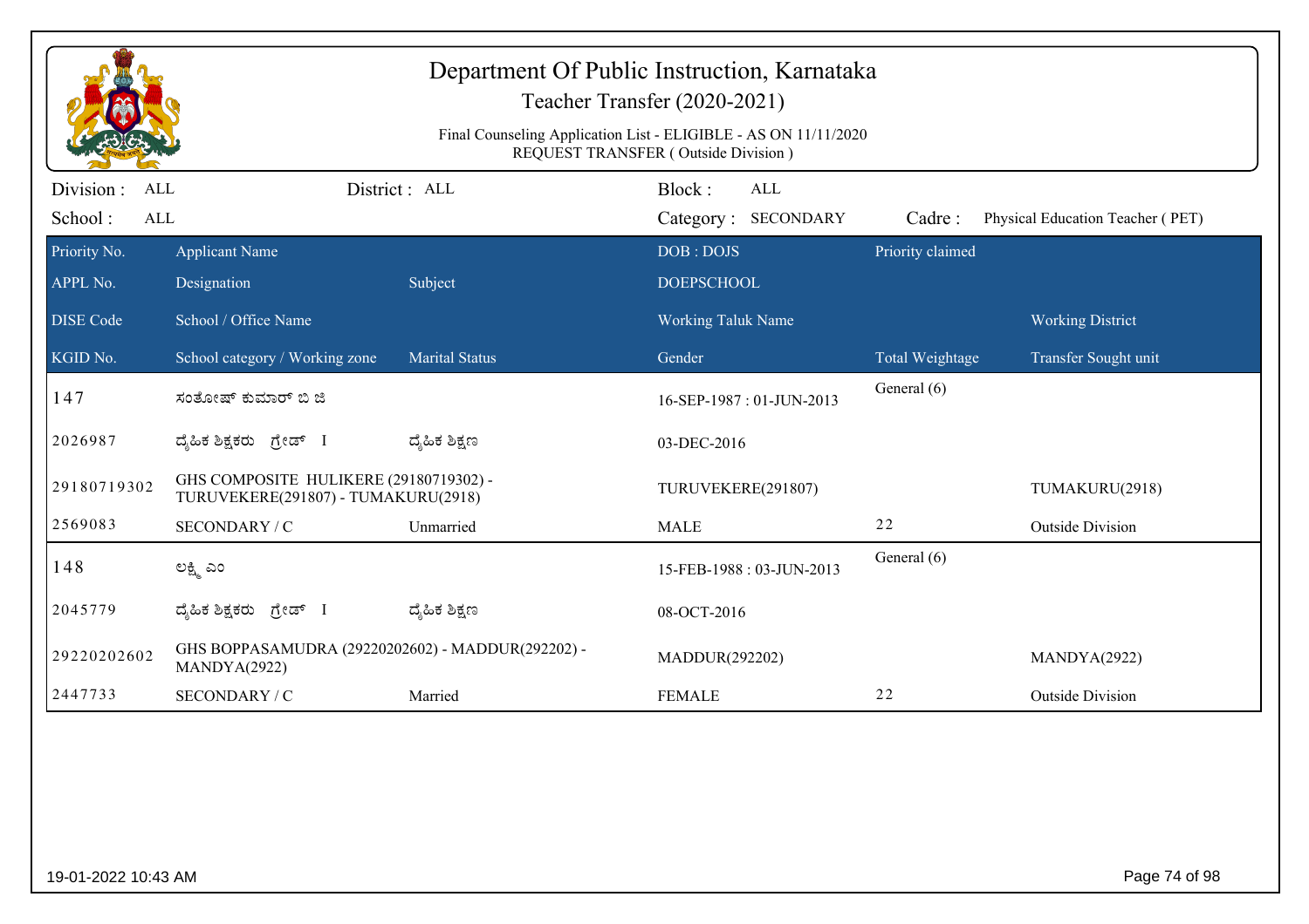# Department Of Public Instruction, Karnataka

## Teacher Transfer (2020-2021)

Final Counseling Application List - ELIGIBLE - AS ON 11/11/2020
REQUEST TRANSFER ( Outside Division )

Division : ALL | District : ALL | Block : ALL
School : ALL | Category : SECONDARY | Cadre : Physical Education Teacher ( PET)

| Priority No. / APPL No. / DISE Code / KGID No. | Applicant Name / Designation / School / Office Name / School category / Working zone | Subject / Marital Status | DOB : DOJS / DOEPSCHOOL / Working Taluk Name / Gender | Priority claimed / Total Weightage | Working District / Transfer Sought unit |
|---|---|---|---|---|---|
| 147 | ಸಂತೋಷ್ ಕುಮಾರ್ ಬಿ ಜಿ | | 16-SEP-1987 : 01-JUN-2013 | General (6) | |
| 2026987 | ದೈಹಿಕ ಶಿಕ್ಷಕರು ಗ್ರೇಡ್ I | ದೈಹಿಕ ಶಿಕ್ಷಣ | 03-DEC-2016 | | |
| 29180719302 | GHS COMPOSITE HULIKERE (29180719302) - TURUVEKERE(291807) - TUMAKURU(2918) | | TURUVEKERE(291807) | | TUMAKURU(2918) |
| 2569083 | SECONDARY / C | Unmarried | MALE | 22 | Outside Division |
| 148 | ಲಕ್ಷ್ಮಿ ಎಂ | | 15-FEB-1988 : 03-JUN-2013 | General (6) | |
| 2045779 | ದೈಹಿಕ ಶಿಕ್ಷಕರು ಗ್ರೇಡ್ I | ದೈಹಿಕ ಶಿಕ್ಷಣ | 08-OCT-2016 | | |
| 29220202602 | GHS BOPPASAMUDRA (29220202602) - MADDUR(292202) - MANDYA(2922) | | MADDUR(292202) | | MANDYA(2922) |
| 2447733 | SECONDARY / C | Married | FEMALE | 22 | Outside Division |

19-01-2022 10:43 AM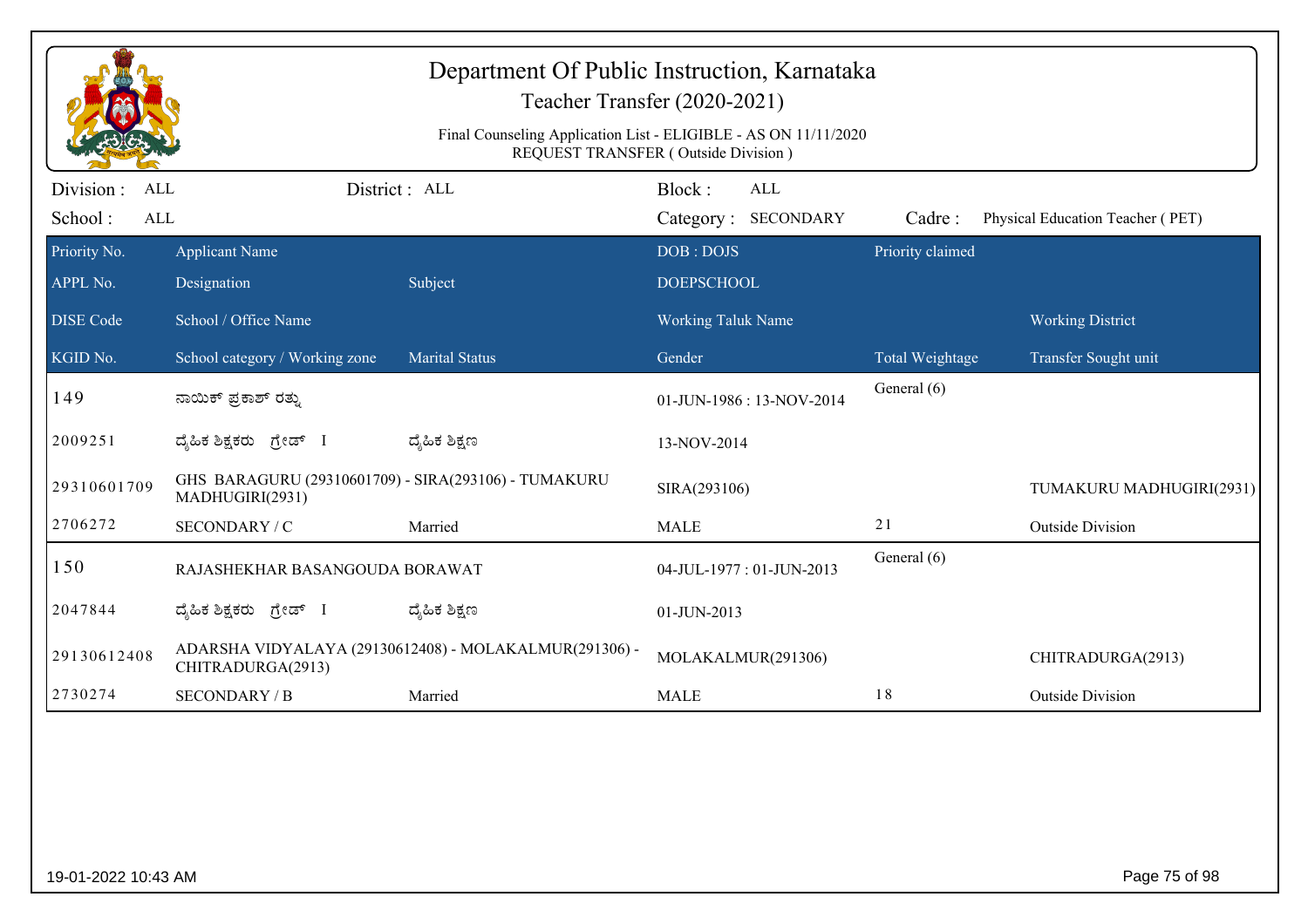# Department Of Public Instruction, Karnataka

## Teacher Transfer (2020-2021)

Final Counseling Application List - ELIGIBLE - AS ON 11/11/2020
REQUEST TRANSFER ( Outside Division )

Division : ALL | District : ALL | Block : ALL
School : ALL | Category : SECONDARY | Cadre : Physical Education Teacher ( PET)

| Priority No. / APPL No. / DISE Code / KGID No. | Applicant Name / Designation / School / Office Name / School category / Working zone | Subject / Marital Status | DOB : DOJS / DOEPSCHOOL / Working Taluk Name / Gender | Priority claimed / Total Weightage | Working District / Transfer Sought unit |
|---|---|---|---|---|---|
| 149 | ನಾಯಿಕ್ ಪ್ರಕಾಶ್ ರತ್ನು | | 01-JUN-1986 : 13-NOV-2014 | General (6) | |
| 2009251 | ದೈಹಿಕ ಶಿಕ್ಷಕರು ಗ್ರೇಡ್ I | ದೈಹಿಕ ಶಿಕ್ಷಣ | 13-NOV-2014 | | |
| 29310601709 | GHS BARAGURU (29310601709) - SIRA(293106) - TUMAKURU MADHUGIRI(2931) | | SIRA(293106) | | TUMAKURU MADHUGIRI(2931) |
| 2706272 | SECONDARY / C | Married | MALE | 21 | Outside Division |
| 150 | RAJASHEKHAR BASANGOUDA BORAWAT | | 04-JUL-1977 : 01-JUN-2013 | General (6) | |
| 2047844 | ದೈಹಿಕ ಶಿಕ್ಷಕರು ಗ್ರೇಡ್ I | ದೈಹಿಕ ಶಿಕ್ಷಣ | 01-JUN-2013 | | |
| 29130612408 | ADARSHA VIDYALAYA (29130612408) - MOLAKALMUR(291306) - CHITRADURGA(2913) | | MOLAKALMUR(291306) | | CHITRADURGA(2913) |
| 2730274 | SECONDARY / B | Married | MALE | 18 | Outside Division |

19-01-2022 10:43 AM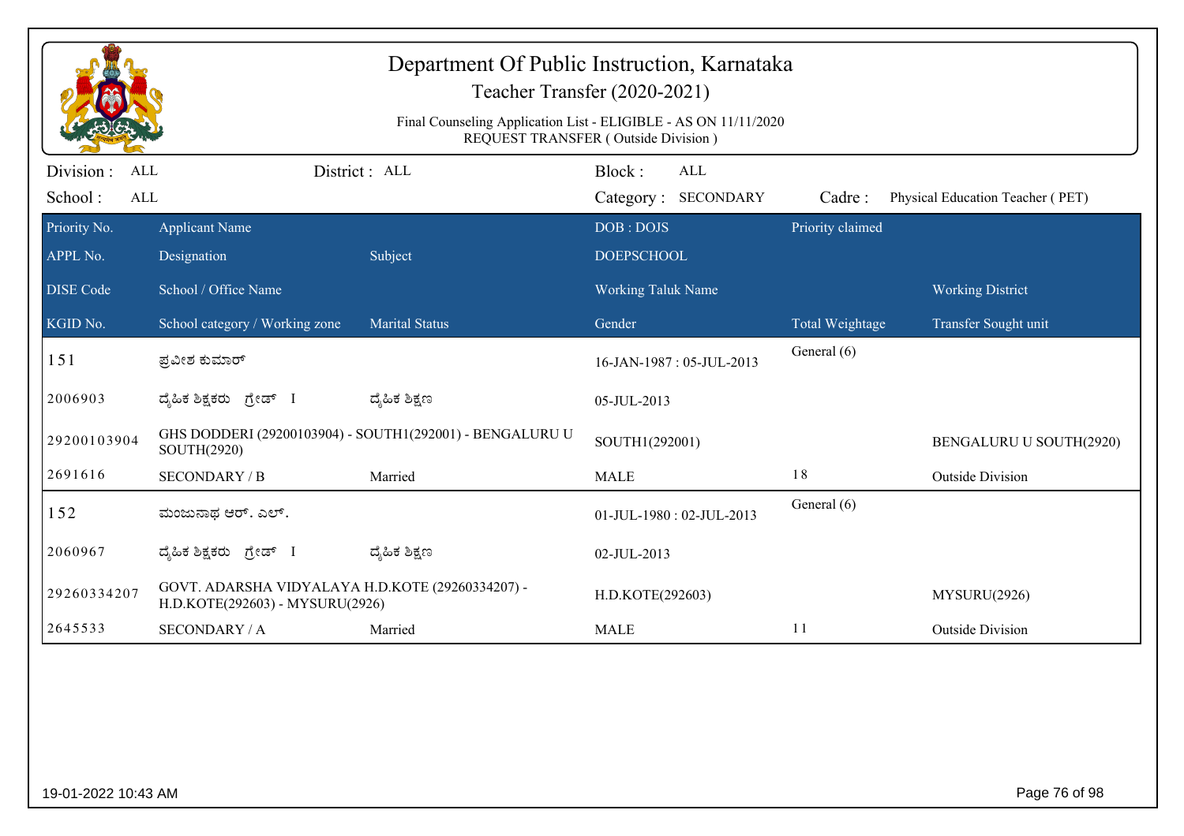# Department Of Public Instruction, Karnataka

## Teacher Transfer (2020-2021)

Final Counseling Application List - ELIGIBLE - AS ON 11/11/2020
REQUEST TRANSFER ( Outside Division )

Division : ALL | District : ALL | Block : ALL
School : ALL | Category : SECONDARY | Cadre : Physical Education Teacher ( PET)

| Priority No. / APPL No. / DISE Code / KGID No. | Applicant Name / Designation / School / Office Name / School category / Working zone | Subject / Marital Status | DOB : DOJS / DOEPSCHOOL / Working Taluk Name / Gender | Priority claimed / Total Weightage | Working District / Transfer Sought unit |
|---|---|---|---|---|---|
| 151 | ಪ್ರವೀಶ ಕುಮಾರ್ | | 16-JAN-1987 : 05-JUL-2013 | General (6) | |
| 2006903 | ದೈಹಿಕ ಶಿಕ್ಷಕರು ಗ್ರೇಡ್ I | ದೈಹಿಕ ಶಿಕ್ಷಣ | 05-JUL-2013 | | |
| 29200103904 | GHS DODDERI (29200103904) - SOUTH1(292001) - BENGALURU U SOUTH(2920) | | SOUTH1(292001) | | BENGALURU U SOUTH(2920) |
| 2691616 | SECONDARY / B | Married | MALE | 18 | Outside Division |
| 152 | ಮಂಜುನಾಥ ಆರ್. ಎಲ್. | | 01-JUL-1980 : 02-JUL-2013 | General (6) | |
| 2060967 | ದೈಹಿಕ ಶಿಕ್ಷಕರು ಗ್ರೇಡ್ I | ದೈಹಿಕ ಶಿಕ್ಷಣ | 02-JUL-2013 | | |
| 29260334207 | GOVT. ADARSHA VIDYALAYA H.D.KOTE (29260334207) - H.D.KOTE(292603) - MYSURU(2926) | | H.D.KOTE(292603) | | MYSURU(2926) |
| 2645533 | SECONDARY / A | Married | MALE | 11 | Outside Division |

19-01-2022 10:43 AM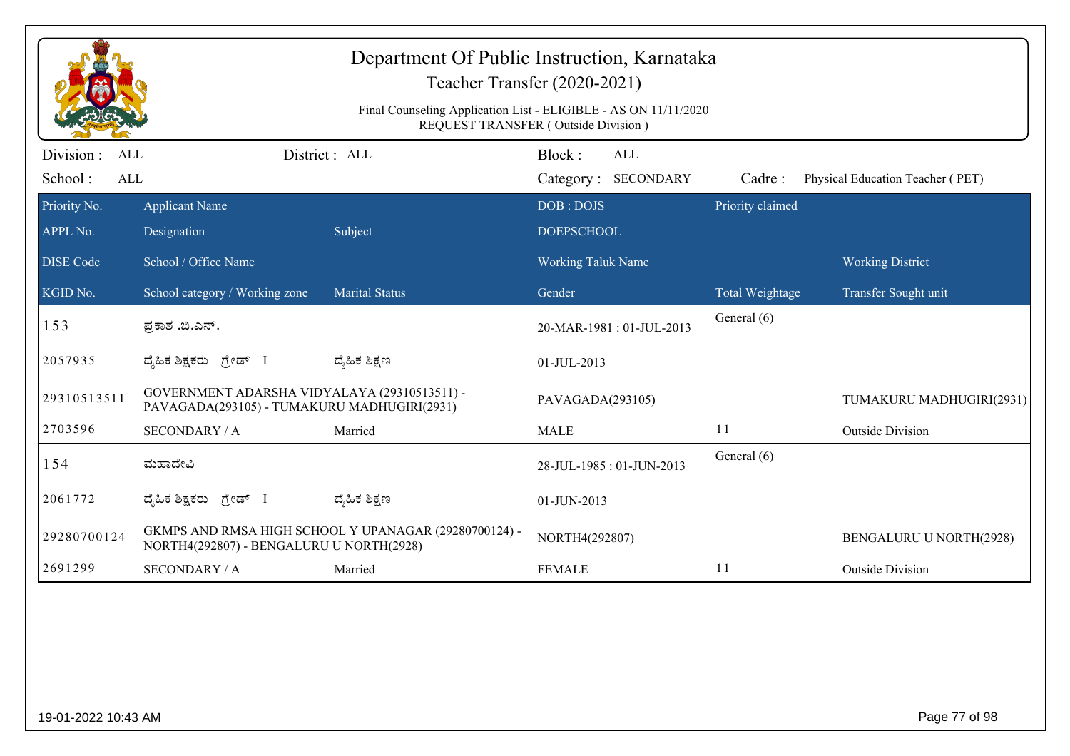# Department Of Public Instruction, Karnataka

## Teacher Transfer (2020-2021)

Final Counseling Application List - ELIGIBLE - AS ON 11/11/2020
REQUEST TRANSFER ( Outside Division )

| Division : ALL | District : ALL | Block : ALL | |
|---|---|---|---|
| School : ALL | | Category : SECONDARY | Cadre : Physical Education Teacher ( PET) |

| Priority No. / APPL No. / DISE Code / KGID No. | Applicant Name / Designation / School / Office Name / School category / Working zone | Subject / Marital Status | DOB : DOJS / DOEPSCHOOL / Working Taluk Name / Gender | Priority claimed / Total Weightage | Working District / Transfer Sought unit |
|---|---|---|---|---|---|
| 153 | ಪ್ರಕಾಶ .ಬಿ.ಎನ್. | | 20-MAR-1981 : 01-JUL-2013 | General (6) | |
| 2057935 | ದೈಹಿಕ ಶಿಕ್ಷಕರು ಗ್ರೇಡ್ I | ದೈಹಿಕ ಶಿಕ್ಷಣ | 01-JUL-2013 | | |
| 29310513511 | GOVERNMENT ADARSHA VIDYALAYA (29310513511) - PAVAGADA(293105) - TUMAKURU MADHUGIRI(2931) | | PAVAGADA(293105) | | TUMAKURU MADHUGIRI(2931) |
| 2703596 | SECONDARY / A | Married | MALE | 11 | Outside Division |
| 154 | ಮಹಾದೇವಿ | | 28-JUL-1985 : 01-JUN-2013 | General (6) | |
| 2061772 | ದೈಹಿಕ ಶಿಕ್ಷಕರು ಗ್ರೇಡ್ I | ದೈಹಿಕ ಶಿಕ್ಷಣ | 01-JUN-2013 | | |
| 29280700124 | GKMPS AND RMSA HIGH SCHOOL Y UPANAGAR (29280700124) - NORTH4(292807) - BENGALURU U NORTH(2928) | | NORTH4(292807) | | BENGALURU U NORTH(2928) |
| 2691299 | SECONDARY / A | Married | FEMALE | 11 | Outside Division |

19-01-2022 10:43 AM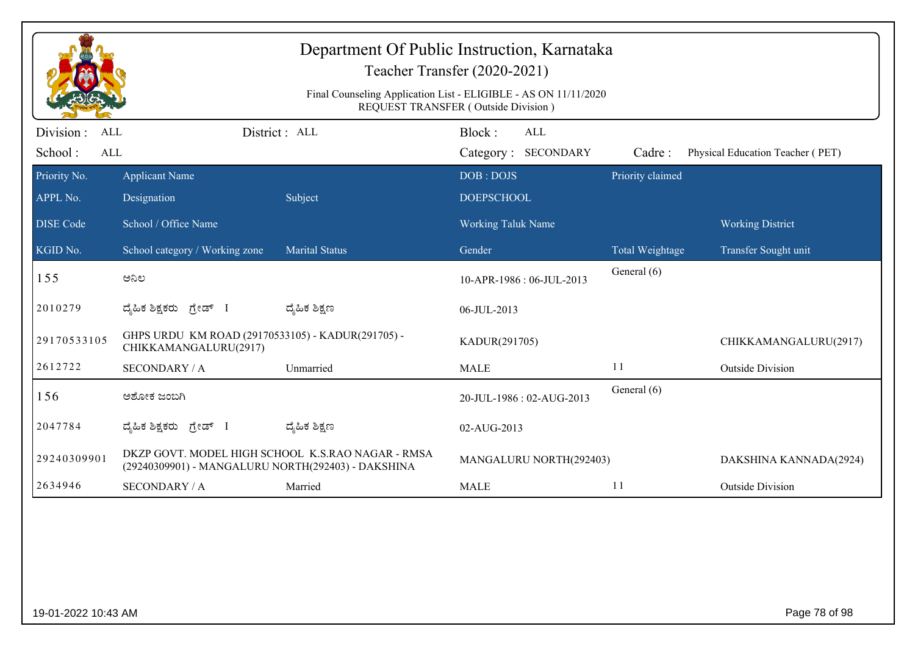# Department Of Public Instruction, Karnataka

## Teacher Transfer (2020-2021)

Final Counseling Application List - ELIGIBLE - AS ON 11/11/2020
REQUEST TRANSFER ( Outside Division )

Division : ALL District : ALL Block : ALL
School : ALL Category : SECONDARY Cadre : Physical Education Teacher ( PET)

| Priority No. / APPL No. / DISE Code / KGID No. | Applicant Name / Designation / School / Office Name / School category / Working zone | Subject / Marital Status | DOB : DOJS / DOEPSCHOOL / Working Taluk Name / Gender | Priority claimed / Total Weightage | Working District / Transfer Sought unit |
|---|---|---|---|---|---|
| 155 | ಅನಿಲ | | 10-APR-1986 : 06-JUL-2013 | General (6) | |
| 2010279 | ದೈಹಿಕ ಶಿಕ್ಷಕರು ಗ್ರೇಡ್ I | ದೈಹಿಕ ಶಿಕ್ಷಣ | 06-JUL-2013 | | |
| 29170533105 | GHPS URDU KM ROAD (29170533105) - KADUR(291705) - CHIKKAMANGALURU(2917) | | KADUR(291705) | | CHIKKAMANGALURU(2917) |
| 2612722 | SECONDARY / A | Unmarried | MALE | 11 | Outside Division |
| 156 | ಅಶೋಕ ಜಂಬಗಿ | | 20-JUL-1986 : 02-AUG-2013 | General (6) | |
| 2047784 | ದೈಹಿಕ ಶಿಕ್ಷಕರು ಗ್ರೇಡ್ I | ದೈಹಿಕ ಶಿಕ್ಷಣ | 02-AUG-2013 | | |
| 29240309901 | DKZP GOVT. MODEL HIGH SCHOOL K.S.RAO NAGAR - RMSA (29240309901) - MANGALURU NORTH(292403) - DAKSHINA | | MANGALURU NORTH(292403) | | DAKSHINA KANNADA(2924) |
| 2634946 | SECONDARY / A | Married | MALE | 11 | Outside Division |

19-01-2022 10:43 AM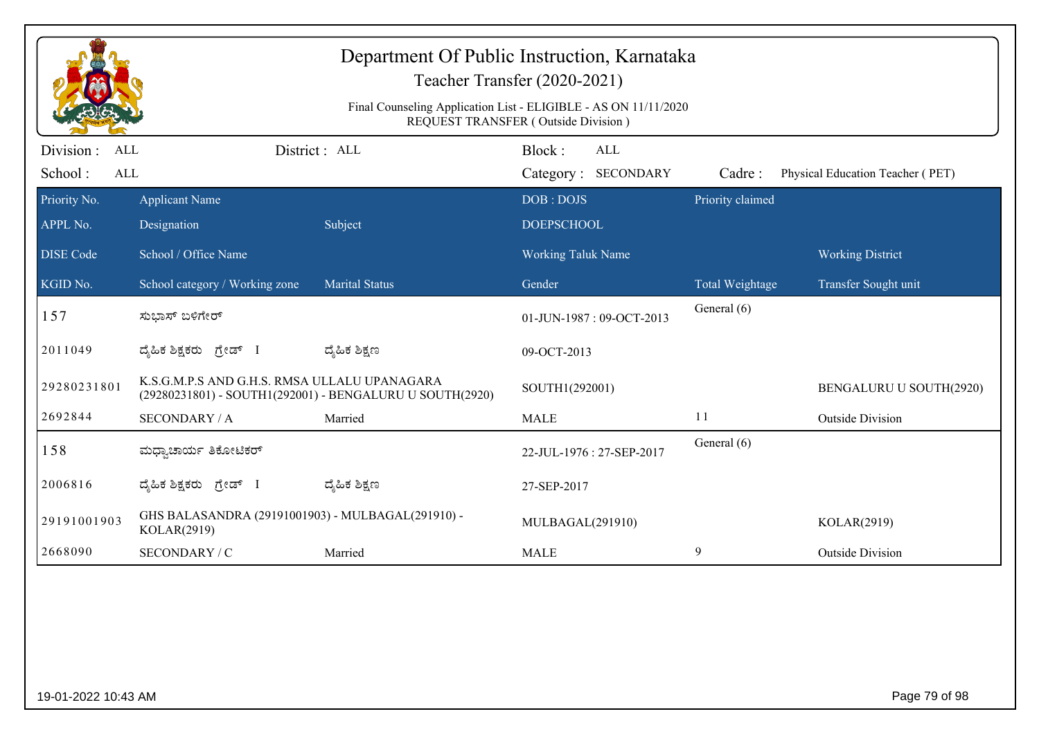# Department Of Public Instruction, Karnataka

## Teacher Transfer (2020-2021)

Final Counseling Application List - ELIGIBLE - AS ON 11/11/2020
REQUEST TRANSFER ( Outside Division )

Division : ALL | District : ALL | Block : ALL
School : ALL | Category : SECONDARY | Cadre : Physical Education Teacher ( PET)

| Priority No. / APPL No. / DISE Code / KGID No. | Applicant Name / Designation / School / Office Name / School category / Working zone | Subject / Marital Status | DOB : DOJS / DOEPSCHOOL / Working Taluk Name / Gender | Priority claimed / Total Weightage | Working District / Transfer Sought unit |
|---|---|---|---|---|---|
| 157 | ಸುಭಾಸ್ ಬಳಿಗೇರ್ | | 01-JUN-1987 : 09-OCT-2013 | General (6) | |
| 2011049 | ದೈಹಿಕ ಶಿಕ್ಷಕರು ಗ್ರೇಡ್ I | ದೈಹಿಕ ಶಿಕ್ಷಣ | 09-OCT-2013 | | |
| 29280231801 | K.S.G.M.P.S AND G.H.S. RMSA ULLALU UPANAGARA (29280231801) - SOUTH1(292001) - BENGALURU U SOUTH(2920) | | SOUTH1(292001) | | BENGALURU U SOUTH(2920) |
| 2692844 | SECONDARY / A | Married | MALE | 11 | Outside Division |
| 158 | ಮಧ್ವಾಚಾರ್ಯ ತಿಕೋಟಿಕರ್ | | 22-JUL-1976 : 27-SEP-2017 | General (6) | |
| 2006816 | ದೈಹಿಕ ಶಿಕ್ಷಕರು ಗ್ರೇಡ್ I | ದೈಹಿಕ ಶಿಕ್ಷಣ | 27-SEP-2017 | | |
| 29191001903 | GHS BALASANDRA (29191001903) - MULBAGAL(291910) - KOLAR(2919) | | MULBAGAL(291910) | | KOLAR(2919) |
| 2668090 | SECONDARY / C | Married | MALE | 9 | Outside Division |

19-01-2022 10:43 AM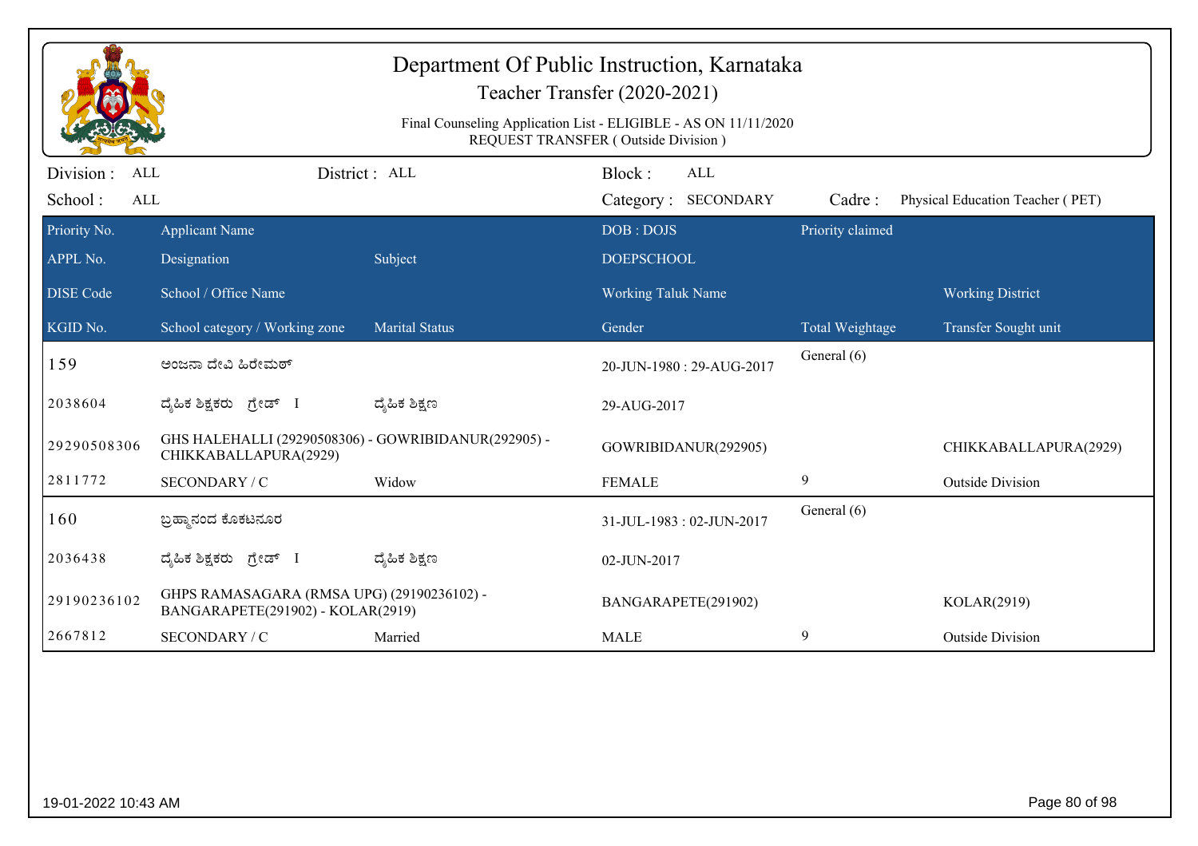# Department Of Public Instruction, Karnataka

## Teacher Transfer (2020-2021)

Final Counseling Application List - ELIGIBLE - AS ON 11/11/2020
REQUEST TRANSFER ( Outside Division )

Division : ALL | District : ALL | Block : ALL
School : ALL | Category : SECONDARY | Cadre : Physical Education Teacher ( PET)

| Priority No. / APPL No. / DISE Code / KGID No. | Applicant Name / Designation / School / Office Name / School category / Working zone | Subject / Marital Status | DOB : DOJS / DOEPSCHOOL / Working Taluk Name / Gender | Priority claimed / Total Weightage | Working District / Transfer Sought unit |
|---|---|---|---|---|---|
| 159 | ಅಂಜನಾ ದೇವಿ ಹಿರೇಮಠ್ | | 20-JUN-1980 : 29-AUG-2017 | General (6) | |
| 2038604 | ದೈಹಿಕ ಶಿಕ್ಷಕರು ಗ್ರೇಡ್ I | ದೈಹಿಕ ಶಿಕ್ಷಣ | 29-AUG-2017 | | |
| 29290508306 | GHS HALEHALLI (29290508306) - GOWRIBIDANUR(292905) - CHIKKABALLAPURA(2929) | | GOWRIBIDANUR(292905) | | CHIKKABALLAPURA(2929) |
| 2811772 | SECONDARY / C | Widow | FEMALE | 9 | Outside Division |
| 160 | ಬ್ರಹ್ಮಾನಂದ ಕೊಕಟನೂರ | | 31-JUL-1983 : 02-JUN-2017 | General (6) | |
| 2036438 | ದೈಹಿಕ ಶಿಕ್ಷಕರು ಗ್ರೇಡ್ I | ದೈಹಿಕ ಶಿಕ್ಷಣ | 02-JUN-2017 | | |
| 29190236102 | GHPS RAMASAGARA (RMSA UPG) (29190236102) - BANGARAPETE(291902) - KOLAR(2919) | | BANGARAPETE(291902) | | KOLAR(2919) |
| 2667812 | SECONDARY / C | Married | MALE | 9 | Outside Division |

19-01-2022 10:43 AM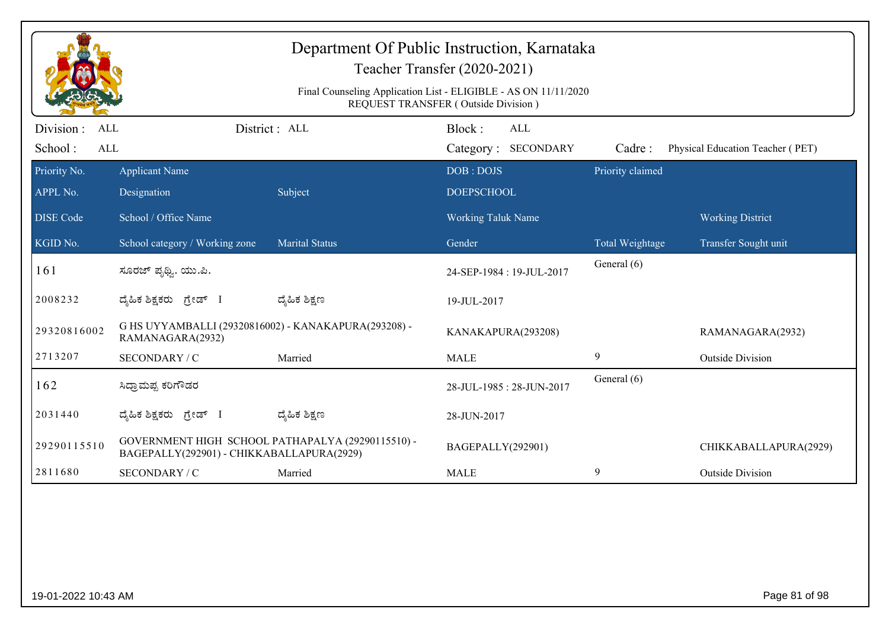# Department Of Public Instruction, Karnataka

## Teacher Transfer (2020-2021)

Final Counseling Application List - ELIGIBLE - AS ON 11/11/2020
REQUEST TRANSFER ( Outside Division )

Division : ALL    District : ALL    Block : ALL
School : ALL    Category : SECONDARY    Cadre : Physical Education Teacher ( PET)

| Priority No. / APPL No. / DISE Code / KGID No. | Applicant Name / Designation / School / Office Name / School category / Working zone | Subject / Marital Status | DOB : DOJS / DOEPSCHOOL / Working Taluk Name / Gender | Priority claimed / Total Weightage | Working District / Transfer Sought unit |
|---|---|---|---|---|---|
| 161 | ಸೂರಜ್ ಪೃಥ್ವಿ. ಯು.ಪಿ. | | 24-SEP-1984 : 19-JUL-2017 | General (6) | |
| 2008232 | ದೈಹಿಕ ಶಿಕ್ಷಕರು ಗ್ರೇಡ್ I | ದೈಹಿಕ ಶಿಕ್ಷಣ | 19-JUL-2017 | | |
| 29320816002 | G HS UYYAMBALLI (29320816002) - KANAKAPURA(293208) - RAMANAGARA(2932) | | KANAKAPURA(293208) | | RAMANAGARA(2932) |
| 2713207 | SECONDARY / C | Married | MALE | 9 | Outside Division |
| 162 | ಸಿದ್ರಾಮಪ್ಪ ಕರಿಗೌಡರ | | 28-JUL-1985 : 28-JUN-2017 | General (6) | |
| 2031440 | ದೈಹಿಕ ಶಿಕ್ಷಕರು ಗ್ರೇಡ್ I | ದೈಹಿಕ ಶಿಕ್ಷಣ | 28-JUN-2017 | | |
| 29290115510 | GOVERNMENT HIGH SCHOOL PATHAPALYA (29290115510) - BAGEPALLY(292901) - CHIKKABALLAPURA(2929) | | BAGEPALLY(292901) | | CHIKKABALLAPURA(2929) |
| 2811680 | SECONDARY / C | Married | MALE | 9 | Outside Division |

19-01-2022 10:43 AM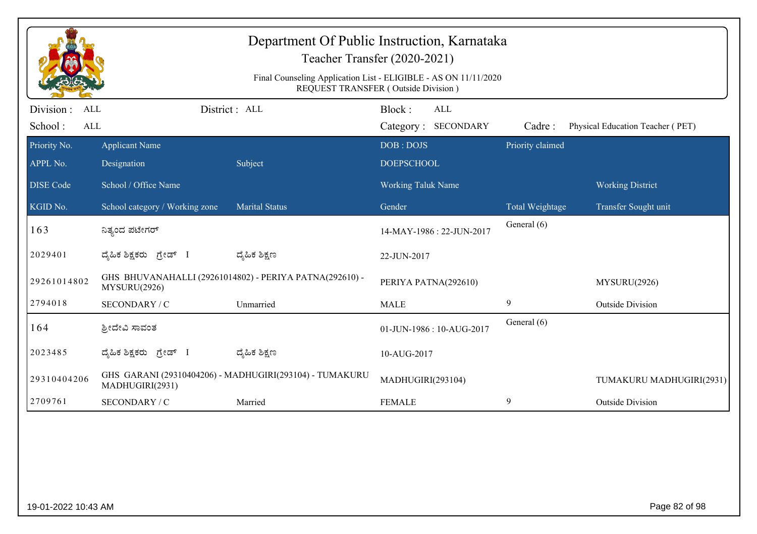# Department Of Public Instruction, Karnataka

Teacher Transfer (2020-2021)

Final Counseling Application List - ELIGIBLE - AS ON 11/11/2020

REQUEST TRANSFER ( Outside Division )

Division : ALL | District : ALL | Block : ALL

School : ALL | Category : SECONDARY | Cadre : Physical Education Teacher ( PET)

| Priority No. / APPL No. / DISE Code / KGID No. | Applicant Name / Designation / School / Office Name / School category / Working zone | Subject / Marital Status | DOB : DOJS / DOEPSCHOOL / Working Taluk Name / Gender | Priority claimed / Total Weightage | Working District / Transfer Sought unit |
|---|---|---|---|---|---|
| 163 | ನಿತ್ಯಂದ ಪಟೇಗರ್ | | 14-MAY-1986 : 22-JUN-2017 | General (6) | |
| 2029401 | ದೈಹಿಕ ಶಿಕ್ಷಕರು ಗ್ರೇಡ್ I | ದೈಹಿಕ ಶಿಕ್ಷಣ | 22-JUN-2017 | | |
| 29261014802 | GHS BHUVANAHALLI (29261014802) - PERIYA PATNA(292610) - MYSURU(2926) | | PERIYA PATNA(292610) | | MYSURU(2926) |
| 2794018 | SECONDARY / C | Unmarried | MALE | 9 | Outside Division |
| 164 | ಶ್ರೀದೇವಿ ಸಾವಂತ | | 01-JUN-1986 : 10-AUG-2017 | General (6) | |
| 2023485 | ದೈಹಿಕ ಶಿಕ್ಷಕರು ಗ್ರೇಡ್ I | ದೈಹಿಕ ಶಿಕ್ಷಣ | 10-AUG-2017 | | |
| 29310404206 | GHS GARANI (29310404206) - MADHUGIRI(293104) - TUMAKURU MADHUGIRI(2931) | | MADHUGIRI(293104) | | TUMAKURU MADHUGIRI(2931) |
| 2709761 | SECONDARY / C | Married | FEMALE | 9 | Outside Division |

19-01-2022 10:43 AM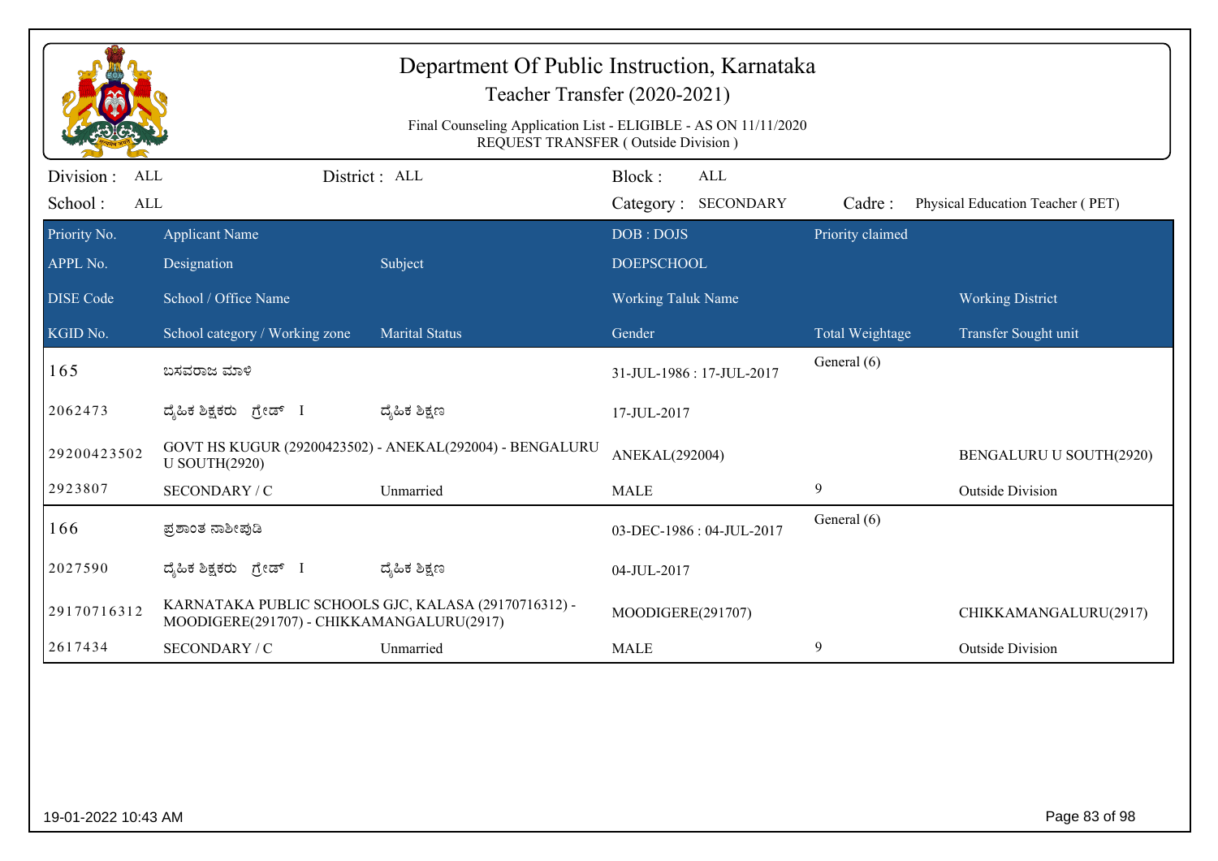# Department Of Public Instruction, Karnataka

## Teacher Transfer (2020-2021)

Final Counseling Application List - ELIGIBLE - AS ON 11/11/2020
REQUEST TRANSFER ( Outside Division )

Division : ALL | District : ALL | Block : ALL
School : ALL | Category : SECONDARY | Cadre : Physical Education Teacher ( PET)

| Priority No. / APPL No. / DISE Code / KGID No. | Applicant Name / Designation / School / Office Name / School category / Working zone | Subject / Marital Status | DOB : DOJS / DOEPSCHOOL / Working Taluk Name / Gender | Priority claimed / Total Weightage | Working District / Transfer Sought unit |
|---|---|---|---|---|---|
| 165 | ಬಸವರಾಜ ಮಾಳಿ | | 31-JUL-1986 : 17-JUL-2017 | General (6) | |
| 2062473 | ದೈಹಿಕ ಶಿಕ್ಷಕರು ಗ್ರೇಡ್ I | ದೈಹಿಕ ಶಿಕ್ಷಣ | 17-JUL-2017 | | |
| 29200423502 | GOVT HS KUGUR (29200423502) - ANEKAL(292004) - BENGALURU U SOUTH(2920) | | ANEKAL(292004) | | BENGALURU U SOUTH(2920) |
| 2923807 | SECONDARY / C | Unmarried | MALE | 9 | Outside Division |
| 166 | ಪ್ರಶಾಂತ ನಾಶೀಪುಡಿ | | 03-DEC-1986 : 04-JUL-2017 | General (6) | |
| 2027590 | ದೈಹಿಕ ಶಿಕ್ಷಕರು ಗ್ರೇಡ್ I | ದೈಹಿಕ ಶಿಕ್ಷಣ | 04-JUL-2017 | | |
| 29170716312 | KARNATAKA PUBLIC SCHOOLS GJC, KALASA (29170716312) - MOODIGERE(291707) - CHIKKAMANGALURU(2917) | | MOODIGERE(291707) | | CHIKKAMANGALURU(2917) |
| 2617434 | SECONDARY / C | Unmarried | MALE | 9 | Outside Division |

19-01-2022 10:43 AM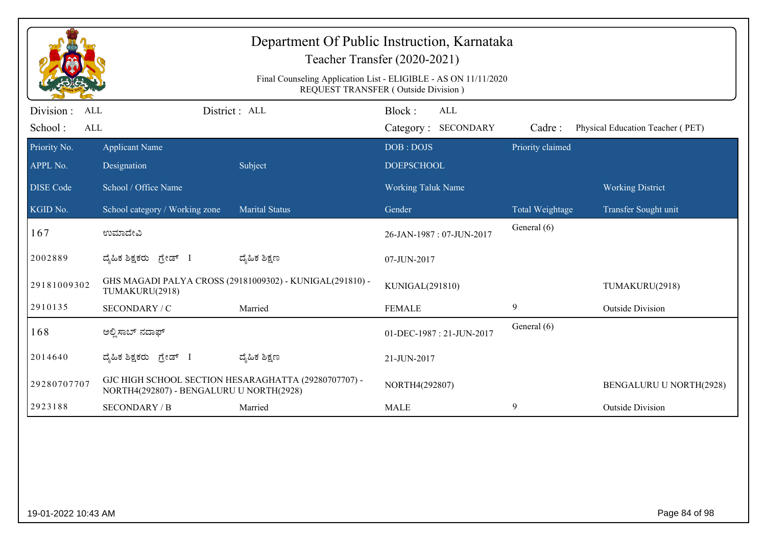# Department Of Public Instruction, Karnataka

## Teacher Transfer (2020-2021)

Final Counseling Application List - ELIGIBLE - AS ON 11/11/2020
REQUEST TRANSFER ( Outside Division )

Division : ALL | District : ALL | Block : ALL
School : ALL | Category : SECONDARY | Cadre : Physical Education Teacher ( PET)

| Priority No. / APPL No. / DISE Code / KGID No. | Applicant Name / Designation / School / Office Name / School category / Working zone | Subject / Marital Status | DOB : DOJS / DOEPSCHOOL / Working Taluk Name / Gender | Priority claimed / Total Weightage | Working District / Transfer Sought unit |
|---|---|---|---|---|---|
| 167 | ಉಮಾದೇವಿ | | 26-JAN-1987 : 07-JUN-2017 | General (6) | |
| 2002889 | ದೈಹಿಕ ಶಿಕ್ಷಕರು ಗ್ರೇಡ್ I | ದೈಹಿಕ ಶಿಕ್ಷಣ | 07-JUN-2017 | | |
| 29181009302 | GHS MAGADI PALYA CROSS (29181009302) - KUNIGAL(291810) - TUMAKURU(2918) | | KUNIGAL(291810) | | TUMAKURU(2918) |
| 2910135 | SECONDARY / C | Married | FEMALE | 9 | Outside Division |
| 168 | ಅಲ್ಲಿಸಾಬ್ ನದಾಫ್ | | 01-DEC-1987 : 21-JUN-2017 | General (6) | |
| 2014640 | ದೈಹಿಕ ಶಿಕ್ಷಕರು ಗ್ರೇಡ್ I | ದೈಹಿಕ ಶಿಕ್ಷಣ | 21-JUN-2017 | | |
| 29280707707 | GJC HIGH SCHOOL SECTION HESARAGHATTA (29280707707) - NORTH4(292807) - BENGALURU U NORTH(2928) | | NORTH4(292807) | | BENGALURU U NORTH(2928) |
| 2923188 | SECONDARY / B | Married | MALE | 9 | Outside Division |

19-01-2022 10:43 AM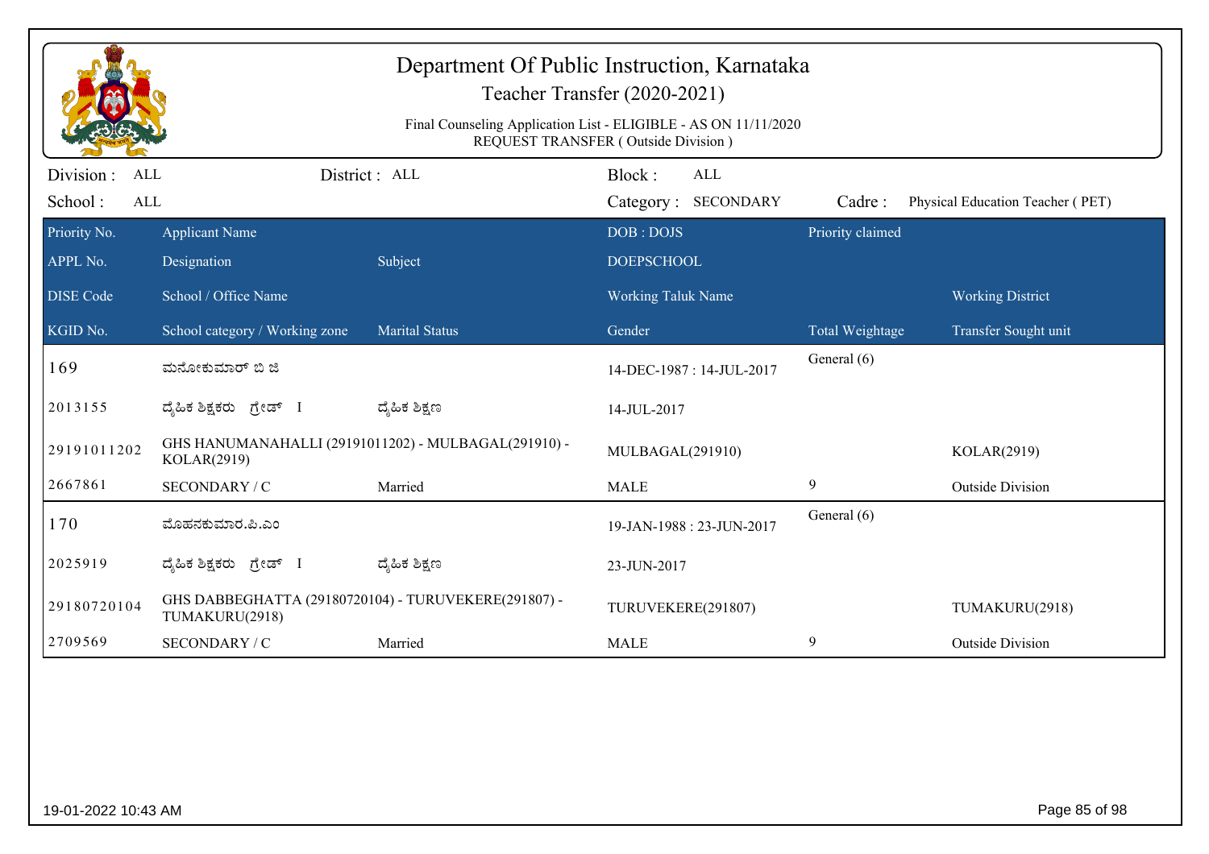# Department Of Public Instruction, Karnataka

## Teacher Transfer (2020-2021)

Final Counseling Application List - ELIGIBLE - AS ON 11/11/2020
REQUEST TRANSFER ( Outside Division )

Division : ALL | District : ALL | Block : ALL
School : ALL | Category : SECONDARY | Cadre : Physical Education Teacher ( PET)

| Priority No. / APPL No. / DISE Code / KGID No. | Applicant Name / Designation / School / Office Name / School category / Working zone | Subject / Marital Status | DOB : DOJS / DOEPSCHOOL / Working Taluk Name / Gender | Priority claimed / Total Weightage | Working District / Transfer Sought unit |
|---|---|---|---|---|---|
| 169 | ಮನೋಕುಮಾರ್ ಬಿ ಜಿ | | 14-DEC-1987 : 14-JUL-2017 | General (6) | |
| 2013155 | ದೈಹಿಕ ಶಿಕ್ಷಕರು ಗ್ರೇಡ್ I | ದೈಹಿಕ ಶಿಕ್ಷಣ | 14-JUL-2017 | | |
| 29191011202 | GHS HANUMANAHALLI (29191011202) - MULBAGAL(291910) - KOLAR(2919) | | MULBAGAL(291910) | | KOLAR(2919) |
| 2667861 | SECONDARY / C | Married | MALE | 9 | Outside Division |
| 170 | ಮೊಹನಕುಮಾರ.ಪಿ.ಎಂ | | 19-JAN-1988 : 23-JUN-2017 | General (6) | |
| 2025919 | ದೈಹಿಕ ಶಿಕ್ಷಕರು ಗ್ರೇಡ್ I | ದೈಹಿಕ ಶಿಕ್ಷಣ | 23-JUN-2017 | | |
| 29180720104 | GHS DABBEGHATTA (29180720104) - TURUVEKERE(291807) - TUMAKURU(2918) | | TURUVEKERE(291807) | | TUMAKURU(2918) |
| 2709569 | SECONDARY / C | Married | MALE | 9 | Outside Division |

19-01-2022 10:43 AM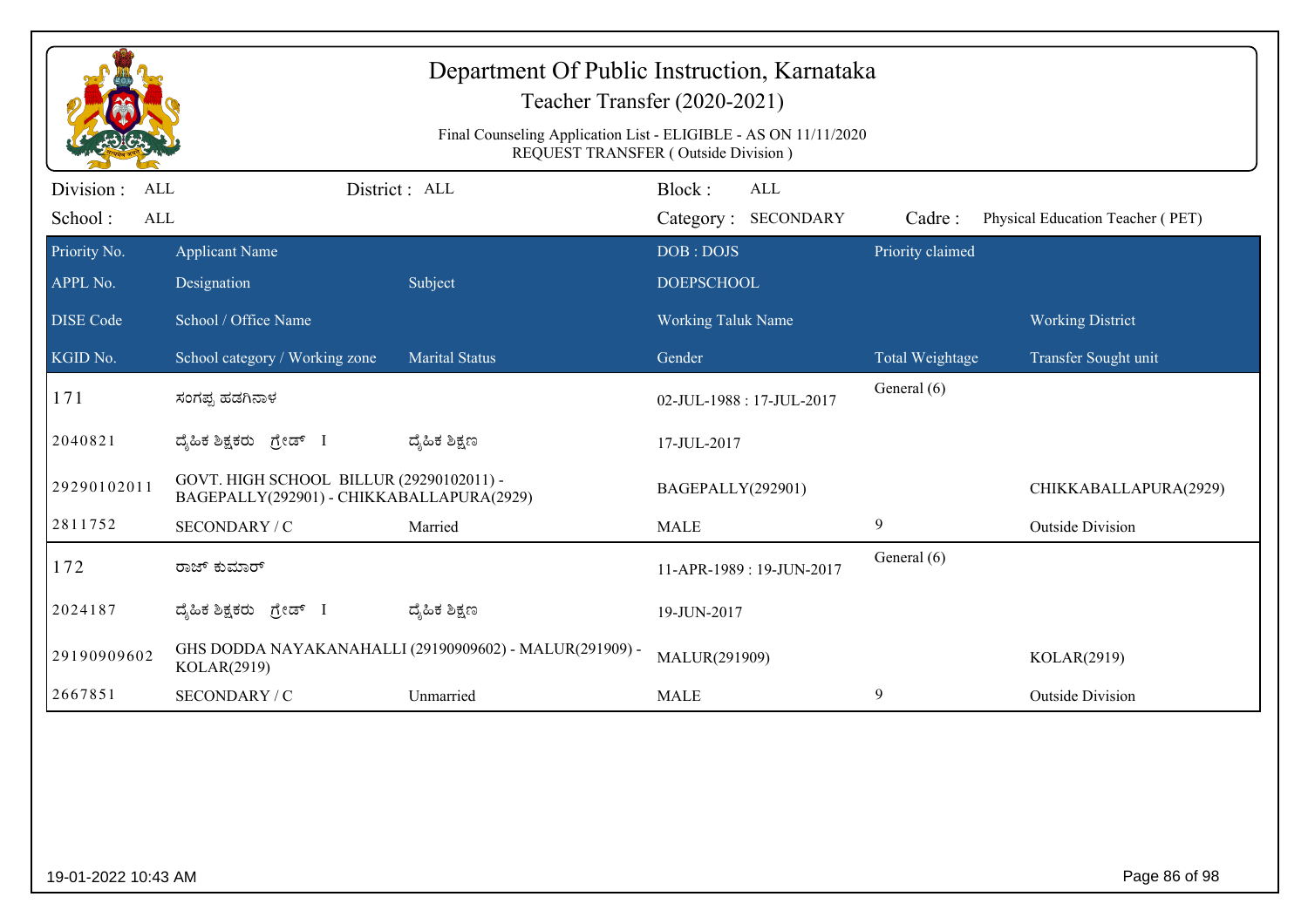# Department Of Public Instruction, Karnataka

## Teacher Transfer (2020-2021)

Final Counseling Application List - ELIGIBLE - AS ON 11/11/2020
REQUEST TRANSFER ( Outside Division )

Division : ALL | District : ALL | Block : ALL
School : ALL | Category : SECONDARY | Cadre : Physical Education Teacher ( PET)

| Priority No. / APPL No. / DISE Code / KGID No. | Applicant Name / Designation / School / Office Name / School category / Working zone | Subject / Marital Status | DOB : DOJS / DOEPSCHOOL / Working Taluk Name / Gender | Priority claimed / Total Weightage | Working District / Transfer Sought unit |
|---|---|---|---|---|---|
| 171 | ಸಂಗಪ್ಪ ಹಡಗಿನಾಳ | | 02-JUL-1988 : 17-JUL-2017 | General (6) | |
| 2040821 | ದೈಹಿಕ ಶಿಕ್ಷಕರು ಗ್ರೇಡ್ I | ದೈಹಿಕ ಶಿಕ್ಷಣ | 17-JUL-2017 | | |
| 29290102011 | GOVT. HIGH SCHOOL BILLUR (29290102011) - BAGEPALLY(292901) - CHIKKABALLAPURA(2929) | | BAGEPALLY(292901) | | CHIKKABALLAPURA(2929) |
| 2811752 | SECONDARY / C | Married | MALE | 9 | Outside Division |
| 172 | ರಾಜ್ ಕುಮಾರ್ | | 11-APR-1989 : 19-JUN-2017 | General (6) | |
| 2024187 | ದೈಹಿಕ ಶಿಕ್ಷಕರು ಗ್ರೇಡ್ I | ದೈಹಿಕ ಶಿಕ್ಷಣ | 19-JUN-2017 | | |
| 29190909602 | GHS DODDA NAYAKANAHALLI (29190909602) - MALUR(291909) - KOLAR(2919) | | MALUR(291909) | | KOLAR(2919) |
| 2667851 | SECONDARY / C | Unmarried | MALE | 9 | Outside Division |

19-01-2022 10:43 AM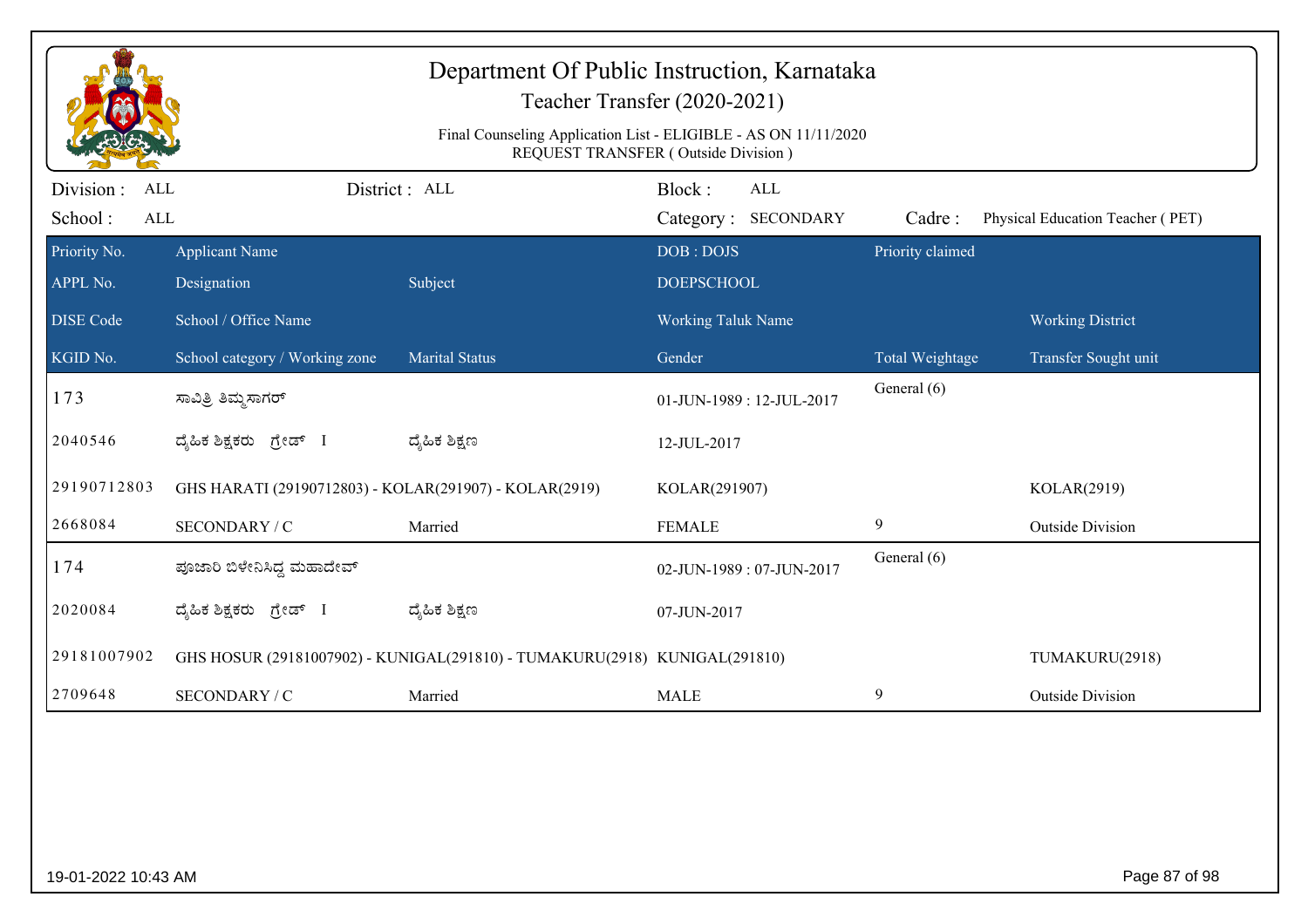# Department Of Public Instruction, Karnataka

## Teacher Transfer (2020-2021)

Final Counseling Application List - ELIGIBLE - AS ON 11/11/2020
REQUEST TRANSFER ( Outside Division )

Division : ALL | District : ALL | Block : ALL
School : ALL | Category : SECONDARY | Cadre : Physical Education Teacher ( PET)

| Priority No. / APPL No. / DISE Code / KGID No. | Applicant Name / Designation / School / Office Name / School category / Working zone | Subject / Marital Status | DOB : DOJS / DOEPSCHOOL / Working Taluk Name / Gender | Priority claimed / Total Weightage | Working District / Transfer Sought unit |
|---|---|---|---|---|---|
| 173 | ಸಾವಿತ್ರಿ ತಿಮ್ಮಸಾಗರ್ | | 01-JUN-1989 : 12-JUL-2017 | General (6) | |
| 2040546 | ದೈಹಿಕ ಶಿಕ್ಷಕರು ಗ್ರೇಡ್ I | ದೈಹಿಕ ಶಿಕ್ಷಣ | 12-JUL-2017 | | |
| 29190712803 | GHS HARATI (29190712803) - KOLAR(291907) - KOLAR(2919) | | KOLAR(291907) | | KOLAR(2919) |
| 2668084 | SECONDARY / C | Married | FEMALE | 9 | Outside Division |
| 174 | ಪೂಜಾರಿ ಬಿಳೇನಿಸಿದ್ದ ಮಹಾದೇವ್ | | 02-JUN-1989 : 07-JUN-2017 | General (6) | |
| 2020084 | ದೈಹಿಕ ಶಿಕ್ಷಕರು ಗ್ರೇಡ್ I | ದೈಹಿಕ ಶಿಕ್ಷಣ | 07-JUN-2017 | | |
| 29181007902 | GHS HOSUR (29181007902) - KUNIGAL(291810) - TUMAKURU(2918) | | KUNIGAL(291810) | | TUMAKURU(2918) |
| 2709648 | SECONDARY / C | Married | MALE | 9 | Outside Division |

19-01-2022 10:43 AM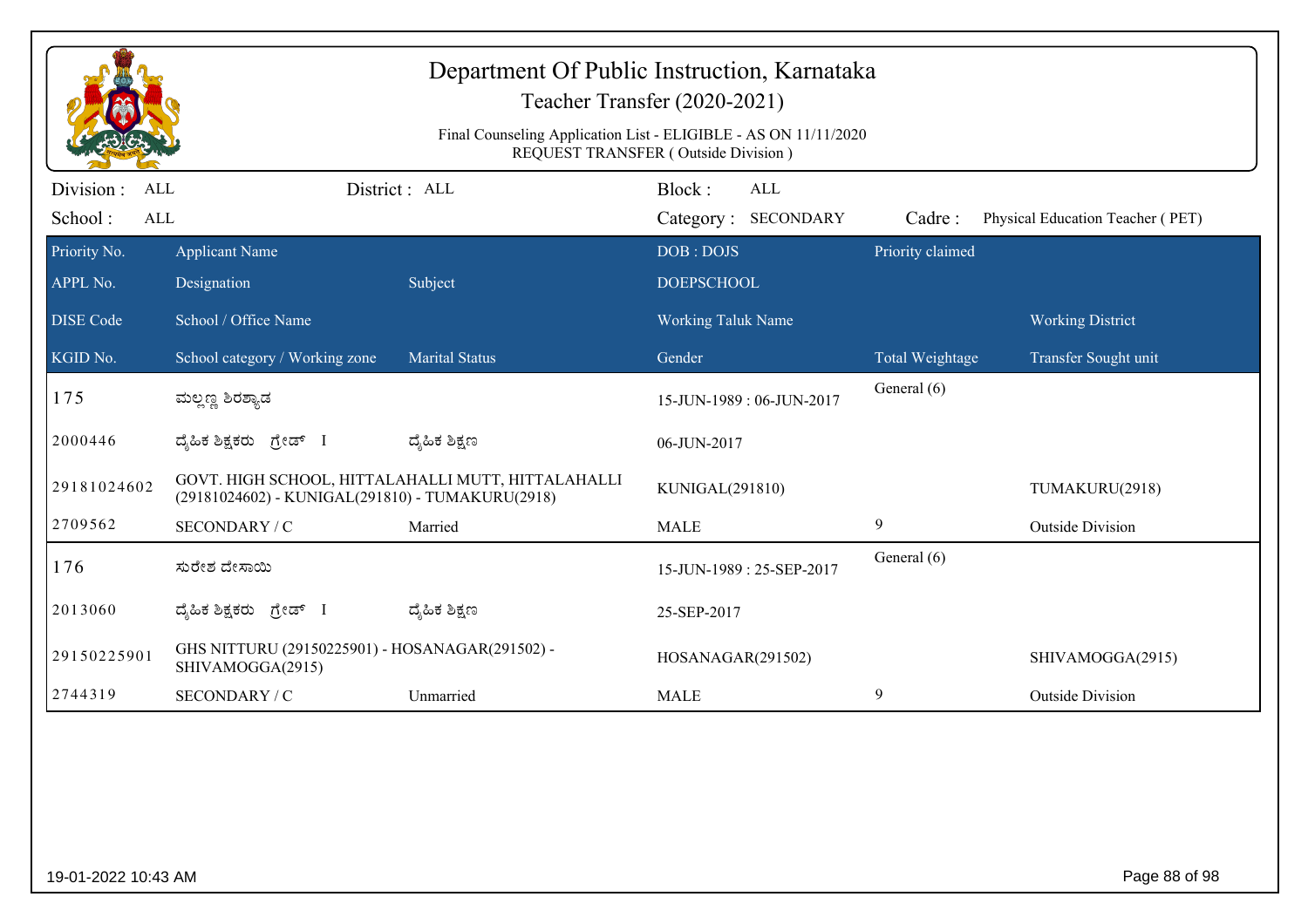# Department Of Public Instruction, Karnataka

## Teacher Transfer (2020-2021)

Final Counseling Application List - ELIGIBLE - AS ON 11/11/2020
REQUEST TRANSFER ( Outside Division )

Division : ALL　　District : ALL　　Block : ALL

School : ALL　　Category : SECONDARY　　Cadre : Physical Education Teacher ( PET)

| Priority No. / APPL No. / DISE Code / KGID No. | Applicant Name / Designation / School / Office Name / School category / Working zone | Subject / Marital Status | DOB : DOJS / DOEPSCHOOL / Working Taluk Name / Gender | Priority claimed / Total Weightage | Working District / Transfer Sought unit |
|---|---|---|---|---|---|
| 175 | ಮಲ್ಲಣ್ಣ ಶಿರಶ್ಯಾಡ | | 15-JUN-1989 : 06-JUN-2017 | General (6) | |
| 2000446 | ದೈಹಿಕ ಶಿಕ್ಷಕರು ಗ್ರೇಡ್ I | ದೈಹಿಕ ಶಿಕ್ಷಣ | 06-JUN-2017 | | |
| 29181024602 | GOVT. HIGH SCHOOL, HITTALAHALLI MUTT, HITTALAHALLI (29181024602) - KUNIGAL(291810) - TUMAKURU(2918) | | KUNIGAL(291810) | | TUMAKURU(2918) |
| 2709562 | SECONDARY / C | Married | MALE | 9 | Outside Division |
| 176 | ಸುರೇಶ ದೇಸಾಯಿ | | 15-JUN-1989 : 25-SEP-2017 | General (6) | |
| 2013060 | ದೈಹಿಕ ಶಿಕ್ಷಕರು ಗ್ರೇಡ್ I | ದೈಹಿಕ ಶಿಕ್ಷಣ | 25-SEP-2017 | | |
| 29150225901 | GHS NITTURU (29150225901) - HOSANAGAR(291502) - SHIVAMOGGA(2915) | | HOSANAGAR(291502) | | SHIVAMOGGA(2915) |
| 2744319 | SECONDARY / C | Unmarried | MALE | 9 | Outside Division |

19-01-2022 10:43 AM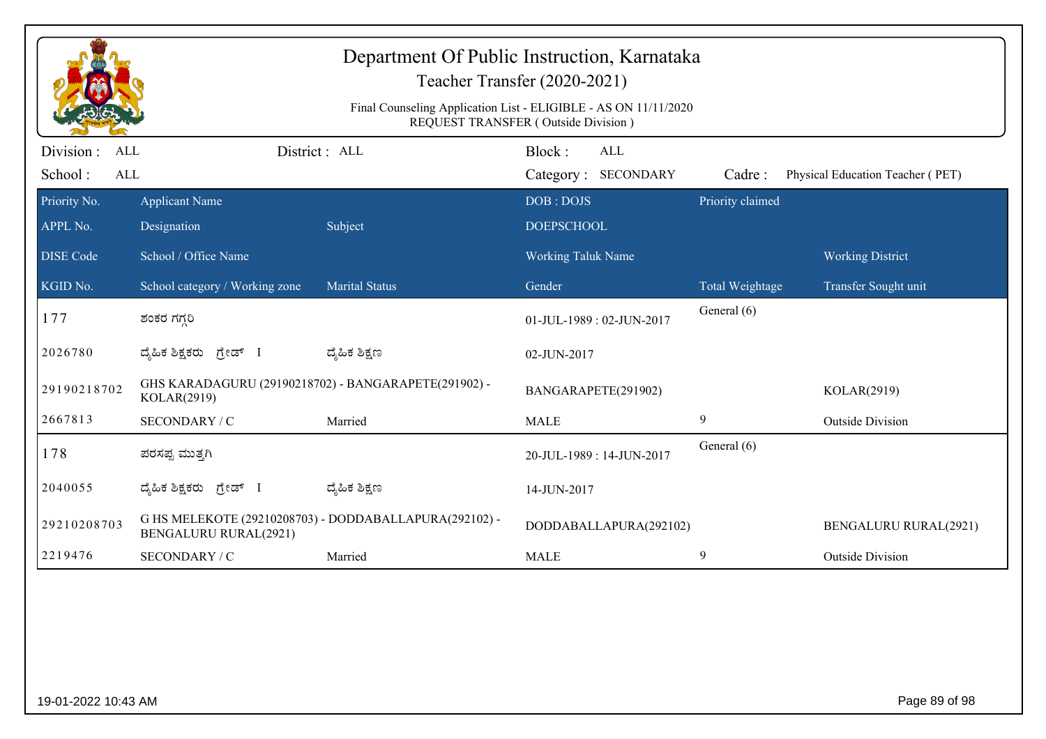# Department Of Public Instruction, Karnataka

Teacher Transfer (2020-2021)

Final Counseling Application List - ELIGIBLE - AS ON 11/11/2020
REQUEST TRANSFER ( Outside Division )

Division : ALL　　District : ALL　　Block : ALL

School : ALL　　Category : SECONDARY　　Cadre : Physical Education Teacher ( PET)

| Priority No. / APPL No. / DISE Code / KGID No. | Applicant Name / Designation / School / Office Name / School category / Working zone | Subject / Marital Status | DOB : DOJS / DOEPSCHOOL / Working Taluk Name / Gender | Priority claimed / Total Weightage | Working District / Transfer Sought unit |
|---|---|---|---|---|---|
| 177 | ಶಂಕರ ಗಗ್ಗರಿ | | 01-JUL-1989 : 02-JUN-2017 | General (6) | |
| 2026780 | ದೈಹಿಕ ಶಿಕ್ಷಕರು ಗ್ರೇಡ್ I | ದೈಹಿಕ ಶಿಕ್ಷಣ | 02-JUN-2017 | | |
| 29190218702 | GHS KARADAGURU (29190218702) - BANGARAPETE(291902) - KOLAR(2919) | | BANGARAPETE(291902) | | KOLAR(2919) |
| 2667813 | SECONDARY / C | Married | MALE | 9 | Outside Division |
| 178 | ಪರಸಪ್ಪ ಮುತ್ತಗಿ | | 20-JUL-1989 : 14-JUN-2017 | General (6) | |
| 2040055 | ದೈಹಿಕ ಶಿಕ್ಷಕರು ಗ್ರೇಡ್ I | ದೈಹಿಕ ಶಿಕ್ಷಣ | 14-JUN-2017 | | |
| 29210208703 | G HS MELEKOTE (29210208703) - DODDABALLAPURA(292102) - BENGALURU RURAL(2921) | | DODDABALLAPURA(292102) | | BENGALURU RURAL(2921) |
| 2219476 | SECONDARY / C | Married | MALE | 9 | Outside Division |

19-01-2022 10:43 AM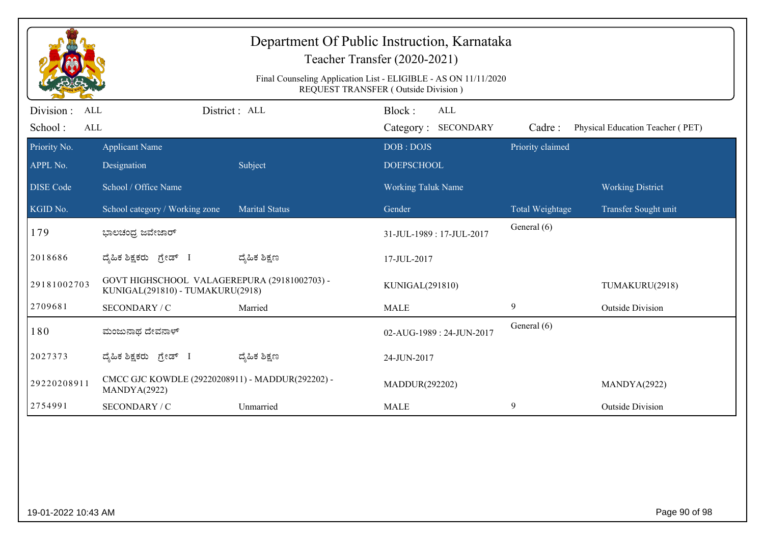# Department Of Public Instruction, Karnataka

## Teacher Transfer (2020-2021)

Final Counseling Application List - ELIGIBLE - AS ON 11/11/2020
REQUEST TRANSFER ( Outside Division )

Division : ALL | District : ALL | Block : ALL
School : ALL | Category : SECONDARY | Cadre : Physical Education Teacher ( PET)

| Priority No. / APPL No. / DISE Code / KGID No. | Applicant Name / Designation / School / Office Name / School category / Working zone | Subject / Marital Status | DOB : DOJS / DOEPSCHOOL / Working Taluk Name / Gender | Priority claimed / Total Weightage | Working District / Transfer Sought unit |
|---|---|---|---|---|---|
| 179 | ಭಾಲಚಂದ್ರ ಜವೇಜಾರ್ | | 31-JUL-1989 : 17-JUL-2017 | General (6) | |
| 2018686 | ದೈಹಿಕ ಶಿಕ್ಷಕರು ಗ್ರೇಡ್ I | ದೈಹಿಕ ಶಿಕ್ಷಣ | 17-JUL-2017 | | |
| 29181002703 | GOVT HIGHSCHOOL VALAGEREPURA (29181002703) - KUNIGAL(291810) - TUMAKURU(2918) | | KUNIGAL(291810) | | TUMAKURU(2918) |
| 2709681 | SECONDARY / C | Married | MALE | 9 | Outside Division |
| 180 | ಮಂಜುನಾಥ ದೇವನಾಳ್ | | 02-AUG-1989 : 24-JUN-2017 | General (6) | |
| 2027373 | ದೈಹಿಕ ಶಿಕ್ಷಕರು ಗ್ರೇಡ್ I | ದೈಹಿಕ ಶಿಕ್ಷಣ | 24-JUN-2017 | | |
| 29220208911 | CMCC GJC KOWDLE (29220208911) - MADDUR(292202) - MANDYA(2922) | | MADDUR(292202) | | MANDYA(2922) |
| 2754991 | SECONDARY / C | Unmarried | MALE | 9 | Outside Division |

19-01-2022 10:43 AM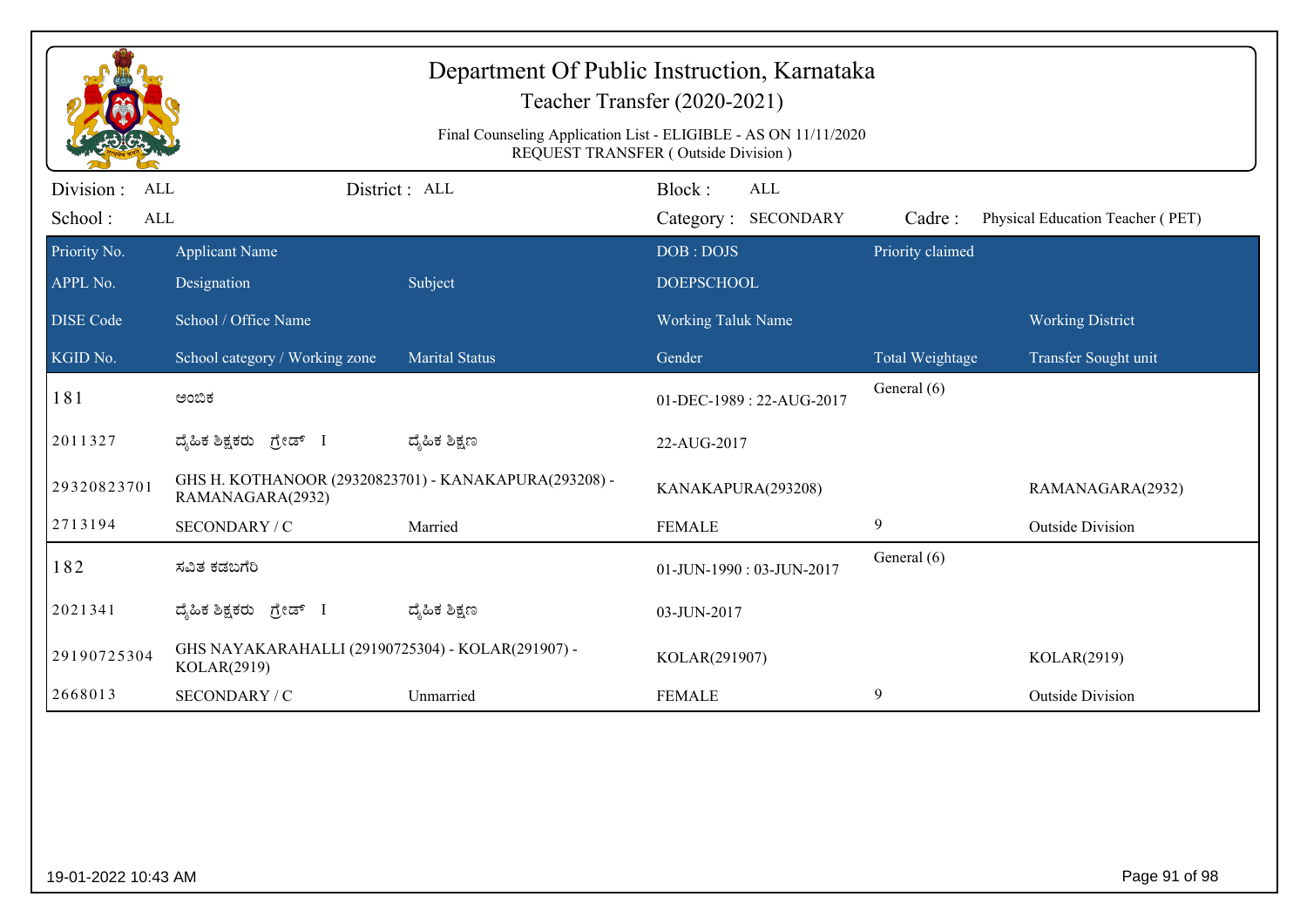# Department Of Public Instruction, Karnataka

Teacher Transfer (2020-2021)

Final Counseling Application List - ELIGIBLE - AS ON 11/11/2020
REQUEST TRANSFER ( Outside Division )

Division : ALL | District : ALL | Block : ALL
School : ALL | Category : SECONDARY | Cadre : Physical Education Teacher ( PET)

| Priority No. / APPL No. / DISE Code / KGID No. | Applicant Name / Designation / School / Office Name / School category / Working zone | Subject / Marital Status | DOB : DOJS / DOEPSCHOOL / Working Taluk Name / Gender | Priority claimed / Total Weightage | Working District / Transfer Sought unit |
|---|---|---|---|---|---|
| 181 | ಅಂಬಿಕ | | 01-DEC-1989 : 22-AUG-2017 | General (6) | |
| 2011327 | ದೈಹಿಕ ಶಿಕ್ಷಕರು ಗ್ರೇಡ್ I | ದೈಹಿಕ ಶಿಕ್ಷಣ | 22-AUG-2017 | | |
| 29320823701 | GHS H. KOTHANOOR (29320823701) - KANAKAPURA(293208) - RAMANAGARA(2932) | | KANAKAPURA(293208) | | RAMANAGARA(2932) |
| 2713194 | SECONDARY / C | Married | FEMALE | 9 | Outside Division |
| 182 | ಸವಿತ ಕಡಬಗೆರಿ | | 01-JUN-1990 : 03-JUN-2017 | General (6) | |
| 2021341 | ದೈಹಿಕ ಶಿಕ್ಷಕರು ಗ್ರೇಡ್ I | ದೈಹಿಕ ಶಿಕ್ಷಣ | 03-JUN-2017 | | |
| 29190725304 | GHS NAYAKARAHALLI (29190725304) - KOLAR(291907) - KOLAR(2919) | | KOLAR(291907) | | KOLAR(2919) |
| 2668013 | SECONDARY / C | Unmarried | FEMALE | 9 | Outside Division |

19-01-2022 10:43 AM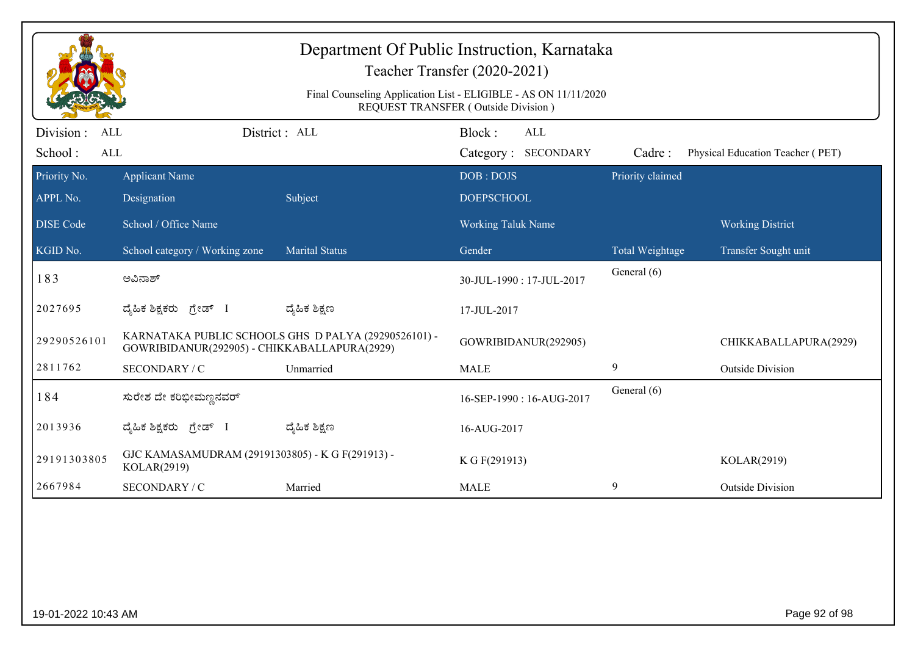# Department Of Public Instruction, Karnataka

## Teacher Transfer (2020-2021)

Final Counseling Application List - ELIGIBLE - AS ON 11/11/2020
REQUEST TRANSFER ( Outside Division )

Division : ALL | District : ALL | Block : ALL
School : ALL | Category : SECONDARY | Cadre : Physical Education Teacher ( PET)

| Priority No. / APPL No. / DISE Code / KGID No. | Applicant Name / Designation / School / Office Name / School category / Working zone | Subject / Marital Status | DOB : DOJS / DOEPSCHOOL / Working Taluk Name / Gender | Priority claimed / Total Weightage | Working District / Transfer Sought unit |
|---|---|---|---|---|---|
| 183 | ಅವಿನಾಶ್ | | 30-JUL-1990 : 17-JUL-2017 | General (6) | |
| 2027695 | ದೈಹಿಕ ಶಿಕ್ಷಕರು ಗ್ರೇಡ್ I | ದೈಹಿಕ ಶಿಕ್ಷಣ | 17-JUL-2017 | | |
| 29290526101 | KARNATAKA PUBLIC SCHOOLS GHS D PALYA (29290526101) - GOWRIBIDANUR(292905) - CHIKKABALLAPURA(2929) | | GOWRIBIDANUR(292905) | | CHIKKABALLAPURA(2929) |
| 2811762 | SECONDARY / C | Unmarried | MALE | 9 | Outside Division |
| 184 | ಸುರೇಶ ದೇ ಕರಿಭೀಮಣ್ಣನವರ್ | | 16-SEP-1990 : 16-AUG-2017 | General (6) | |
| 2013936 | ದೈಹಿಕ ಶಿಕ್ಷಕರು ಗ್ರೇಡ್ I | ದೈಹಿಕ ಶಿಕ್ಷಣ | 16-AUG-2017 | | |
| 29191303805 | GJC KAMASAMUDRAM (29191303805) - K G F(291913) - KOLAR(2919) | | K G F(291913) | | KOLAR(2919) |
| 2667984 | SECONDARY / C | Married | MALE | 9 | Outside Division |

19-01-2022 10:43 AM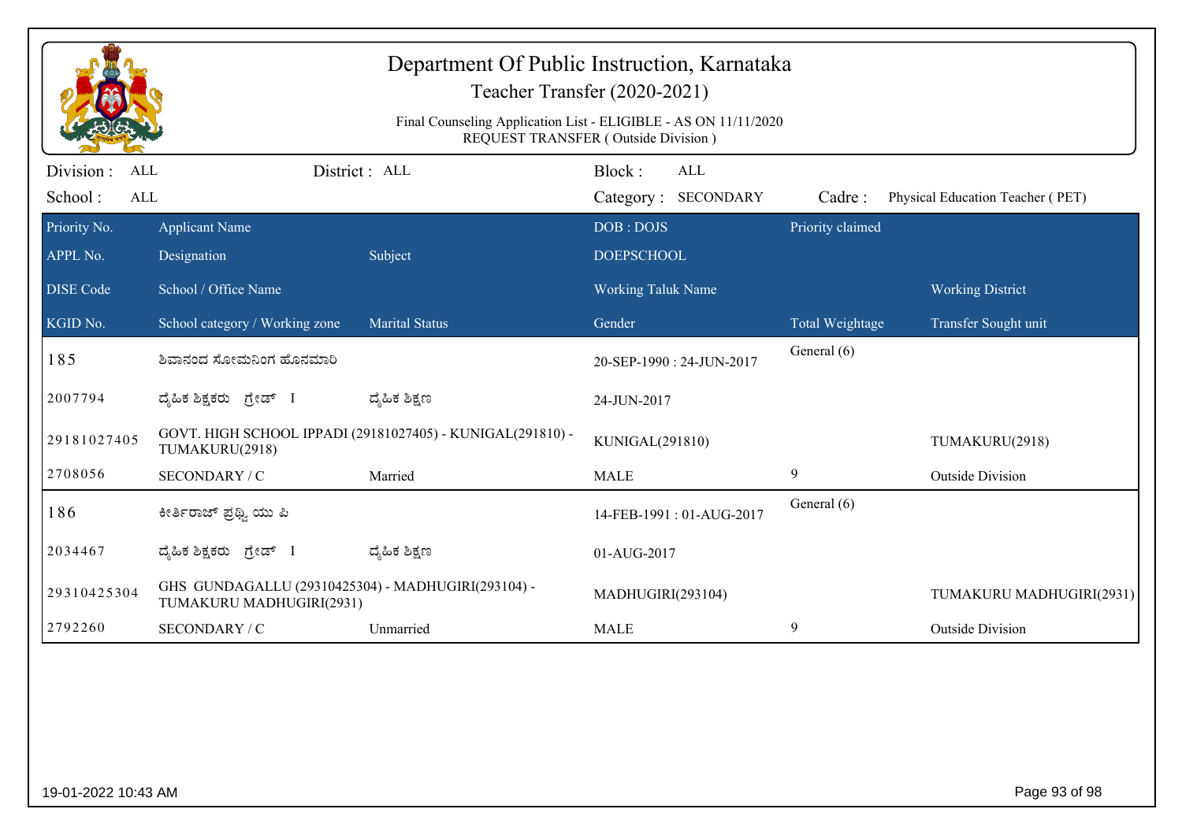# Department Of Public Instruction, Karnataka

## Teacher Transfer (2020-2021)

Final Counseling Application List - ELIGIBLE - AS ON 11/11/2020
REQUEST TRANSFER ( Outside Division )

Division : ALL | District : ALL | Block : ALL
School : ALL | Category : SECONDARY | Cadre : Physical Education Teacher ( PET)

| Priority No. / APPL No. / DISE Code / KGID No. | Applicant Name / Designation / School / Office Name / School category / Working zone | Subject / Marital Status | DOB : DOJS / DOEPSCHOOL / Working Taluk Name / Gender | Priority claimed / Total Weightage | Working District / Transfer Sought unit |
|---|---|---|---|---|---|
| 185 | ಶಿವಾನಂದ ಸೋಮನಿಂಗ ಹೊನಮಾರಿ | | 20-SEP-1990 : 24-JUN-2017 | General (6) | |
| 2007794 | ದೈಹಿಕ ಶಿಕ್ಷಕರು ಗ್ರೇಡ್ I | ದೈಹಿಕ ಶಿಕ್ಷಣ | 24-JUN-2017 | | |
| 29181027405 | GOVT. HIGH SCHOOL IPPADI (29181027405) - KUNIGAL(291810) - TUMAKURU(2918) | | KUNIGAL(291810) | | TUMAKURU(2918) |
| 2708056 | SECONDARY / C | Married | MALE | 9 | Outside Division |
| 186 | ಕೀರ್ತಿರಾಜ್ ಪ್ರಥ್ವಿ ಯು ಪಿ | | 14-FEB-1991 : 01-AUG-2017 | General (6) | |
| 2034467 | ದೈಹಿಕ ಶಿಕ್ಷಕರು ಗ್ರೇಡ್ I | ದೈಹಿಕ ಶಿಕ್ಷಣ | 01-AUG-2017 | | |
| 29310425304 | GHS GUNDAGALLU (29310425304) - MADHUGIRI(293104) - TUMAKURU MADHUGIRI(2931) | | MADHUGIRI(293104) | | TUMAKURU MADHUGIRI(2931) |
| 2792260 | SECONDARY / C | Unmarried | MALE | 9 | Outside Division |

19-01-2022 10:43 AM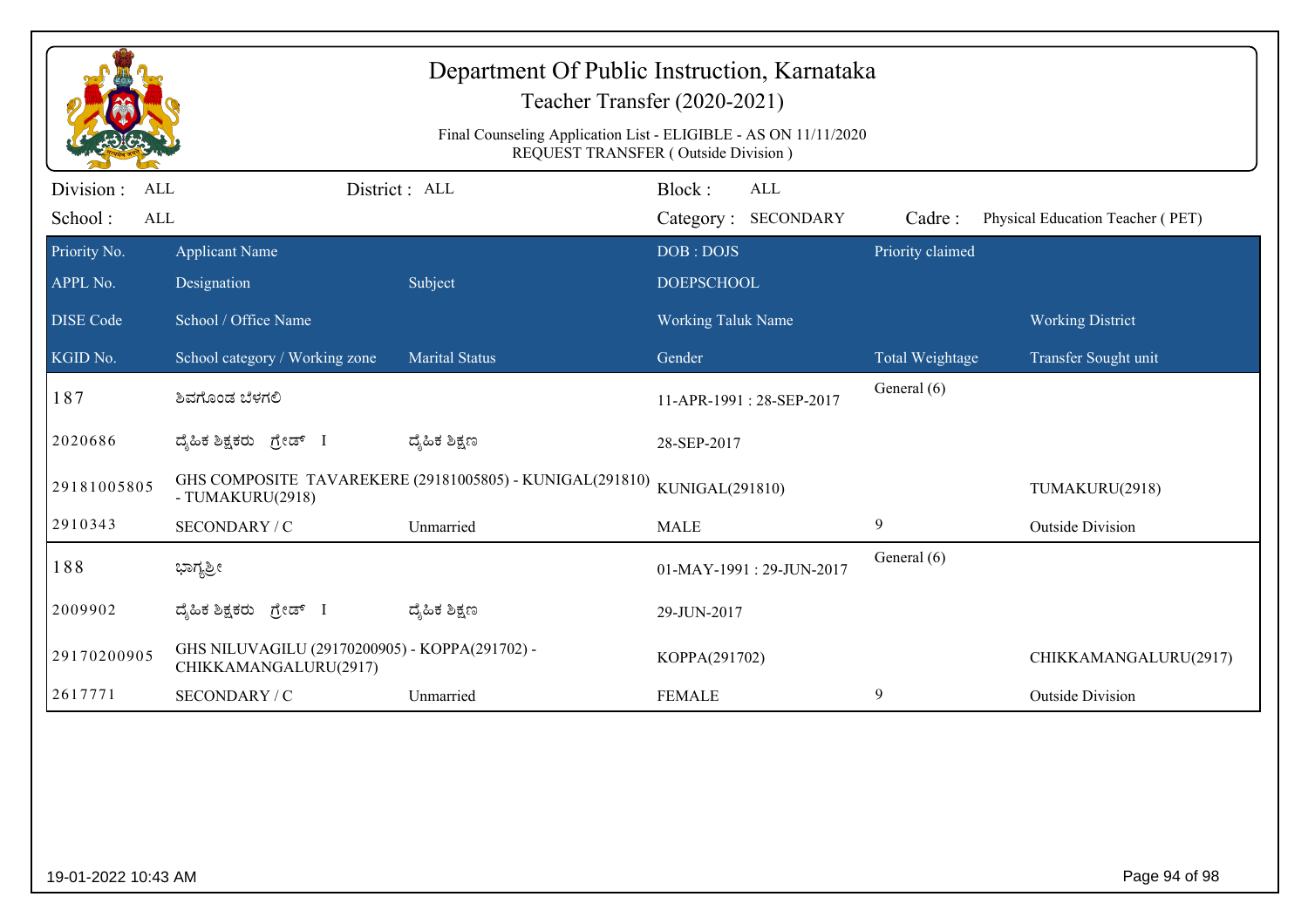# Department Of Public Instruction, Karnataka

## Teacher Transfer (2020-2021)

Final Counseling Application List - ELIGIBLE - AS ON 11/11/2020
REQUEST TRANSFER ( Outside Division )

Division : ALL    District : ALL    Block : ALL
School : ALL    Category : SECONDARY    Cadre : Physical Education Teacher ( PET)

| Priority No. / APPL No. / DISE Code / KGID No. | Applicant Name / Designation / School / Office Name / School category / Working zone | Subject / Marital Status | DOB : DOJS / DOEPSCHOOL / Working Taluk Name / Gender | Priority claimed / Total Weightage | Working District / Transfer Sought unit |
|---|---|---|---|---|---|
| 187 | ಶಿವಗೊಂಡ ಬೆಳಗಲಿ | | 11-APR-1991 : 28-SEP-2017 | General (6) | |
| 2020686 | ದೈಹಿಕ ಶಿಕ್ಷಕರು ಗ್ರೇಡ್ I | ದೈಹಿಕ ಶಿಕ್ಷಣ | 28-SEP-2017 | | |
| 29181005805 | GHS COMPOSITE TAVAREKERE (29181005805) - KUNIGAL(291810) - TUMAKURU(2918) | | KUNIGAL(291810) | | TUMAKURU(2918) |
| 2910343 | SECONDARY / C | Unmarried | MALE | 9 | Outside Division |
| 188 | ಭಾಗ್ಯಶ್ರೀ | | 01-MAY-1991 : 29-JUN-2017 | General (6) | |
| 2009902 | ದೈಹಿಕ ಶಿಕ್ಷಕರು ಗ್ರೇಡ್ I | ದೈಹಿಕ ಶಿಕ್ಷಣ | 29-JUN-2017 | | |
| 29170200905 | GHS NILUVAGILU (29170200905) - KOPPA(291702) - CHIKKAMANGALURU(2917) | | KOPPA(291702) | | CHIKKAMANGALURU(2917) |
| 2617771 | SECONDARY / C | Unmarried | FEMALE | 9 | Outside Division |

19-01-2022 10:43 AM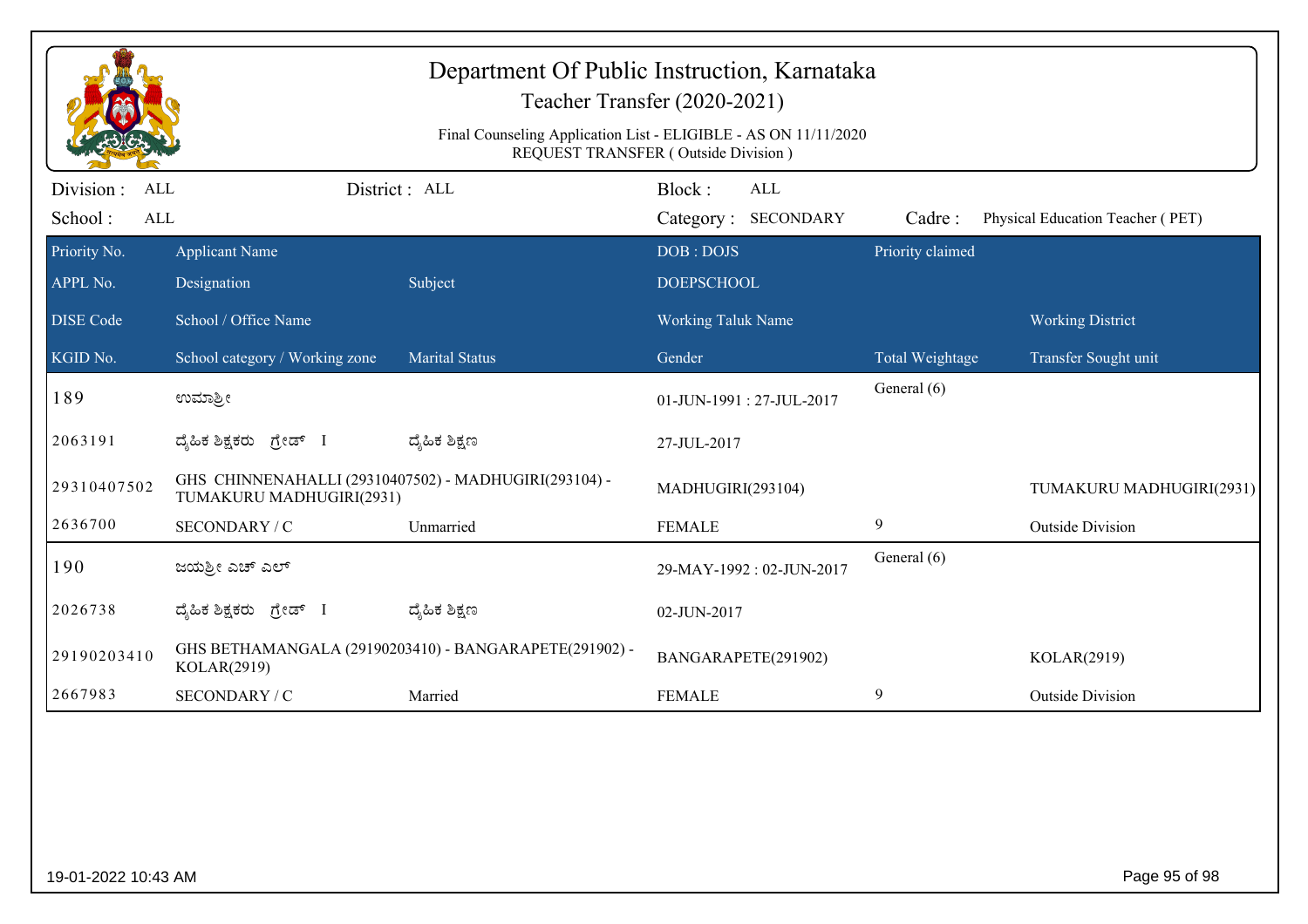# Department Of Public Instruction, Karnataka

## Teacher Transfer (2020-2021)

Final Counseling Application List - ELIGIBLE - AS ON 11/11/2020
REQUEST TRANSFER ( Outside Division )

Division : ALL | District : ALL | Block : ALL
School : ALL | Category : SECONDARY | Cadre : Physical Education Teacher ( PET)

| Priority No. | Applicant Name | | DOB : DOJS | Priority claimed | |
|---|---|---|---|---|---|
| APPL No. | Designation | Subject | DOEPSCHOOL | | |
| DISE Code | School / Office Name | | Working Taluk Name | | Working District |
| KGID No. | School category / Working zone | Marital Status | Gender | Total Weightage | Transfer Sought unit |
| 189 | ಉಮಾಶ್ರೀ | | 01-JUN-1991 : 27-JUL-2017 | General (6) | |
| 2063191 | ದೈಹಿಕ ಶಿಕ್ಷಕರು ಗ್ರೇಡ್ I | ದೈಹಿಕ ಶಿಕ್ಷಣ | 27-JUL-2017 | | |
| 29310407502 | GHS CHINNENAHALLI (29310407502) - MADHUGIRI(293104) - TUMAKURU MADHUGIRI(2931) | | MADHUGIRI(293104) | | TUMAKURU MADHUGIRI(2931) |
| 2636700 | SECONDARY / C | Unmarried | FEMALE | 9 | Outside Division |
| 190 | ಜಯಶ್ರೀ ಎಚ್ ಎಲ್ | | 29-MAY-1992 : 02-JUN-2017 | General (6) | |
| 2026738 | ದೈಹಿಕ ಶಿಕ್ಷಕರು ಗ್ರೇಡ್ I | ದೈಹಿಕ ಶಿಕ್ಷಣ | 02-JUN-2017 | | |
| 29190203410 | GHS BETHAMANGALA (29190203410) - BANGARAPETE(291902) - KOLAR(2919) | | BANGARAPETE(291902) | | KOLAR(2919) |
| 2667983 | SECONDARY / C | Married | FEMALE | 9 | Outside Division |

19-01-2022 10:43 AM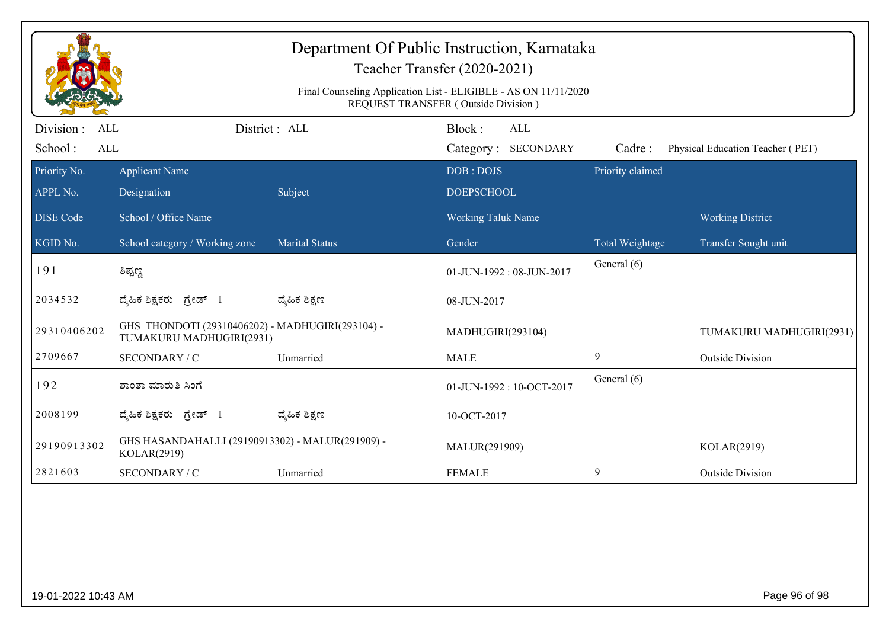# Department Of Public Instruction, Karnataka

## Teacher Transfer (2020-2021)

Final Counseling Application List - ELIGIBLE - AS ON 11/11/2020
REQUEST TRANSFER ( Outside Division )

Division : ALL &nbsp;&nbsp;&nbsp; District : ALL &nbsp;&nbsp;&nbsp; Block : ALL

School : ALL &nbsp;&nbsp;&nbsp; Category : SECONDARY &nbsp;&nbsp;&nbsp; Cadre : Physical Education Teacher ( PET)

| Priority No. / APPL No. / DISE Code / KGID No. | Applicant Name / Designation / School / Office Name / School category / Working zone | Subject / Marital Status | DOB : DOJS / DOEPSCHOOL / Working Taluk Name / Gender | Priority claimed / Total Weightage | Working District / Transfer Sought unit |
|---|---|---|---|---|---|
| 191 | ತಿಪ್ಪಣ್ಣ | | 01-JUN-1992 : 08-JUN-2017 | General (6) | |
| 2034532 | ದೈಹಿಕ ಶಿಕ್ಷಕರು ಗ್ರೇಡ್ I | ದೈಹಿಕ ಶಿಕ್ಷಣ | 08-JUN-2017 | | |
| 29310406202 | GHS THONDOTI (29310406202) - MADHUGIRI(293104) - TUMAKURU MADHUGIRI(2931) | | MADHUGIRI(293104) | | TUMAKURU MADHUGIRI(2931) |
| 2709667 | SECONDARY / C | Unmarried | MALE | 9 | Outside Division |
| 192 | ಶಾಂತಾ ಮಾರುತಿ ಸಿಂಗೆ | | 01-JUN-1992 : 10-OCT-2017 | General (6) | |
| 2008199 | ದೈಹಿಕ ಶಿಕ್ಷಕರು ಗ್ರೇಡ್ I | ದೈಹಿಕ ಶಿಕ್ಷಣ | 10-OCT-2017 | | |
| 29190913302 | GHS HASANDAHALLI (29190913302) - MALUR(291909) - KOLAR(2919) | | MALUR(291909) | | KOLAR(2919) |
| 2821603 | SECONDARY / C | Unmarried | FEMALE | 9 | Outside Division |

19-01-2022 10:43 AM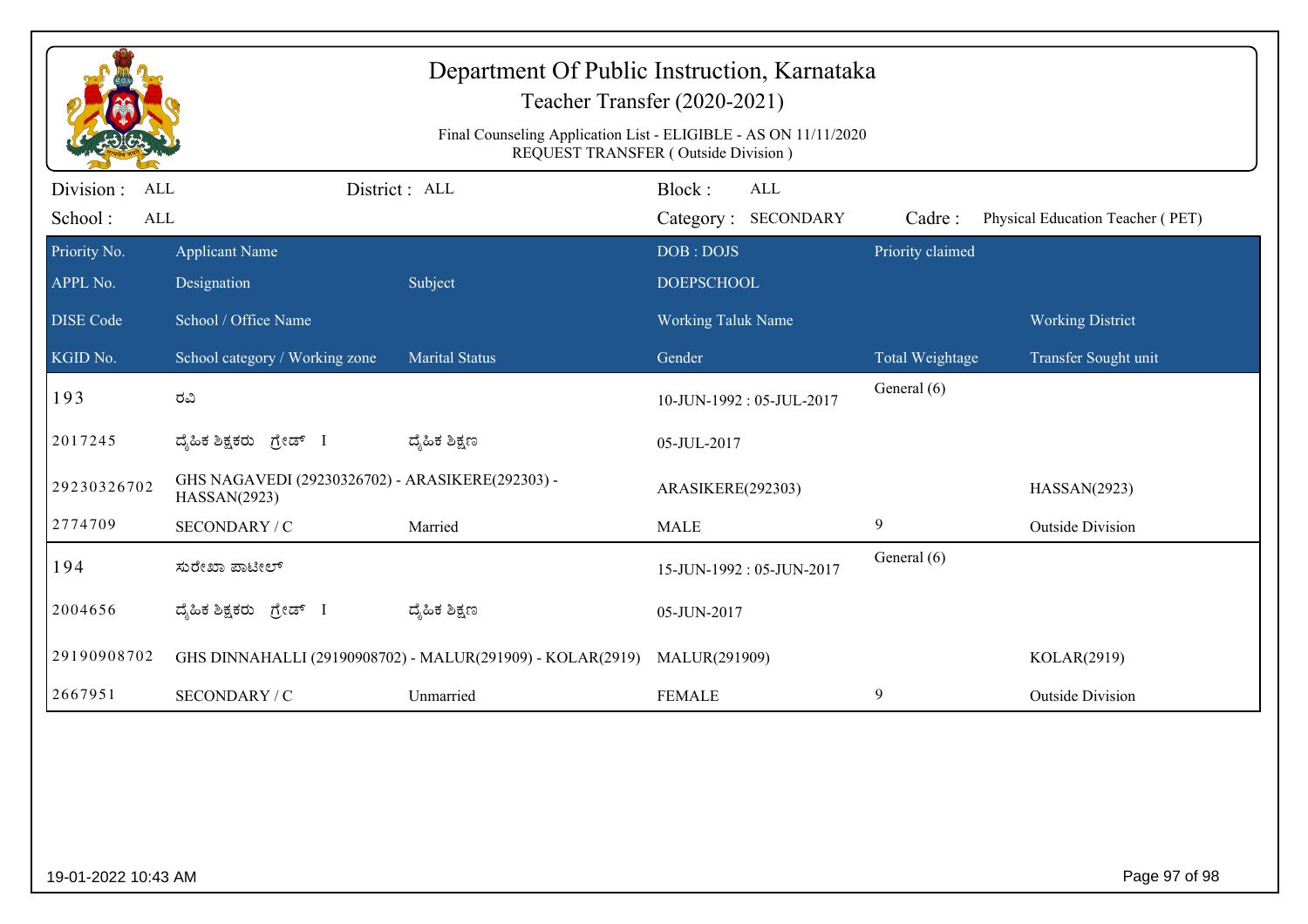# Department Of Public Instruction, Karnataka

## Teacher Transfer (2020-2021)

Final Counseling Application List - ELIGIBLE - AS ON 11/11/2020
REQUEST TRANSFER ( Outside Division )

Division : ALL District : ALL Block : ALL
School : ALL Category : SECONDARY Cadre : Physical Education Teacher ( PET)

| Priority No. / APPL No. / DISE Code / KGID No. | Applicant Name / Designation / School / Office Name / School category / Working zone | Subject / Marital Status | DOB : DOJS / DOEPSCHOOL / Working Taluk Name / Gender | Priority claimed / Total Weightage | Working District / Transfer Sought unit |
|---|---|---|---|---|---|
| 193 | ರವಿ | | 10-JUN-1992 : 05-JUL-2017 | General (6) | |
| 2017245 | ದೈಹಿಕ ಶಿಕ್ಷಕರು ಗ್ರೇಡ್ I | ದೈಹಿಕ ಶಿಕ್ಷಣ | 05-JUL-2017 | | |
| 29230326702 | GHS NAGAVEDI (29230326702) - ARASIKERE(292303) - HASSAN(2923) | | ARASIKERE(292303) | | HASSAN(2923) |
| 2774709 | SECONDARY / C | Married | MALE | 9 | Outside Division |
| 194 | ಸುರೇಖಾ ಪಾಟೀಲ್ | | 15-JUN-1992 : 05-JUN-2017 | General (6) | |
| 2004656 | ದೈಹಿಕ ಶಿಕ್ಷಕರು ಗ್ರೇಡ್ I | ದೈಹಿಕ ಶಿಕ್ಷಣ | 05-JUN-2017 | | |
| 29190908702 | GHS DINNAHALLI (29190908702) - MALUR(291909) - KOLAR(2919) | | MALUR(291909) | | KOLAR(2919) |
| 2667951 | SECONDARY / C | Unmarried | FEMALE | 9 | Outside Division |

19-01-2022 10:43 AM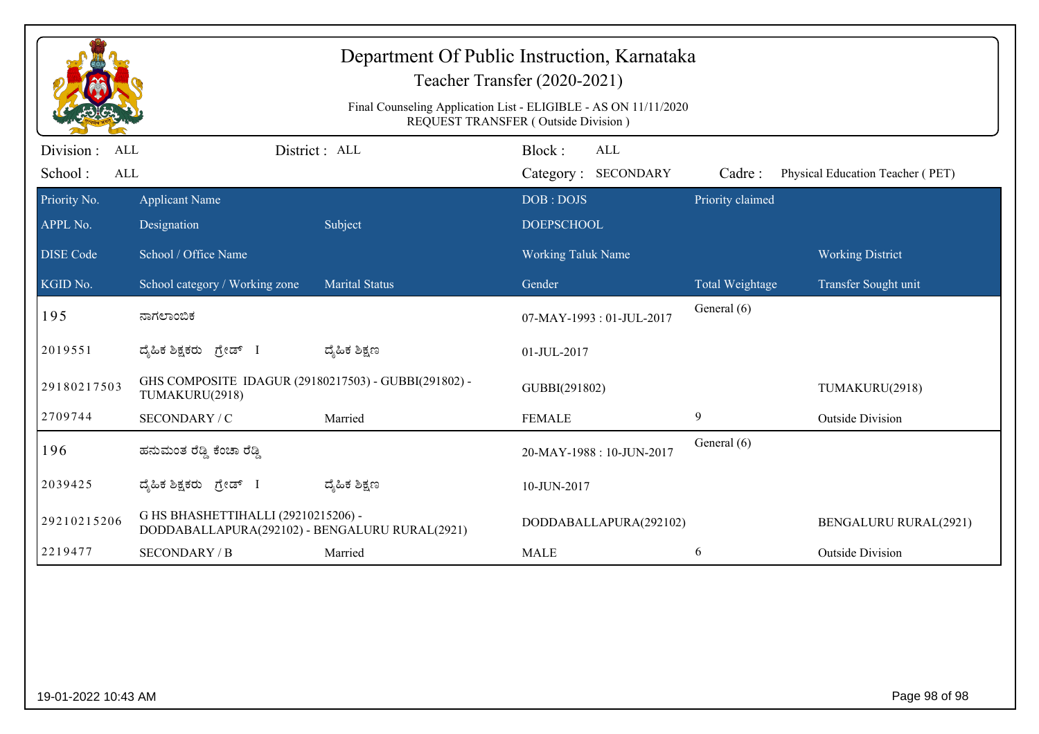# Department Of Public Instruction, Karnataka

Teacher Transfer (2020-2021)

Final Counseling Application List - ELIGIBLE - AS ON 11/11/2020
REQUEST TRANSFER ( Outside Division )

Division : ALL  District : ALL  Block : ALL
School : ALL  Category : SECONDARY  Cadre : Physical Education Teacher ( PET)

| Priority No. / APPL No. / DISE Code / KGID No. | Applicant Name / Designation / School / Office Name / School category / Working zone | Subject / Marital Status | DOB : DOJS / DOEPSCHOOL / Working Taluk Name / Gender | Priority claimed / Total Weightage | Working District / Transfer Sought unit |
|---|---|---|---|---|---|
| 195 | ನಾಗಲಾಂಬಿಕ | | 07-MAY-1993 : 01-JUL-2017 | General (6) | |
| 2019551 | ದೈಹಿಕ ಶಿಕ್ಷಕರು ಗ್ರೇಡ್ I | ದೈಹಿಕ ಶಿಕ್ಷಣ | 01-JUL-2017 | | |
| 29180217503 | GHS COMPOSITE IDAGUR (29180217503) - GUBBI(291802) - TUMAKURU(2918) | | GUBBI(291802) | | TUMAKURU(2918) |
| 2709744 | SECONDARY / C | Married | FEMALE | 9 | Outside Division |
| 196 | ಹನುಮಂತ ರೆಡ್ಡಿ ಕೆಂಚಾ ರೆಡ್ಡಿ | | 20-MAY-1988 : 10-JUN-2017 | General (6) | |
| 2039425 | ದೈಹಿಕ ಶಿಕ್ಷಕರು ಗ್ರೇಡ್ I | ದೈಹಿಕ ಶಿಕ್ಷಣ | 10-JUN-2017 | | |
| 29210215206 | G HS BHASHETTIHALLI (29210215206) - DODDABALLAPURA(292102) - BENGALURU RURAL(2921) | | DODDABALLAPURA(292102) | | BENGALURU RURAL(2921) |
| 2219477 | SECONDARY / B | Married | MALE | 6 | Outside Division |

19-01-2022 10:43 AM